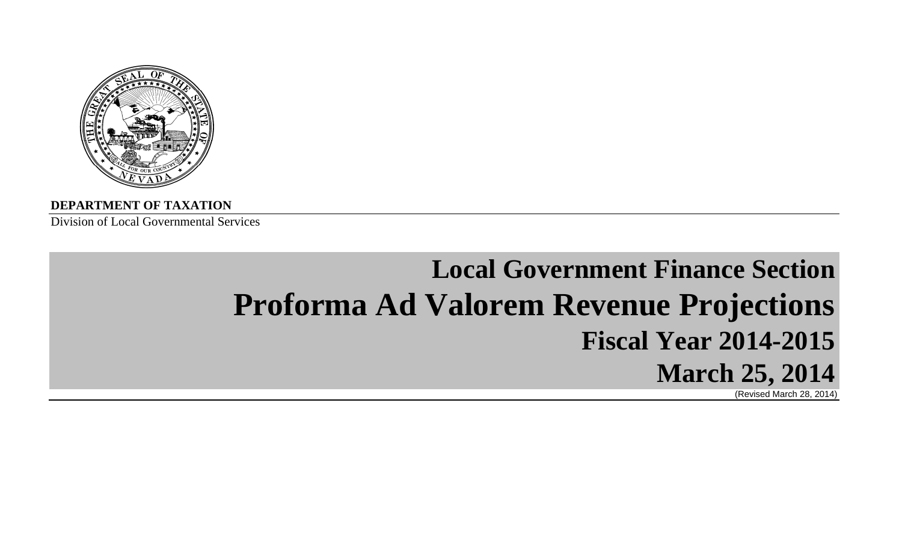**DEPARTMENT OF TAXATION**

Division of Local Governmental Services

# Local Government Finance Section

# Proforma Ad Valorem Revenue Projections

## Fiscal Year 2014-2015

## March 25, 2014

(Revised March 28, 2014)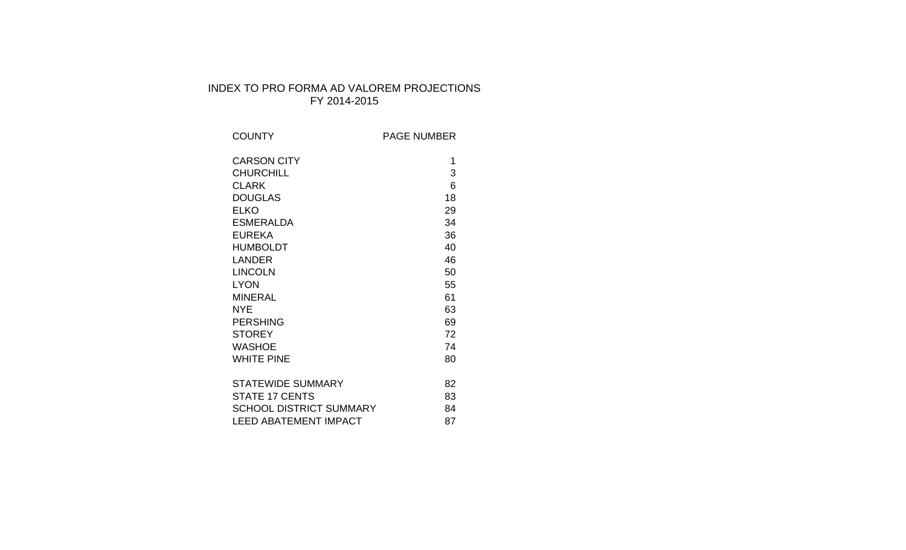# INDEX TO PRO FORMA AD VALOREM PROJECTIONS
## FY 2014-2015

| COUNTY | PAGE NUMBER |
|---|---|
| CARSON CITY | 1 |
| CHURCHILL | 3 |
| CLARK | 6 |
| DOUGLAS | 18 |
| ELKO | 29 |
| ESMERALDA | 34 |
| EUREKA | 36 |
| HUMBOLDT | 40 |
| LANDER | 46 |
| LINCOLN | 50 |
| LYON | 55 |
| MINERAL | 61 |
| NYE | 63 |
| PERSHING | 69 |
| STOREY | 72 |
| WASHOE | 74 |
| WHITE PINE | 80 |
| | |
| STATEWIDE SUMMARY | 82 |
| STATE 17 CENTS | 83 |
| SCHOOL DISTRICT SUMMARY | 84 |
| LEED ABATEMENT IMPACT | 87 |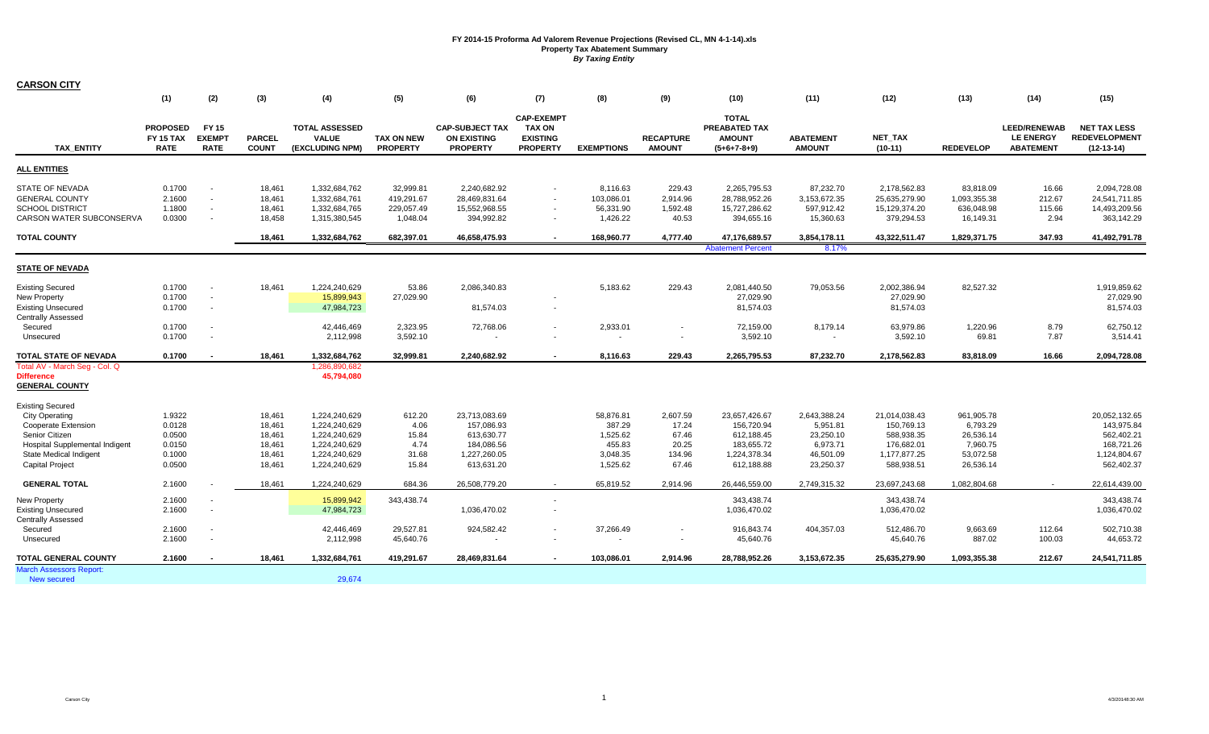# FY 2014-15 Proforma Ad Valorem Revenue Projections (Revised CL, MN 4-1-14).xls
## Property Tax Abatement Summary
### *By Taxing Entity*

**CARSON CITY**

| | (1) | (2) | (3) | (4) | (5) | (6) | (7) | (8) | (9) | (10) | (11) | (12) | (13) | (14) | (15) |
|---|---|---|---|---|---|---|---|---|---|---|---|---|---|---|---|
| **TAX_ENTITY** | **PROPOSED FY 15 TAX RATE** | **FY 15 EXEMPT RATE** | **PARCEL COUNT** | **TOTAL ASSESSED VALUE (EXCLUDING NPM)** | **TAX ON NEW PROPERTY** | **CAP-SUBJECT TAX ON EXISTING PROPERTY** | **CAP-EXEMPT TAX ON EXISTING PROPERTY** | **EXEMPTIONS** | **RECAPTURE AMOUNT** | **TOTAL PREABATED TAX AMOUNT (5+6+7-8+9)** | **ABATEMENT AMOUNT** | **NET_TAX (10-11)** | **REDEVELOP** | **LEED/RENEWAB LE ENERGY ABATEMENT** | **NET TAX LESS REDEVELOPMENT (12-13-14)** |
| **ALL ENTITIES** | | | | | | | | | | | | | | | |
| STATE OF NEVADA | 0.1700 | - | 18,461 | 1,332,684,762 | 32,999.81 | 2,240,682.92 | - | 8,116.63 | 229.43 | 2,265,795.53 | 87,232.70 | 2,178,562.83 | 83,818.09 | 16.66 | 2,094,728.08 |
| GENERAL COUNTY | 2.1600 | - | 18,461 | 1,332,684,761 | 419,291.67 | 28,469,831.64 | - | 103,086.01 | 2,914.96 | 28,788,952.26 | 3,153,672.35 | 25,635,279.90 | 1,093,355.38 | 212.67 | 24,541,711.85 |
| SCHOOL DISTRICT | 1.1800 | - | 18,461 | 1,332,684,765 | 229,057.49 | 15,552,968.55 | - | 56,331.90 | 1,592.48 | 15,727,286.62 | 597,912.42 | 15,129,374.20 | 636,048.98 | 115.66 | 14,493,209.56 |
| CARSON WATER SUBCONSERVA | 0.0300 | - | 18,458 | 1,315,380,545 | 1,048.04 | 394,992.82 | - | 1,426.22 | 40.53 | 394,655.16 | 15,360.63 | 379,294.53 | 16,149.31 | 2.94 | 363,142.29 |
| **TOTAL COUNTY** | | | **18,461** | **1,332,684,762** | **682,397.01** | **46,658,475.93** | **-** | **168,960.77** | **4,777.40** | **47,176,689.57** | **3,854,178.11** | **43,322,511.47** | **1,829,371.75** | **347.93** | **41,492,791.78** |
| | | | | | | | | | | Abatement Percent | 8.17% | | | | |
| **STATE OF NEVADA** | | | | | | | | | | | | | | | |
| Existing Secured | 0.1700 | - | 18,461 | 1,224,240,629 | 53.86 | 2,086,340.83 | | 5,183.62 | 229.43 | 2,081,440.50 | 79,053.56 | 2,002,386.94 | 82,527.32 | | 1,919,859.62 |
| New Property | 0.1700 | - | | 15,899,943 | 27,029.90 | | - | | | 27,029.90 | | 27,029.90 | | | 27,029.90 |
| Existing Unsecured | 0.1700 | - | | 47,984,723 | | 81,574.03 | | | | 81,574.03 | | 81,574.03 | | | 81,574.03 |
| Centrally Assessed | | | | | | | | | | | | | | | |
| Secured | 0.1700 | - | | 42,446,469 | 2,323.95 | 72,768.06 | - | 2,933.01 | - | 72,159.00 | 8,179.14 | 63,979.86 | 1,220.96 | 8.79 | 62,750.12 |
| Unsecured | 0.1700 | - | | 2,112,998 | 3,592.10 | - | - | - | - | 3,592.10 | - | 3,592.10 | 69.81 | 7.87 | 3,514.41 |
| **TOTAL STATE OF NEVADA** | **0.1700** | **-** | **18,461** | **1,332,684,762** | **32,999.81** | **2,240,682.92** | **-** | **8,116.63** | **229.43** | **2,265,795.53** | **87,232.70** | **2,178,562.83** | **83,818.09** | **16.66** | **2,094,728.08** |
| Total AV - March Seg - Col. Q | | | | 1,286,890,682 | | | | | | | | | | | |
| **Difference** | | | | **45,794,080** | | | | | | | | | | | |
| **GENERAL COUNTY** | | | | | | | | | | | | | | | |
| Existing Secured | | | | | | | | | | | | | | | |
| City Operating | 1.9322 | | 18,461 | 1,224,240,629 | 612.20 | 23,713,083.69 | | 58,876.81 | 2,607.59 | 23,657,426.67 | 2,643,388.24 | 21,014,038.43 | 961,905.78 | | 20,052,132.65 |
| Cooperate Extension | 0.0128 | | 18,461 | 1,224,240,629 | 4.06 | 157,086.93 | | 387.29 | 17.24 | 156,720.94 | 5,951.81 | 150,769.13 | 6,793.29 | | 143,975.84 |
| Senior Citizen | 0.0500 | | 18,461 | 1,224,240,629 | 15.84 | 613,630.77 | | 1,525.62 | 67.46 | 612,188.45 | 23,250.10 | 588,938.35 | 26,536.14 | | 562,402.21 |
| Hospital Supplemental Indigent | 0.0150 | | 18,461 | 1,224,240,629 | 4.74 | 184,086.56 | | 455.83 | 20.25 | 183,655.72 | 6,973.71 | 176,682.01 | 7,960.75 | | 168,721.26 |
| State Medical Indigent | 0.1000 | | 18,461 | 1,224,240,629 | 31.68 | 1,227,260.05 | | 3,048.35 | 134.96 | 1,224,378.34 | 46,501.09 | 1,177,877.25 | 53,072.58 | | 1,124,804.67 |
| Capital Project | 0.0500 | | 18,461 | 1,224,240,629 | 15.84 | 613,631.20 | | 1,525.62 | 67.46 | 612,188.88 | 23,250.37 | 588,938.51 | 26,536.14 | | 562,402.37 |
| **GENERAL TOTAL** | 2.1600 | - | 18,461 | 1,224,240,629 | 684.36 | 26,508,779.20 | - | 65,819.52 | 2,914.96 | 26,446,559.00 | 2,749,315.32 | 23,697,243.68 | 1,082,804.68 | - | 22,614,439.00 |
| New Property | 2.1600 | - | | 15,899,942 | 343,438.74 | | - | | | 343,438.74 | | 343,438.74 | | | 343,438.74 |
| Existing Unsecured | 2.1600 | - | | 47,984,723 | | 1,036,470.02 | - | | | 1,036,470.02 | | 1,036,470.02 | | | 1,036,470.02 |
| Centrally Assessed | | | | | | | | | | | | | | | |
| Secured | 2.1600 | - | | 42,446,469 | 29,527.81 | 924,582.42 | - | 37,266.49 | - | 916,843.74 | 404,357.03 | 512,486.70 | 9,663.69 | 112.64 | 502,710.38 |
| Unsecured | 2.1600 | - | | 2,112,998 | 45,640.76 | - | - | - | - | 45,640.76 | | 45,640.76 | 887.02 | 100.03 | 44,653.72 |
| **TOTAL GENERAL COUNTY** | **2.1600** | **-** | **18,461** | **1,332,684,761** | **419,291.67** | **28,469,831.64** | **-** | **103,086.01** | **2,914.96** | **28,788,952.26** | **3,153,672.35** | **25,635,279.90** | **1,093,355.38** | **212.67** | **24,541,711.85** |
| March Assessors Report: | | | | | | | | | | | | | | | |
| New secured | | | | 29,674 | | | | | | | | | | | |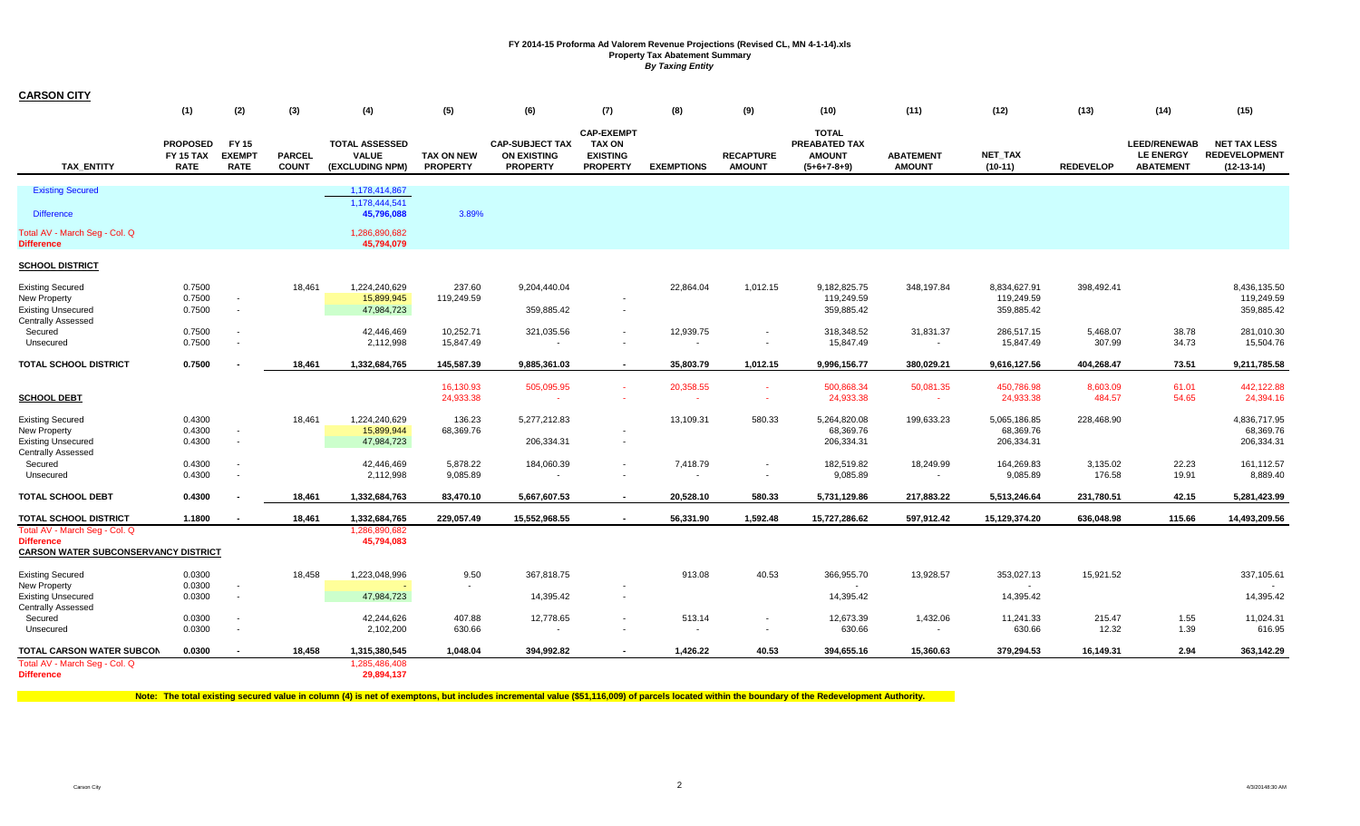**FY 2014-15 Proforma Ad Valorem Revenue Projections (Revised CL, MN 4-1-14).xls**
**Property Tax Abatement Summary**
***By Taxing Entity***

## CARSON CITY

| TAX_ENTITY | (1) PROPOSED FY 15 TAX RATE | (2) FY 15 EXEMPT RATE | (3) PARCEL COUNT | (4) TOTAL ASSESSED VALUE (EXCLUDING NPM) | (5) TAX ON NEW PROPERTY | (6) CAP-SUBJECT TAX ON EXISTING PROPERTY | (7) CAP-EXEMPT TAX ON EXISTING PROPERTY | (8) EXEMPTIONS | (9) RECAPTURE AMOUNT | (10) TOTAL PREABATED TAX AMOUNT (5+6+7-8+9) | (11) ABATEMENT AMOUNT | (12) NET_TAX (10-11) | (13) REDEVELOP | (14) LEED/RENEWAB LE ENERGY ABATEMENT | (15) NET TAX LESS REDEVELOPMENT (12-13-14) |
|---|---|---|---|---|---|---|---|---|---|---|---|---|---|---|---|
| Existing Secured | | | | 1,178,414,867 | | | | | | | | | | | |
| | | | | 1,178,444,541 | | | | | | | | | | | |
| Difference | | | | 45,796,088 | 3.89% | | | | | | | | | | |
| Total AV - March Seg - Col. Q | | | | 1,286,890,682 | | | | | | | | | | | |
| **Difference** | | | | 45,794,079 | | | | | | | | | | | |
| **SCHOOL DISTRICT** | | | | | | | | | | | | | | | |
| Existing Secured | 0.7500 | | 18,461 | 1,224,240,629 | 237.60 | 9,204,440.04 | | 22,864.04 | 1,012.15 | 9,182,825.75 | 348,197.84 | 8,834,627.91 | 398,492.41 | | 8,436,135.50 |
| New Property | 0.7500 | - | | 15,899,945 | 119,249.59 | | - | | | 119,249.59 | | 119,249.59 | | | 119,249.59 |
| Existing Unsecured | 0.7500 | - | | 47,984,723 | | 359,885.42 | - | | | 359,885.42 | | 359,885.42 | | | 359,885.42 |
| Centrally Assessed | | | | | | | | | | | | | | | |
| Secured | 0.7500 | - | | 42,446,469 | 10,252.71 | 321,035.56 | - | 12,939.75 | - | 318,348.52 | 31,831.37 | 286,517.15 | 5,468.07 | 38.78 | 281,010.30 |
| Unsecured | 0.7500 | - | | 2,112,998 | 15,847.49 | - | - | - | - | 15,847.49 | - | 15,847.49 | 307.99 | 34.73 | 15,504.76 |
| **TOTAL SCHOOL DISTRICT** | **0.7500** | **-** | **18,461** | **1,332,684,765** | **145,587.39** | **9,885,361.03** | **-** | **35,803.79** | **1,012.15** | **9,996,156.77** | **380,029.21** | **9,616,127.56** | **404,268.47** | **73.51** | **9,211,785.58** |
| | | | | | 16,130.93 | 505,095.95 | - | 20,358.55 | - | 500,868.34 | 50,081.35 | 450,786.98 | 8,603.09 | 61.01 | 442,122.88 |
| **SCHOOL DEBT** | | | | | 24,933.38 | - | - | - | - | 24,933.38 | - | 24,933.38 | 484.57 | 54.65 | 24,394.16 |
| Existing Secured | 0.4300 | | 18,461 | 1,224,240,629 | 136.23 | 5,277,212.83 | | 13,109.31 | 580.33 | 5,264,820.08 | 199,633.23 | 5,065,186.85 | 228,468.90 | | 4,836,717.95 |
| New Property | 0.4300 | - | | 15,899,944 | 68,369.76 | | - | | | 68,369.76 | | 68,369.76 | | | 68,369.76 |
| Existing Unsecured | 0.4300 | - | | 47,984,723 | | 206,334.31 | - | | | 206,334.31 | | 206,334.31 | | | 206,334.31 |
| Centrally Assessed | | | | | | | | | | | | | | | |
| Secured | 0.4300 | - | | 42,446,469 | 5,878.22 | 184,060.39 | - | 7,418.79 | - | 182,519.82 | 18,249.99 | 164,269.83 | 3,135.02 | 22.23 | 161,112.57 |
| Unsecured | 0.4300 | - | | 2,112,998 | 9,085.89 | - | - | - | - | 9,085.89 | - | 9,085.89 | 176.58 | 19.91 | 8,889.40 |
| **TOTAL SCHOOL DEBT** | **0.4300** | **-** | **18,461** | **1,332,684,763** | **83,470.10** | **5,667,607.53** | **-** | **20,528.10** | **580.33** | **5,731,129.86** | **217,883.22** | **5,513,246.64** | **231,780.51** | **42.15** | **5,281,423.99** |
| **TOTAL SCHOOL DISTRICT** | **1.1800** | **-** | **18,461** | **1,332,684,765** | **229,057.49** | **15,552,968.55** | **-** | **56,331.90** | **1,592.48** | **15,727,286.62** | **597,912.42** | **15,129,374.20** | **636,048.98** | **115.66** | **14,493,209.56** |
| Total AV - March Seg - Col. Q | | | | 1,286,890,682 | | | | | | | | | | | |
| **Difference** | | | | 45,794,083 | | | | | | | | | | | |
| **CARSON WATER SUBCONSERVANCY DISTRICT** | | | | | | | | | | | | | | | |
| Existing Secured | 0.0300 | | 18,458 | 1,223,048,996 | 9.50 | 367,818.75 | | 913.08 | 40.53 | 366,955.70 | 13,928.57 | 353,027.13 | 15,921.52 | | 337,105.61 |
| New Property | 0.0300 | - | | - | - | | - | | | - | | - | | | - |
| Existing Unsecured | 0.0300 | - | | 47,984,723 | | 14,395.42 | - | | | 14,395.42 | | 14,395.42 | | | 14,395.42 |
| Centrally Assessed | | | | | | | | | | | | | | | |
| Secured | 0.0300 | - | | 42,244,626 | 407.88 | 12,778.65 | - | 513.14 | - | 12,673.39 | 1,432.06 | 11,241.33 | 215.47 | 1.55 | 11,024.31 |
| Unsecured | 0.0300 | - | | 2,102,200 | 630.66 | - | - | - | - | 630.66 | - | 630.66 | 12.32 | 1.39 | 616.95 |
| **TOTAL CARSON WATER SUBCON** | **0.0300** | **-** | **18,458** | **1,315,380,545** | **1,048.04** | **394,992.82** | **-** | **1,426.22** | **40.53** | **394,655.16** | **15,360.63** | **379,294.53** | **16,149.31** | **2.94** | **363,142.29** |
| Total AV - March Seg - Col. Q | | | | 1,285,486,408 | | | | | | | | | | | |
| **Difference** | | | | 29,894,137 | | | | | | | | | | | |

**Note: The total existing secured value in column (4) is net of exemptons, but includes incremental value ($51,116,009) of parcels located within the boundary of the Redevelopment Authority.**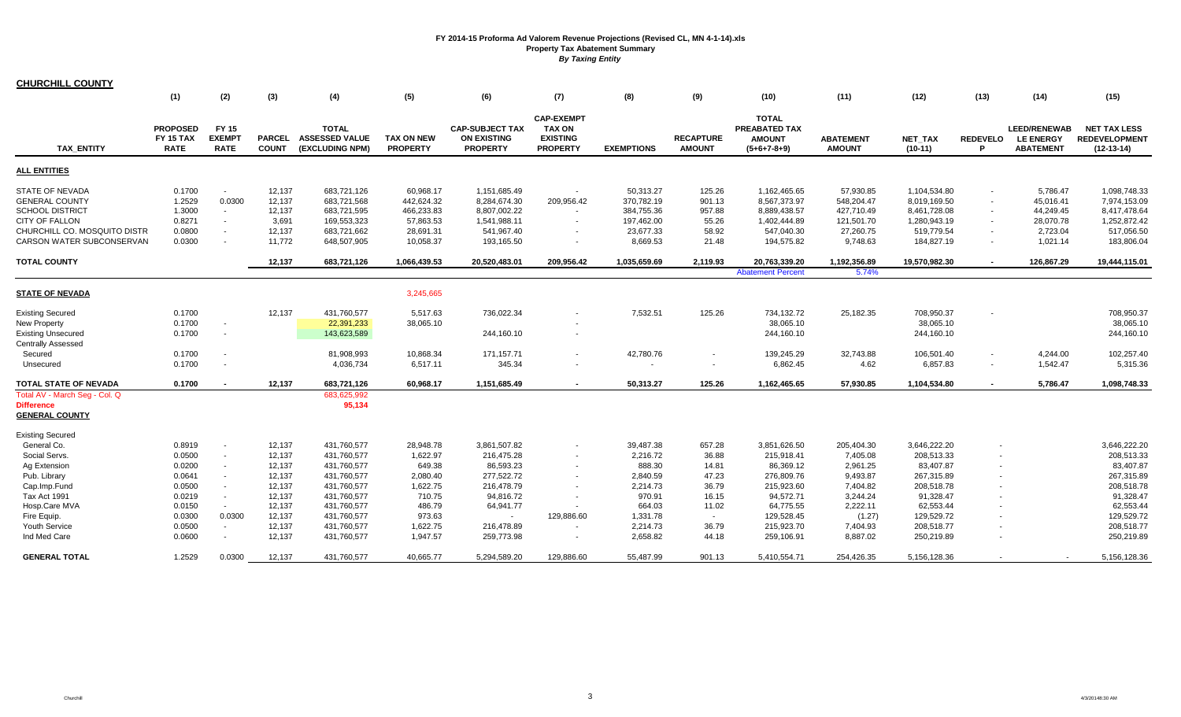# FY 2014-15 Proforma Ad Valorem Revenue Projections (Revised CL, MN 4-1-14).xls

**Property Tax Abatement Summary**

*By Taxing Entity*

## CHURCHILL COUNTY

| TAX_ENTITY | (1) PROPOSED FY 15 TAX RATE | (2) FY 15 EXEMPT RATE | (3) PARCEL COUNT | (4) TOTAL ASSESSED VALUE (EXCLUDING NPM) | (5) TAX ON NEW PROPERTY | (6) CAP-SUBJECT TAX ON EXISTING PROPERTY | (7) CAP-EXEMPT TAX ON EXISTING PROPERTY | (8) EXEMPTIONS | (9) RECAPTURE AMOUNT | (10) TOTAL PREABATED TAX AMOUNT (5+6+7-8+9) | (11) ABATEMENT AMOUNT | (12) NET_TAX (10-11) | (13) REDEVELOP | (14) LEED/RENEWABLE ENERGY ABATEMENT | (15) NET TAX LESS REDEVELOPMENT (12-13-14) |
|---|---|---|---|---|---|---|---|---|---|---|---|---|---|---|---|
| **ALL ENTITIES** | | | | | | | | | | | | | | | |
| STATE OF NEVADA | 0.1700 | - | 12,137 | 683,721,126 | 60,968.17 | 1,151,685.49 | - | 50,313.27 | 125.26 | 1,162,465.65 | 57,930.85 | 1,104,534.80 | - | 5,786.47 | 1,098,748.33 |
| GENERAL COUNTY | 1.2529 | 0.0300 | 12,137 | 683,721,568 | 442,624.32 | 8,284,674.30 | 209,956.42 | 370,782.19 | 901.13 | 8,567,373.97 | 548,204.47 | 8,019,169.50 | - | 45,016.41 | 7,974,153.09 |
| SCHOOL DISTRICT | 1.3000 | - | 12,137 | 683,721,595 | 466,233.83 | 8,807,002.22 | - | 384,755.36 | 957.88 | 8,889,438.57 | 427,710.49 | 8,461,728.08 | - | 44,249.45 | 8,417,478.64 |
| CITY OF FALLON | 0.8271 | - | 3,691 | 169,553,323 | 57,863.53 | 1,541,988.11 | - | 197,462.00 | 55.26 | 1,402,444.89 | 121,501.70 | 1,280,943.19 | - | 28,070.78 | 1,252,872.42 |
| CHURCHILL CO. MOSQUITO DISTR | 0.0800 | - | 12,137 | 683,721,662 | 28,691.31 | 541,967.40 | - | 23,677.33 | 58.92 | 547,040.30 | 27,260.75 | 519,779.54 | - | 2,723.04 | 517,056.50 |
| CARSON WATER SUBCONSERVAN | 0.0300 | - | 11,772 | 648,507,905 | 10,058.37 | 193,165.50 | - | 8,669.53 | 21.48 | 194,575.82 | 9,748.63 | 184,827.19 | - | 1,021.14 | 183,806.04 |
| **TOTAL COUNTY** | | | **12,137** | **683,721,126** | **1,066,439.53** | **20,520,483.01** | **209,956.42** | **1,035,659.69** | **2,119.93** | **20,763,339.20** | **1,192,356.89** | **19,570,982.30** | **-** | **126,867.29** | **19,444,115.01** |
| | | | | | | | | | | Abatement Percent | 5.74% | | | | |
| **STATE OF NEVADA** | | | | | 3,245,665 | | | | | | | | | | |
| Existing Secured | 0.1700 | | 12,137 | 431,760,577 | 5,517.63 | 736,022.34 | - | 7,532.51 | 125.26 | 734,132.72 | 25,182.35 | 708,950.37 | - | | 708,950.37 |
| New Property | 0.1700 | - | | 22,391,233 | 38,065.10 | | - | | | 38,065.10 | | 38,065.10 | | | 38,065.10 |
| Existing Unsecured | 0.1700 | - | | 143,623,589 | | 244,160.10 | - | | | 244,160.10 | | 244,160.10 | | | 244,160.10 |
| Centrally Assessed | | | | | | | | | | | | | | | |
| Secured | 0.1700 | - | | 81,908,993 | 10,868.34 | 171,157.71 | - | 42,780.76 | - | 139,245.29 | 32,743.88 | 106,501.40 | - | 4,244.00 | 102,257.40 |
| Unsecured | 0.1700 | - | | 4,036,734 | 6,517.11 | 345.34 | - | - | - | 6,862.45 | 4.62 | 6,857.83 | - | 1,542.47 | 5,315.36 |
| **TOTAL STATE OF NEVADA** | **0.1700** | **-** | **12,137** | **683,721,126** | **60,968.17** | **1,151,685.49** | **-** | **50,313.27** | **125.26** | **1,162,465.65** | **57,930.85** | **1,104,534.80** | **-** | **5,786.47** | **1,098,748.33** |
| Total AV - March Seg - Col. Q | | | | 683,625,992 | | | | | | | | | | | |
| Difference | | | | 95,134 | | | | | | | | | | | |
| **GENERAL COUNTY** | | | | | | | | | | | | | | | |
| Existing Secured | | | | | | | | | | | | | | | |
| General Co. | 0.8919 | - | 12,137 | 431,760,577 | 28,948.78 | 3,861,507.82 | - | 39,487.38 | 657.28 | 3,851,626.50 | 205,404.30 | 3,646,222.20 | - | | 3,646,222.20 |
| Social Servs. | 0.0500 | - | 12,137 | 431,760,577 | 1,622.97 | 216,475.28 | - | 2,216.72 | 36.88 | 215,918.41 | 7,405.08 | 208,513.33 | - | | 208,513.33 |
| Ag Extension | 0.0200 | - | 12,137 | 431,760,577 | 649.38 | 86,593.23 | - | 888.30 | 14.81 | 86,369.12 | 2,961.25 | 83,407.87 | - | | 83,407.87 |
| Pub. Library | 0.0641 | - | 12,137 | 431,760,577 | 2,080.40 | 277,522.72 | - | 2,840.59 | 47.23 | 276,809.76 | 9,493.87 | 267,315.89 | - | | 267,315.89 |
| Cap.Imp.Fund | 0.0500 | - | 12,137 | 431,760,577 | 1,622.75 | 216,478.79 | - | 2,214.73 | 36.79 | 215,923.60 | 7,404.82 | 208,518.78 | - | | 208,518.78 |
| Tax Act 1991 | 0.0219 | - | 12,137 | 431,760,577 | 710.75 | 94,816.72 | - | 970.91 | 16.15 | 94,572.71 | 3,244.24 | 91,328.47 | - | | 91,328.47 |
| Hosp.Care MVA | 0.0150 | - | 12,137 | 431,760,577 | 486.79 | 64,941.77 | - | 664.03 | 11.02 | 64,775.55 | 2,222.11 | 62,553.44 | - | | 62,553.44 |
| Fire Equip. | 0.0300 | 0.0300 | 12,137 | 431,760,577 | 973.63 | - | 129,886.60 | 1,331.78 | - | 129,528.45 | (1.27) | 129,529.72 | - | | 129,529.72 |
| Youth Service | 0.0500 | - | 12,137 | 431,760,577 | 1,622.75 | 216,478.89 | - | 2,214.73 | 36.79 | 215,923.70 | 7,404.93 | 208,518.77 | - | | 208,518.77 |
| Ind Med Care | 0.0600 | - | 12,137 | 431,760,577 | 1,947.57 | 259,773.98 | - | 2,658.82 | 44.18 | 259,106.91 | 8,887.02 | 250,219.89 | - | | 250,219.89 |
| **GENERAL TOTAL** | **1.2529** | **0.0300** | **12,137** | **431,760,577** | **40,665.77** | **5,294,589.20** | **129,886.60** | **55,487.99** | **901.13** | **5,410,554.71** | **254,426.35** | **5,156,128.36** | **-** | **-** | **5,156,128.36** |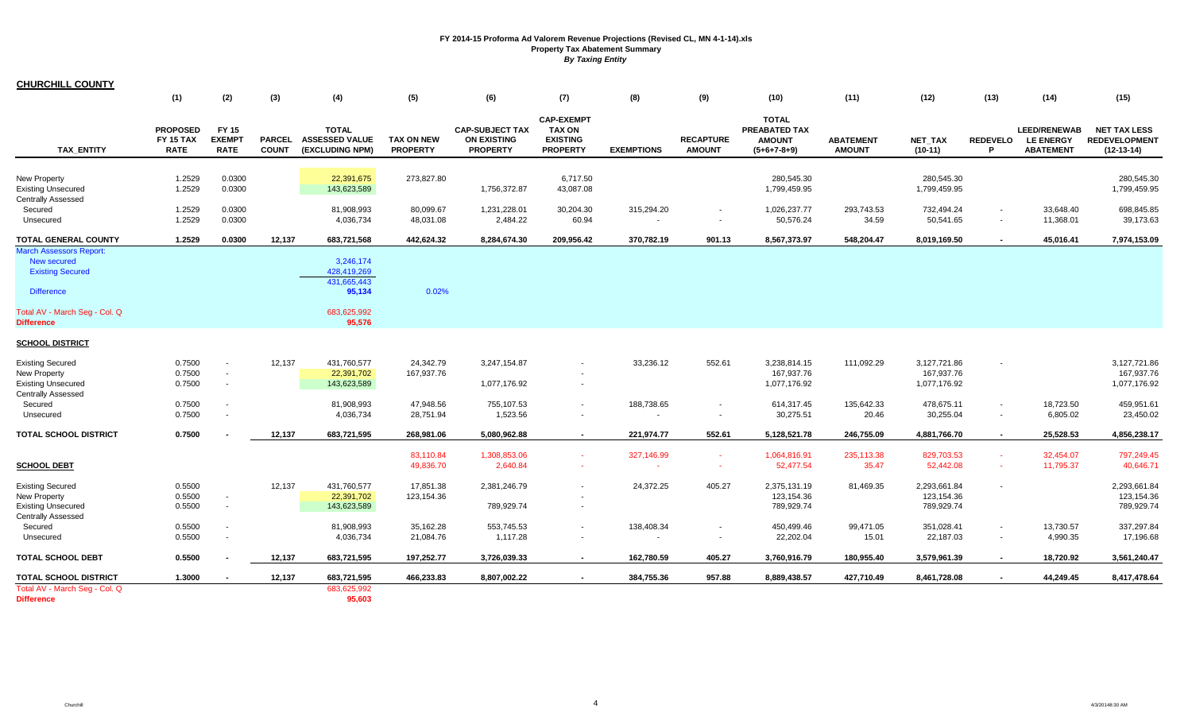**FY 2014-15 Proforma Ad Valorem Revenue Projections (Revised CL, MN 4-1-14).xls**
**Property Tax Abatement Summary**
***By Taxing Entity***

**CHURCHILL COUNTY**

| TAX_ENTITY | (1) PROPOSED FY 15 TAX RATE | (2) FY 15 EXEMPT RATE | (3) PARCEL COUNT | (4) TOTAL ASSESSED VALUE (EXCLUDING NPM) | (5) TAX ON NEW PROPERTY | (6) CAP-SUBJECT TAX ON EXISTING PROPERTY | (7) CAP-EXEMPT TAX ON EXISTING PROPERTY | (8) EXEMPTIONS | (9) RECAPTURE AMOUNT | (10) TOTAL PREABATED TAX AMOUNT (5+6+7-8+9) | (11) ABATEMENT AMOUNT | (12) NET_TAX (10-11) | (13) REDEVELOP | (14) LEED/RENEWABLE ENERGY ABATEMENT | (15) NET TAX LESS REDEVELOPMENT (12-13-14) |
|---|---|---|---|---|---|---|---|---|---|---|---|---|---|---|---|
| New Property | 1.2529 | 0.0300 | | 22,391,675 | 273,827.80 | | 6,717.50 | | | 280,545.30 | | 280,545.30 | | | 280,545.30 |
| Existing Unsecured | 1.2529 | 0.0300 | | 143,623,589 | | 1,756,372.87 | 43,087.08 | | | 1,799,459.95 | | 1,799,459.95 | | | 1,799,459.95 |
| Centrally Assessed | | | | | | | | | | | | | | | |
| Secured | 1.2529 | 0.0300 | | 81,908,993 | 80,099.67 | 1,231,228.01 | 30,204.30 | 315,294.20 | - | 1,026,237.77 | 293,743.53 | 732,494.24 | - | 33,648.40 | 698,845.85 |
| Unsecured | 1.2529 | 0.0300 | | 4,036,734 | 48,031.08 | 2,484.22 | 60.94 | - | - | 50,576.24 | 34.59 | 50,541.65 | - | 11,368.01 | 39,173.63 |
| **TOTAL GENERAL COUNTY** | **1.2529** | **0.0300** | **12,137** | **683,721,568** | **442,624.32** | **8,284,674.30** | **209,956.42** | **370,782.19** | **901.13** | **8,567,373.97** | **548,204.47** | **8,019,169.50** | **-** | **45,016.41** | **7,974,153.09** |
| March Assessors Report: | | | | | | | | | | | | | | | |
| New secured | | | | 3,246,174 | | | | | | | | | | | |
| Existing Secured | | | | 428,419,269 | | | | | | | | | | | |
| | | | | 431,665,443 | | | | | | | | | | | |
| Difference | | | | 95,134 | 0.02% | | | | | | | | | | |
| Total AV - March Seg - Col. Q | | | | 683,625,992 | | | | | | | | | | | |
| **Difference** | | | | **95,576** | | | | | | | | | | | |
| **SCHOOL DISTRICT** | | | | | | | | | | | | | | | |
| Existing Secured | 0.7500 | - | 12,137 | 431,760,577 | 24,342.79 | 3,247,154.87 | - | 33,236.12 | 552.61 | 3,238,814.15 | 111,092.29 | 3,127,721.86 | - | | 3,127,721.86 |
| New Property | 0.7500 | - | | 22,391,702 | 167,937.76 | | - | | | 167,937.76 | | 167,937.76 | | | 167,937.76 |
| Existing Unsecured | 0.7500 | - | | 143,623,589 | | 1,077,176.92 | - | | | 1,077,176.92 | | 1,077,176.92 | | | 1,077,176.92 |
| Centrally Assessed | | | | | | | | | | | | | | | |
| Secured | 0.7500 | - | | 81,908,993 | 47,948.56 | 755,107.53 | - | 188,738.65 | - | 614,317.45 | 135,642.33 | 478,675.11 | - | 18,723.50 | 459,951.61 |
| Unsecured | 0.7500 | - | | 4,036,734 | 28,751.94 | 1,523.56 | - | - | - | 30,275.51 | 20.46 | 30,255.04 | - | 6,805.02 | 23,450.02 |
| **TOTAL SCHOOL DISTRICT** | **0.7500** | **-** | **12,137** | **683,721,595** | **268,981.06** | **5,080,962.88** | **-** | **221,974.77** | **552.61** | **5,128,521.78** | **246,755.09** | **4,881,766.70** | **-** | **25,528.53** | **4,856,238.17** |
| | | | | | 83,110.84 | 1,308,853.06 | - | 327,146.99 | - | 1,064,816.91 | 235,113.38 | 829,703.53 | - | 32,454.07 | 797,249.45 |
| **SCHOOL DEBT** | | | | | 49,836.70 | 2,640.84 | - | - | - | 52,477.54 | 35.47 | 52,442.08 | - | 11,795.37 | 40,646.71 |
| Existing Secured | 0.5500 | - | 12,137 | 431,760,577 | 17,851.38 | 2,381,246.79 | - | 24,372.25 | 405.27 | 2,375,131.19 | 81,469.35 | 2,293,661.84 | - | | 2,293,661.84 |
| New Property | 0.5500 | - | | 22,391,702 | 123,154.36 | | - | | | 123,154.36 | | 123,154.36 | | | 123,154.36 |
| Existing Unsecured | 0.5500 | - | | 143,623,589 | | 789,929.74 | - | | | 789,929.74 | | 789,929.74 | | | 789,929.74 |
| Centrally Assessed | | | | | | | | | | | | | | | |
| Secured | 0.5500 | - | | 81,908,993 | 35,162.28 | 553,745.53 | - | 138,408.34 | - | 450,499.46 | 99,471.05 | 351,028.41 | - | 13,730.57 | 337,297.84 |
| Unsecured | 0.5500 | - | | 4,036,734 | 21,084.76 | 1,117.28 | - | - | - | 22,202.04 | 15.01 | 22,187.03 | - | 4,990.35 | 17,196.68 |
| **TOTAL SCHOOL DEBT** | **0.5500** | **-** | **12,137** | **683,721,595** | **197,252.77** | **3,726,039.33** | **-** | **162,780.59** | **405.27** | **3,760,916.79** | **180,955.40** | **3,579,961.39** | **-** | **18,720.92** | **3,561,240.47** |
| **TOTAL SCHOOL DISTRICT** | **1.3000** | **-** | **12,137** | **683,721,595** | **466,233.83** | **8,807,002.22** | **-** | **384,755.36** | **957.88** | **8,889,438.57** | **427,710.49** | **8,461,728.08** | **-** | **44,249.45** | **8,417,478.64** |
| Total AV - March Seg - Col. Q | | | | 683,625,992 | | | | | | | | | | | |
| **Difference** | | | | **95,603** | | | | | | | | | | | |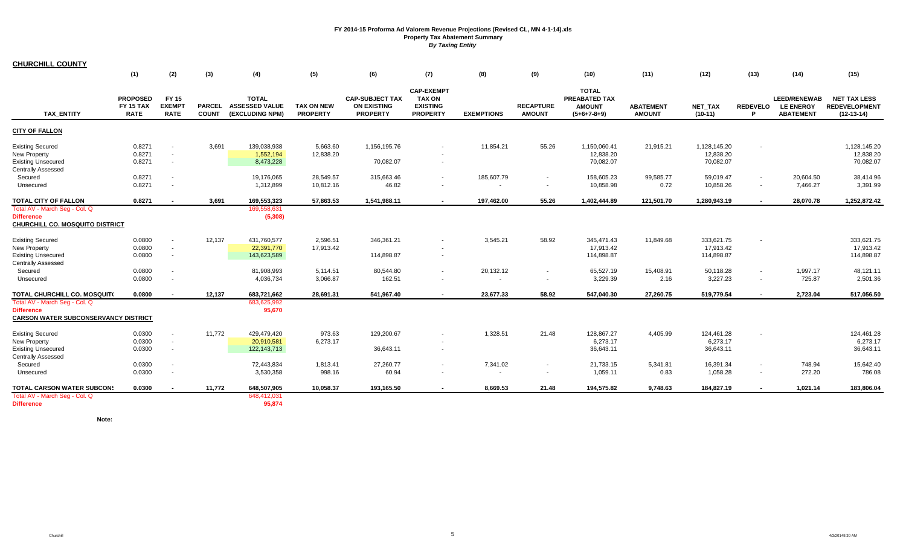**FY 2014-15 Proforma Ad Valorem Revenue Projections (Revised CL, MN 4-1-14).xls**
**Property Tax Abatement Summary**
***By Taxing Entity***

## CHURCHILL COUNTY

| TAX_ENTITY | (1) PROPOSED FY 15 TAX RATE | (2) FY 15 EXEMPT RATE | (3) PARCEL COUNT | (4) TOTAL ASSESSED VALUE (EXCLUDING NPM) | (5) TAX ON NEW PROPERTY | (6) CAP-SUBJECT TAX ON EXISTING PROPERTY | (7) CAP-EXEMPT TAX ON EXISTING PROPERTY | (8) EXEMPTIONS | (9) RECAPTURE AMOUNT | (10) TOTAL PREABATED TAX AMOUNT (5+6+7-8+9) | (11) ABATEMENT AMOUNT | (12) NET_TAX (10-11) | (13) REDEVELOP | (14) LEED/RENEWABLE ENERGY ABATEMENT | (15) NET TAX LESS REDEVELOPMENT (12-13-14) |
|---|---|---|---|---|---|---|---|---|---|---|---|---|---|---|---|
| **CITY OF FALLON** | | | | | | | | | | | | | | | |
| Existing Secured | 0.8271 | - | 3,691 | 139,038,938 | 5,663.60 | 1,156,195.76 | - | 11,854.21 | 55.26 | 1,150,060.41 | 21,915.21 | 1,128,145.20 | - | | 1,128,145.20 |
| New Property | 0.8271 | - | | 1,552,194 | 12,838.20 | | - | | | 12,838.20 | | 12,838.20 | | | 12,838.20 |
| Existing Unsecured | 0.8271 | - | | 8,473,228 | | 70,082.07 | - | | | 70,082.07 | | 70,082.07 | | | 70,082.07 |
| Centrally Assessed | | | | | | | | | | | | | | | |
| Secured | 0.8271 | - | | 19,176,065 | 28,549.57 | 315,663.46 | - | 185,607.79 | - | 158,605.23 | 99,585.77 | 59,019.47 | - | 20,604.50 | 38,414.96 |
| Unsecured | 0.8271 | - | | 1,312,899 | 10,812.16 | 46.82 | - | - | - | 10,858.98 | 0.72 | 10,858.26 | - | 7,466.27 | 3,391.99 |
| **TOTAL CITY OF FALLON** | **0.8271** | **-** | **3,691** | **169,553,323** | **57,863.53** | **1,541,988.11** | **-** | **197,462.00** | **55.26** | **1,402,444.89** | **121,501.70** | **1,280,943.19** | **-** | **28,070.78** | **1,252,872.42** |
| Total AV - March Seg - Col. Q | | | | 169,558,631 | | | | | | | | | | | |
| Difference | | | | (5,308) | | | | | | | | | | | |
| **CHURCHILL CO. MOSQUITO DISTRICT** | | | | | | | | | | | | | | | |
| Existing Secured | 0.0800 | - | 12,137 | 431,760,577 | 2,596.51 | 346,361.21 | - | 3,545.21 | 58.92 | 345,471.43 | 11,849.68 | 333,621.75 | - | | 333,621.75 |
| New Property | 0.0800 | - | | 22,391,770 | 17,913.42 | | - | | | 17,913.42 | | 17,913.42 | | | 17,913.42 |
| Existing Unsecured | 0.0800 | - | | 143,623,589 | | 114,898.87 | - | | | 114,898.87 | | 114,898.87 | | | 114,898.87 |
| Centrally Assessed | | | | | | | | | | | | | | | |
| Secured | 0.0800 | - | | 81,908,993 | 5,114.51 | 80,544.80 | - | 20,132.12 | - | 65,527.19 | 15,408.91 | 50,118.28 | - | 1,997.17 | 48,121.11 |
| Unsecured | 0.0800 | - | | 4,036,734 | 3,066.87 | 162.51 | - | - | - | 3,229.39 | 2.16 | 3,227.23 | - | 725.87 | 2,501.36 |
| **TOTAL CHURCHILL CO. MOSQUITO** | **0.0800** | **-** | **12,137** | **683,721,662** | **28,691.31** | **541,967.40** | **-** | **23,677.33** | **58.92** | **547,040.30** | **27,260.75** | **519,779.54** | **-** | **2,723.04** | **517,056.50** |
| Total AV - March Seg - Col. Q | | | | 683,625,992 | | | | | | | | | | | |
| Difference | | | | 95,670 | | | | | | | | | | | |
| **CARSON WATER SUBCONSERVANCY DISTRICT** | | | | | | | | | | | | | | | |
| Existing Secured | 0.0300 | - | 11,772 | 429,479,420 | 973.63 | 129,200.67 | - | 1,328.51 | 21.48 | 128,867.27 | 4,405.99 | 124,461.28 | - | | 124,461.28 |
| New Property | 0.0300 | - | | 20,910,581 | 6,273.17 | | - | | | 6,273.17 | | 6,273.17 | | | 6,273.17 |
| Existing Unsecured | 0.0300 | - | | 122,143,713 | | 36,643.11 | - | | | 36,643.11 | | 36,643.11 | | | 36,643.11 |
| Centrally Assessed | | | | | | | | | | | | | | | |
| Secured | 0.0300 | - | | 72,443,834 | 1,813.41 | 27,260.77 | - | 7,341.02 | - | 21,733.15 | 5,341.81 | 16,391.34 | - | 748.94 | 15,642.40 |
| Unsecured | 0.0300 | - | | 3,530,358 | 998.16 | 60.94 | - | - | - | 1,059.11 | 0.83 | 1,058.28 | - | 272.20 | 786.08 |
| **TOTAL CARSON WATER SUBCONS** | **0.0300** | **-** | **11,772** | **648,507,905** | **10,058.37** | **193,165.50** | **-** | **8,669.53** | **21.48** | **194,575.82** | **9,748.63** | **184,827.19** | **-** | **1,021.14** | **183,806.04** |
| Total AV - March Seg - Col. Q | | | | 648,412,031 | | | | | | | | | | | |
| Difference | | | | 95,874 | | | | | | | | | | | |

**Note:**

Churchill

4/3/2014 8:30 AM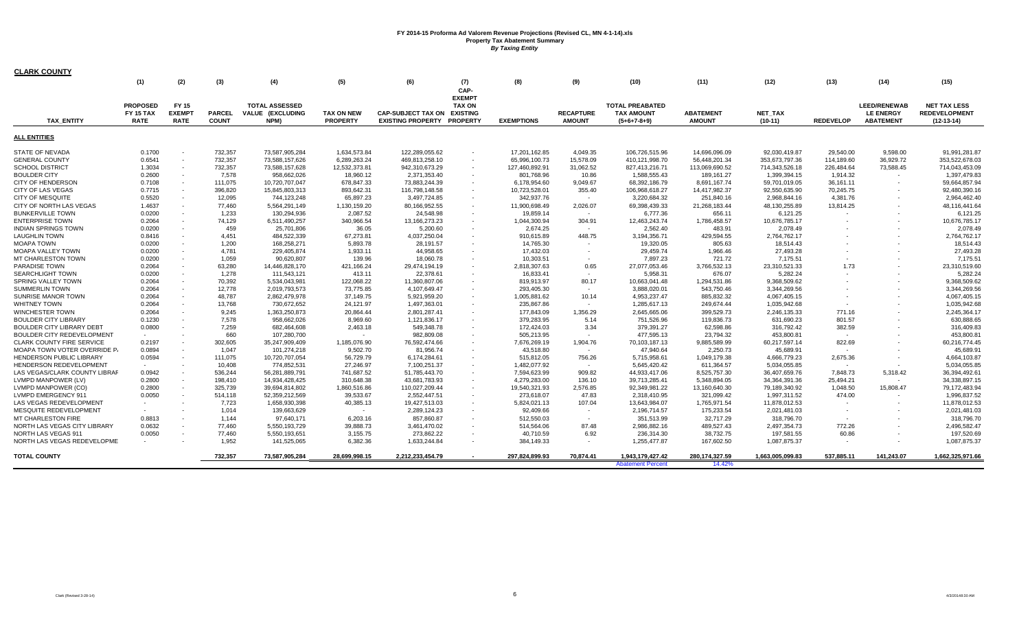# FY 2014-15 Proforma Ad Valorem Revenue Projections (Revised CL, MN 4-1-14).xls
## Property Tax Abatement Summary
### *By Taxing Entity*

**CLARK COUNTY**

| TAX_ENTITY | (1) PROPOSED FY 15 TAX RATE | (2) FY 15 EXEMPT RATE | (3) PARCEL COUNT | (4) TOTAL ASSESSED VALUE (EXCLUDING NPM) | (5) TAX ON NEW PROPERTY | (6) CAP-SUBJECT TAX ON EXISTING PROPERTY | (7) CAP-EXEMPT TAX ON EXISTING PROPERTY | (8) EXEMPTIONS | (9) RECAPTURE AMOUNT | (10) TOTAL PREABATED TAX AMOUNT (5+6+7-8+9) | (11) ABATEMENT AMOUNT | (12) NET_TAX (10-11) | (13) REDEVELOP | (14) LEED/RENEWAB LE ENERGY ABATEMENT | (15) NET TAX LESS REDEVELOPMENT (12-13-14) |
|---|---|---|---|---|---|---|---|---|---|---|---|---|---|---|---|
| **ALL ENTITIES** | | | | | | | | | | | | | | | |
| STATE OF NEVADA | 0.1700 | - | 732,357 | 73,587,905,284 | 1,634,573.84 | 122,289,055.62 | - | 17,201,162.85 | 4,049.35 | 106,726,515.96 | 14,696,096.09 | 92,030,419.87 | 29,540.00 | 9,598.00 | 91,991,281.87 |
| GENERAL COUNTY | 0.6541 | - | 732,357 | 73,588,157,626 | 6,289,263.24 | 469,813,258.10 | - | 65,996,100.73 | 15,578.09 | 410,121,998.70 | 56,448,201.34 | 353,673,797.36 | 114,189.60 | 36,929.72 | 353,522,678.03 |
| SCHOOL DISTRICT | 1.3034 | - | 732,357 | 73,588,157,628 | 12,532,373.81 | 942,310,673.29 | - | 127,460,892.91 | 31,062.52 | 827,413,216.71 | 113,069,690.52 | 714,343,526.18 | 226,484.64 | 73,588.45 | 714,043,453.09 |
| BOULDER CITY | 0.2600 | - | 7,578 | 958,662,026 | 18,960.12 | 2,371,353.40 | - | 801,768.96 | 10.86 | 1,588,555.43 | 189,161.27 | 1,399,394.15 | 1,914.32 | - | 1,397,479.83 |
| CITY OF HENDERSON | 0.7108 | - | 111,075 | 10,720,707,047 | 678,847.33 | 73,883,244.39 | - | 6,178,954.60 | 9,049.67 | 68,392,186.79 | 8,691,167.74 | 59,701,019.05 | 36,161.11 | - | 59,664,857.94 |
| CITY OF LAS VEGAS | 0.7715 | - | 396,820 | 15,845,803,313 | 893,642.31 | 116,798,148.58 | - | 10,723,528.01 | 355.40 | 106,968,618.27 | 14,417,982.37 | 92,550,635.90 | 70,245.75 | - | 92,480,390.16 |
| CITY OF MESQUITE | 0.5520 | - | 12,095 | 744,123,248 | 65,897.23 | 3,497,724.85 | - | 342,937.76 | - | 3,220,684.32 | 251,840.16 | 2,968,844.16 | 4,381.76 | - | 2,964,462.40 |
| CITY OF NORTH LAS VEGAS | 1.4637 | - | 77,460 | 5,564,291,149 | 1,130,159.20 | 80,166,952.55 | - | 11,900,698.49 | 2,026.07 | 69,398,439.33 | 21,268,183.44 | 48,130,255.89 | 13,814.25 | - | 48,116,441.64 |
| BUNKERVILLE TOWN | 0.0200 | - | 1,233 | 130,294,936 | 2,087.52 | 24,548.98 | - | 19,859.14 | - | 6,777.36 | 656.11 | 6,121.25 | - | - | 6,121.25 |
| ENTERPRISE TOWN | 0.2064 | - | 74,129 | 6,511,490,257 | 340,966.54 | 13,166,273.23 | - | 1,044,300.94 | 304.91 | 12,463,243.74 | 1,786,458.57 | 10,676,785.17 | - | - | 10,676,785.17 |
| INDIAN SPRINGS TOWN | 0.0200 | - | 459 | 25,701,806 | 36.05 | 5,200.60 | - | 2,674.25 | - | 2,562.40 | 483.91 | 2,078.49 | - | - | 2,078.49 |
| LAUGHLIN TOWN | 0.8416 | - | 4,451 | 484,522,339 | 67,273.81 | 4,037,250.04 | - | 910,615.89 | 448.75 | 3,194,356.71 | 429,594.55 | 2,764,762.17 | - | - | 2,764,762.17 |
| MOAPA TOWN | 0.0200 | - | 1,200 | 168,258,271 | 5,893.78 | 28,191.57 | - | 14,765.30 | - | 19,320.05 | 805.63 | 18,514.43 | - | - | 18,514.43 |
| MOAPA VALLEY TOWN | 0.0200 | - | 4,781 | 229,405,874 | 1,933.11 | 44,958.65 | - | 17,432.03 | - | 29,459.74 | 1,966.46 | 27,493.28 | - | - | 27,493.28 |
| MT CHARLESTON TOWN | 0.0200 | - | 1,059 | 90,620,807 | 139.96 | 18,060.78 | - | 10,303.51 | - | 7,897.23 | 721.72 | 7,175.51 | - | - | 7,175.51 |
| PARADISE TOWN | 0.2064 | - | 63,280 | 14,446,828,170 | 421,166.24 | 29,474,194.19 | - | 2,818,307.63 | 0.65 | 27,077,053.46 | 3,766,532.13 | 23,310,521.33 | 1.73 | - | 23,310,519.60 |
| SEARCHLIGHT TOWN | 0.0200 | - | 1,278 | 111,543,121 | 413.11 | 22,378.61 | - | 16,833.41 | - | 5,958.31 | 676.07 | 5,282.24 | - | - | 5,282.24 |
| SPRING VALLEY TOWN | 0.2064 | - | 70,392 | 5,534,043,981 | 122,068.22 | 11,360,807.06 | - | 819,913.97 | 80.17 | 10,663,041.48 | 1,294,531.86 | 9,368,509.62 | - | - | 9,368,509.62 |
| SUMMERLIN TOWN | 0.2064 | - | 12,778 | 2,019,793,573 | 73,775.85 | 4,107,649.47 | - | 293,405.30 | - | 3,888,020.01 | 543,750.46 | 3,344,269.56 | - | - | 3,344,269.56 |
| SUNRISE MANOR TOWN | 0.2064 | - | 48,787 | 2,862,479,978 | 37,149.75 | 5,921,959.20 | - | 1,005,881.62 | 10.14 | 4,953,237.47 | 885,832.32 | 4,067,405.15 | - | - | 4,067,405.15 |
| WHITNEY TOWN | 0.2064 | - | 13,768 | 730,672,652 | 24,121.97 | 1,497,363.01 | - | 235,867.86 | - | 1,285,617.13 | 249,674.44 | 1,035,942.68 | - | - | 1,035,942.68 |
| WINCHESTER TOWN | 0.2064 | - | 9,245 | 1,363,250,873 | 20,864.44 | 2,801,287.41 | - | 177,843.09 | 1,356.29 | 2,645,665.06 | 399,529.73 | 2,246,135.33 | 771.16 | - | 2,245,364.17 |
| BOULDER CITY LIBRARY | 0.1230 | - | 7,578 | 958,662,026 | 8,969.60 | 1,121,836.17 | - | 379,283.95 | 5.14 | 751,526.96 | 119,836.73 | 631,690.23 | 801.57 | - | 630,888.65 |
| BOULDER CITY LIBRARY DEBT | 0.0800 | - | 7,259 | 682,464,608 | 2,463.18 | 549,348.78 | - | 172,424.03 | 3.34 | 379,391.27 | 62,598.86 | 316,792.42 | 382.59 | - | 316,409.83 |
| BOULDER CITY REDEVELOPMENT | - | - | 660 | 107,280,700 | - | 982,809.08 | - | 505,213.95 | - | 477,595.13 | 23,794.32 | 453,800.81 | - | - | 453,800.81 |
| CLARK COUNTY FIRE SERVICE | 0.2197 | - | 302,605 | 35,247,909,409 | 1,185,076.90 | 76,592,474.66 | - | 7,676,269.19 | 1,904.76 | 70,103,187.13 | 9,885,589.99 | 60,217,597.14 | 822.69 | - | 60,216,774.45 |
| MOAPA TOWN VOTER OVERRIDE P. | 0.0894 | - | 1,047 | 101,274,218 | 9,502.70 | 81,956.74 | - | 43,518.80 | - | 47,940.64 | 2,250.73 | 45,689.91 | - | - | 45,689.91 |
| HENDERSON PUBLIC LIBRARY | 0.0594 | - | 111,075 | 10,720,707,054 | 56,729.79 | 6,174,284.61 | - | 515,812.05 | 756.26 | 5,715,958.61 | 1,049,179.38 | 4,666,779.23 | 2,675.36 | - | 4,664,103.87 |
| HENDERSON REDEVELOPMENT | - | - | 10,408 | 774,852,531 | 27,246.97 | 7,100,251.37 | - | 1,482,077.92 | - | 5,645,420.42 | 611,364.57 | 5,034,055.85 | - | - | 5,034,055.85 |
| LAS VEGAS/CLARK COUNTY LIBRAF | 0.0942 | - | 536,244 | 56,281,889,791 | 741,687.52 | 51,785,443.70 | - | 7,594,623.99 | 909.82 | 44,933,417.06 | 8,525,757.30 | 36,407,659.76 | 7,848.73 | 5,318.42 | 36,394,492.61 |
| LVMPD MANPOWER (LV) | 0.2800 | - | 198,410 | 14,934,428,425 | 310,648.38 | 43,681,783.93 | - | 4,279,283.00 | 136.10 | 39,713,285.41 | 5,348,894.05 | 34,364,391.36 | 25,494.21 | - | 34,338,897.15 |
| LVMPD MANPOWER (CO) | 0.2800 | - | 325,739 | 39,694,814,802 | 1,860,516.86 | 110,027,209.44 | - | 19,540,321.93 | 2,576.85 | 92,349,981.22 | 13,160,640.30 | 79,189,340.92 | 1,048.50 | 15,808.47 | 79,172,483.94 |
| LVMPD EMERGENCY 911 | 0.0050 | - | 514,118 | 52,359,212,569 | 39,533.67 | 2,552,447.51 | - | 273,618.07 | 47.83 | 2,318,410.95 | 321,099.42 | 1,997,311.52 | 474.00 | - | 1,996,837.52 |
| LAS VEGAS REDEVELOPMENT | - | - | 7,723 | 1,658,930,398 | 40,385.13 | 19,427,513.03 | - | 5,824,021.13 | 107.04 | 13,643,984.07 | 1,765,971.54 | 11,878,012.53 | - | - | 11,878,012.53 |
| MESQUITE REDEVELOPMENT | - | - | 1,394 | 139,663,629 | - | 2,289,124.23 | - | 92,409.66 | - | 2,196,714.57 | 175,233.54 | 2,021,481.03 | - | - | 2,021,481.03 |
| MT CHARLESTON FIRE | 0.8813 | - | 1,144 | 97,640,171 | 6,203.16 | 857,860.87 | - | 512,550.03 | - | 351,513.99 | 32,717.29 | 318,796.70 | - | - | 318,796.70 |
| NORTH LAS VEGAS CITY LIBRARY | 0.0632 | - | 77,460 | 5,550,193,729 | 39,888.73 | 3,461,470.02 | - | 514,566.06 | 87.48 | 2,986,882.16 | 489,527.43 | 2,497,354.73 | 772.26 | - | 2,496,582.47 |
| NORTH LAS VEGAS 911 | 0.0050 | - | 77,460 | 5,550,193,651 | 3,155.75 | 273,862.22 | - | 40,710.59 | 6.92 | 236,314.30 | 38,732.75 | 197,581.55 | 60.86 | - | 197,520.69 |
| NORTH LAS VEGAS REDEVELOPME | - | - | 1,952 | 141,525,065 | 6,382.36 | 1,633,244.84 | - | 384,149.33 | - | 1,255,477.87 | 167,602.50 | 1,087,875.37 | - | - | 1,087,875.37 |
| **TOTAL COUNTY** | | | 732,357 | 73,587,905,284 | 28,699,998.15 | 2,212,233,454.79 | - | 297,824,899.93 | 70,874.41 | 1,943,179,427.42 | 280,174,327.59 | 1,663,005,099.83 | 537,885.11 | 141,243.07 | 1,662,325,971.66 |
| | | | | | | | | | | Abatement Percent | 14.42% | | | | |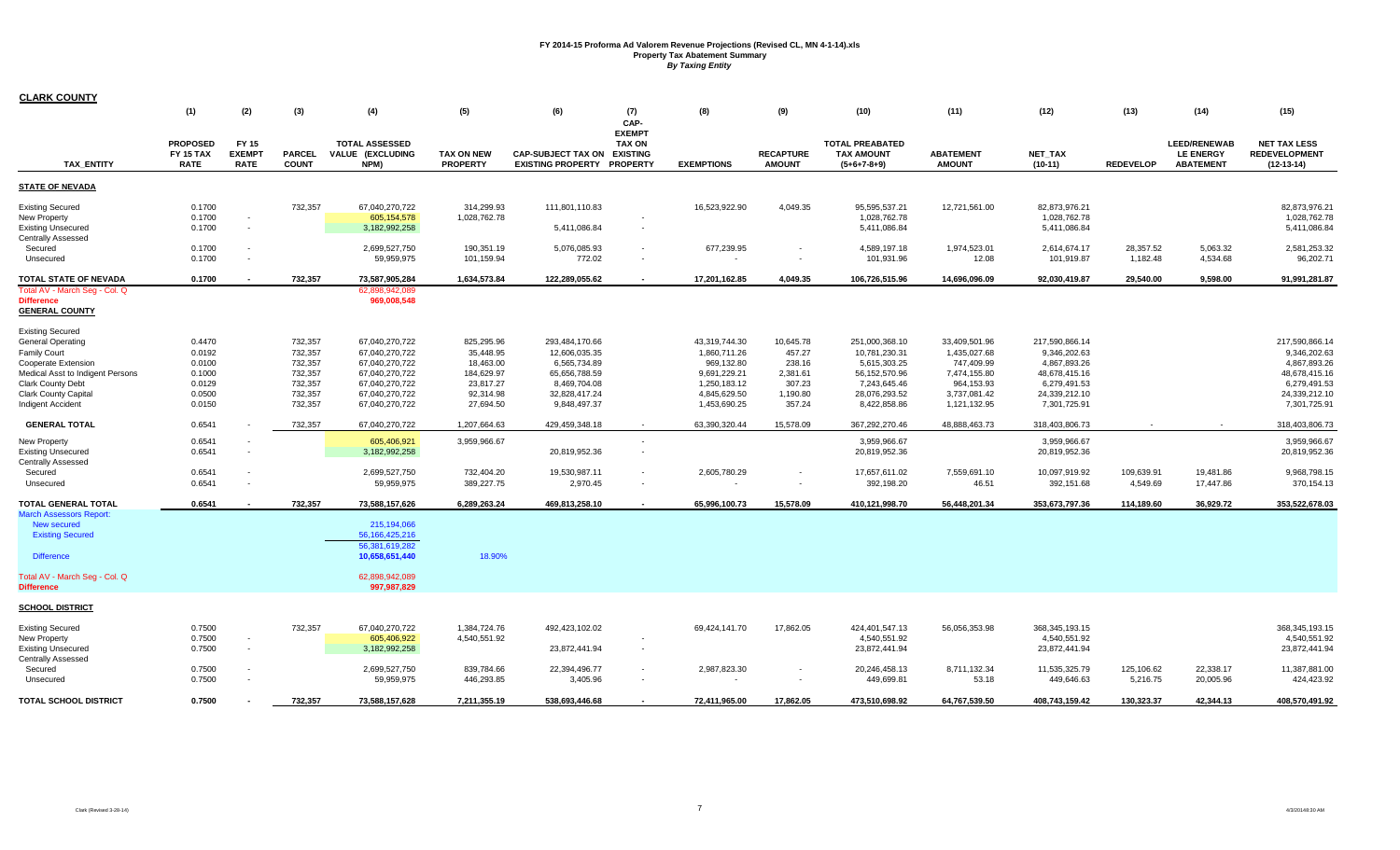# FY 2014-15 Proforma Ad Valorem Revenue Projections (Revised CL, MN 4-1-14).xls
## Property Tax Abatement Summary
### *By Taxing Entity*

**CLARK COUNTY**

| TAX_ENTITY | (1) PROPOSED FY 15 TAX RATE | (2) FY 15 EXEMPT RATE | (3) PARCEL COUNT | (4) TOTAL ASSESSED VALUE (EXCLUDING NPM) | (5) TAX ON NEW PROPERTY | (6) CAP-SUBJECT TAX ON EXISTING PROPERTY | (7) CAP-EXEMPT TAX ON EXISTING PROPERTY | (8) EXEMPTIONS | (9) RECAPTURE AMOUNT | (10) TOTAL PREABATED TAX AMOUNT (5+6+7-8+9) | (11) ABATEMENT AMOUNT | (12) NET_TAX (10-11) | (13) REDEVELOP | (14) LEED/RENEWAB LE ENERGY ABATEMENT | (15) NET TAX LESS REDEVELOPMENT (12-13-14) |
|---|---|---|---|---|---|---|---|---|---|---|---|---|---|---|---|
| **STATE OF NEVADA** | | | | | | | | | | | | | | | |
| Existing Secured | 0.1700 | | 732,357 | 67,040,270,722 | 314,299.93 | 111,801,110.83 | | 16,523,922.90 | 4,049.35 | 95,595,537.21 | 12,721,561.00 | 82,873,976.21 | | | 82,873,976.21 |
| New Property | 0.1700 | - | | 605,154,578 | 1,028,762.78 | | - | | | 1,028,762.78 | | 1,028,762.78 | | | 1,028,762.78 |
| Existing Unsecured | 0.1700 | - | | 3,182,992,258 | | 5,411,086.84 | - | | | 5,411,086.84 | | 5,411,086.84 | | | 5,411,086.84 |
| Centrally Assessed | | | | | | | | | | | | | | | |
| Secured | 0.1700 | - | | 2,699,527,750 | 190,351.19 | 5,076,085.93 | - | 677,239.95 | - | 4,589,197.18 | 1,974,523.01 | 2,614,674.17 | 28,357.52 | 5,063.32 | 2,581,253.32 |
| Unsecured | 0.1700 | - | | 59,959,975 | 101,159.94 | 772.02 | - | - | - | 101,931.96 | 12.08 | 101,919.87 | 1,182.48 | 4,534.68 | 96,202.71 |
| **TOTAL STATE OF NEVADA** | **0.1700** | **-** | **732,357** | **73,587,905,284** | **1,634,573.84** | **122,289,055.62** | **-** | **17,201,162.85** | **4,049.35** | **106,726,515.96** | **14,696,096.09** | **92,030,419.87** | **29,540.00** | **9,598.00** | **91,991,281.87** |
| Total AV - March Seg - Col. Q | | | | 62,898,942,089 | | | | | | | | | | | |
| **Difference** | | | | **969,008,548** | | | | | | | | | | | |
| **GENERAL COUNTY** | | | | | | | | | | | | | | | |
| Existing Secured | | | | | | | | | | | | | | | |
| General Operating | 0.4470 | | 732,357 | 67,040,270,722 | 825,295.96 | 293,484,170.66 | | 43,319,744.30 | 10,645.78 | 251,000,368.10 | 33,409,501.96 | 217,590,866.14 | | | 217,590,866.14 |
| Family Court | 0.0192 | | 732,357 | 67,040,270,722 | 35,448.95 | 12,606,035.35 | | 1,860,711.26 | 457.27 | 10,781,230.31 | 1,435,027.68 | 9,346,202.63 | | | 9,346,202.63 |
| Cooperate Extension | 0.0100 | | 732,357 | 67,040,270,722 | 18,463.00 | 6,565,734.89 | | 969,132.80 | 238.16 | 5,615,303.25 | 747,409.99 | 4,867,893.26 | | | 4,867,893.26 |
| Medical Asst to Indigent Persons | 0.1000 | | 732,357 | 67,040,270,722 | 184,629.97 | 65,656,788.59 | | 9,691,229.21 | 2,381.61 | 56,152,570.96 | 7,474,155.80 | 48,678,415.16 | | | 48,678,415.16 |
| Clark County Debt | 0.0129 | | 732,357 | 67,040,270,722 | 23,817.27 | 8,469,704.08 | | 1,250,183.12 | 307.23 | 7,243,645.46 | 964,153.93 | 6,279,491.53 | | | 6,279,491.53 |
| Clark County Capital | 0.0500 | | 732,357 | 67,040,270,722 | 92,314.98 | 32,828,417.24 | | 4,845,629.50 | 1,190.80 | 28,076,293.52 | 3,737,081.42 | 24,339,212.10 | | | 24,339,212.10 |
| Indigent Accident | 0.0150 | | 732,357 | 67,040,270,722 | 27,694.50 | 9,848,497.37 | | 1,453,690.25 | 357.24 | 8,422,858.86 | 1,121,132.95 | 7,301,725.91 | | | 7,301,725.91 |
| **GENERAL TOTAL** | **0.6541** | **-** | **732,357** | **67,040,270,722** | **1,207,664.63** | **429,459,348.18** | **-** | **63,390,320.44** | **15,578.09** | **367,292,270.46** | **48,888,463.73** | **318,403,806.73** | **-** | **-** | **318,403,806.73** |
| New Property | 0.6541 | - | | 605,406,921 | 3,959,966.67 | | - | | | 3,959,966.67 | | 3,959,966.67 | | | 3,959,966.67 |
| Existing Unsecured | 0.6541 | - | | 3,182,992,258 | | 20,819,952.36 | - | | | 20,819,952.36 | | 20,819,952.36 | | | 20,819,952.36 |
| Centrally Assessed | | | | | | | | | | | | | | | |
| Secured | 0.6541 | - | | 2,699,527,750 | 732,404.20 | 19,530,987.11 | - | 2,605,780.29 | - | 17,657,611.02 | 7,559,691.10 | 10,097,919.92 | 109,639.91 | 19,481.86 | 9,968,798.15 |
| Unsecured | 0.6541 | - | | 59,959,975 | 389,227.75 | 2,970.45 | - | - | - | 392,198.20 | 46.51 | 392,151.68 | 4,549.69 | 17,447.86 | 370,154.13 |
| **TOTAL GENERAL TOTAL** | **0.6541** | **-** | **732,357** | **73,588,157,628** | **6,289,263.24** | **469,813,258.10** | **-** | **65,996,100.73** | **15,578.09** | **410,121,998.70** | **56,448,201.34** | **353,673,797.36** | **114,189.60** | **36,929.72** | **353,522,678.03** |
| March Assessors Report: | | | | | | | | | | | | | | | |
| New secured | | | | 215,194,066 | | | | | | | | | | | |
| Existing Secured | | | | 56,166,425,216 | | | | | | | | | | | |
| | | | | 56,381,619,282 | | | | | | | | | | | |
| Difference | | | | **10,658,651,440** | 18.90% | | | | | | | | | | |
| Total AV - March Seg - Col. Q | | | | 62,898,942,089 | | | | | | | | | | | |
| **Difference** | | | | **997,987,829** | | | | | | | | | | | |
| **SCHOOL DISTRICT** | | | | | | | | | | | | | | | |
| Existing Secured | 0.7500 | | 732,357 | 67,040,270,722 | 1,384,724.76 | 492,423,102.02 | | 69,424,141.70 | 17,862.05 | 424,401,547.13 | 56,056,353.98 | 368,345,193.15 | | | 368,345,193.15 |
| New Property | 0.7500 | - | | 605,406,922 | 4,540,551.92 | | - | | | 4,540,551.92 | | 4,540,551.92 | | | 4,540,551.92 |
| Existing Unsecured | 0.7500 | - | | 3,182,992,258 | | 23,872,441.94 | - | | | 23,872,441.94 | | 23,872,441.94 | | | 23,872,441.94 |
| Centrally Assessed | | | | | | | | | | | | | | | |
| Secured | 0.7500 | - | | 2,699,527,750 | 839,784.66 | 22,394,496.77 | - | 2,987,823.30 | - | 20,246,458.13 | 8,711,132.34 | 11,535,325.79 | 125,106.62 | 22,338.17 | 11,387,881.00 |
| Unsecured | 0.7500 | - | | 59,959,975 | 446,293.85 | 3,405.96 | - | - | - | 449,699.81 | 53.18 | 449,646.63 | 5,216.75 | 20,005.96 | 424,423.92 |
| **TOTAL SCHOOL DISTRICT** | **0.7500** | **-** | **732,357** | **73,588,157,628** | **7,211,355.19** | **538,693,446.68** | **-** | **72,411,965.00** | **17,862.05** | **473,510,698.92** | **64,767,539.50** | **408,743,159.42** | **130,323.37** | **42,344.13** | **408,570,491.92** |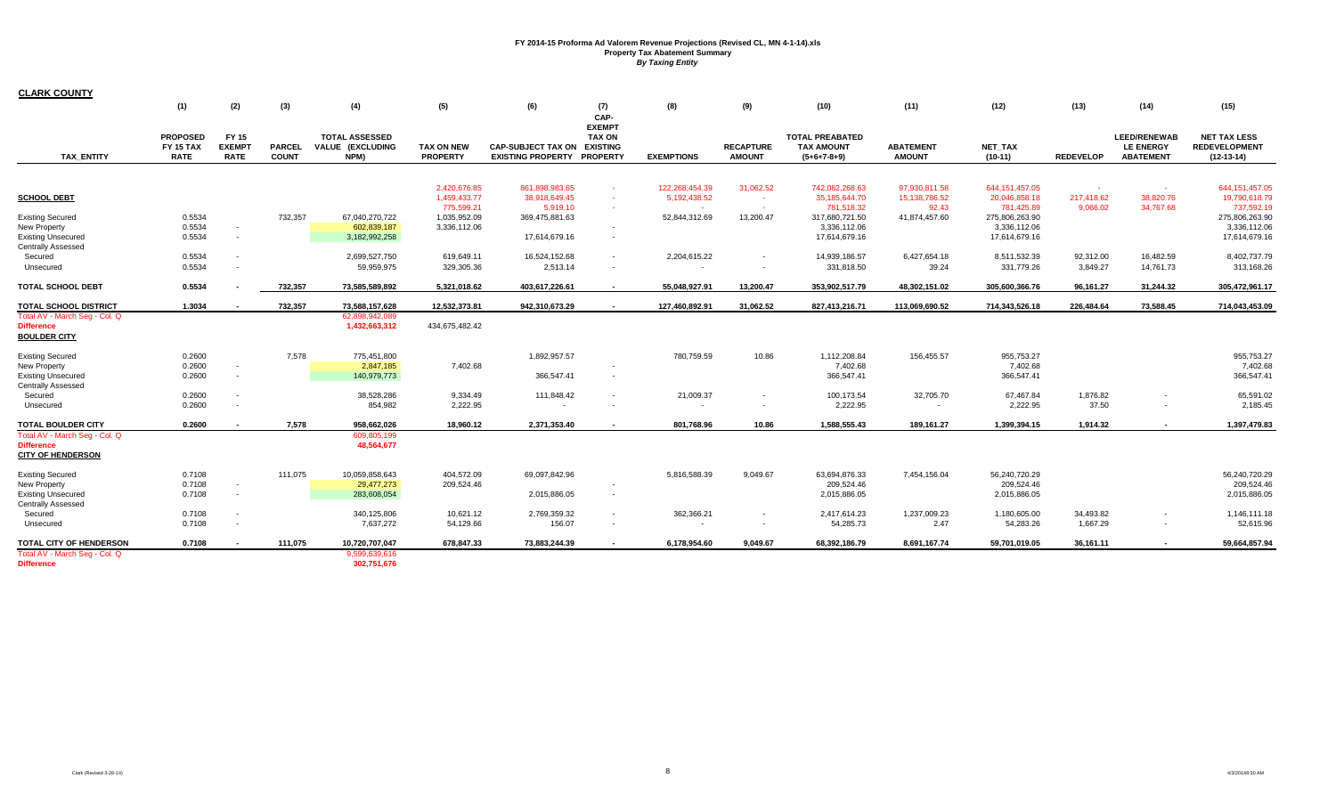**FY 2014-15 Proforma Ad Valorem Revenue Projections (Revised CL, MN 4-1-14).xls**
**Property Tax Abatement Summary**
***By Taxing Entity***

**CLARK COUNTY**

| TAX_ENTITY | (1) PROPOSED FY 15 TAX RATE | (2) FY 15 EXEMPT RATE | (3) PARCEL COUNT | (4) TOTAL ASSESSED VALUE (EXCLUDING NPM) | (5) TAX ON NEW PROPERTY | (6) CAP-SUBJECT TAX ON EXISTING PROPERTY | (7) CAP-EXEMPT TAX ON EXISTING PROPERTY | (8) EXEMPTIONS | (9) RECAPTURE AMOUNT | (10) TOTAL PREABATED TAX AMOUNT (5+6+7-8+9) | (11) ABATEMENT AMOUNT | (12) NET_TAX (10-11) | (13) REDEVELOP | (14) LEED/RENEWAB LE ENERGY ABATEMENT | (15) NET TAX LESS REDEVELOPMENT (12-13-14) |
|---|---|---|---|---|---|---|---|---|---|---|---|---|---|---|---|
| | | | | | 2,420,676.85 | 861,898,983.65 | - | 122,288,454.39 | 31,062.52 | 742,082,268.63 | 97,930,811.58 | 644,151,457.05 | - | - | 644,151,457.05 |
| **SCHOOL DEBT** | | | | | 1,459,433.77 | 38,918,649.45 | - | 5,192,438.52 | - | 35,185,644.70 | 15,138,786.52 | 20,046,858.18 | 217,418.62 | 38,820.76 | 19,790,618.79 |
| | | | | | 775,599.21 | 5,919.10 | - | - | - | 781,518.32 | 92.43 | 781,425.89 | 9,066.02 | 34,767.68 | 737,592.19 |
| Existing Secured | 0.5534 | | 732,357 | 67,040,270,722 | 1,035,952.09 | 369,475,881.63 | | 52,844,312.69 | 13,200.47 | 317,680,721.50 | 41,874,457.60 | 275,806,263.90 | | | 275,806,263.90 |
| New Property | 0.5534 | - | | 602,839,187 | 3,336,112.06 | | - | | | 3,336,112.06 | | 3,336,112.06 | | | 3,336,112.06 |
| Existing Unsecured | 0.5534 | - | | 3,182,992,258 | | 17,614,679.16 | - | | | 17,614,679.16 | | 17,614,679.16 | | | 17,614,679.16 |
| Centrally Assessed | | | | | | | | | | | | | | | |
| Secured | 0.5534 | - | | 2,699,527,750 | 619,649.11 | 16,524,152.68 | - | 2,204,615.22 | - | 14,939,186.57 | 6,427,654.18 | 8,511,532.39 | 92,312.00 | 16,482.59 | 8,402,737.79 |
| Unsecured | 0.5534 | - | | 59,959,975 | 329,305.36 | 2,513.14 | - | - | - | 331,818.50 | 39.24 | 331,779.26 | 3,849.27 | 14,761.73 | 313,168.26 |
| **TOTAL SCHOOL DEBT** | **0.5534** | **-** | **732,357** | **73,585,589,892** | **5,321,018.62** | **403,617,226.61** | **-** | **55,048,927.91** | **13,200.47** | **353,902,517.79** | **48,302,151.02** | **305,600,366.76** | **96,161.27** | **31,244.32** | **305,472,961.17** |
| **TOTAL SCHOOL DISTRICT** | **1.3034** | **-** | **732,357** | **73,588,157,628** | **12,532,373.81** | **942,310,673.29** | **-** | **127,460,892.91** | **31,062.52** | **827,413,216.71** | **113,069,690.52** | **714,343,526.18** | **226,484.64** | **73,588.45** | **714,043,453.09** |
| Total AV - March Seg - Col. Q | | | | 62,898,942,089 | | | | | | | | | | | |
| **Difference** | | | | **1,432,663,312** | 434,675,482.42 | | | | | | | | | | |
| **BOULDER CITY** | | | | | | | | | | | | | | | |
| Existing Secured | 0.2600 | | 7,578 | 775,451,800 | | 1,892,957.57 | | 780,759.59 | 10.86 | 1,112,208.84 | 156,455.57 | 955,753.27 | | | 955,753.27 |
| New Property | 0.2600 | - | | 2,847,185 | 7,402.68 | | - | | | 7,402.68 | | 7,402.68 | | | 7,402.68 |
| Existing Unsecured | 0.2600 | - | | 140,979,773 | | 366,547.41 | - | | | 366,547.41 | | 366,547.41 | | | 366,547.41 |
| Centrally Assessed | | | | | | | | | | | | | | | |
| Secured | 0.2600 | - | | 38,528,286 | 9,334.49 | 111,848.42 | - | 21,009.37 | - | 100,173.54 | 32,705.70 | 67,467.84 | 1,876.82 | - | 65,591.02 |
| Unsecured | 0.2600 | - | | 854,982 | 2,222.95 | - | - | - | - | 2,222.95 | - | 2,222.95 | 37.50 | - | 2,185.45 |
| **TOTAL BOULDER CITY** | **0.2600** | **-** | **7,578** | **958,662,026** | **18,960.12** | **2,371,353.40** | **-** | **801,768.96** | **10.86** | **1,588,555.43** | **189,161.27** | **1,399,394.15** | **1,914.32** | **-** | **1,397,479.83** |
| Total AV - March Seg - Col. Q | | | | 609,805,199 | | | | | | | | | | | |
| **Difference** | | | | **48,564,677** | | | | | | | | | | | |
| **CITY OF HENDERSON** | | | | | | | | | | | | | | | |
| Existing Secured | 0.7108 | | 111,075 | 10,059,858,643 | 404,572.09 | 69,097,842.96 | | 5,816,588.39 | 9,049.67 | 63,694,876.33 | 7,454,156.04 | 56,240,720.29 | | | 56,240,720.29 |
| New Property | 0.7108 | - | | 29,477,273 | 209,524.46 | | - | | | 209,524.46 | | 209,524.46 | | | 209,524.46 |
| Existing Unsecured | 0.7108 | - | | 283,608,054 | | 2,015,886.05 | - | | | 2,015,886.05 | | 2,015,886.05 | | | 2,015,886.05 |
| Centrally Assessed | | | | | | | | | | | | | | | |
| Secured | 0.7108 | - | | 340,125,806 | 10,621.12 | 2,769,359.32 | - | 362,366.21 | - | 2,417,614.23 | 1,237,009.23 | 1,180,605.00 | 34,493.82 | - | 1,146,111.18 |
| Unsecured | 0.7108 | - | | 7,637,272 | 54,129.66 | 156.07 | - | - | - | 54,285.73 | 2.47 | 54,283.26 | 1,667.29 | - | 52,615.96 |
| **TOTAL CITY OF HENDERSON** | **0.7108** | **-** | **111,075** | **10,720,707,047** | **678,847.33** | **73,883,244.39** | **-** | **6,178,954.60** | **9,049.67** | **68,392,186.79** | **8,691,167.74** | **59,701,019.05** | **36,161.11** | **-** | **59,664,857.94** |
| Total AV - March Seg - Col. Q | | | | 9,599,639,616 | | | | | | | | | | | |
| **Difference** | | | | **302,751,676** | | | | | | | | | | | |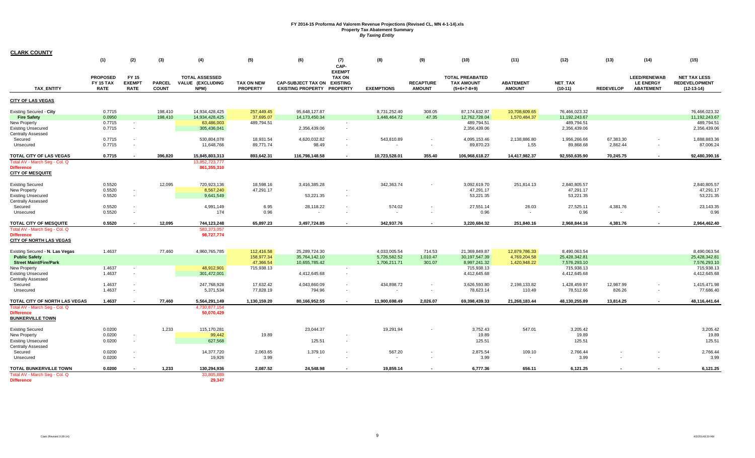# FY 2014-15 Proforma Ad Valorem Revenue Projections (Revised CL, MN 4-1-14).xls
## Property Tax Abatement Summary
*By Taxing Entity*

**CLARK COUNTY**

| TAX_ENTITY | (1) PROPOSED FY 15 TAX RATE | (2) FY 15 EXEMPT RATE | (3) PARCEL COUNT | (4) TOTAL ASSESSED VALUE (EXCLUDING NPM) | (5) TAX ON NEW PROPERTY | (6) CAP-SUBJECT TAX ON EXISTING PROPERTY | (7) CAP-EXEMPT TAX ON EXISTING PROPERTY | (8) EXEMPTIONS | (9) RECAPTURE AMOUNT | (10) TOTAL PREABATED TAX AMOUNT (5+6+7-8+9) | (11) ABATEMENT AMOUNT | (12) NET_TAX (10-11) | (13) REDEVELOP | (14) LEED/RENEWAB LE ENERGY ABATEMENT | (15) NET TAX LESS REDEVELOPMENT (12-13-14) |
|---|---|---|---|---|---|---|---|---|---|---|---|---|---|---|---|
| **CITY OF LAS VEGAS** | | | | | | | | | | | | | | | |
| Existing Secured - **City** | 0.7715 | | 198,410 | 14,934,428,425 | 257,449.45 | 95,648,127.87 | | 8,731,252.40 | 308.05 | 87,174,632.97 | 10,708,609.65 | 76,466,023.32 | | | 76,466,023.32 |
| **Fire Safety** | 0.0950 | | 198,410 | 14,934,428,425 | 37,695.07 | 14,173,450.34 | | 1,448,464.72 | 47.35 | 12,762,728.04 | 1,570,484.37 | 11,192,243.67 | | | 11,192,243.67 |
| New Property | 0.7715 | - | | 63,486,003 | 489,794.51 | | - | | | 489,794.51 | | 489,794.51 | | | 489,794.51 |
| Existing Unsecured | 0.7715 | - | | 305,436,041 | | 2,356,439.06 | - | | | 2,356,439.06 | | 2,356,439.06 | | | 2,356,439.06 |
| Centrally Assessed | | | | | | | | | | | | | | | |
| Secured | 0.7715 | - | | 530,804,078 | 18,931.54 | 4,620,032.82 | - | 543,810.89 | - | 4,095,153.46 | 2,138,886.80 | 1,956,266.66 | 67,383.30 | - | 1,888,883.36 |
| Unsecured | 0.7715 | - | | 11,648,766 | 89,771.74 | 98.49 | - | - | - | 89,870.23 | 1.55 | 89,868.68 | 2,862.44 | - | 87,006.24 |
| **TOTAL CITY OF LAS VEGAS** | **0.7715** | **-** | **396,820** | **15,845,803,313** | **893,642.31** | **116,798,148.58** | **-** | **10,723,528.01** | **355.40** | **106,968,618.27** | **14,417,982.37** | **92,550,635.90** | **70,245.75** | **-** | **92,480,390.16** |
| Total AV - March Seg - Col. Q | | | | 13,852,723,777 | | | | | | | | | | | |
| **Difference** | | | | **861,355,310** | | | | | | | | | | | |
| **CITY OF MESQUITE** | | | | | | | | | | | | | | | |
| Existing Secured | 0.5520 | | 12,095 | 720,923,136 | 18,598.16 | 3,416,385.28 | | 342,363.74 | - | 3,092,619.70 | 251,814.13 | 2,840,805.57 | | | 2,840,805.57 |
| New Property | 0.5520 | - | | 8,567,240 | 47,291.17 | | - | | | 47,291.17 | | 47,291.17 | | | 47,291.17 |
| Existing Unsecured | 0.5520 | - | | 9,641,549 | | 53,221.35 | - | | | 53,221.35 | | 53,221.35 | | | 53,221.35 |
| Centrally Assessed | | | | | | | | | | | | | | | |
| Secured | 0.5520 | - | | 4,991,149 | 6.95 | 28,118.22 | - | 574.02 | - | 27,551.14 | 26.03 | 27,525.11 | 4,381.76 | - | 23,143.35 |
| Unsecured | 0.5520 | - | | 174 | 0.96 | - | - | - | - | 0.96 | - | 0.96 | - | - | 0.96 |
| **TOTAL CITY OF MESQUITE** | **0.5520** | **-** | **12,095** | **744,123,248** | **65,897.23** | **3,497,724.85** | **-** | **342,937.76** | **-** | **3,220,684.32** | **251,840.16** | **2,968,844.16** | **4,381.76** | **-** | **2,964,462.40** |
| Total AV - March Seg - Col. Q | | | | 583,373,057 | | | | | | | | | | | |
| **Difference** | | | | **98,727,774** | | | | | | | | | | | |
| **CITY OF NORTH LAS VEGAS** | | | | | | | | | | | | | | | |
| Existing Secured - **N. Las Vegas** | 1.4637 | | 77,460 | 4,960,765,785 | 112,416.58 | 25,289,724.30 | | 4,033,005.54 | 714.53 | 21,369,849.87 | 12,879,786.33 | 8,490,063.54 | | | 8,490,063.54 |
| **Public Safety** | | | | | 158,977.34 | 35,764,142.10 | | 5,726,582.52 | 1,010.47 | 30,197,547.39 | 4,769,204.58 | 25,428,342.81 | | | 25,428,342.81 |
| **Street Maint/Fire/Park** | | | | | 47,366.54 | 10,655,785.42 | | 1,706,211.71 | 301.07 | 8,997,241.32 | 1,420,948.22 | 7,576,293.10 | | | 7,576,293.10 |
| New Property | 1.4637 | - | | 48,912,901 | 715,938.13 | | - | | | 715,938.13 | | 715,938.13 | | | 715,938.13 |
| Existing Unsecured | 1.4637 | - | | 301,472,001 | | 4,412,645.68 | - | | | 4,412,645.68 | | 4,412,645.68 | | | 4,412,645.68 |
| Centrally Assessed | | | | | | | | | | | | | | | |
| Secured | 1.4637 | - | | 247,768,928 | 17,632.42 | 4,043,860.09 | - | 434,898.72 | - | 3,626,593.80 | 2,198,133.82 | 1,428,459.97 | 12,987.99 | - | 1,415,471.98 |
| Unsecured | 1.4637 | - | | 5,371,534 | 77,828.19 | 794.96 | - | - | - | 78,623.14 | 110.49 | 78,512.66 | 826.26 | - | 77,686.40 |
| **TOTAL CITY OF NORTH LAS VEGAS** | **1.4637** | **-** | **77,460** | **5,564,291,149** | **1,130,159.20** | **80,166,952.55** | **-** | **11,900,698.49** | **2,026.07** | **69,398,439.33** | **21,268,183.44** | **48,130,255.89** | **13,814.25** | **-** | **48,116,441.64** |
| Total AV - March Seg - Col. Q | | | | 4,730,877,154 | | | | | | | | | | | |
| **Difference** | | | | **50,070,429** | | | | | | | | | | | |
| **BUNKERVILLE TOWN** | | | | | | | | | | | | | | | |
| Existing Secured | 0.0200 | | 1,233 | 115,170,281 | | 23,044.37 | | 19,291.94 | - | 3,752.43 | 547.01 | 3,205.42 | | | 3,205.42 |
| New Property | 0.0200 | - | | 99,442 | 19.89 | | - | | | 19.89 | | 19.89 | | | 19.89 |
| Existing Unsecured | 0.0200 | - | | 627,568 | | 125.51 | - | | | 125.51 | | 125.51 | | | 125.51 |
| Centrally Assessed | | | | | | | | | | | | | | | |
| Secured | 0.0200 | - | | 14,377,720 | 2,063.65 | 1,379.10 | - | 567.20 | - | 2,875.54 | 109.10 | 2,766.44 | - | - | 2,766.44 |
| Unsecured | 0.0200 | - | | 19,926 | 3.99 | - | - | - | - | 3.99 | - | 3.99 | - | - | 3.99 |
| **TOTAL BUNKERVILLE TOWN** | **0.0200** | **-** | **1,233** | **130,294,936** | **2,087.52** | **24,548.98** | **-** | **19,859.14** | **-** | **6,777.36** | **656.11** | **6,121.25** | **-** | **-** | **6,121.25** |
| Total AV - March Seg - Col. Q | | | | 33,805,889 | | | | | | | | | | | |
| **Difference** | | | | **29,347** | | | | | | | | | | | |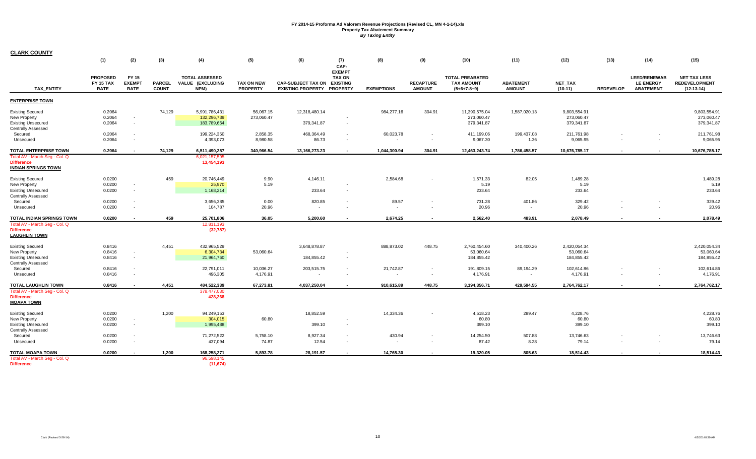**FY 2014-15 Proforma Ad Valorem Revenue Projections (Revised CL, MN 4-1-14).xls**
**Property Tax Abatement Summary**
***By Taxing Entity***

**CLARK COUNTY**

| | (1) | (2) | (3) | (4) | (5) | (6) | (7) | (8) | (9) | (10) | (11) | (12) | (13) | (14) | (15) |
|---|---|---|---|---|---|---|---|---|---|---|---|---|---|---|---|
| TAX_ENTITY | PROPOSED FY 15 TAX RATE | FY 15 EXEMPT RATE | PARCEL COUNT | TOTAL ASSESSED VALUE (EXCLUDING NPM) | TAX ON NEW PROPERTY | CAP-SUBJECT TAX ON EXISTING PROPERTY | CAP-EXEMPT TAX ON EXISTING PROPERTY | EXEMPTIONS | RECAPTURE AMOUNT | TOTAL PREABATED TAX AMOUNT (5+6+7-8+9) | ABATEMENT AMOUNT | NET_TAX (10-11) | REDEVELOP | LEED/RENEWAB LE ENERGY ABATEMENT | NET TAX LESS REDEVELOPMENT (12-13-14) |
| **ENTERPRISE TOWN** | | | | | | | | | | | | | | | |
| Existing Secured | 0.2064 | | 74,129 | 5,991,786,431 | 56,067.15 | 12,318,480.14 | | 984,277.16 | 304.91 | 11,390,575.04 | 1,587,020.13 | 9,803,554.91 | | | 9,803,554.91 |
| New Property | 0.2064 | - | | 132,296,739 | 273,060.47 | | - | | | 273,060.47 | | 273,060.47 | | | 273,060.47 |
| Existing Unsecured | 0.2064 | - | | 183,789,664 | | 379,341.87 | - | | | 379,341.87 | | 379,341.87 | | | 379,341.87 |
| Centrally Assessed | | | | | | | | | | | | | | | |
| Secured | 0.2064 | - | | 199,224,350 | 2,858.35 | 468,364.49 | - | 60,023.78 | - | 411,199.06 | 199,437.08 | 211,761.98 | - | - | 211,761.98 |
| Unsecured | 0.2064 | - | | 4,393,073 | 8,980.58 | 86.73 | - | - | - | 9,067.30 | 1.36 | 9,065.95 | - | - | 9,065.95 |
| **TOTAL ENTERPRISE TOWN** | **0.2064** | **-** | **74,129** | **6,511,490,257** | **340,966.54** | **13,166,273.23** | **-** | **1,044,300.94** | **304.91** | **12,463,243.74** | **1,786,458.57** | **10,676,785.17** | **-** | **-** | **10,676,785.17** |
| Total AV - March Seg - Col. Q | | | | 6,021,157,595 | | | | | | | | | | | |
| Difference | | | | 13,454,193 | | | | | | | | | | | |
| **INDIAN SPRINGS TOWN** | | | | | | | | | | | | | | | |
| Existing Secured | 0.0200 | | 459 | 20,746,449 | 9.90 | 4,146.11 | | 2,584.68 | - | 1,571.33 | 82.05 | 1,489.28 | | | 1,489.28 |
| New Property | 0.0200 | - | | 25,970 | 5.19 | | - | | | 5.19 | | 5.19 | | | 5.19 |
| Existing Unsecured | 0.0200 | - | | 1,168,214 | | 233.64 | - | | | 233.64 | | 233.64 | | | 233.64 |
| Centrally Assessed | | | | | | | | | | | | | | | |
| Secured | 0.0200 | - | | 3,656,385 | 0.00 | 820.85 | - | 89.57 | - | 731.28 | 401.86 | 329.42 | - | - | 329.42 |
| Unsecured | 0.0200 | - | | 104,787 | 20.96 | - | - | - | - | 20.96 | - | 20.96 | - | - | 20.96 |
| **TOTAL INDIAN SPRINGS TOWN** | **0.0200** | **-** | **459** | **25,701,806** | **36.05** | **5,200.60** | **-** | **2,674.25** | **-** | **2,562.40** | **483.91** | **2,078.49** | **-** | **-** | **2,078.49** |
| Total AV - March Seg - Col. Q | | | | 12,811,193 | | | | | | | | | | | |
| Difference | | | | (32,787) | | | | | | | | | | | |
| **LAUGHLIN TOWN** | | | | | | | | | | | | | | | |
| Existing Secured | 0.8416 | | 4,451 | 432,965,529 | | 3,648,878.87 | | 888,873.02 | 448.75 | 2,760,454.60 | 340,400.26 | 2,420,054.34 | | | 2,420,054.34 |
| New Property | 0.8416 | - | | 6,304,734 | 53,060.64 | | - | | | 53,060.64 | | 53,060.64 | | | 53,060.64 |
| Existing Unsecured | 0.8416 | - | | 21,964,760 | | 184,855.42 | - | | | 184,855.42 | | 184,855.42 | | | 184,855.42 |
| Centrally Assessed | | | | | | | | | | | | | | | |
| Secured | 0.8416 | - | | 22,791,011 | 10,036.27 | 203,515.75 | - | 21,742.87 | - | 191,809.15 | 89,194.29 | 102,614.86 | - | - | 102,614.86 |
| Unsecured | 0.8416 | - | | 496,305 | 4,176.91 | - | - | - | - | 4,176.91 | - | 4,176.91 | - | - | 4,176.91 |
| **TOTAL LAUGHLIN TOWN** | **0.8416** | **-** | **4,451** | **484,522,339** | **67,273.81** | **4,037,250.04** | **-** | **910,615.89** | **448.75** | **3,194,356.71** | **429,594.55** | **2,764,762.17** | **-** | **-** | **2,764,762.17** |
| Total AV - March Seg - Col. Q | | | | 378,477,030 | | | | | | | | | | | |
| Difference | | | | 428,268 | | | | | | | | | | | |
| **MOAPA TOWN** | | | | | | | | | | | | | | | |
| Existing Secured | 0.0200 | | 1,200 | 94,249,153 | | 18,852.59 | | 14,334.36 | - | 4,518.23 | 289.47 | 4,228.76 | | | 4,228.76 |
| New Property | 0.0200 | - | | 304,015 | 60.80 | | - | | | 60.80 | | 60.80 | | | 60.80 |
| Existing Unsecured | 0.0200 | - | | 1,995,488 | | 399.10 | - | | | 399.10 | | 399.10 | | | 399.10 |
| Centrally Assessed | | | | | | | | | | | | | | | |
| Secured | 0.0200 | - | | 71,272,522 | 5,758.10 | 8,927.34 | - | 430.94 | - | 14,254.50 | 507.88 | 13,746.63 | - | - | 13,746.63 |
| Unsecured | 0.0200 | - | | 437,094 | 74.87 | 12.54 | - | - | - | 87.42 | 8.28 | 79.14 | - | - | 79.14 |
| **TOTAL MOAPA TOWN** | **0.0200** | **-** | **1,200** | **168,258,271** | **5,893.78** | **28,191.57** | **-** | **14,765.30** | **-** | **19,320.05** | **805.63** | **18,514.43** | **-** | **-** | **18,514.43** |
| Total AV - March Seg - Col. Q | | | | 96,598,145 | | | | | | | | | | | |
| Difference | | | | (11,674) | | | | | | | | | | | |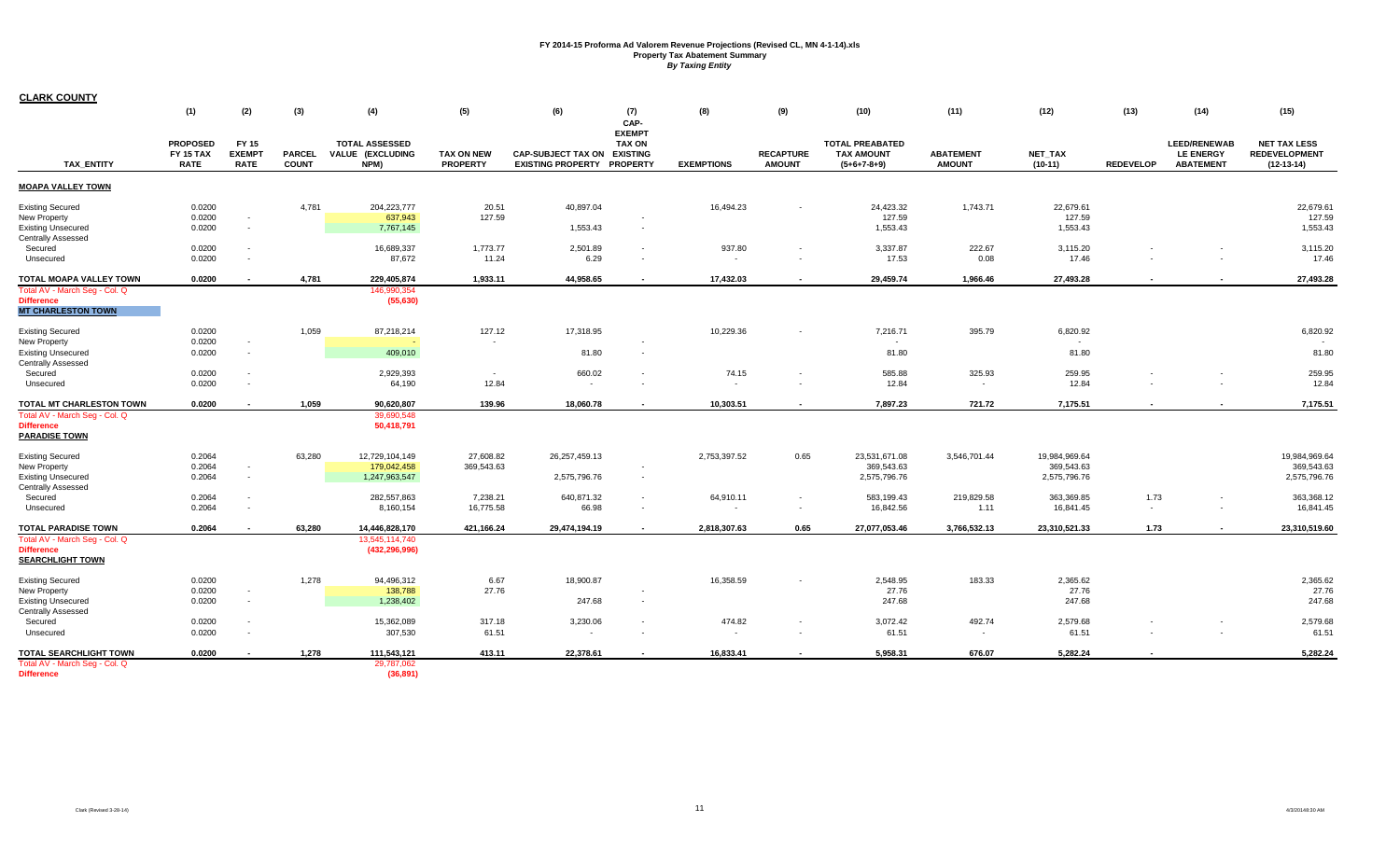**FY 2014-15 Proforma Ad Valorem Revenue Projections (Revised CL, MN 4-1-14).xls**
**Property Tax Abatement Summary**
***By Taxing Entity***

**CLARK COUNTY**

| TAX_ENTITY | (1) PROPOSED FY 15 TAX RATE | (2) FY 15 EXEMPT RATE | (3) PARCEL COUNT | (4) TOTAL ASSESSED VALUE (EXCLUDING NPM) | (5) TAX ON NEW PROPERTY | (6) CAP-SUBJECT TAX ON EXISTING PROPERTY | (7) CAP-EXEMPT TAX ON EXISTING PROPERTY | (8) EXEMPTIONS | (9) RECAPTURE AMOUNT | (10) TOTAL PREABATED TAX AMOUNT (5+6+7-8+9) | (11) ABATEMENT AMOUNT | (12) NET_TAX (10-11) | (13) REDEVELOP | (14) LEED/RENEWAB LE ENERGY ABATEMENT | (15) NET TAX LESS REDEVELOPMENT (12-13-14) |
|---|---|---|---|---|---|---|---|---|---|---|---|---|---|---|---|
| **MOAPA VALLEY TOWN** | | | | | | | | | | | | | | | |
| Existing Secured | 0.0200 | | 4,781 | 204,223,777 | 20.51 | 40,897.04 | | 16,494.23 | - | 24,423.32 | 1,743.71 | 22,679.61 | | | 22,679.61 |
| New Property | 0.0200 | - | | 637,943 | 127.59 | | - | | | 127.59 | | 127.59 | | | 127.59 |
| Existing Unsecured | 0.0200 | - | | 7,767,145 | | 1,553.43 | - | | | 1,553.43 | | 1,553.43 | | | 1,553.43 |
| Centrally Assessed | | | | | | | | | | | | | | | |
| Secured | 0.0200 | - | | 16,689,337 | 1,773.77 | 2,501.89 | - | 937.80 | - | 3,337.87 | 222.67 | 3,115.20 | - | - | 3,115.20 |
| Unsecured | 0.0200 | - | | 87,672 | 11.24 | 6.29 | - | - | - | 17.53 | 0.08 | 17.46 | - | - | 17.46 |
| **TOTAL MOAPA VALLEY TOWN** | **0.0200** | **-** | **4,781** | **229,405,874** | **1,933.11** | **44,958.65** | **-** | **17,432.03** | **-** | **29,459.74** | **1,966.46** | **27,493.28** | **-** | **-** | **27,493.28** |
| Total AV - March Seg - Col. Q | | | | 146,990,354 | | | | | | | | | | | |
| Difference | | | | (55,630) | | | | | | | | | | | |
| **MT CHARLESTON TOWN** | | | | | | | | | | | | | | | |
| Existing Secured | 0.0200 | | 1,059 | 87,218,214 | 127.12 | 17,318.95 | | 10,229.36 | - | 7,216.71 | 395.79 | 6,820.92 | | | 6,820.92 |
| New Property | 0.0200 | - | | - | - | | - | | | - | | - | | | - |
| Existing Unsecured | 0.0200 | - | | 409,010 | | 81.80 | - | | | 81.80 | | 81.80 | | | 81.80 |
| Centrally Assessed | | | | | | | | | | | | | | | |
| Secured | 0.0200 | - | | 2,929,393 | - | 660.02 | - | 74.15 | - | 585.88 | 325.93 | 259.95 | - | - | 259.95 |
| Unsecured | 0.0200 | - | | 64,190 | 12.84 | - | - | - | - | 12.84 | - | 12.84 | - | - | 12.84 |
| **TOTAL MT CHARLESTON TOWN** | **0.0200** | **-** | **1,059** | **90,620,807** | **139.96** | **18,060.78** | **-** | **10,303.51** | **-** | **7,897.23** | **721.72** | **7,175.51** | **-** | **-** | **7,175.51** |
| Total AV - March Seg - Col. Q | | | | 39,690,548 | | | | | | | | | | | |
| Difference | | | | 50,418,791 | | | | | | | | | | | |
| **PARADISE TOWN** | | | | | | | | | | | | | | | |
| Existing Secured | 0.2064 | | 63,280 | 12,729,104,149 | 27,608.82 | 26,257,459.13 | | 2,753,397.52 | 0.65 | 23,531,671.08 | 3,546,701.44 | 19,984,969.64 | | | 19,984,969.64 |
| New Property | 0.2064 | - | | 179,042,458 | 369,543.63 | | - | | | 369,543.63 | | 369,543.63 | | | 369,543.63 |
| Existing Unsecured | 0.2064 | - | | 1,247,963,547 | | 2,575,796.76 | - | | | 2,575,796.76 | | 2,575,796.76 | | | 2,575,796.76 |
| Centrally Assessed | | | | | | | | | | | | | | | |
| Secured | 0.2064 | - | | 282,557,863 | 7,238.21 | 640,871.32 | - | 64,910.11 | - | 583,199.43 | 219,829.58 | 363,369.85 | 1.73 | - | 363,368.12 |
| Unsecured | 0.2064 | - | | 8,160,154 | 16,775.58 | 66.98 | - | - | - | 16,842.56 | 1.11 | 16,841.45 | - | - | 16,841.45 |
| **TOTAL PARADISE TOWN** | **0.2064** | **-** | **63,280** | **14,446,828,170** | **421,166.24** | **29,474,194.19** | **-** | **2,818,307.63** | **0.65** | **27,077,053.46** | **3,766,532.13** | **23,310,521.33** | **1.73** | **-** | **23,310,519.60** |
| Total AV - March Seg - Col. Q | | | | 13,545,114,740 | | | | | | | | | | | |
| Difference | | | | (432,296,996) | | | | | | | | | | | |
| **SEARCHLIGHT TOWN** | | | | | | | | | | | | | | | |
| Existing Secured | 0.0200 | | 1,278 | 94,496,312 | 6.67 | 18,900.87 | | 16,358.59 | - | 2,548.95 | 183.33 | 2,365.62 | | | 2,365.62 |
| New Property | 0.0200 | - | | 138,788 | 27.76 | | - | | | 27.76 | | 27.76 | | | 27.76 |
| Existing Unsecured | 0.0200 | - | | 1,238,402 | | 247.68 | - | | | 247.68 | | 247.68 | | | 247.68 |
| Centrally Assessed | | | | | | | | | | | | | | | |
| Secured | 0.0200 | - | | 15,362,089 | 317.18 | 3,230.06 | - | 474.82 | - | 3,072.42 | 492.74 | 2,579.68 | - | - | 2,579.68 |
| Unsecured | 0.0200 | - | | 307,530 | 61.51 | - | - | - | - | 61.51 | - | 61.51 | - | - | 61.51 |
| **TOTAL SEARCHLIGHT TOWN** | **0.0200** | **-** | **1,278** | **111,543,121** | **413.11** | **22,378.61** | **-** | **16,833.41** | **-** | **5,958.31** | **676.07** | **5,282.24** | **-** | | **5,282.24** |
| Total AV - March Seg - Col. Q | | | | 29,787,062 | | | | | | | | | | | |
| Difference | | | | (36,891) | | | | | | | | | | | |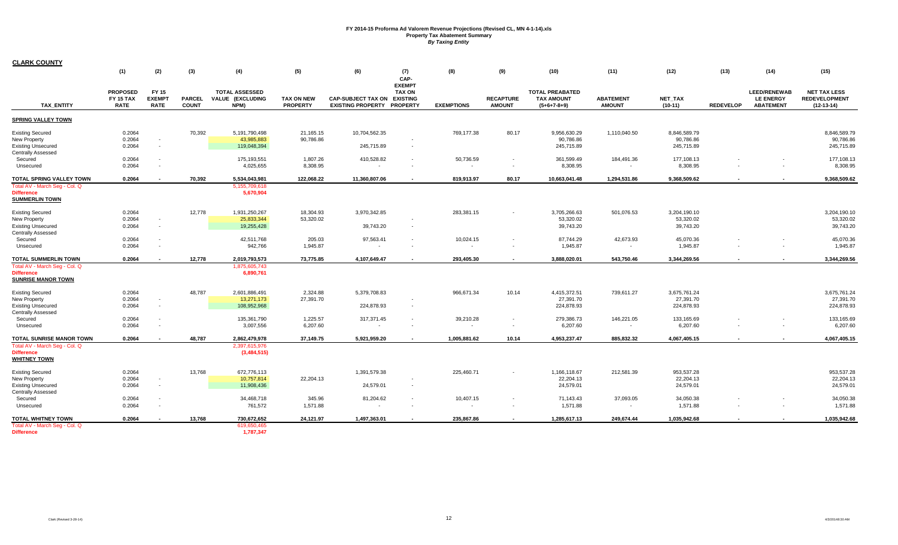# FY 2014-15 Proforma Ad Valorem Revenue Projections (Revised CL, MN 4-1-14).xls

## Property Tax Abatement Summary

*By Taxing Entity*

**CLARK COUNTY**

| | (1) | (2) | (3) | (4) | (5) | (6) | (7) | (8) | (9) | (10) | (11) | (12) | (13) | (14) | (15) |
|---|---|---|---|---|---|---|---|---|---|---|---|---|---|---|---|
| TAX_ENTITY | PROPOSED FY 15 TAX RATE | FY 15 EXEMPT RATE | PARCEL COUNT | TOTAL ASSESSED VALUE (EXCLUDING NPM) | TAX ON NEW PROPERTY | CAP-SUBJECT TAX ON EXISTING PROPERTY | CAP-EXEMPT TAX ON EXISTING PROPERTY | EXEMPTIONS | RECAPTURE AMOUNT | TOTAL PREABATED TAX AMOUNT (5+6+7-8+9) | ABATEMENT AMOUNT | NET_TAX (10-11) | REDEVELOP | LEED/RENEWAB LE ENERGY ABATEMENT | NET TAX LESS REDEVELOPMENT (12-13-14) |
| **SPRING VALLEY TOWN** | | | | | | | | | | | | | | | |
| Existing Secured | 0.2064 | | 70,392 | 5,191,790,498 | 21,165.15 | 10,704,562.35 | | 769,177.38 | 80.17 | 9,956,630.29 | 1,110,040.50 | 8,846,589.79 | | | 8,846,589.79 |
| New Property | 0.2064 | - | | 43,985,883 | 90,786.86 | | - | | | 90,786.86 | | 90,786.86 | | | 90,786.86 |
| Existing Unsecured | 0.2064 | - | | 119,048,394 | | 245,715.89 | - | | | 245,715.89 | | 245,715.89 | | | 245,715.89 |
| Centrally Assessed | | | | | | | | | | | | | | | |
| Secured | 0.2064 | - | | 175,193,551 | 1,807.26 | 410,528.82 | - | 50,736.59 | - | 361,599.49 | 184,491.36 | 177,108.13 | - | - | 177,108.13 |
| Unsecured | 0.2064 | - | | 4,025,655 | 8,308.95 | - | - | - | - | 8,308.95 | - | 8,308.95 | - | - | 8,308.95 |
| **TOTAL SPRING VALLEY TOWN** | **0.2064** | **-** | **70,392** | **5,534,043,981** | **122,068.22** | **11,360,807.06** | **-** | **819,913.97** | **80.17** | **10,663,041.48** | **1,294,531.86** | **9,368,509.62** | **-** | **-** | **9,368,509.62** |
| Total AV - March Seg - Col. Q | | | | 5,155,709,618 | | | | | | | | | | | |
| **Difference** | | | | **5,670,904** | | | | | | | | | | | |
| **SUMMERLIN TOWN** | | | | | | | | | | | | | | | |
| Existing Secured | 0.2064 | | 12,778 | 1,931,250,267 | 18,304.93 | 3,970,342.85 | | 283,381.15 | - | 3,705,266.63 | 501,076.53 | 3,204,190.10 | | | 3,204,190.10 |
| New Property | 0.2064 | - | | 25,833,344 | 53,320.02 | | - | | | 53,320.02 | | 53,320.02 | | | 53,320.02 |
| Existing Unsecured | 0.2064 | - | | 19,255,428 | | 39,743.20 | - | | | 39,743.20 | | 39,743.20 | | | 39,743.20 |
| Centrally Assessed | | | | | | | | | | | | | | | |
| Secured | 0.2064 | - | | 42,511,768 | 205.03 | 97,563.41 | - | 10,024.15 | - | 87,744.29 | 42,673.93 | 45,070.36 | - | - | 45,070.36 |
| Unsecured | 0.2064 | - | | 942,766 | 1,945.87 | - | - | - | - | 1,945.87 | - | 1,945.87 | - | - | 1,945.87 |
| **TOTAL SUMMERLIN TOWN** | **0.2064** | **-** | **12,778** | **2,019,793,573** | **73,775.85** | **4,107,649.47** | **-** | **293,405.30** | **-** | **3,888,020.01** | **543,750.46** | **3,344,269.56** | **-** | **-** | **3,344,269.56** |
| Total AV - March Seg - Col. Q | | | | 1,875,605,743 | | | | | | | | | | | |
| **Difference** | | | | **6,890,761** | | | | | | | | | | | |
| **SUNRISE MANOR TOWN** | | | | | | | | | | | | | | | |
| Existing Secured | 0.2064 | | 48,787 | 2,601,886,491 | 2,324.88 | 5,379,708.83 | | 966,671.34 | 10.14 | 4,415,372.51 | 739,611.27 | 3,675,761.24 | | | 3,675,761.24 |
| New Property | 0.2064 | - | | 13,271,173 | 27,391.70 | | - | | | 27,391.70 | | 27,391.70 | | | 27,391.70 |
| Existing Unsecured | 0.2064 | - | | 108,952,968 | | 224,878.93 | - | | | 224,878.93 | | 224,878.93 | | | 224,878.93 |
| Centrally Assessed | | | | | | | | | | | | | | | |
| Secured | 0.2064 | - | | 135,361,790 | 1,225.57 | 317,371.45 | - | 39,210.28 | - | 279,386.73 | 146,221.05 | 133,165.69 | - | - | 133,165.69 |
| Unsecured | 0.2064 | - | | 3,007,556 | 6,207.60 | - | - | - | - | 6,207.60 | - | 6,207.60 | - | - | 6,207.60 |
| **TOTAL SUNRISE MANOR TOWN** | **0.2064** | **-** | **48,787** | **2,862,479,978** | **37,149.75** | **5,921,959.20** | **-** | **1,005,881.62** | **10.14** | **4,953,237.47** | **885,832.32** | **4,067,405.15** | **-** | **-** | **4,067,405.15** |
| Total AV - March Seg - Col. Q | | | | 2,397,615,976 | | | | | | | | | | | |
| **Difference** | | | | **(3,484,515)** | | | | | | | | | | | |
| **WHITNEY TOWN** | | | | | | | | | | | | | | | |
| Existing Secured | 0.2064 | | 13,768 | 672,776,113 | | 1,391,579.38 | | 225,460.71 | - | 1,166,118.67 | 212,581.39 | 953,537.28 | | | 953,537.28 |
| New Property | 0.2064 | - | | 10,757,814 | 22,204.13 | | - | | | 22,204.13 | | 22,204.13 | | | 22,204.13 |
| Existing Unsecured | 0.2064 | - | | 11,908,436 | | 24,579.01 | - | | | 24,579.01 | | 24,579.01 | | | 24,579.01 |
| Centrally Assessed | | | | | | | | | | | | | | | |
| Secured | 0.2064 | - | | 34,468,718 | 345.96 | 81,204.62 | - | 10,407.15 | - | 71,143.43 | 37,093.05 | 34,050.38 | - | - | 34,050.38 |
| Unsecured | 0.2064 | - | | 761,572 | 1,571.88 | - | - | - | - | 1,571.88 | - | 1,571.88 | - | - | 1,571.88 |
| **TOTAL WHITNEY TOWN** | **0.2064** | **-** | **13,768** | **730,672,652** | **24,121.97** | **1,497,363.01** | **-** | **235,867.86** | **-** | **1,285,617.13** | **249,674.44** | **1,035,942.68** | **-** | **-** | **1,035,942.68** |
| Total AV - March Seg - Col. Q | | | | 619,650,465 | | | | | | | | | | | |
| **Difference** | | | | **1,787,347** | | | | | | | | | | | |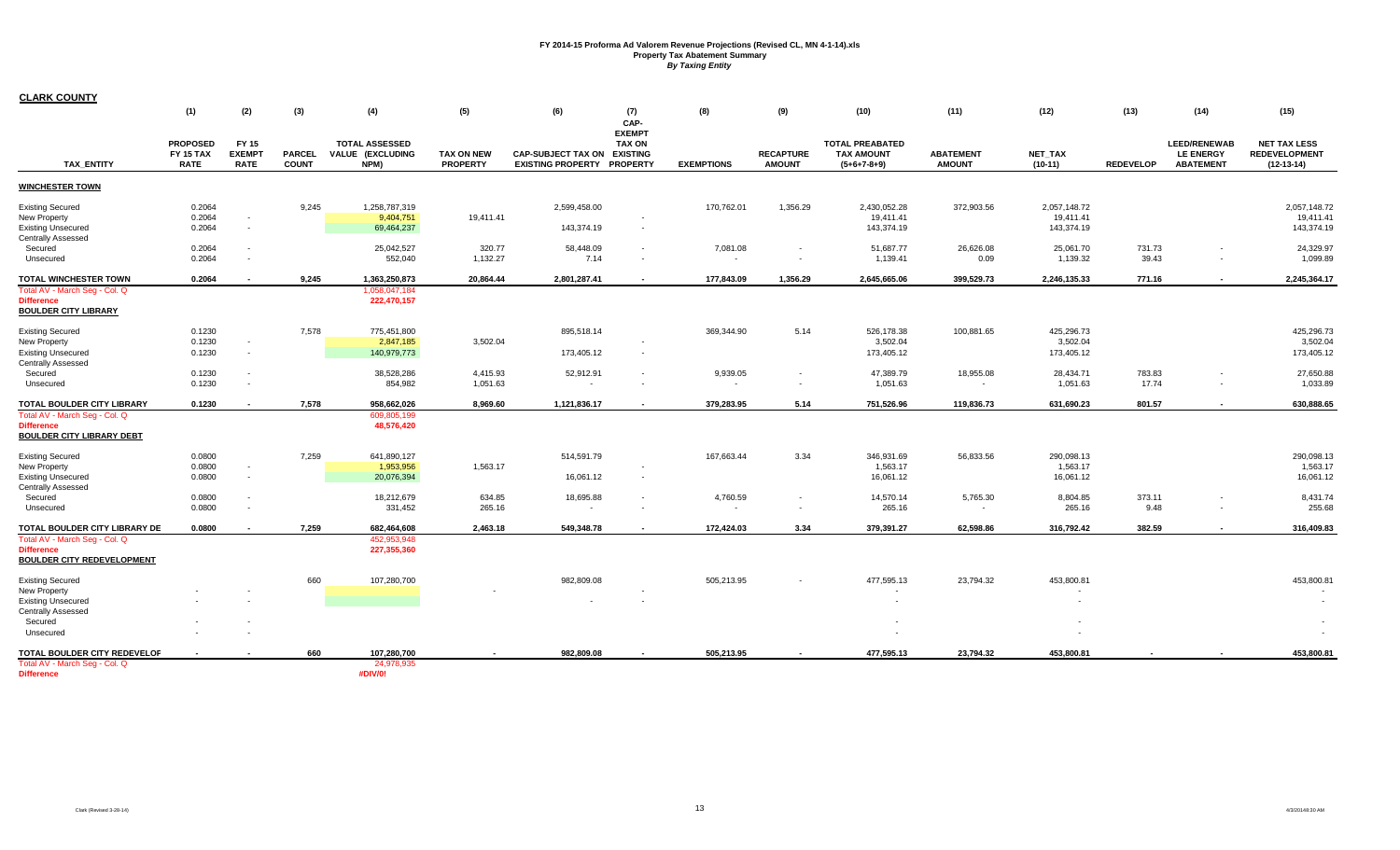**FY 2014-15 Proforma Ad Valorem Revenue Projections (Revised CL, MN 4-1-14).xls**
**Property Tax Abatement Summary**
***By Taxing Entity***

**CLARK COUNTY**

| TAX_ENTITY | (1) PROPOSED FY 15 TAX RATE | (2) FY 15 EXEMPT RATE | (3) PARCEL COUNT | (4) TOTAL ASSESSED VALUE (EXCLUDING NPM) | (5) TAX ON NEW PROPERTY | (6) CAP-SUBJECT TAX ON EXISTING PROPERTY | (7) CAP-EXEMPT TAX ON EXISTING PROPERTY | (8) EXEMPTIONS | (9) RECAPTURE AMOUNT | (10) TOTAL PREABATED TAX AMOUNT (5+6+7-8+9) | (11) ABATEMENT AMOUNT | (12) NET_TAX (10-11) | (13) REDEVELOP | (14) LEED/RENEWAB LE ENERGY ABATEMENT | (15) NET TAX LESS REDEVELOPMENT (12-13-14) |
|---|---|---|---|---|---|---|---|---|---|---|---|---|---|---|---|
| **WINCHESTER TOWN** | | | | | | | | | | | | | | | |
| Existing Secured | 0.2064 | | 9,245 | 1,258,787,319 | | 2,599,458.00 | | 170,762.01 | 1,356.29 | 2,430,052.28 | 372,903.56 | 2,057,148.72 | | | 2,057,148.72 |
| New Property | 0.2064 | - | | 9,404,751 | 19,411.41 | | - | | | 19,411.41 | | 19,411.41 | | | 19,411.41 |
| Existing Unsecured | 0.2064 | - | | 69,464,237 | | 143,374.19 | - | | | 143,374.19 | | 143,374.19 | | | 143,374.19 |
| Centrally Assessed | | | | | | | | | | | | | | | |
| Secured | 0.2064 | - | | 25,042,527 | 320.77 | 58,448.09 | - | 7,081.08 | - | 51,687.77 | 26,626.08 | 25,061.70 | 731.73 | - | 24,329.97 |
| Unsecured | 0.2064 | - | | 552,040 | 1,132.27 | 7.14 | - | - | - | 1,139.41 | 0.09 | 1,139.32 | 39.43 | - | 1,099.89 |
| **TOTAL WINCHESTER TOWN** | **0.2064** | **-** | **9,245** | **1,363,250,873** | **20,864.44** | **2,801,287.41** | **-** | **177,843.09** | **1,356.29** | **2,645,665.06** | **399,529.73** | **2,246,135.33** | **771.16** | **-** | **2,245,364.17** |
| Total AV - March Seg - Col. Q | | | | 1,058,047,184 | | | | | | | | | | | |
| Difference | | | | 222,470,157 | | | | | | | | | | | |
| **BOULDER CITY LIBRARY** | | | | | | | | | | | | | | | |
| Existing Secured | 0.1230 | | 7,578 | 775,451,800 | | 895,518.14 | | 369,344.90 | 5.14 | 526,178.38 | 100,881.65 | 425,296.73 | | | 425,296.73 |
| New Property | 0.1230 | - | | 2,847,185 | 3,502.04 | | - | | | 3,502.04 | | 3,502.04 | | | 3,502.04 |
| Existing Unsecured | 0.1230 | - | | 140,979,773 | | 173,405.12 | - | | | 173,405.12 | | 173,405.12 | | | 173,405.12 |
| Centrally Assessed | | | | | | | | | | | | | | | |
| Secured | 0.1230 | - | | 38,528,286 | 4,415.93 | 52,912.91 | - | 9,939.05 | - | 47,389.79 | 18,955.08 | 28,434.71 | 783.83 | - | 27,650.88 |
| Unsecured | 0.1230 | - | | 854,982 | 1,051.63 | - | - | - | - | 1,051.63 | - | 1,051.63 | 17.74 | - | 1,033.89 |
| **TOTAL BOULDER CITY LIBRARY** | **0.1230** | **-** | **7,578** | **958,662,026** | **8,969.60** | **1,121,836.17** | **-** | **379,283.95** | **5.14** | **751,526.96** | **119,836.73** | **631,690.23** | **801.57** | **-** | **630,888.65** |
| Total AV - March Seg - Col. Q | | | | 609,805,199 | | | | | | | | | | | |
| Difference | | | | 48,576,420 | | | | | | | | | | | |
| **BOULDER CITY LIBRARY DEBT** | | | | | | | | | | | | | | | |
| Existing Secured | 0.0800 | | 7,259 | 641,890,127 | | 514,591.79 | | 167,663.44 | 3.34 | 346,931.69 | 56,833.56 | 290,098.13 | | | 290,098.13 |
| New Property | 0.0800 | - | | 1,953,956 | 1,563.17 | | - | | | 1,563.17 | | 1,563.17 | | | 1,563.17 |
| Existing Unsecured | 0.0800 | - | | 20,076,394 | | 16,061.12 | - | | | 16,061.12 | | 16,061.12 | | | 16,061.12 |
| Centrally Assessed | | | | | | | | | | | | | | | |
| Secured | 0.0800 | - | | 18,212,679 | 634.85 | 18,695.88 | - | 4,760.59 | - | 14,570.14 | 5,765.30 | 8,804.85 | 373.11 | - | 8,431.74 |
| Unsecured | 0.0800 | - | | 331,452 | 265.16 | - | - | - | - | 265.16 | - | 265.16 | 9.48 | - | 255.68 |
| **TOTAL BOULDER CITY LIBRARY DE** | **0.0800** | **-** | **7,259** | **682,464,608** | **2,463.18** | **549,348.78** | **-** | **172,424.03** | **3.34** | **379,391.27** | **62,598.86** | **316,792.42** | **382.59** | **-** | **316,409.83** |
| Total AV - March Seg - Col. Q | | | | 452,953,948 | | | | | | | | | | | |
| Difference | | | | 227,355,360 | | | | | | | | | | | |
| **BOULDER CITY REDEVELOPMENT** | | | | | | | | | | | | | | | |
| Existing Secured | | | 660 | 107,280,700 | | 982,809.08 | | 505,213.95 | - | 477,595.13 | 23,794.32 | 453,800.81 | | | 453,800.81 |
| New Property | - | - | | | - | | - | | | - | | - | | | - |
| Existing Unsecured | - | - | | | | - | - | | | - | | - | | | - |
| Centrally Assessed | | | | | | | | | | | | | | | |
| Secured | - | - | | | | | | | | - | | - | | | - |
| Unsecured | - | - | | | | | | | | - | | - | | | - |
| **TOTAL BOULDER CITY REDEVELOF** | **-** | **-** | **660** | **107,280,700** | **-** | **982,809.08** | **-** | **505,213.95** | **-** | **477,595.13** | **23,794.32** | **453,800.81** | **-** | **-** | **453,800.81** |
| Total AV - March Seg - Col. Q | | | | 24,978,935 | | | | | | | | | | | |
| Difference | | | | #DIV/0! | | | | | | | | | | | |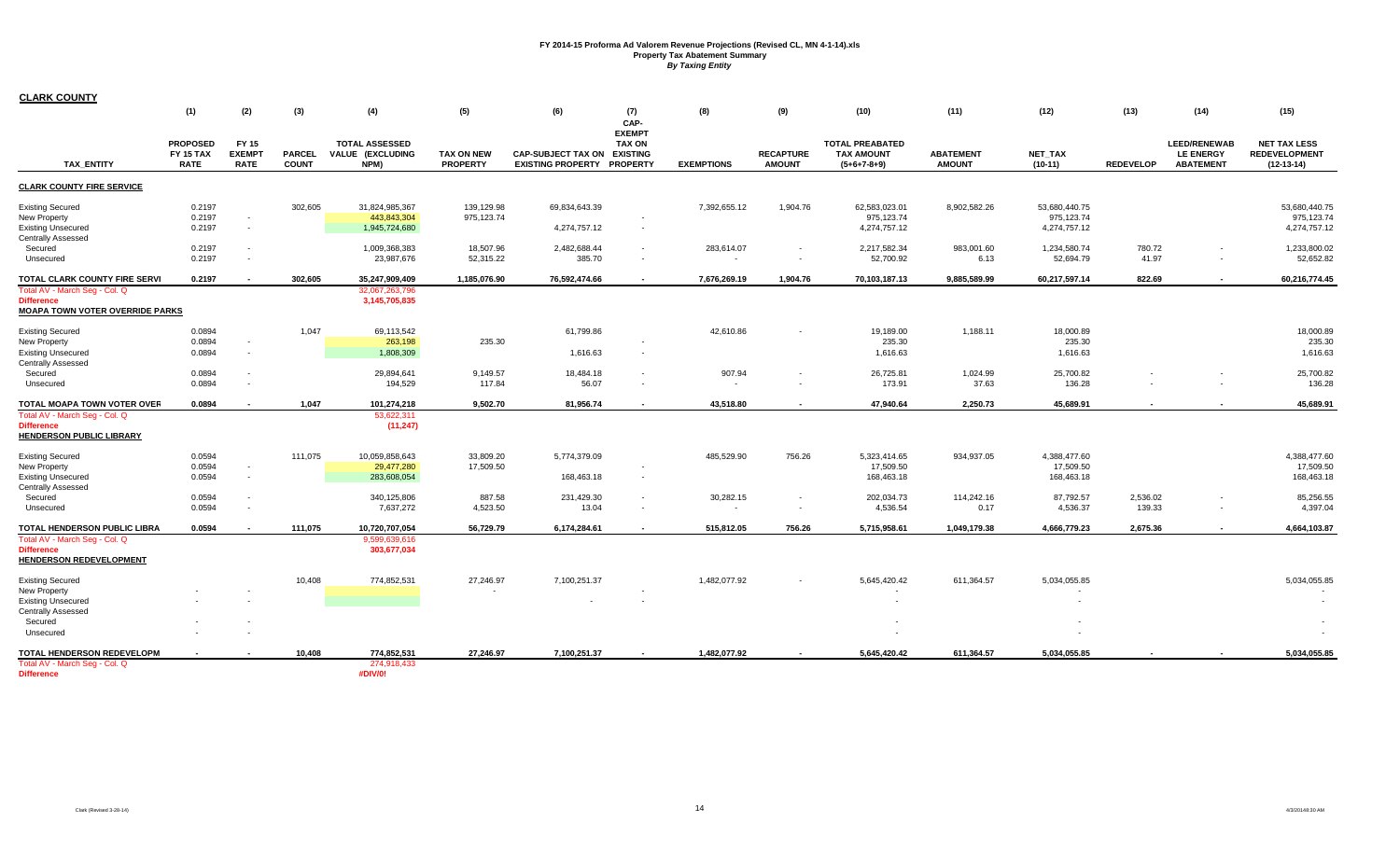**FY 2014-15 Proforma Ad Valorem Revenue Projections (Revised CL, MN 4-1-14).xls**
**Property Tax Abatement Summary**
***By Taxing Entity***

**CLARK COUNTY**

| | (1) | (2) | (3) | (4) | (5) | (6) | (7) | (8) | (9) | (10) | (11) | (12) | (13) | (14) | (15) |
|---|---|---|---|---|---|---|---|---|---|---|---|---|---|---|---|
| TAX_ENTITY | PROPOSED FY 15 TAX RATE | FY 15 EXEMPT RATE | PARCEL COUNT | TOTAL ASSESSED VALUE (EXCLUDING NPM) | TAX ON NEW PROPERTY | CAP-SUBJECT TAX ON EXISTING PROPERTY | CAP-EXEMPT TAX ON EXISTING PROPERTY | EXEMPTIONS | RECAPTURE AMOUNT | TOTAL PREABATED TAX AMOUNT (5+6+7-8+9) | ABATEMENT AMOUNT | NET_TAX (10-11) | REDEVELOP | LEED/RENEWAB LE ENERGY ABATEMENT | NET TAX LESS REDEVELOPMENT (12-13-14) |
| **CLARK COUNTY FIRE SERVICE** | | | | | | | | | | | | | | | |
| Existing Secured | 0.2197 | | 302,605 | 31,824,985,367 | 139,129.98 | 69,834,643.39 | | 7,392,655.12 | 1,904.76 | 62,583,023.01 | 8,902,582.26 | 53,680,440.75 | | | 53,680,440.75 |
| New Property | 0.2197 | - | | 443,843,304 | 975,123.74 | | - | | | 975,123.74 | | 975,123.74 | | | 975,123.74 |
| Existing Unsecured | 0.2197 | - | | 1,945,724,680 | | 4,274,757.12 | - | | | 4,274,757.12 | | 4,274,757.12 | | | 4,274,757.12 |
| Centrally Assessed | | | | | | | | | | | | | | | |
| Secured | 0.2197 | - | | 1,009,368,383 | 18,507.96 | 2,482,688.44 | - | 283,614.07 | - | 2,217,582.34 | 983,001.60 | 1,234,580.74 | 780.72 | - | 1,233,800.02 |
| Unsecured | 0.2197 | - | | 23,987,676 | 52,315.22 | 385.70 | - | - | - | 52,700.92 | 6.13 | 52,694.79 | 41.97 | - | 52,652.82 |
| **TOTAL CLARK COUNTY FIRE SERVI** | **0.2197** | **-** | **302,605** | **35,247,909,409** | **1,185,076.90** | **76,592,474.66** | **-** | **7,676,269.19** | **1,904.76** | **70,103,187.13** | **9,885,589.99** | **60,217,597.14** | **822.69** | **-** | **60,216,774.45** |
| Total AV - March Seg - Col. Q | | | | 32,067,263,796 | | | | | | | | | | | |
| Difference | | | | 3,145,705,835 | | | | | | | | | | | |
| **MOAPA TOWN VOTER OVERRIDE PARKS** | | | | | | | | | | | | | | | |
| Existing Secured | 0.0894 | | 1,047 | 69,113,542 | | 61,799.86 | | 42,610.86 | - | 19,189.00 | 1,188.11 | 18,000.89 | | | 18,000.89 |
| New Property | 0.0894 | - | | 263,198 | 235.30 | | - | | | 235.30 | | 235.30 | | | 235.30 |
| Existing Unsecured | 0.0894 | - | | 1,808,309 | | 1,616.63 | - | | | 1,616.63 | | 1,616.63 | | | 1,616.63 |
| Centrally Assessed | | | | | | | | | | | | | | | |
| Secured | 0.0894 | - | | 29,894,641 | 9,149.57 | 18,484.18 | - | 907.94 | - | 26,725.81 | 1,024.99 | 25,700.82 | - | - | 25,700.82 |
| Unsecured | 0.0894 | - | | 194,529 | 117.84 | 56.07 | - | - | - | 173.91 | 37.63 | 136.28 | - | - | 136.28 |
| **TOTAL MOAPA TOWN VOTER OVER** | **0.0894** | **-** | **1,047** | **101,274,218** | **9,502.70** | **81,956.74** | **-** | **43,518.80** | **-** | **47,940.64** | **2,250.73** | **45,689.91** | **-** | **-** | **45,689.91** |
| Total AV - March Seg - Col. Q | | | | 53,622,311 | | | | | | | | | | | |
| Difference | | | | (11,247) | | | | | | | | | | | |
| **HENDERSON PUBLIC LIBRARY** | | | | | | | | | | | | | | | |
| Existing Secured | 0.0594 | | 111,075 | 10,059,858,643 | 33,809.20 | 5,774,379.09 | | 485,529.90 | 756.26 | 5,323,414.65 | 934,937.05 | 4,388,477.60 | | | 4,388,477.60 |
| New Property | 0.0594 | - | | 29,477,280 | 17,509.50 | | - | | | 17,509.50 | | 17,509.50 | | | 17,509.50 |
| Existing Unsecured | 0.0594 | - | | 283,608,054 | | 168,463.18 | - | | | 168,463.18 | | 168,463.18 | | | 168,463.18 |
| Centrally Assessed | | | | | | | | | | | | | | | |
| Secured | 0.0594 | - | | 340,125,806 | 887.58 | 231,429.30 | - | 30,282.15 | - | 202,034.73 | 114,242.16 | 87,792.57 | 2,536.02 | - | 85,256.55 |
| Unsecured | 0.0594 | - | | 7,637,272 | 4,523.50 | 13.04 | - | - | - | 4,536.54 | 0.17 | 4,536.37 | 139.33 | - | 4,397.04 |
| **TOTAL HENDERSON PUBLIC LIBRA** | **0.0594** | **-** | **111,075** | **10,720,707,054** | **56,729.79** | **6,174,284.61** | **-** | **515,812.05** | **756.26** | **5,715,958.61** | **1,049,179.38** | **4,666,779.23** | **2,675.36** | **-** | **4,664,103.87** |
| Total AV - March Seg - Col. Q | | | | 9,599,639,616 | | | | | | | | | | | |
| Difference | | | | 303,677,034 | | | | | | | | | | | |
| **HENDERSON REDEVELOPMENT** | | | | | | | | | | | | | | | |
| Existing Secured | | | 10,408 | 774,852,531 | 27,246.97 | 7,100,251.37 | | 1,482,077.92 | - | 5,645,420.42 | 611,364.57 | 5,034,055.85 | | | 5,034,055.85 |
| New Property | - | - | | | - | | - | | | - | | - | | | - |
| Existing Unsecured | - | - | | | | - | - | | | - | | - | | | - |
| Centrally Assessed | | | | | | | | | | | | | | | |
| Secured | - | - | | | | | | | | - | | - | | | - |
| Unsecured | - | - | | | | | | | | - | | - | | | - |
| **TOTAL HENDERSON REDEVELOPM** | **-** | **-** | **10,408** | **774,852,531** | **27,246.97** | **7,100,251.37** | **-** | **1,482,077.92** | **-** | **5,645,420.42** | **611,364.57** | **5,034,055.85** | **-** | **-** | **5,034,055.85** |
| Total AV - March Seg - Col. Q | | | | 274,918,433 | | | | | | | | | | | |
| Difference | | | | #DIV/0! | | | | | | | | | | | |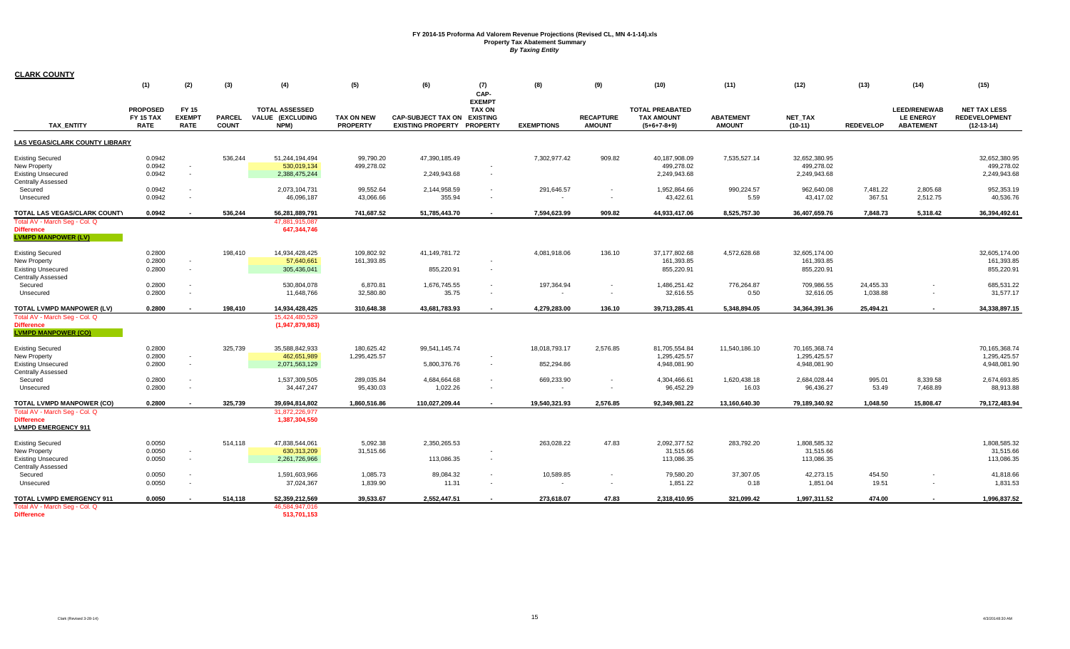**FY 2014-15 Proforma Ad Valorem Revenue Projections (Revised CL, MN 4-1-14).xls**
**Property Tax Abatement Summary**
***By Taxing Entity***

**CLARK COUNTY**

| TAX_ENTITY | (1) PROPOSED FY 15 TAX RATE | (2) FY 15 EXEMPT RATE | (3) PARCEL COUNT | (4) TOTAL ASSESSED VALUE (EXCLUDING NPM) | (5) TAX ON NEW PROPERTY | (6) CAP-SUBJECT TAX ON EXISTING PROPERTY | (7) CAP-EXEMPT TAX ON EXISTING PROPERTY | (8) EXEMPTIONS | (9) RECAPTURE AMOUNT | (10) TOTAL PREABATED TAX AMOUNT (5+6+7-8+9) | (11) ABATEMENT AMOUNT | (12) NET_TAX (10-11) | (13) REDEVELOP | (14) LEED/RENEWAB LE ENERGY ABATEMENT | (15) NET TAX LESS REDEVELOPMENT (12-13-14) |
|---|---|---|---|---|---|---|---|---|---|---|---|---|---|---|---|
| **LAS VEGAS/CLARK COUNTY LIBRARY** | | | | | | | | | | | | | | | |
| Existing Secured | 0.0942 | | 536,244 | 51,244,194,494 | 99,790.20 | 47,390,185.49 | | 7,302,977.42 | 909.82 | 40,187,908.09 | 7,535,527.14 | 32,652,380.95 | | | 32,652,380.95 |
| New Property | 0.0942 | - | | 530,019,134 | 499,278.02 | | - | | | 499,278.02 | | 499,278.02 | | | 499,278.02 |
| Existing Unsecured | 0.0942 | - | | 2,388,475,244 | | 2,249,943.68 | - | | | 2,249,943.68 | | 2,249,943.68 | | | 2,249,943.68 |
| Centrally Assessed | | | | | | | | | | | | | | | |
| Secured | 0.0942 | - | | 2,073,104,731 | 99,552.64 | 2,144,958.59 | - | 291,646.57 | - | 1,952,864.66 | 990,224.57 | 962,640.08 | 7,481.22 | 2,805.68 | 952,353.19 |
| Unsecured | 0.0942 | - | | 46,096,187 | 43,066.66 | 355.94 | - | - | - | 43,422.61 | 5.59 | 43,417.02 | 367.51 | 2,512.75 | 40,536.76 |
| **TOTAL LAS VEGAS/CLARK COUNTY** | **0.0942** | **-** | **536,244** | **56,281,889,791** | **741,687.52** | **51,785,443.70** | **-** | **7,594,623.99** | **909.82** | **44,933,417.06** | **8,525,757.30** | **36,407,659.76** | **7,848.73** | **5,318.42** | **36,394,492.61** |
| Total AV - March Seg - Col. Q | | | | 47,881,915,087 | | | | | | | | | | | |
| Difference | | | | 647,344,746 | | | | | | | | | | | |
| **LVMPD MANPOWER (LV)** | | | | | | | | | | | | | | | |
| Existing Secured | 0.2800 | | 198,410 | 14,934,428,425 | 109,802.92 | 41,149,781.72 | | 4,081,918.06 | 136.10 | 37,177,802.68 | 4,572,628.68 | 32,605,174.00 | | | 32,605,174.00 |
| New Property | 0.2800 | - | | 57,640,661 | 161,393.85 | | - | | | 161,393.85 | | 161,393.85 | | | 161,393.85 |
| Existing Unsecured | 0.2800 | - | | 305,436,041 | | 855,220.91 | - | | | 855,220.91 | | 855,220.91 | | | 855,220.91 |
| Centrally Assessed | | | | | | | | | | | | | | | |
| Secured | 0.2800 | - | | 530,804,078 | 6,870.81 | 1,676,745.55 | - | 197,364.94 | - | 1,486,251.42 | 776,264.87 | 709,986.55 | 24,455.33 | | 685,531.22 |
| Unsecured | 0.2800 | - | | 11,648,766 | 32,580.80 | 35.75 | - | - | - | 32,616.55 | 0.50 | 32,616.05 | 1,038.88 | - | 31,577.17 |
| **TOTAL LVMPD MANPOWER (LV)** | **0.2800** | **-** | **198,410** | **14,934,428,425** | **310,648.38** | **43,681,783.93** | **-** | **4,279,283.00** | **136.10** | **39,713,285.41** | **5,348,894.05** | **34,364,391.36** | **25,494.21** | **-** | **34,338,897.15** |
| Total AV - March Seg - Col. Q | | | | 15,424,480,529 | | | | | | | | | | | |
| Difference | | | | (1,947,879,983) | | | | | | | | | | | |
| **LVMPD MANPOWER (CO)** | | | | | | | | | | | | | | | |
| Existing Secured | 0.2800 | | 325,739 | 35,588,842,933 | 180,625.42 | 99,541,145.74 | | 18,018,793.17 | 2,576.85 | 81,705,554.84 | 11,540,186.10 | 70,165,368.74 | | | 70,165,368.74 |
| New Property | 0.2800 | - | | 462,651,989 | 1,295,425.57 | | - | | | 1,295,425.57 | | 1,295,425.57 | | | 1,295,425.57 |
| Existing Unsecured | 0.2800 | - | | 2,071,563,129 | | 5,800,376.76 | - | 852,294.86 | | 4,948,081.90 | | 4,948,081.90 | | | 4,948,081.90 |
| Centrally Assessed | | | | | | | | | | | | | | | |
| Secured | 0.2800 | - | | 1,537,309,505 | 289,035.84 | 4,684,664.68 | - | 669,233.90 | - | 4,304,466.61 | 1,620,438.18 | 2,684,028.44 | 995.01 | 8,339.58 | 2,674,693.85 |
| Unsecured | 0.2800 | - | | 34,447,247 | 95,430.03 | 1,022.26 | - | - | - | 96,452.29 | 16.03 | 96,436.27 | 53.49 | 7,468.89 | 88,913.88 |
| **TOTAL LVMPD MANPOWER (CO)** | **0.2800** | **-** | **325,739** | **39,694,814,802** | **1,860,516.86** | **110,027,209.44** | **-** | **19,540,321.93** | **2,576.85** | **92,349,981.22** | **13,160,640.30** | **79,189,340.92** | **1,048.50** | **15,808.47** | **79,172,483.94** |
| Total AV - March Seg - Col. Q | | | | 31,872,226,977 | | | | | | | | | | | |
| Difference | | | | 1,387,304,550 | | | | | | | | | | | |
| **LVMPD EMERGENCY 911** | | | | | | | | | | | | | | | |
| Existing Secured | 0.0050 | | 514,118 | 47,838,544,061 | 5,092.38 | 2,350,265.53 | | 263,028.22 | 47.83 | 2,092,377.52 | 283,792.20 | 1,808,585.32 | | | 1,808,585.32 |
| New Property | 0.0050 | - | | 630,313,209 | 31,515.66 | | - | | | 31,515.66 | | 31,515.66 | | | 31,515.66 |
| Existing Unsecured | 0.0050 | - | | 2,261,726,966 | | 113,086.35 | - | | | 113,086.35 | | 113,086.35 | | | 113,086.35 |
| Centrally Assessed | | | | | | | | | | | | | | | |
| Secured | 0.0050 | - | | 1,591,603,966 | 1,085.73 | 89,084.32 | - | 10,589.85 | - | 79,580.20 | 37,307.05 | 42,273.15 | 454.50 | - | 41,818.66 |
| Unsecured | 0.0050 | - | | 37,024,367 | 1,839.90 | 11.31 | - | - | - | 1,851.22 | 0.18 | 1,851.04 | 19.51 | - | 1,831.53 |
| **TOTAL LVMPD EMERGENCY 911** | **0.0050** | **-** | **514,118** | **52,359,212,569** | **39,533.67** | **2,552,447.51** | **-** | **273,618.07** | **47.83** | **2,318,410.95** | **321,099.42** | **1,997,311.52** | **474.00** | **-** | **1,996,837.52** |
| Total AV - March Seg - Col. Q | | | | 46,584,947,016 | | | | | | | | | | | |
| Difference | | | | 513,701,153 | | | | | | | | | | | |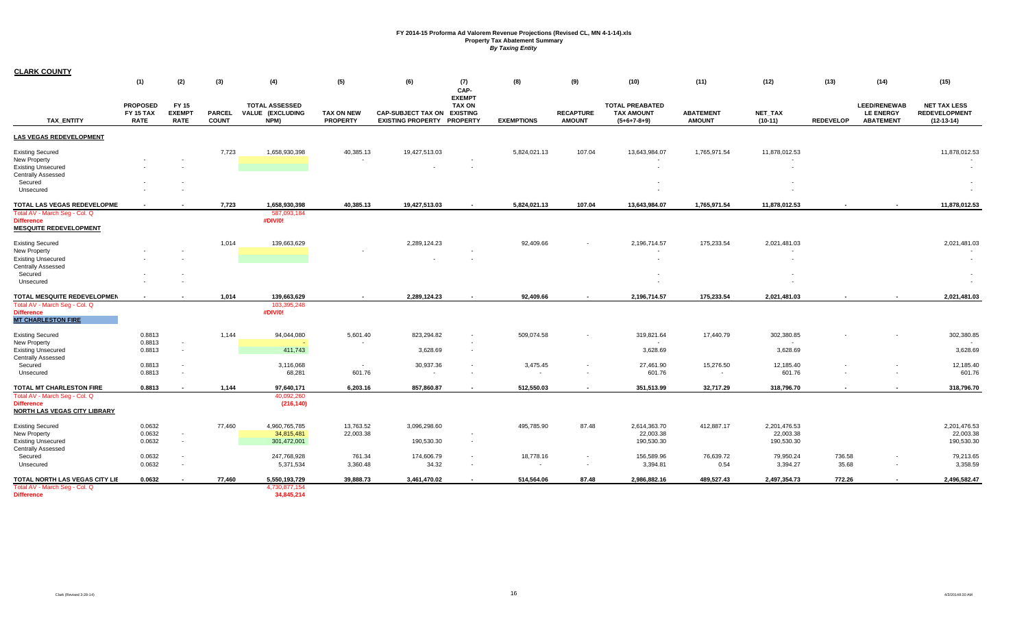**FY 2014-15 Proforma Ad Valorem Revenue Projections (Revised CL, MN 4-1-14).xls**
**Property Tax Abatement Summary**
***By Taxing Entity***

**CLARK COUNTY**

| TAX_ENTITY | (1) PROPOSED FY 15 TAX RATE | (2) FY 15 EXEMPT RATE | (3) PARCEL COUNT | (4) TOTAL ASSESSED VALUE (EXCLUDING NPM) | (5) TAX ON NEW PROPERTY | (6) CAP-SUBJECT TAX ON EXISTING PROPERTY | (7) CAP-EXEMPT TAX ON EXISTING PROPERTY | (8) EXEMPTIONS | (9) RECAPTURE AMOUNT | (10) TOTAL PREABATED TAX AMOUNT (5+6+7-8+9) | (11) ABATEMENT AMOUNT | (12) NET_TAX (10-11) | (13) REDEVELOP | (14) LEED/RENEWABLE ENERGY ABATEMENT | (15) NET TAX LESS REDEVELOPMENT (12-13-14) |
|---|---|---|---|---|---|---|---|---|---|---|---|---|---|---|---|
| **LAS VEGAS REDEVELOPMENT** | | | | | | | | | | | | | | | |
| Existing Secured | | | 7,723 | 1,658,930,398 | 40,385.13 | 19,427,513.03 | | 5,824,021.13 | 107.04 | 13,643,984.07 | 1,765,971.54 | 11,878,012.53 | | | 11,878,012.53 |
| New Property | - | - | | | - | | - | | | - | | - | | | - |
| Existing Unsecured | - | - | | | | - | - | | | - | | - | | | - |
| Centrally Assessed | | | | | | | | | | | | | | | |
| Secured | - | - | | | | | | | | - | | - | | | - |
| Unsecured | - | - | | | | | | | | - | | - | | | - |
| **TOTAL LAS VEGAS REDEVELOPME** | **-** | **-** | **7,723** | **1,658,930,398** | **40,385.13** | **19,427,513.03** | **-** | **5,824,021.13** | **107.04** | **13,643,984.07** | **1,765,971.54** | **11,878,012.53** | **-** | **-** | **11,878,012.53** |
| Total AV - March Seg - Col. Q | | | | 587,093,184 | | | | | | | | | | | |
| **Difference** | | | | **#DIV/0!** | | | | | | | | | | | |
| **MESQUITE REDEVELOPMENT** | | | | | | | | | | | | | | | |
| Existing Secured | | | 1,014 | 139,663,629 | | 2,289,124.23 | | 92,409.66 | - | 2,196,714.57 | 175,233.54 | 2,021,481.03 | | | 2,021,481.03 |
| New Property | - | - | | | - | | - | | | - | | - | | | - |
| Existing Unsecured | - | - | | | | - | - | | | - | | - | | | - |
| Centrally Assessed | | | | | | | | | | | | | | | |
| Secured | - | - | | | | | | | | - | | - | | | - |
| Unsecured | - | - | | | | | | | | - | | - | | | - |
| **TOTAL MESQUITE REDEVELOPMEN** | **-** | **-** | **1,014** | **139,663,629** | **-** | **2,289,124.23** | **-** | **92,409.66** | **-** | **2,196,714.57** | **175,233.54** | **2,021,481.03** | **-** | **-** | **2,021,481.03** |
| Total AV - March Seg - Col. Q | | | | 103,395,248 | | | | | | | | | | | |
| **Difference** | | | | **#DIV/0!** | | | | | | | | | | | |
| **MT CHARLESTON FIRE** | | | | | | | | | | | | | | | |
| Existing Secured | 0.8813 | | 1,144 | 94,044,080 | 5,601.40 | 823,294.82 | - | 509,074.58 | - | 319,821.64 | 17,440.79 | 302,380.85 | - | - | 302,380.85 |
| New Property | 0.8813 | - | | - | - | | - | | | - | | - | | | - |
| Existing Unsecured | 0.8813 | - | | 411,743 | | 3,628.69 | - | | | 3,628.69 | | 3,628.69 | | | 3,628.69 |
| Centrally Assessed | | | | | | | | | | | | | | | |
| Secured | 0.8813 | - | | 3,116,068 | - | 30,937.36 | - | 3,475.45 | - | 27,461.90 | 15,276.50 | 12,185.40 | - | - | 12,185.40 |
| Unsecured | 0.8813 | - | | 68,281 | 601.76 | - | - | - | - | 601.76 | - | 601.76 | - | - | 601.76 |
| **TOTAL MT CHARLESTON FIRE** | **0.8813** | **-** | **1,144** | **97,640,171** | **6,203.16** | **857,860.87** | **-** | **512,550.03** | **-** | **351,513.99** | **32,717.29** | **318,796.70** | **-** | **-** | **318,796.70** |
| Total AV - March Seg - Col. Q | | | | 40,092,260 | | | | | | | | | | | |
| **Difference** | | | | **(216,140)** | | | | | | | | | | | |
| **NORTH LAS VEGAS CITY LIBRARY** | | | | | | | | | | | | | | | |
| Existing Secured | 0.0632 | | 77,460 | 4,960,765,785 | 13,763.52 | 3,096,298.60 | | 495,785.90 | 87.48 | 2,614,363.70 | 412,887.17 | 2,201,476.53 | | | 2,201,476.53 |
| New Property | 0.0632 | - | | 34,815,481 | 22,003.38 | | - | | | 22,003.38 | | 22,003.38 | | | 22,003.38 |
| Existing Unsecured | 0.0632 | - | | 301,472,001 | | 190,530.30 | - | | | 190,530.30 | | 190,530.30 | | | 190,530.30 |
| Centrally Assessed | | | | | | | | | | | | | | | |
| Secured | 0.0632 | - | | 247,768,928 | 761.34 | 174,606.79 | - | 18,778.16 | - | 156,589.96 | 76,639.72 | 79,950.24 | 736.58 | - | 79,213.65 |
| Unsecured | 0.0632 | - | | 5,371,534 | 3,360.48 | 34.32 | - | - | - | 3,394.81 | 0.54 | 3,394.27 | 35.68 | - | 3,358.59 |
| **TOTAL NORTH LAS VEGAS CITY LIE** | **0.0632** | **-** | **77,460** | **5,550,193,729** | **39,888.73** | **3,461,470.02** | **-** | **514,564.06** | **87.48** | **2,986,882.16** | **489,527.43** | **2,497,354.73** | **772.26** | **-** | **2,496,582.47** |
| Total AV - March Seg - Col. Q | | | | 4,730,877,154 | | | | | | | | | | | |
| **Difference** | | | | **34,845,214** | | | | | | | | | | | |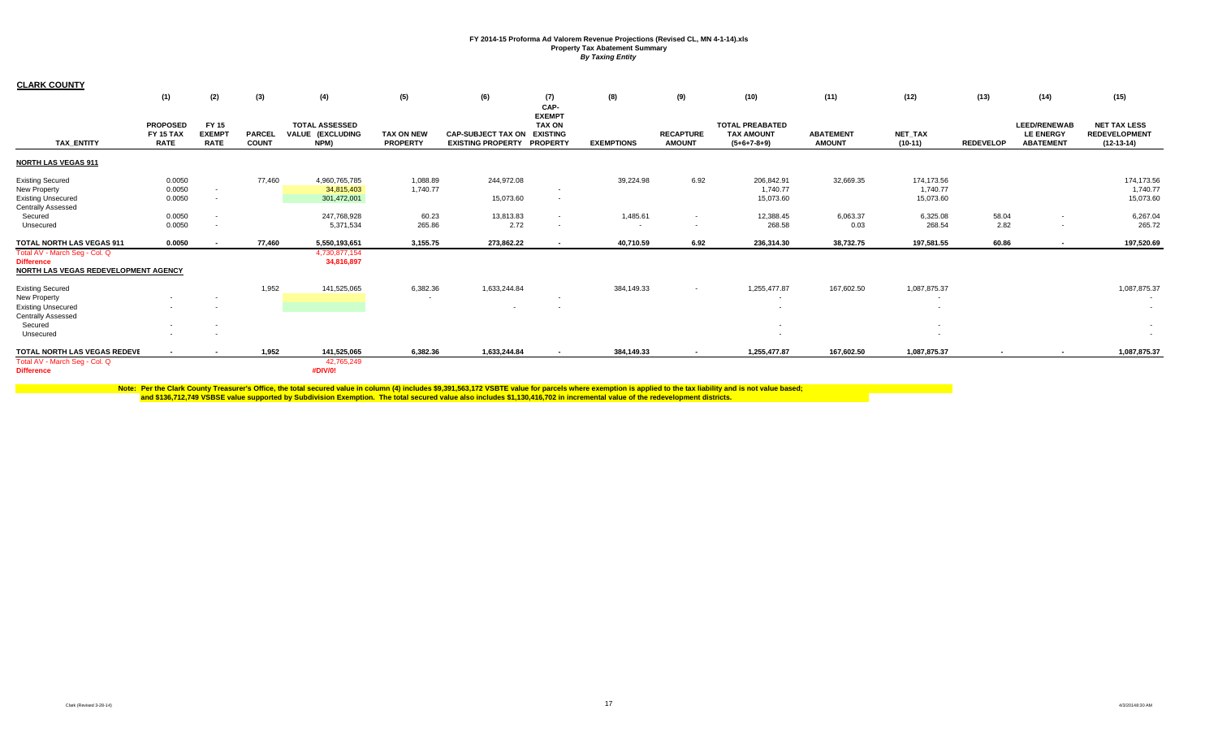**FY 2014-15 Proforma Ad Valorem Revenue Projections (Revised CL, MN 4-1-14).xls**
**Property Tax Abatement Summary**
***By Taxing Entity***

**CLARK COUNTY**

| TAX_ENTITY | (1) PROPOSED FY 15 TAX RATE | (2) FY 15 EXEMPT RATE | (3) PARCEL COUNT | (4) TOTAL ASSESSED VALUE (EXCLUDING NPM) | (5) TAX ON NEW PROPERTY | (6) CAP-SUBJECT TAX ON EXISTING PROPERTY | (7) CAP-EXEMPT TAX ON EXISTING PROPERTY | (8) EXEMPTIONS | (9) RECAPTURE AMOUNT | (10) TOTAL PREABATED TAX AMOUNT (5+6+7-8+9) | (11) ABATEMENT AMOUNT | (12) NET_TAX (10-11) | (13) REDEVELOP | (14) LEED/RENEWAB LE ENERGY ABATEMENT | (15) NET TAX LESS REDEVELOPMENT (12-13-14) |
|---|---|---|---|---|---|---|---|---|---|---|---|---|---|---|---|
| **NORTH LAS VEGAS 911** | | | | | | | | | | | | | | | |
| Existing Secured | 0.0050 | | 77,460 | 4,960,765,785 | 1,088.89 | 244,972.08 | | 39,224.98 | 6.92 | 206,842.91 | 32,669.35 | 174,173.56 | | | 174,173.56 |
| New Property | 0.0050 | - | | 34,815,403 | 1,740.77 | | - | | | 1,740.77 | | 1,740.77 | | | 1,740.77 |
| Existing Unsecured | 0.0050 | - | | 301,472,001 | | 15,073.60 | - | | | 15,073.60 | | 15,073.60 | | | 15,073.60 |
| Centrally Assessed | | | | | | | | | | | | | | | |
| Secured | 0.0050 | - | | 247,768,928 | 60.23 | 13,813.83 | - | 1,485.61 | - | 12,388.45 | 6,063.37 | 6,325.08 | 58.04 | - | 6,267.04 |
| Unsecured | 0.0050 | - | | 5,371,534 | 265.86 | 2.72 | - | - | - | 268.58 | 0.03 | 268.54 | 2.82 | - | 265.72 |
| **TOTAL NORTH LAS VEGAS 911** | **0.0050** | **-** | **77,460** | **5,550,193,651** | **3,155.75** | **273,862.22** | **-** | **40,710.59** | **6.92** | **236,314.30** | **38,732.75** | **197,581.55** | **60.86** | **-** | **197,520.69** |
| Total AV - March Seg - Col. Q | | | | 4,730,877,154 | | | | | | | | | | | |
| **Difference** | | | | **34,816,897** | | | | | | | | | | | |
| **NORTH LAS VEGAS REDEVELOPMENT AGENCY** | | | | | | | | | | | | | | | |
| Existing Secured | | | 1,952 | 141,525,065 | 6,382.36 | 1,633,244.84 | | 384,149.33 | - | 1,255,477.87 | 167,602.50 | 1,087,875.37 | | | 1,087,875.37 |
| New Property | - | - | | | - | | - | | | - | | - | | | - |
| Existing Unsecured | - | - | | | | - | - | | | - | | - | | | - |
| Centrally Assessed | | | | | | | | | | | | | | | |
| Secured | - | - | | | | | | | | - | | - | | | - |
| Unsecured | - | - | | | | | | | | - | | - | | | - |
| **TOTAL NORTH LAS VEGAS REDEVE** | **-** | **-** | **1,952** | **141,525,065** | **6,382.36** | **1,633,244.84** | **-** | **384,149.33** | **-** | **1,255,477.87** | **167,602.50** | **1,087,875.37** | **-** | **-** | **1,087,875.37** |
| Total AV - March Seg - Col. Q | | | | 42,765,249 | | | | | | | | | | | |
| **Difference** | | | | **#DIV/0!** | | | | | | | | | | | |

**Note: Per the Clark County Treasurer's Office, the total secured value in column (4) includes $9,391,563,172 VSBTE value for parcels where exemption is applied to the tax liability and is not value based; and $136,712,749 VSBSE value supported by Subdivision Exemption. The total secured value also includes $1,130,416,702 in incremental value of the redevelopment districts.**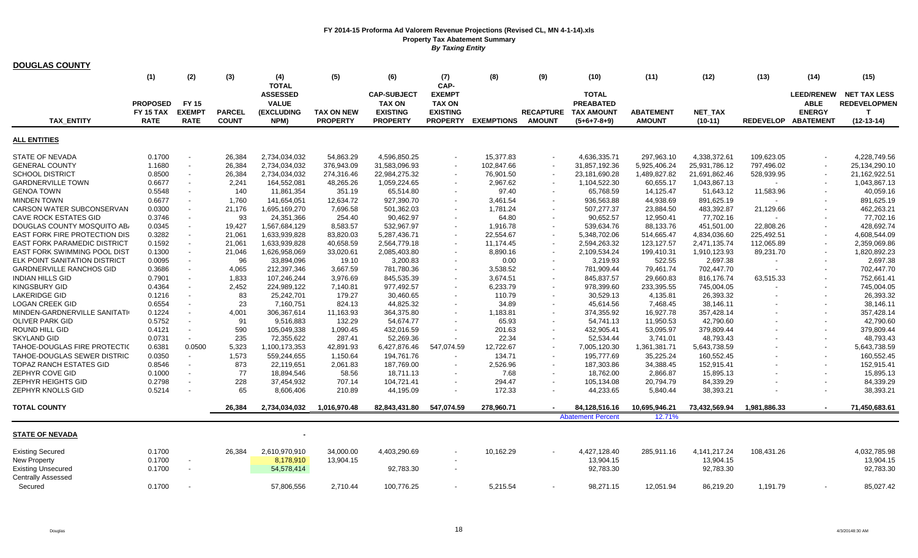# FY 2014-15 Proforma Ad Valorem Revenue Projections (Revised CL, MN 4-1-14).xls

## Property Tax Abatement Summary

*By Taxing Entity*

**DOUGLAS COUNTY**

| TAX_ENTITY | (1) PROPOSED FY 15 TAX RATE | (2) FY 15 EXEMPT RATE | (3) PARCEL COUNT | (4) TOTAL ASSESSED VALUE (EXCLUDING NPM) | (5) TAX ON NEW PROPERTY | (6) CAP-SUBJECT TAX ON EXISTING PROPERTY | (7) CAP-EXEMPT TAX ON EXISTING PROPERTY | (8) EXEMPTIONS | (9) RECAPTURE AMOUNT | (10) TOTAL PREABATED TAX AMOUNT (5+6+7-8+9) | (11) ABATEMENT AMOUNT | (12) NET_TAX (10-11) | (13) REDEVELOP | (14) LEED/RENEWABLE ENERGY ABATEMENT | (15) NET TAX LESS REDEVELOPMENT (12-13-14) |
|---|---|---|---|---|---|---|---|---|---|---|---|---|---|---|---|
| **ALL ENTITIES** | | | | | | | | | | | | | | | |
| STATE OF NEVADA | 0.1700 | - | 26,384 | 2,734,034,032 | 54,863.29 | 4,596,850.25 | - | 15,377.83 | - | 4,636,335.71 | 297,963.10 | 4,338,372.61 | 109,623.05 | - | 4,228,749.56 |
| GENERAL COUNTY | 1.1680 | - | 26,384 | 2,734,034,032 | 376,943.09 | 31,583,096.93 | - | 102,847.66 | - | 31,857,192.36 | 5,925,406.24 | 25,931,786.12 | 797,496.02 | - | 25,134,290.10 |
| SCHOOL DISTRICT | 0.8500 | - | 26,384 | 2,734,034,032 | 274,316.46 | 22,984,275.32 | - | 76,901.50 | - | 23,181,690.28 | 1,489,827.82 | 21,691,862.46 | 528,939.95 | - | 21,162,922.51 |
| GARDNERVILLE TOWN | 0.6677 | - | 2,241 | 164,552,081 | 48,265.26 | 1,059,224.65 | - | 2,967.62 | - | 1,104,522.30 | 60,655.17 | 1,043,867.13 | - | - | 1,043,867.13 |
| GENOA TOWN | 0.5548 | - | 140 | 11,861,354 | 351.19 | 65,514.80 | - | 97.40 | - | 65,768.59 | 14,125.47 | 51,643.12 | 11,583.96 | - | 40,059.16 |
| MINDEN TOWN | 0.6677 | - | 1,760 | 141,654,051 | 12,634.72 | 927,390.70 | - | 3,461.54 | - | 936,563.88 | 44,938.69 | 891,625.19 | - | - | 891,625.19 |
| CARSON WATER SUBCONSERVAN | 0.0300 | - | 21,176 | 1,695,169,270 | 7,696.58 | 501,362.03 | - | 1,781.24 | - | 507,277.37 | 23,884.50 | 483,392.87 | 21,129.66 | - | 462,263.21 |
| CAVE ROCK ESTATES GID | 0.3746 | - | 93 | 24,351,366 | 254.40 | 90,462.97 | - | 64.80 | - | 90,652.57 | 12,950.41 | 77,702.16 | - | - | 77,702.16 |
| DOUGLAS COUNTY MOSQUITO AB/ | 0.0345 | - | 19,427 | 1,567,684,129 | 8,583.57 | 532,967.97 | - | 1,916.78 | - | 539,634.76 | 88,133.76 | 451,501.00 | 22,808.26 | - | 428,692.74 |
| EAST FORK FIRE PROTECTION DIS | 0.3282 | - | 21,061 | 1,633,939,828 | 83,820.03 | 5,287,436.71 | - | 22,554.67 | - | 5,348,702.06 | 514,665.47 | 4,834,036.60 | 225,492.51 | - | 4,608,544.09 |
| EAST FORK PARAMEDIC DISTRICT | 0.1592 | - | 21,061 | 1,633,939,828 | 40,658.59 | 2,564,779.18 | - | 11,174.45 | - | 2,594,263.32 | 123,127.57 | 2,471,135.74 | 112,065.89 | - | 2,359,069.86 |
| EAST FORK SWIMMING POOL DIST | 0.1300 | - | 21,046 | 1,626,958,069 | 33,020.61 | 2,085,403.80 | - | 8,890.16 | - | 2,109,534.24 | 199,410.31 | 1,910,123.93 | 89,231.70 | - | 1,820,892.23 |
| ELK POINT SANITATION DISTRICT | 0.0095 | - | 96 | 33,894,096 | 19.10 | 3,200.83 | - | 0.00 | - | 3,219.93 | 522.55 | 2,697.38 | - | - | 2,697.38 |
| GARDNERVILLE RANCHOS GID | 0.3686 | - | 4,065 | 212,397,346 | 3,667.59 | 781,780.36 | - | 3,538.52 | - | 781,909.44 | 79,461.74 | 702,447.70 | - | - | 702,447.70 |
| INDIAN HILLS GID | 0.7901 | - | 1,833 | 107,246,244 | 3,976.69 | 845,535.39 | - | 3,674.51 | - | 845,837.57 | 29,660.83 | 816,176.74 | 63,515.33 | - | 752,661.41 |
| KINGSBURY GID | 0.4364 | - | 2,452 | 224,989,122 | 7,140.81 | 977,492.57 | - | 6,233.79 | - | 978,399.60 | 233,395.55 | 745,004.05 | - | - | 745,004.05 |
| LAKERIDGE GID | 0.1216 | - | 83 | 25,242,701 | 179.27 | 30,460.65 | - | 110.79 | - | 30,529.13 | 4,135.81 | 26,393.32 | - | - | 26,393.32 |
| LOGAN CREEK GID | 0.6554 | - | 23 | 7,160,751 | 824.13 | 44,825.32 | - | 34.89 | - | 45,614.56 | 7,468.45 | 38,146.11 | - | - | 38,146.11 |
| MINDEN-GARDNERVILLE SANITATI | 0.1224 | - | 4,001 | 306,367,614 | 11,163.93 | 364,375.80 | - | 1,183.81 | - | 374,355.92 | 16,927.78 | 357,428.14 | - | - | 357,428.14 |
| OLIVER PARK GID | 0.5752 | - | 91 | 9,516,883 | 132.29 | 54,674.77 | - | 65.93 | - | 54,741.13 | 11,950.53 | 42,790.60 | - | - | 42,790.60 |
| ROUND HILL GID | 0.4121 | - | 590 | 105,049,338 | 1,090.45 | 432,016.59 | - | 201.63 | - | 432,905.41 | 53,095.97 | 379,809.44 | - | - | 379,809.44 |
| SKYLAND GID | 0.0731 | - | 235 | 72,355,622 | 287.41 | 52,269.36 | - | 22.34 | - | 52,534.44 | 3,741.01 | 48,793.43 | - | - | 48,793.43 |
| TAHOE-DOUGLAS FIRE PROTECTIC | 0.6381 | 0.0500 | 5,323 | 1,100,173,353 | 42,891.93 | 6,427,876.46 | 547,074.59 | 12,722.67 | - | 7,005,120.30 | 1,361,381.71 | 5,643,738.59 | - | - | 5,643,738.59 |
| TAHOE-DOUGLAS SEWER DISTRIC | 0.0350 | - | 1,573 | 559,244,655 | 1,150.64 | 194,761.76 | - | 134.71 | - | 195,777.69 | 35,225.24 | 160,552.45 | - | - | 160,552.45 |
| TOPAZ RANCH ESTATES GID | 0.8546 | - | 873 | 22,119,651 | 2,061.83 | 187,769.00 | - | 2,526.96 | - | 187,303.86 | 34,388.45 | 152,915.41 | - | - | 152,915.41 |
| ZEPHYR COVE GID | 0.1000 | - | 77 | 18,894,546 | 58.56 | 18,711.13 | - | 7.68 | - | 18,762.00 | 2,866.87 | 15,895.13 | - | - | 15,895.13 |
| ZEPHYR HEIGHTS GID | 0.2798 | - | 228 | 37,454,932 | 707.14 | 104,721.41 | - | 294.47 | - | 105,134.08 | 20,794.79 | 84,339.29 | - | - | 84,339.29 |
| ZEPHYR KNOLLS GID | 0.5214 | - | 65 | 8,606,406 | 210.89 | 44,195.09 | - | 172.33 | - | 44,233.65 | 5,840.44 | 38,393.21 | - | - | 38,393.21 |
| **TOTAL COUNTY** | | | 26,384 | 2,734,034,032 | 1,016,970.48 | 82,843,431.80 | 547,074.59 | 278,960.71 | - | 84,128,516.16 | 10,695,946.21 | 73,432,569.94 | 1,981,886.33 | - | 71,450,683.61 |
| | | | | | | | | | | Abatement Percent | 12.71% | | | | |
| **STATE OF NEVADA** | | | | - | | | | | | | | | | | |
| Existing Secured | 0.1700 | | 26,384 | 2,610,970,910 | 34,000.00 | 4,403,290.69 | - | 10,162.29 | - | 4,427,128.40 | 285,911.16 | 4,141,217.24 | 108,431.26 | | 4,032,785.98 |
| New Property | 0.1700 | - | | 8,178,910 | 13,904.15 | | - | | | 13,904.15 | | 13,904.15 | | | 13,904.15 |
| Existing Unsecured | 0.1700 | - | | 54,578,414 | | 92,783.30 | - | | | 92,783.30 | | 92,783.30 | | | 92,783.30 |
| Centrally Assessed | | | | | | | | | | | | | | | |
| Secured | 0.1700 | - | | 57,806,556 | 2,710.44 | 100,776.25 | - | 5,215.54 | - | 98,271.15 | 12,051.94 | 86,219.20 | 1,191.79 | - | 85,027.42 |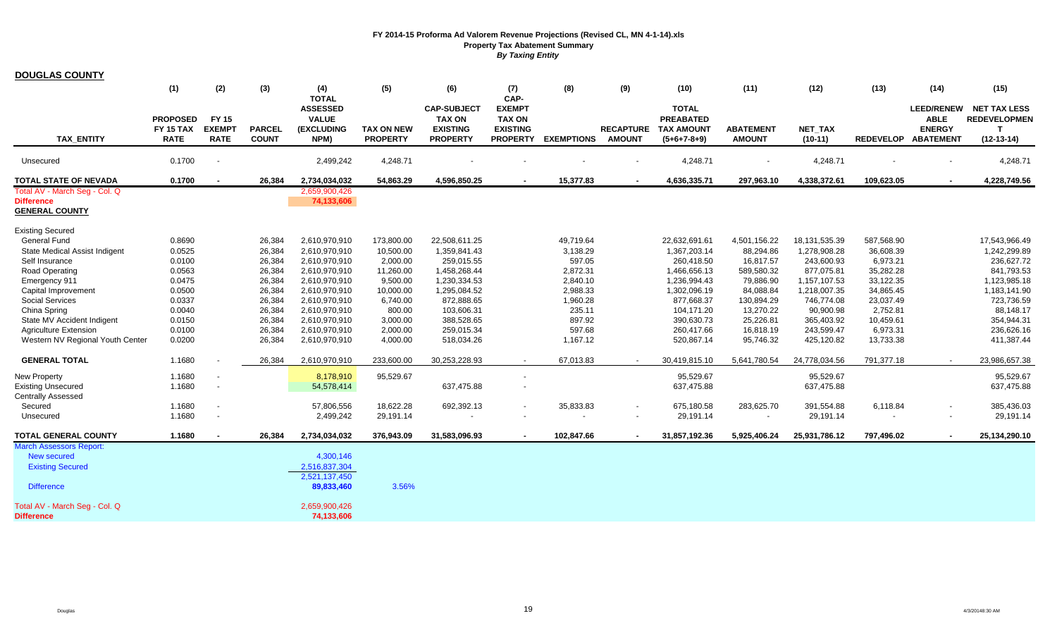# FY 2014-15 Proforma Ad Valorem Revenue Projections (Revised CL, MN 4-1-14).xls

**Property Tax Abatement Summary**

***By Taxing Entity***

## DOUGLAS COUNTY

| TAX_ENTITY | (1) PROPOSED FY 15 TAX RATE | (2) FY 15 EXEMPT RATE | (3) PARCEL COUNT | (4) TOTAL ASSESSED VALUE (EXCLUDING NPM) | (5) TAX ON NEW PROPERTY | (6) CAP-SUBJECT TAX ON EXISTING PROPERTY | (7) CAP-EXEMPT TAX ON EXISTING PROPERTY | (8) EXEMPTIONS | (9) RECAPTURE AMOUNT | (10) TOTAL PREABATED TAX AMOUNT (5+6+7-8+9) | (11) ABATEMENT AMOUNT | (12) NET_TAX (10-11) | (13) REDEVELOP | (14) LEED/RENEWABLE ENERGY ABATEMENT | (15) NET TAX LESS REDEVELOPMENT (12-13-14) |
|---|---|---|---|---|---|---|---|---|---|---|---|---|---|---|---|
| Unsecured | 0.1700 | - | | 2,499,242 | 4,248.71 | - | - | - | - | 4,248.71 | - | 4,248.71 | - | - | 4,248.71 |
| **TOTAL STATE OF NEVADA** | **0.1700** | **-** | **26,384** | **2,734,034,032** | **54,863.29** | **4,596,850.25** | **-** | **15,377.83** | **-** | **4,636,335.71** | **297,963.10** | **4,338,372.61** | **109,623.05** | **-** | **4,228,749.56** |
| Total AV - March Seg - Col. Q | | | | 2,659,900,426 | | | | | | | | | | | |
| **Difference** | | | | **74,133,606** | | | | | | | | | | | |
| **GENERAL COUNTY** | | | | | | | | | | | | | | | |
| Existing Secured | | | | | | | | | | | | | | | |
| General Fund | 0.8690 | | 26,384 | 2,610,970,910 | 173,800.00 | 22,508,611.25 | | 49,719.64 | | 22,632,691.61 | 4,501,156.22 | 18,131,535.39 | 587,568.90 | | 17,543,966.49 |
| State Medical Assist Indigent | 0.0525 | | 26,384 | 2,610,970,910 | 10,500.00 | 1,359,841.43 | | 3,138.29 | | 1,367,203.14 | 88,294.86 | 1,278,908.28 | 36,608.39 | | 1,242,299.89 |
| Self Insurance | 0.0100 | | 26,384 | 2,610,970,910 | 2,000.00 | 259,015.55 | | 597.05 | | 260,418.50 | 16,817.57 | 243,600.93 | 6,973.21 | | 236,627.72 |
| Road Operating | 0.0563 | | 26,384 | 2,610,970,910 | 11,260.00 | 1,458,268.44 | | 2,872.31 | | 1,466,656.13 | 589,580.32 | 877,075.81 | 35,282.28 | | 841,793.53 |
| Emergency 911 | 0.0475 | | 26,384 | 2,610,970,910 | 9,500.00 | 1,230,334.53 | | 2,840.10 | | 1,236,994.43 | 79,886.90 | 1,157,107.53 | 33,122.35 | | 1,123,985.18 |
| Capital Improvement | 0.0500 | | 26,384 | 2,610,970,910 | 10,000.00 | 1,295,084.52 | | 2,988.33 | | 1,302,096.19 | 84,088.84 | 1,218,007.35 | 34,865.45 | | 1,183,141.90 |
| Social Services | 0.0337 | | 26,384 | 2,610,970,910 | 6,740.00 | 872,888.65 | | 1,960.28 | | 877,668.37 | 130,894.29 | 746,774.08 | 23,037.49 | | 723,736.59 |
| China Spring | 0.0040 | | 26,384 | 2,610,970,910 | 800.00 | 103,606.31 | | 235.11 | | 104,171.20 | 13,270.22 | 90,900.98 | 2,752.81 | | 88,148.17 |
| State MV Accident Indigent | 0.0150 | | 26,384 | 2,610,970,910 | 3,000.00 | 388,528.65 | | 897.92 | | 390,630.73 | 25,226.81 | 365,403.92 | 10,459.61 | | 354,944.31 |
| Agriculture Extension | 0.0100 | | 26,384 | 2,610,970,910 | 2,000.00 | 259,015.34 | | 597.68 | | 260,417.66 | 16,818.19 | 243,599.47 | 6,973.31 | | 236,626.16 |
| Western NV Regional Youth Center | 0.0200 | | 26,384 | 2,610,970,910 | 4,000.00 | 518,034.26 | | 1,167.12 | | 520,867.14 | 95,746.32 | 425,120.82 | 13,733.38 | | 411,387.44 |
| **GENERAL TOTAL** | **1.1680** | - | **26,384** | **2,610,970,910** | **233,600.00** | **30,253,228.93** | - | **67,013.83** | - | **30,419,815.10** | **5,641,780.54** | **24,778,034.56** | **791,377.18** | - | **23,986,657.38** |
| New Property | 1.1680 | - | | 8,178,910 | 95,529.67 | | - | | | 95,529.67 | | 95,529.67 | | | 95,529.67 |
| Existing Unsecured | 1.1680 | - | | 54,578,414 | | 637,475.88 | - | | | 637,475.88 | | 637,475.88 | | | 637,475.88 |
| Centrally Assessed | | | | | | | | | | | | | | | |
| Secured | 1.1680 | - | | 57,806,556 | 18,622.28 | 692,392.13 | - | 35,833.83 | - | 675,180.58 | 283,625.70 | 391,554.88 | 6,118.84 | - | 385,436.03 |
| Unsecured | 1.1680 | - | | 2,499,242 | 29,191.14 | - | - | - | - | 29,191.14 | - | 29,191.14 | - | - | 29,191.14 |
| **TOTAL GENERAL COUNTY** | **1.1680** | **-** | **26,384** | **2,734,034,032** | **376,943.09** | **31,583,096.93** | **-** | **102,847.66** | **-** | **31,857,192.36** | **5,925,406.24** | **25,931,786.12** | **797,496.02** | **-** | **25,134,290.10** |
| March Assessors Report: | | | | | | | | | | | | | | | |
| New secured | | | | 4,300,146 | | | | | | | | | | | |
| Existing Secured | | | | 2,516,837,304 | | | | | | | | | | | |
| | | | | 2,521,137,450 | | | | | | | | | | | |
| Difference | | | | **89,833,460** | 3.56% | | | | | | | | | | |
| Total AV - March Seg - Col. Q | | | | 2,659,900,426 | | | | | | | | | | | |
| **Difference** | | | | **74,133,606** | | | | | | | | | | | |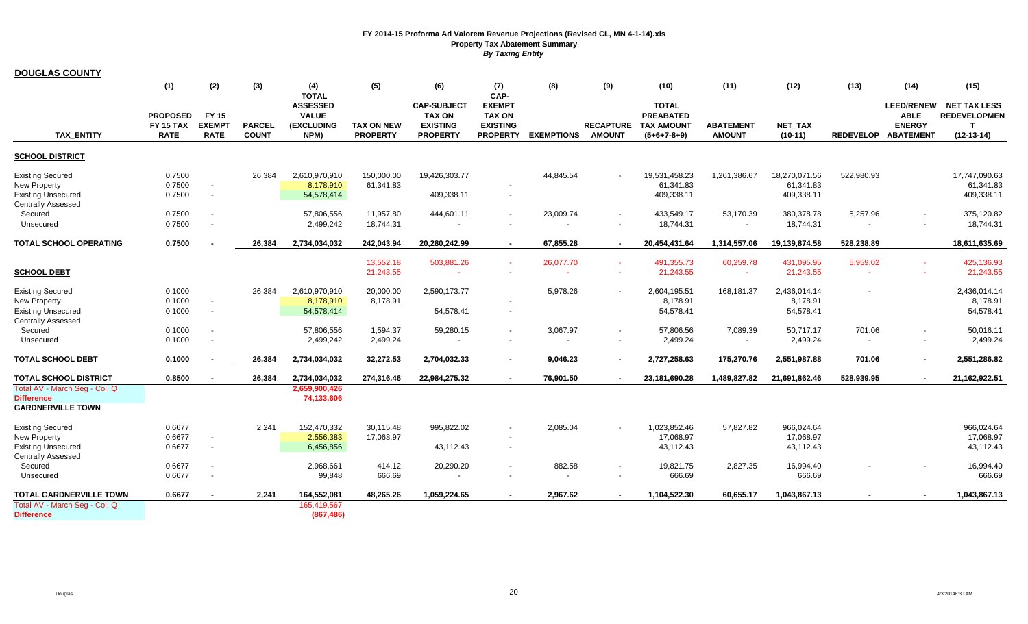**FY 2014-15 Proforma Ad Valorem Revenue Projections (Revised CL, MN 4-1-14).xls**
**Property Tax Abatement Summary**
***By Taxing Entity***

## DOUGLAS COUNTY

| TAX_ENTITY | (1) PROPOSED FY 15 TAX RATE | (2) FY 15 EXEMPT RATE | (3) PARCEL COUNT | (4) TOTAL ASSESSED VALUE (EXCLUDING NPM) | (5) TAX ON NEW PROPERTY | (6) CAP-SUBJECT TAX ON EXISTING PROPERTY | (7) CAP-EXEMPT TAX ON EXISTING PROPERTY | (8) EXEMPTIONS | (9) RECAPTURE AMOUNT | (10) TOTAL PREABATED TAX AMOUNT (5+6+7-8+9) | (11) ABATEMENT AMOUNT | (12) NET_TAX (10-11) | (13) REDEVELOP | (14) LEED/RENEWABLE ENERGY ABATEMENT | (15) NET TAX LESS REDEVELOPMENT (12-13-14) |
|---|---|---|---|---|---|---|---|---|---|---|---|---|---|---|---|
| **SCHOOL DISTRICT** | | | | | | | | | | | | | | | |
| Existing Secured | 0.7500 | | 26,384 | 2,610,970,910 | 150,000.00 | 19,426,303.77 | | 44,845.54 | - | 19,531,458.23 | 1,261,386.67 | 18,270,071.56 | 522,980.93 | | 17,747,090.63 |
| New Property | 0.7500 | - | | 8,178,910 | 61,341.83 | | - | | | 61,341.83 | | 61,341.83 | | | 61,341.83 |
| Existing Unsecured | 0.7500 | - | | 54,578,414 | | 409,338.11 | - | | | 409,338.11 | | 409,338.11 | | | 409,338.11 |
| Centrally Assessed | | | | | | | | | | | | | | | |
| Secured | 0.7500 | - | | 57,806,556 | 11,957.80 | 444,601.11 | - | 23,009.74 | - | 433,549.17 | 53,170.39 | 380,378.78 | 5,257.96 | - | 375,120.82 |
| Unsecured | 0.7500 | - | | 2,499,242 | 18,744.31 | - | - | - | - | 18,744.31 | - | 18,744.31 | - | - | 18,744.31 |
| **TOTAL SCHOOL OPERATING** | **0.7500** | **-** | **26,384** | **2,734,034,032** | **242,043.94** | **20,280,242.99** | **-** | **67,855.28** | **-** | **20,454,431.64** | **1,314,557.06** | **19,139,874.58** | **528,238.89** | | **18,611,635.69** |
| | | | | | 13,552.18 | 503,881.26 | - | 26,077.70 | - | 491,355.73 | 60,259.78 | 431,095.95 | 5,959.02 | - | 425,136.93 |
| **SCHOOL DEBT** | | | | | 21,243.55 | - | - | - | - | 21,243.55 | - | 21,243.55 | - | - | 21,243.55 |
| Existing Secured | 0.1000 | | 26,384 | 2,610,970,910 | 20,000.00 | 2,590,173.77 | | 5,978.26 | - | 2,604,195.51 | 168,181.37 | 2,436,014.14 | - | | 2,436,014.14 |
| New Property | 0.1000 | - | | 8,178,910 | 8,178.91 | | - | | | 8,178.91 | | 8,178.91 | | | 8,178.91 |
| Existing Unsecured | 0.1000 | - | | 54,578,414 | | 54,578.41 | - | | | 54,578.41 | | 54,578.41 | | | 54,578.41 |
| Centrally Assessed | | | | | | | | | | | | | | | |
| Secured | 0.1000 | - | | 57,806,556 | 1,594.37 | 59,280.15 | - | 3,067.97 | - | 57,806.56 | 7,089.39 | 50,717.17 | 701.06 | - | 50,016.11 |
| Unsecured | 0.1000 | - | | 2,499,242 | 2,499.24 | - | - | - | - | 2,499.24 | - | 2,499.24 | - | - | 2,499.24 |
| **TOTAL SCHOOL DEBT** | **0.1000** | **-** | **26,384** | **2,734,034,032** | **32,272.53** | **2,704,032.33** | **-** | **9,046.23** | **-** | **2,727,258.63** | **175,270.76** | **2,551,987.88** | **701.06** | **-** | **2,551,286.82** |
| **TOTAL SCHOOL DISTRICT** | **0.8500** | **-** | **26,384** | **2,734,034,032** | **274,316.46** | **22,984,275.32** | **-** | **76,901.50** | **-** | **23,181,690.28** | **1,489,827.82** | **21,691,862.46** | **528,939.95** | **-** | **21,162,922.51** |
| Total AV - March Seg - Col. Q | | | | 2,659,900,426 | | | | | | | | | | | |
| **Difference** | | | | **74,133,606** | | | | | | | | | | | |
| **GARDNERVILLE TOWN** | | | | | | | | | | | | | | | |
| Existing Secured | 0.6677 | | 2,241 | 152,470,332 | 30,115.48 | 995,822.02 | - | 2,085.04 | - | 1,023,852.46 | 57,827.82 | 966,024.64 | | | 966,024.64 |
| New Property | 0.6677 | - | | 2,556,383 | 17,068.97 | | - | | | 17,068.97 | | 17,068.97 | | | 17,068.97 |
| Existing Unsecured | 0.6677 | - | | 6,456,856 | | 43,112.43 | - | | | 43,112.43 | | 43,112.43 | | | 43,112.43 |
| Centrally Assessed | | | | | | | | | | | | | | | |
| Secured | 0.6677 | - | | 2,968,661 | 414.12 | 20,290.20 | - | 882.58 | - | 19,821.75 | 2,827.35 | 16,994.40 | - | - | 16,994.40 |
| Unsecured | 0.6677 | - | | 99,848 | 666.69 | - | - | - | - | 666.69 | | 666.69 | | | 666.69 |
| **TOTAL GARDNERVILLE TOWN** | **0.6677** | **-** | **2,241** | **164,552,081** | **48,265.26** | **1,059,224.65** | **-** | **2,967.62** | **-** | **1,104,522.30** | **60,655.17** | **1,043,867.13** | **-** | **-** | **1,043,867.13** |
| Total AV - March Seg - Col. Q | | | | 165,419,567 | | | | | | | | | | | |
| **Difference** | | | | **(867,486)** | | | | | | | | | | | |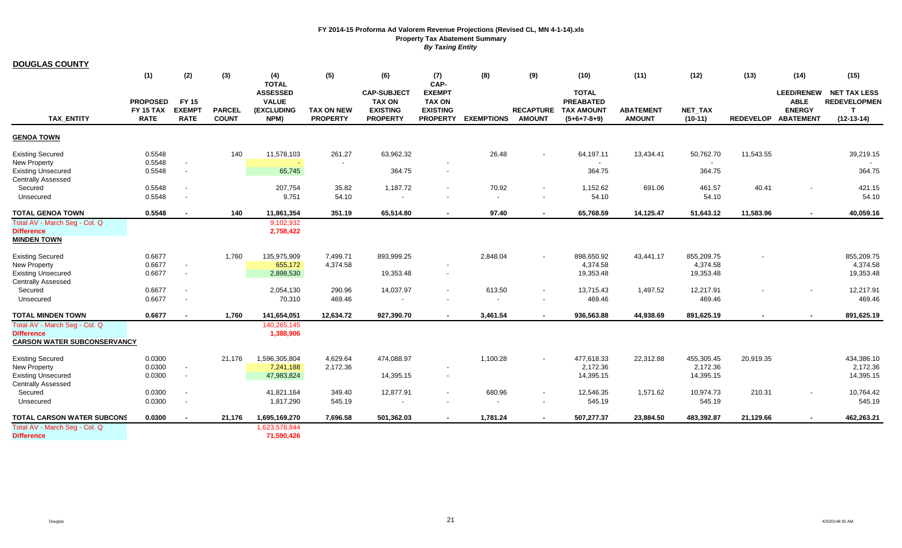**FY 2014-15 Proforma Ad Valorem Revenue Projections (Revised CL, MN 4-1-14).xls**
**Property Tax Abatement Summary**
***By Taxing Entity***

**DOUGLAS COUNTY**

| TAX_ENTITY | (1) PROPOSED FY 15 TAX RATE | (2) FY 15 EXEMPT RATE | (3) PARCEL COUNT | (4) TOTAL ASSESSED VALUE (EXCLUDING NPM) | (5) TAX ON NEW PROPERTY | (6) CAP-SUBJECT TAX ON EXISTING PROPERTY | (7) CAP-EXEMPT TAX ON EXISTING PROPERTY | (8) EXEMPTIONS | (9) RECAPTURE AMOUNT | (10) TOTAL PREABATED TAX AMOUNT (5+6+7-8+9) | (11) ABATEMENT AMOUNT | (12) NET_TAX (10-11) | (13) REDEVELOP | (14) LEED/RENEWABLE ENERGY ABATEMENT | (15) NET TAX LESS REDEVELOPMENT (12-13-14) |
|---|---|---|---|---|---|---|---|---|---|---|---|---|---|---|---|
| **GENOA TOWN** | | | | | | | | | | | | | | | |
| Existing Secured | 0.5548 | | 140 | 11,578,103 | 261.27 | 63,962.32 | | 26.48 | - | 64,197.11 | 13,434.41 | 50,762.70 | 11,543.55 | | 39,219.15 |
| New Property | 0.5548 | - | | - | - | | - | | | - | | - | | | - |
| Existing Unsecured | 0.5548 | - | | 65,745 | | 364.75 | - | | | 364.75 | | 364.75 | | | 364.75 |
| Centrally Assessed | | | | | | | | | | | | | | | |
| Secured | 0.5548 | - | | 207,754 | 35.82 | 1,187.72 | - | 70.92 | - | 1,152.62 | 691.06 | 461.57 | 40.41 | - | 421.15 |
| Unsecured | 0.5548 | - | | 9,751 | 54.10 | - | - | - | - | 54.10 | | 54.10 | | | 54.10 |
| **TOTAL GENOA TOWN** | **0.5548** | **-** | **140** | **11,861,354** | **351.19** | **65,514.80** | **-** | **97.40** | **-** | **65,768.59** | **14,125.47** | **51,643.12** | **11,583.96** | **-** | **40,059.16** |
| Total AV - March Seg - Col. Q | | | | 9,102,932 | | | | | | | | | | | |
| **Difference** | | | | **2,758,422** | | | | | | | | | | | |
| **MINDEN TOWN** | | | | | | | | | | | | | | | |
| Existing Secured | 0.6677 | | 1,760 | 135,975,909 | 7,499.71 | 893,999.25 | | 2,848.04 | - | 898,650.92 | 43,441.17 | 855,209.75 | - | | 855,209.75 |
| New Property | 0.6677 | - | | 655,172 | 4,374.58 | | - | | | 4,374.58 | | 4,374.58 | | | 4,374.58 |
| Existing Unsecured | 0.6677 | - | | 2,898,530 | | 19,353.48 | - | | | 19,353.48 | | 19,353.48 | | | 19,353.48 |
| Centrally Assessed | | | | | | | | | | | | | | | |
| Secured | 0.6677 | - | | 2,054,130 | 290.96 | 14,037.97 | - | 613.50 | - | 13,715.43 | 1,497.52 | 12,217.91 | - | - | 12,217.91 |
| Unsecured | 0.6677 | - | | 70,310 | 469.46 | - | - | - | - | 469.46 | | 469.46 | | | 469.46 |
| **TOTAL MINDEN TOWN** | **0.6677** | **-** | **1,760** | **141,654,051** | **12,634.72** | **927,390.70** | **-** | **3,461.54** | **-** | **936,563.88** | **44,938.69** | **891,625.19** | **-** | **-** | **891,625.19** |
| Total AV - March Seg - Col. Q | | | | 140,265,145 | | | | | | | | | | | |
| **Difference** | | | | **1,388,906** | | | | | | | | | | | |
| **CARSON WATER SUBCONSERVANCY** | | | | | | | | | | | | | | | |
| Existing Secured | 0.0300 | | 21,176 | 1,596,305,804 | 4,629.64 | 474,088.97 | | 1,100.28 | - | 477,618.33 | 22,312.88 | 455,305.45 | 20,919.35 | | 434,386.10 |
| New Property | 0.0300 | - | | 7,241,188 | 2,172.36 | | - | | | 2,172.36 | | 2,172.36 | | | 2,172.36 |
| Existing Unsecured | 0.0300 | - | | 47,983,824 | | 14,395.15 | - | | | 14,395.15 | | 14,395.15 | | | 14,395.15 |
| Centrally Assessed | | | | | | | | | | | | | | | |
| Secured | 0.0300 | - | | 41,821,164 | 349.40 | 12,877.91 | - | 680.96 | - | 12,546.35 | 1,571.62 | 10,974.73 | 210.31 | - | 10,764.42 |
| Unsecured | 0.0300 | - | | 1,817,290 | 545.19 | - | - | - | - | 545.19 | | 545.19 | | | 545.19 |
| **TOTAL CARSON WATER SUBCONS** | **0.0300** | **-** | **21,176** | **1,695,169,270** | **7,696.58** | **501,362.03** | **-** | **1,781.24** | **-** | **507,277.37** | **23,884.50** | **483,392.87** | **21,129.66** | **-** | **462,263.21** |
| Total AV - March Seg - Col. Q | | | | 1,623,578,844 | | | | | | | | | | | |
| **Difference** | | | | **71,590,426** | | | | | | | | | | | |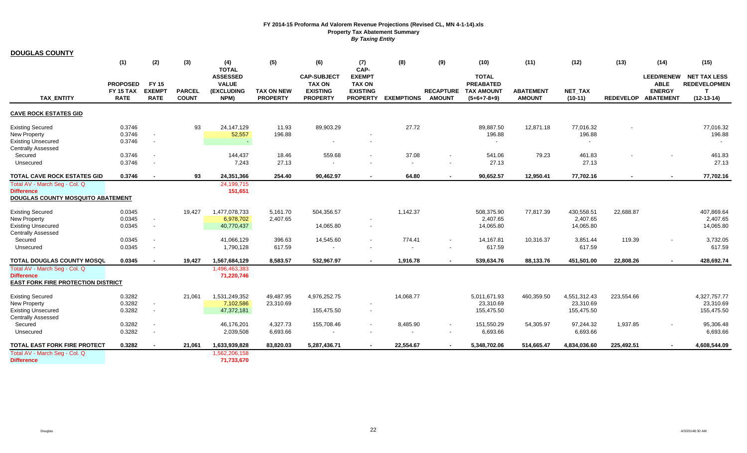**FY 2014-15 Proforma Ad Valorem Revenue Projections (Revised CL, MN 4-1-14).xls**
**Property Tax Abatement Summary**
***By Taxing Entity***

## DOUGLAS COUNTY

| TAX_ENTITY | (1) PROPOSED FY 15 TAX RATE | (2) FY 15 EXEMPT RATE | (3) PARCEL COUNT | (4) TOTAL ASSESSED VALUE (EXCLUDING NPM) | (5) TAX ON NEW PROPERTY | (6) CAP-SUBJECT TAX ON EXISTING PROPERTY | (7) CAP-EXEMPT TAX ON EXISTING PROPERTY | (8) EXEMPTIONS | (9) RECAPTURE AMOUNT | (10) TOTAL PREABATED TAX AMOUNT (5+6+7-8+9) | (11) ABATEMENT AMOUNT | (12) NET_TAX (10-11) | (13) REDEVELOP | (14) LEED/RENEWABLE ENERGY ABATEMENT | (15) NET TAX LESS REDEVELOPMENT (12-13-14) |
|---|---|---|---|---|---|---|---|---|---|---|---|---|---|---|---|
| **CAVE ROCK ESTATES GID** | | | | | | | | | | | | | | | |
| Existing Secured | 0.3746 | | 93 | 24,147,129 | 11.93 | 89,903.29 | | 27.72 | | 89,887.50 | 12,871.18 | 77,016.32 | - | | 77,016.32 |
| New Property | 0.3746 | - | | 52,557 | 196.88 | | - | | | 196.88 | | 196.88 | | | 196.88 |
| Existing Unsecured | 0.3746 | - | | - | | - | - | | | - | | - | | | - |
| Centrally Assessed | | | | | | | | | | | | | | | |
| Secured | 0.3746 | - | | 144,437 | 18.46 | 559.68 | - | 37.08 | - | 541.06 | 79.23 | 461.83 | - | - | 461.83 |
| Unsecured | 0.3746 | - | | 7,243 | 27.13 | - | - | - | - | 27.13 | | 27.13 | | | 27.13 |
| **TOTAL CAVE ROCK ESTATES GID** | **0.3746** | **-** | **93** | **24,351,366** | **254.40** | **90,462.97** | **-** | **64.80** | **-** | **90,652.57** | **12,950.41** | **77,702.16** | **-** | **-** | **77,702.16** |
| Total AV - March Seg - Col. Q | | | | 24,199,715 | | | | | | | | | | | |
| **Difference** | | | | **151,651** | | | | | | | | | | | |
| **DOUGLAS COUNTY MOSQUITO ABATEMENT** | | | | | | | | | | | | | | | |
| Existing Secured | 0.0345 | | 19,427 | 1,477,078,733 | 5,161.70 | 504,356.57 | | 1,142.37 | | 508,375.90 | 77,817.39 | 430,558.51 | 22,688.87 | | 407,869.64 |
| New Property | 0.0345 | - | | 6,978,702 | 2,407.65 | | - | | | 2,407.65 | | 2,407.65 | | | 2,407.65 |
| Existing Unsecured | 0.0345 | - | | 40,770,437 | | 14,065.80 | - | | | 14,065.80 | | 14,065.80 | | | 14,065.80 |
| Centrally Assessed | | | | | | | | | | | | | | | |
| Secured | 0.0345 | - | | 41,066,129 | 396.63 | 14,545.60 | - | 774.41 | - | 14,167.81 | 10,316.37 | 3,851.44 | 119.39 | - | 3,732.05 |
| Unsecured | 0.0345 | - | | 1,790,128 | 617.59 | - | - | - | - | 617.59 | | 617.59 | | | 617.59 |
| **TOTAL DOUGLAS COUNTY MOSQU** | **0.0345** | **-** | **19,427** | **1,567,684,129** | **8,583.57** | **532,967.97** | **-** | **1,916.78** | **-** | **539,634.76** | **88,133.76** | **451,501.00** | **22,808.26** | **-** | **428,692.74** |
| Total AV - March Seg - Col. Q | | | | 1,496,463,383 | | | | | | | | | | | |
| **Difference** | | | | **71,220,746** | | | | | | | | | | | |
| **EAST FORK FIRE PROTECTION DISTRICT** | | | | | | | | | | | | | | | |
| Existing Secured | 0.3282 | | 21,061 | 1,531,249,352 | 49,487.95 | 4,976,252.75 | | 14,068.77 | | 5,011,671.93 | 460,359.50 | 4,551,312.43 | 223,554.66 | | 4,327,757.77 |
| New Property | 0.3282 | - | | 7,102,586 | 23,310.69 | | - | | | 23,310.69 | | 23,310.69 | | | 23,310.69 |
| Existing Unsecured | 0.3282 | - | | 47,372,181 | | 155,475.50 | - | | | 155,475.50 | | 155,475.50 | | | 155,475.50 |
| Centrally Assessed | | | | | | | | | | | | | | | |
| Secured | 0.3282 | - | | 46,176,201 | 4,327.73 | 155,708.46 | - | 8,485.90 | - | 151,550.29 | 54,305.97 | 97,244.32 | 1,937.85 | - | 95,306.48 |
| Unsecured | 0.3282 | - | | 2,039,508 | 6,693.66 | - | - | - | - | 6,693.66 | | 6,693.66 | | | 6,693.66 |
| **TOTAL EAST FORK FIRE PROTECT** | **0.3282** | **-** | **21,061** | **1,633,939,828** | **83,820.03** | **5,287,436.71** | **-** | **22,554.67** | **-** | **5,348,702.06** | **514,665.47** | **4,834,036.60** | **225,492.51** | **-** | **4,608,544.09** |
| Total AV - March Seg - Col. Q | | | | 1,562,206,158 | | | | | | | | | | | |
| **Difference** | | | | **71,733,670** | | | | | | | | | | | |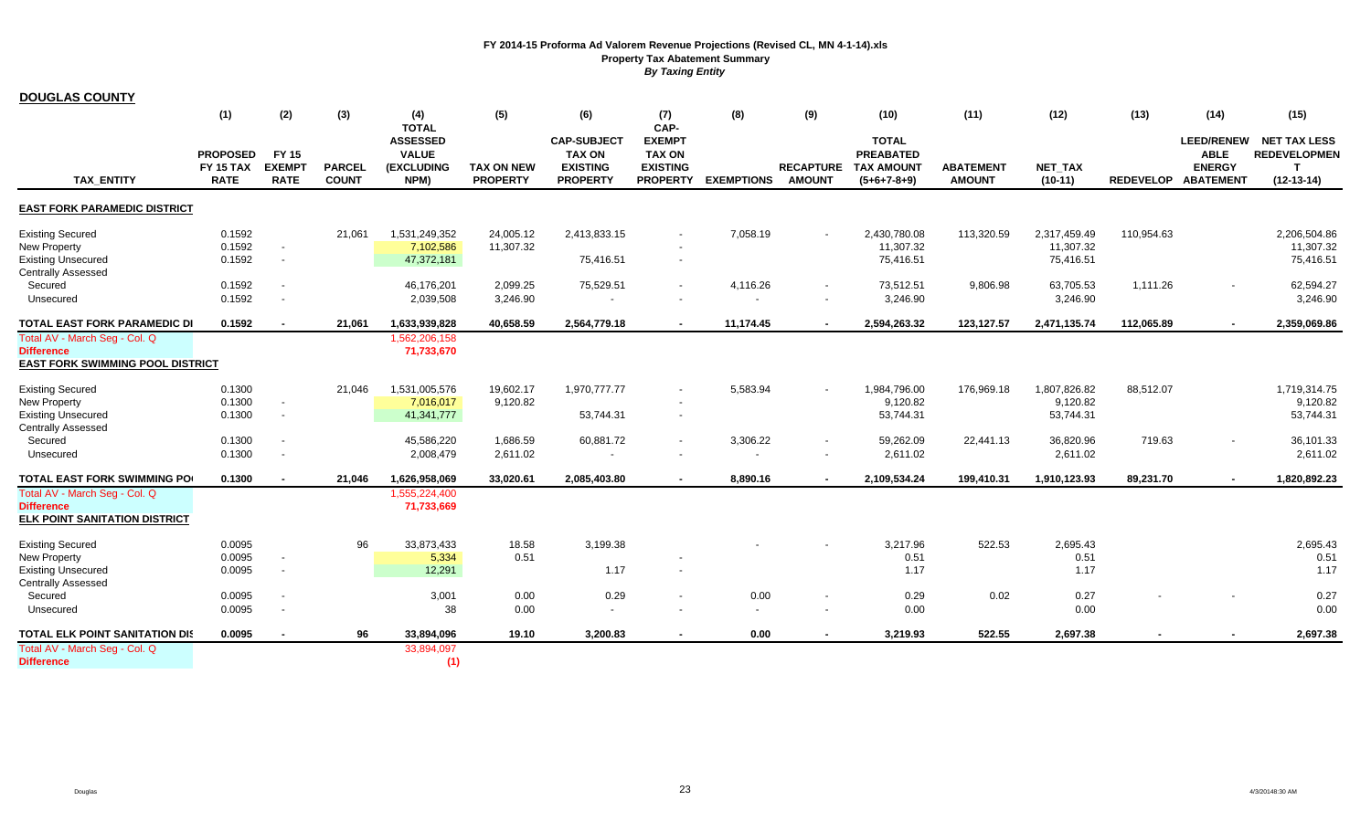**FY 2014-15 Proforma Ad Valorem Revenue Projections (Revised CL, MN 4-1-14).xls**
**Property Tax Abatement Summary**
***By Taxing Entity***

**DOUGLAS COUNTY**

| TAX_ENTITY | (1) PROPOSED FY 15 TAX RATE | (2) FY 15 EXEMPT RATE | (3) PARCEL COUNT | (4) TOTAL ASSESSED VALUE (EXCLUDING NPM) | (5) TAX ON NEW PROPERTY | (6) CAP-SUBJECT TAX ON EXISTING PROPERTY | (7) CAP-EXEMPT TAX ON EXISTING PROPERTY | (8) EXEMPTIONS | (9) RECAPTURE AMOUNT | (10) TOTAL PREABATED TAX AMOUNT (5+6+7-8+9) | (11) ABATEMENT AMOUNT | (12) NET_TAX (10-11) | (13) REDEVELOP | (14) LEED/RENEWABLE ENERGY ABATEMENT | (15) NET TAX LESS REDEVELOPMENT (12-13-14) |
|---|---|---|---|---|---|---|---|---|---|---|---|---|---|---|---|
| **EAST FORK PARAMEDIC DISTRICT** | | | | | | | | | | | | | | | |
| Existing Secured | 0.1592 | | 21,061 | 1,531,249,352 | 24,005.12 | 2,413,833.15 | - | 7,058.19 | - | 2,430,780.08 | 113,320.59 | 2,317,459.49 | 110,954.63 | | 2,206,504.86 |
| New Property | 0.1592 | - | | 7,102,586 | 11,307.32 | | - | | | 11,307.32 | | 11,307.32 | | | 11,307.32 |
| Existing Unsecured | 0.1592 | - | | 47,372,181 | | 75,416.51 | - | | | 75,416.51 | | 75,416.51 | | | 75,416.51 |
| Centrally Assessed | | | | | | | | | | | | | | | |
| Secured | 0.1592 | - | | 46,176,201 | 2,099.25 | 75,529.51 | - | 4,116.26 | - | 73,512.51 | 9,806.98 | 63,705.53 | 1,111.26 | - | 62,594.27 |
| Unsecured | 0.1592 | - | | 2,039,508 | 3,246.90 | - | - | - | - | 3,246.90 | | 3,246.90 | | | 3,246.90 |
| **TOTAL EAST FORK PARAMEDIC DI** | **0.1592** | **-** | **21,061** | **1,633,939,828** | **40,658.59** | **2,564,779.18** | **-** | **11,174.45** | **-** | **2,594,263.32** | **123,127.57** | **2,471,135.74** | **112,065.89** | **-** | **2,359,069.86** |
| Total AV - March Seg - Col. Q | | | | 1,562,206,158 | | | | | | | | | | | |
| **Difference** | | | | **71,733,670** | | | | | | | | | | | |
| **EAST FORK SWIMMING POOL DISTRICT** | | | | | | | | | | | | | | | |
| Existing Secured | 0.1300 | | 21,046 | 1,531,005,576 | 19,602.17 | 1,970,777.77 | - | 5,583.94 | - | 1,984,796.00 | 176,969.18 | 1,807,826.82 | 88,512.07 | | 1,719,314.75 |
| New Property | 0.1300 | - | | 7,016,017 | 9,120.82 | | - | | | 9,120.82 | | 9,120.82 | | | 9,120.82 |
| Existing Unsecured | 0.1300 | - | | 41,341,777 | | 53,744.31 | - | | | 53,744.31 | | 53,744.31 | | | 53,744.31 |
| Centrally Assessed | | | | | | | | | | | | | | | |
| Secured | 0.1300 | - | | 45,586,220 | 1,686.59 | 60,881.72 | - | 3,306.22 | - | 59,262.09 | 22,441.13 | 36,820.96 | 719.63 | - | 36,101.33 |
| Unsecured | 0.1300 | - | | 2,008,479 | 2,611.02 | - | - | - | - | 2,611.02 | | 2,611.02 | | | 2,611.02 |
| **TOTAL EAST FORK SWIMMING PO** | **0.1300** | **-** | **21,046** | **1,626,958,069** | **33,020.61** | **2,085,403.80** | **-** | **8,890.16** | **-** | **2,109,534.24** | **199,410.31** | **1,910,123.93** | **89,231.70** | **-** | **1,820,892.23** |
| Total AV - March Seg - Col. Q | | | | 1,555,224,400 | | | | | | | | | | | |
| **Difference** | | | | **71,733,669** | | | | | | | | | | | |
| **ELK POINT SANITATION DISTRICT** | | | | | | | | | | | | | | | |
| Existing Secured | 0.0095 | | 96 | 33,873,433 | 18.58 | 3,199.38 | | - | - | 3,217.96 | 522.53 | 2,695.43 | | | 2,695.43 |
| New Property | 0.0095 | - | | 5,334 | 0.51 | | - | | | 0.51 | | 0.51 | | | 0.51 |
| Existing Unsecured | 0.0095 | - | | 12,291 | | 1.17 | - | | | 1.17 | | 1.17 | | | 1.17 |
| Centrally Assessed | | | | | | | | | | | | | | | |
| Secured | 0.0095 | - | | 3,001 | 0.00 | 0.29 | - | 0.00 | - | 0.29 | 0.02 | 0.27 | - | - | 0.27 |
| Unsecured | 0.0095 | - | | 38 | 0.00 | - | - | - | - | 0.00 | | 0.00 | | | 0.00 |
| **TOTAL ELK POINT SANITATION DIS** | **0.0095** | **-** | **96** | **33,894,096** | **19.10** | **3,200.83** | **-** | **0.00** | **-** | **3,219.93** | **522.55** | **2,697.38** | **-** | **-** | **2,697.38** |
| Total AV - March Seg - Col. Q | | | | 33,894,097 | | | | | | | | | | | |
| **Difference** | | | | **(1)** | | | | | | | | | | | |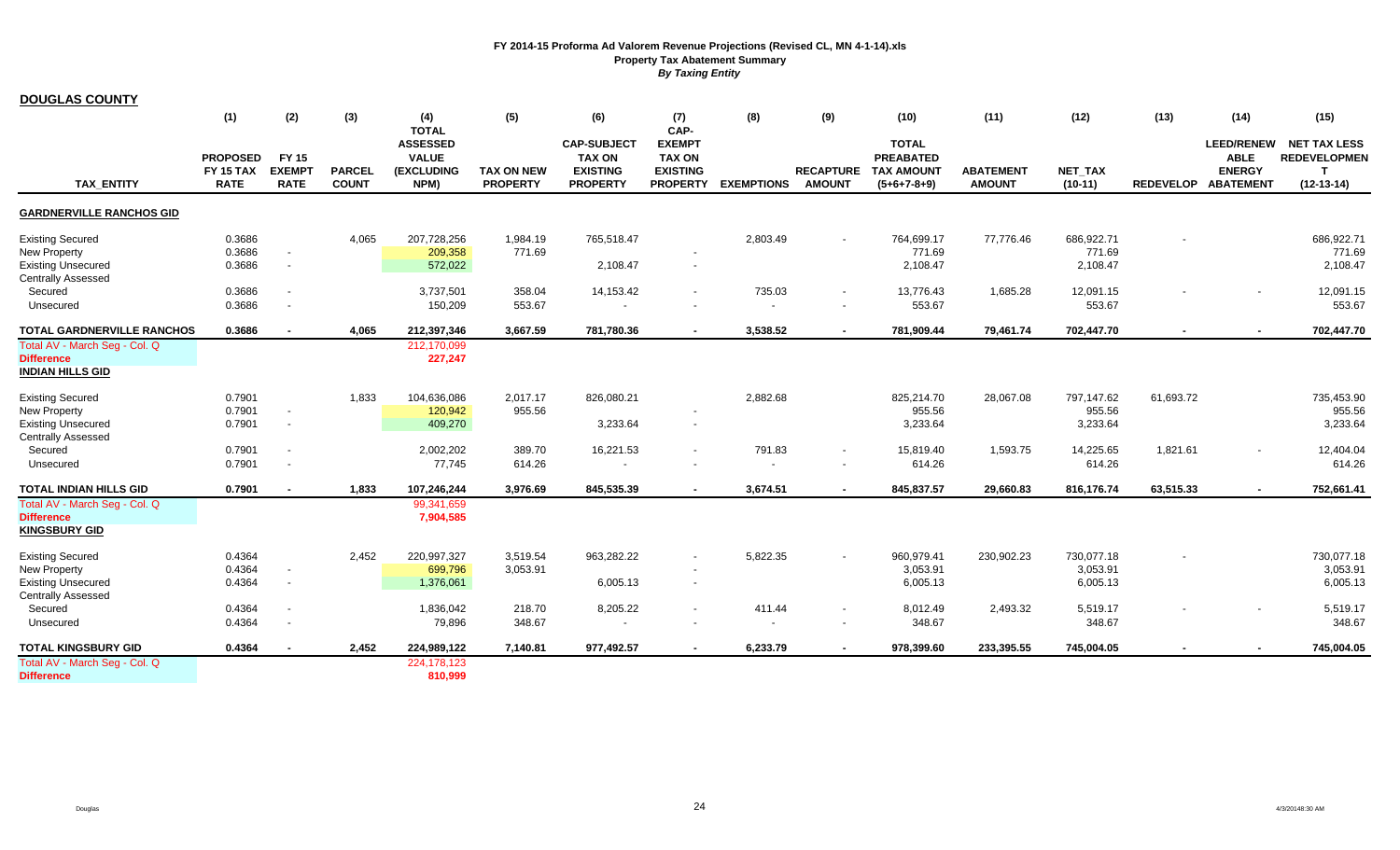**FY 2014-15 Proforma Ad Valorem Revenue Projections (Revised CL, MN 4-1-14).xls**
**Property Tax Abatement Summary**
***By Taxing Entity***

## DOUGLAS COUNTY

| TAX_ENTITY | (1) PROPOSED FY 15 TAX RATE | (2) FY 15 EXEMPT RATE | (3) PARCEL COUNT | (4) TOTAL ASSESSED VALUE (EXCLUDING NPM) | (5) TAX ON NEW PROPERTY | (6) CAP-SUBJECT TAX ON EXISTING PROPERTY | (7) CAP-EXEMPT TAX ON EXISTING PROPERTY | (8) EXEMPTIONS | (9) RECAPTURE AMOUNT | (10) TOTAL PREABATED TAX AMOUNT (5+6+7-8+9) | (11) ABATEMENT AMOUNT | (12) NET_TAX (10-11) | (13) REDEVELOP | (14) LEED/RENEWABLE ENERGY ABATEMENT | (15) NET TAX LESS REDEVELOPMENT (12-13-14) |
|---|---|---|---|---|---|---|---|---|---|---|---|---|---|---|---|
| **GARDNERVILLE RANCHOS GID** | | | | | | | | | | | | | | | |
| Existing Secured | 0.3686 | | 4,065 | 207,728,256 | 1,984.19 | 765,518.47 | | 2,803.49 | - | 764,699.17 | 77,776.46 | 686,922.71 | - | | 686,922.71 |
| New Property | 0.3686 | - | | 209,358 | 771.69 | | - | | | 771.69 | | 771.69 | | | 771.69 |
| Existing Unsecured | 0.3686 | - | | 572,022 | | 2,108.47 | - | | | 2,108.47 | | 2,108.47 | | | 2,108.47 |
| Centrally Assessed | | | | | | | | | | | | | | | |
| Secured | 0.3686 | - | | 3,737,501 | 358.04 | 14,153.42 | - | 735.03 | - | 13,776.43 | 1,685.28 | 12,091.15 | - | - | 12,091.15 |
| Unsecured | 0.3686 | - | | 150,209 | 553.67 | - | - | - | - | 553.67 | | 553.67 | | | 553.67 |
| **TOTAL GARDNERVILLE RANCHOS** | **0.3686** | **-** | **4,065** | **212,397,346** | **3,667.59** | **781,780.36** | **-** | **3,538.52** | **-** | **781,909.44** | **79,461.74** | **702,447.70** | **-** | **-** | **702,447.70** |
| Total AV - March Seg - Col. Q | | | | 212,170,099 | | | | | | | | | | | |
| **Difference** | | | | **227,247** | | | | | | | | | | | |
| **INDIAN HILLS GID** | | | | | | | | | | | | | | | |
| Existing Secured | 0.7901 | | 1,833 | 104,636,086 | 2,017.17 | 826,080.21 | | 2,882.68 | | 825,214.70 | 28,067.08 | 797,147.62 | 61,693.72 | | 735,453.90 |
| New Property | 0.7901 | - | | 120,942 | 955.56 | | - | | | 955.56 | | 955.56 | | | 955.56 |
| Existing Unsecured | 0.7901 | - | | 409,270 | | 3,233.64 | - | | | 3,233.64 | | 3,233.64 | | | 3,233.64 |
| Centrally Assessed | | | | | | | | | | | | | | | |
| Secured | 0.7901 | - | | 2,002,202 | 389.70 | 16,221.53 | - | 791.83 | - | 15,819.40 | 1,593.75 | 14,225.65 | 1,821.61 | - | 12,404.04 |
| Unsecured | 0.7901 | - | | 77,745 | 614.26 | - | - | - | - | 614.26 | | 614.26 | | | 614.26 |
| **TOTAL INDIAN HILLS GID** | **0.7901** | **-** | **1,833** | **107,246,244** | **3,976.69** | **845,535.39** | **-** | **3,674.51** | **-** | **845,837.57** | **29,660.83** | **816,176.74** | **63,515.33** | **-** | **752,661.41** |
| Total AV - March Seg - Col. Q | | | | 99,341,659 | | | | | | | | | | | |
| **Difference** | | | | **7,904,585** | | | | | | | | | | | |
| **KINGSBURY GID** | | | | | | | | | | | | | | | |
| Existing Secured | 0.4364 | | 2,452 | 220,997,327 | 3,519.54 | 963,282.22 | - | 5,822.35 | - | 960,979.41 | 230,902.23 | 730,077.18 | - | | 730,077.18 |
| New Property | 0.4364 | - | | 699,796 | 3,053.91 | | - | | | 3,053.91 | | 3,053.91 | | | 3,053.91 |
| Existing Unsecured | 0.4364 | - | | 1,376,061 | | 6,005.13 | - | | | 6,005.13 | | 6,005.13 | | | 6,005.13 |
| Centrally Assessed | | | | | | | | | | | | | | | |
| Secured | 0.4364 | - | | 1,836,042 | 218.70 | 8,205.22 | - | 411.44 | - | 8,012.49 | 2,493.32 | 5,519.17 | - | - | 5,519.17 |
| Unsecured | 0.4364 | - | | 79,896 | 348.67 | - | - | - | - | 348.67 | | 348.67 | | | 348.67 |
| **TOTAL KINGSBURY GID** | **0.4364** | **-** | **2,452** | **224,989,122** | **7,140.81** | **977,492.57** | **-** | **6,233.79** | **-** | **978,399.60** | **233,395.55** | **745,004.05** | **-** | **-** | **745,004.05** |
| Total AV - March Seg - Col. Q | | | | 224,178,123 | | | | | | | | | | | |
| **Difference** | | | | **810,999** | | | | | | | | | | | |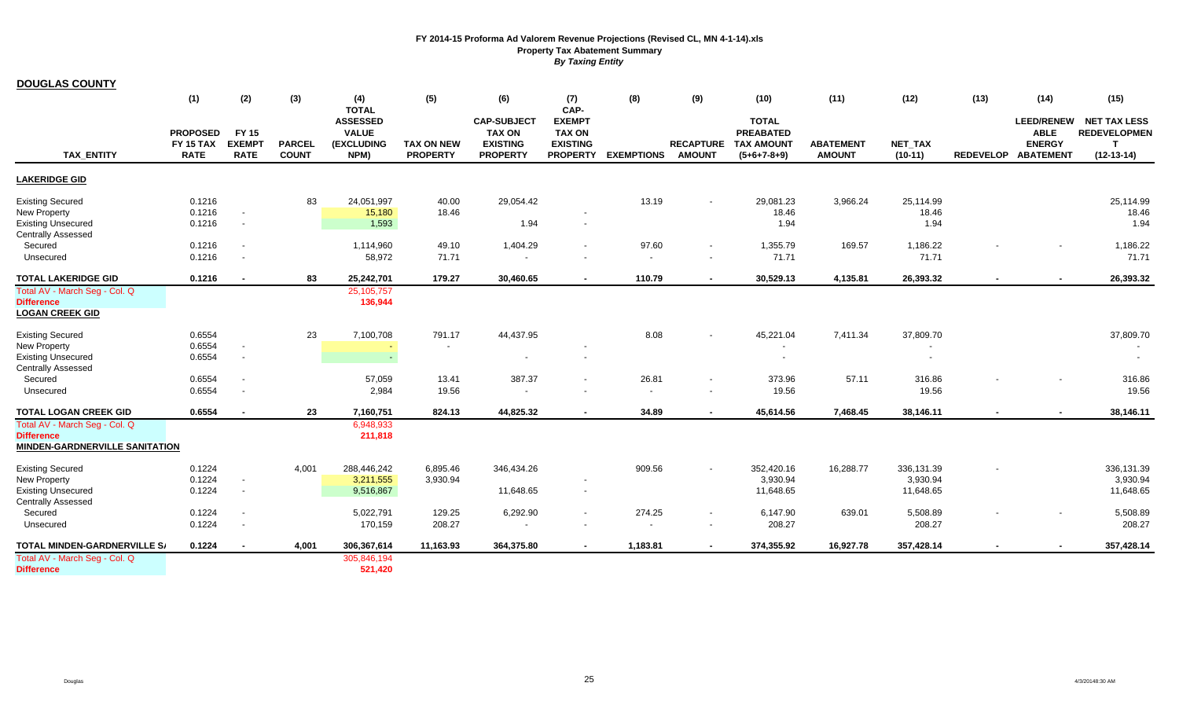**FY 2014-15 Proforma Ad Valorem Revenue Projections (Revised CL, MN 4-1-14).xls**
**Property Tax Abatement Summary**
***By Taxing Entity***

**DOUGLAS COUNTY**

| TAX_ENTITY | (1) PROPOSED FY 15 TAX RATE | (2) FY 15 EXEMPT RATE | (3) PARCEL COUNT | (4) TOTAL ASSESSED VALUE (EXCLUDING NPM) | (5) TAX ON NEW PROPERTY | (6) CAP-SUBJECT TAX ON EXISTING PROPERTY | (7) CAP-EXEMPT TAX ON EXISTING PROPERTY | (8) EXEMPTIONS | (9) RECAPTURE AMOUNT | (10) TOTAL PREABATED TAX AMOUNT (5+6+7-8+9) | (11) ABATEMENT AMOUNT | (12) NET_TAX (10-11) | (13) REDEVELOP | (14) LEED/RENEWABLE ENERGY ABATEMENT | (15) NET TAX LESS REDEVELOPMENT (12-13-14) |
|---|---|---|---|---|---|---|---|---|---|---|---|---|---|---|---|
| **LAKERIDGE GID** | | | | | | | | | | | | | | | |
| Existing Secured | 0.1216 | | 83 | 24,051,997 | 40.00 | 29,054.42 | | 13.19 | - | 29,081.23 | 3,966.24 | 25,114.99 | | | 25,114.99 |
| New Property | 0.1216 | - | | 15,180 | 18.46 | | - | | | 18.46 | | 18.46 | | | 18.46 |
| Existing Unsecured | 0.1216 | - | | 1,593 | | 1.94 | - | | | 1.94 | | 1.94 | | | 1.94 |
| Centrally Assessed | | | | | | | | | | | | | | | |
| Secured | 0.1216 | - | | 1,114,960 | 49.10 | 1,404.29 | - | 97.60 | - | 1,355.79 | 169.57 | 1,186.22 | - | - | 1,186.22 |
| Unsecured | 0.1216 | - | | 58,972 | 71.71 | - | - | - | - | 71.71 | | 71.71 | | | 71.71 |
| **TOTAL LAKERIDGE GID** | **0.1216** | **-** | **83** | **25,242,701** | **179.27** | **30,460.65** | **-** | **110.79** | **-** | **30,529.13** | **4,135.81** | **26,393.32** | **-** | **-** | **26,393.32** |
| Total AV - March Seg - Col. Q | | | | 25,105,757 | | | | | | | | | | | |
| **Difference** | | | | **136,944** | | | | | | | | | | | |
| **LOGAN CREEK GID** | | | | | | | | | | | | | | | |
| Existing Secured | 0.6554 | | 23 | 7,100,708 | 791.17 | 44,437.95 | | 8.08 | - | 45,221.04 | 7,411.34 | 37,809.70 | | | 37,809.70 |
| New Property | 0.6554 | - | | - | - | | - | | | - | | - | | | - |
| Existing Unsecured | 0.6554 | - | | - | | - | - | | | - | | - | | | - |
| Centrally Assessed | | | | | | | | | | | | | | | |
| Secured | 0.6554 | - | | 57,059 | 13.41 | 387.37 | - | 26.81 | - | 373.96 | 57.11 | 316.86 | - | - | 316.86 |
| Unsecured | 0.6554 | - | | 2,984 | 19.56 | - | - | - | - | 19.56 | | 19.56 | | | 19.56 |
| **TOTAL LOGAN CREEK GID** | **0.6554** | **-** | **23** | **7,160,751** | **824.13** | **44,825.32** | **-** | **34.89** | **-** | **45,614.56** | **7,468.45** | **38,146.11** | **-** | **-** | **38,146.11** |
| Total AV - March Seg - Col. Q | | | | 6,948,933 | | | | | | | | | | | |
| **Difference** | | | | **211,818** | | | | | | | | | | | |
| **MINDEN-GARDNERVILLE SANITATION** | | | | | | | | | | | | | | | |
| Existing Secured | 0.1224 | | 4,001 | 288,446,242 | 6,895.46 | 346,434.26 | | 909.56 | - | 352,420.16 | 16,288.77 | 336,131.39 | - | | 336,131.39 |
| New Property | 0.1224 | - | | 3,211,555 | 3,930.94 | | - | | | 3,930.94 | | 3,930.94 | | | 3,930.94 |
| Existing Unsecured | 0.1224 | - | | 9,516,867 | | 11,648.65 | - | | | 11,648.65 | | 11,648.65 | | | 11,648.65 |
| Centrally Assessed | | | | | | | | | | | | | | | |
| Secured | 0.1224 | - | | 5,022,791 | 129.25 | 6,292.90 | - | 274.25 | - | 6,147.90 | 639.01 | 5,508.89 | - | - | 5,508.89 |
| Unsecured | 0.1224 | - | | 170,159 | 208.27 | - | - | - | - | 208.27 | | 208.27 | | | 208.27 |
| **TOTAL MINDEN-GARDNERVILLE SA** | **0.1224** | **-** | **4,001** | **306,367,614** | **11,163.93** | **364,375.80** | **-** | **1,183.81** | **-** | **374,355.92** | **16,927.78** | **357,428.14** | **-** | **-** | **357,428.14** |
| Total AV - March Seg - Col. Q | | | | 305,846,194 | | | | | | | | | | | |
| **Difference** | | | | **521,420** | | | | | | | | | | | |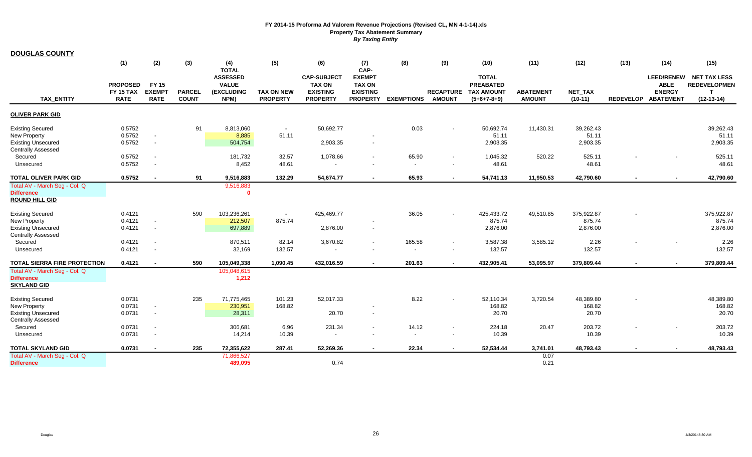**FY 2014-15 Proforma Ad Valorem Revenue Projections (Revised CL, MN 4-1-14).xls**
**Property Tax Abatement Summary**
***By Taxing Entity***

**DOUGLAS COUNTY**

| TAX_ENTITY | (1) PROPOSED FY 15 TAX RATE | (2) FY 15 EXEMPT RATE | (3) PARCEL COUNT | (4) TOTAL ASSESSED VALUE (EXCLUDING NPM) | (5) TAX ON NEW PROPERTY | (6) CAP-SUBJECT TAX ON EXISTING PROPERTY | (7) CAP-EXEMPT TAX ON EXISTING PROPERTY | (8) EXEMPTIONS | (9) RECAPTURE AMOUNT | (10) TOTAL PREABATED TAX AMOUNT (5+6+7-8+9) | (11) ABATEMENT AMOUNT | (12) NET_TAX (10-11) | (13) REDEVELOP | (14) LEED/RENEWABLE ENERGY ABATEMENT | (15) NET TAX LESS REDEVELOPMENT (12-13-14) |
|---|---|---|---|---|---|---|---|---|---|---|---|---|---|---|---|
| **OLIVER PARK GID** | | | | | | | | | | | | | | | |
| Existing Secured | 0.5752 | | 91 | 8,813,060 | - | 50,692.77 | | 0.03 | - | 50,692.74 | 11,430.31 | 39,262.43 | | | 39,262.43 |
| New Property | 0.5752 | - | | 8,885 | 51.11 | | - | | | 51.11 | | 51.11 | | | 51.11 |
| Existing Unsecured | 0.5752 | - | | 504,754 | | 2,903.35 | - | | | 2,903.35 | | 2,903.35 | | | 2,903.35 |
| Centrally Assessed | | | | | | | | | | | | | | | |
| Secured | 0.5752 | - | | 181,732 | 32.57 | 1,078.66 | - | 65.90 | - | 1,045.32 | 520.22 | 525.11 | - | - | 525.11 |
| Unsecured | 0.5752 | - | | 8,452 | 48.61 | - | - | - | - | 48.61 | | 48.61 | | | 48.61 |
| **TOTAL OLIVER PARK GID** | **0.5752** | **-** | **91** | **9,516,883** | **132.29** | **54,674.77** | **-** | **65.93** | **-** | **54,741.13** | **11,950.53** | **42,790.60** | **-** | **-** | **42,790.60** |
| Total AV - March Seg - Col. Q | | | | 9,516,883 | | | | | | | | | | | |
| **Difference** | | | | **0** | | | | | | | | | | | |
| **ROUND HILL GID** | | | | | | | | | | | | | | | |
| Existing Secured | 0.4121 | | 590 | 103,236,261 | - | 425,469.77 | | 36.05 | - | 425,433.72 | 49,510.85 | 375,922.87 | - | | 375,922.87 |
| New Property | 0.4121 | - | | 212,507 | 875.74 | | - | | | 875.74 | | 875.74 | | | 875.74 |
| Existing Unsecured | 0.4121 | - | | 697,889 | | 2,876.00 | - | | | 2,876.00 | | 2,876.00 | | | 2,876.00 |
| Centrally Assessed | | | | | | | | | | | | | | | |
| Secured | 0.4121 | - | | 870,511 | 82.14 | 3,670.82 | - | 165.58 | - | 3,587.38 | 3,585.12 | 2.26 | - | - | 2.26 |
| Unsecured | 0.4121 | - | | 32,169 | 132.57 | - | - | - | - | 132.57 | | 132.57 | | | 132.57 |
| **TOTAL SIERRA FIRE PROTECTION** | **0.4121** | **-** | **590** | **105,049,338** | **1,090.45** | **432,016.59** | **-** | **201.63** | **-** | **432,905.41** | **53,095.97** | **379,809.44** | **-** | **-** | **379,809.44** |
| Total AV - March Seg - Col. Q | | | | 105,048,615 | | | | | | | | | | | |
| **Difference** | | | | **1,212** | | | | | | | | | | | |
| **SKYLAND GID** | | | | | | | | | | | | | | | |
| Existing Secured | 0.0731 | | 235 | 71,775,465 | 101.23 | 52,017.33 | | 8.22 | - | 52,110.34 | 3,720.54 | 48,389.80 | - | | 48,389.80 |
| New Property | 0.0731 | - | | 230,951 | 168.82 | | - | | | 168.82 | | 168.82 | | | 168.82 |
| Existing Unsecured | 0.0731 | - | | 28,311 | | 20.70 | - | | | 20.70 | | 20.70 | | | 20.70 |
| Centrally Assessed | | | | | | | | | | | | | | | |
| Secured | 0.0731 | - | | 306,681 | 6.96 | 231.34 | - | 14.12 | - | 224.18 | 20.47 | 203.72 | - | - | 203.72 |
| Unsecured | 0.0731 | - | | 14,214 | 10.39 | - | - | - | - | 10.39 | | 10.39 | | | 10.39 |
| **TOTAL SKYLAND GID** | **0.0731** | **-** | **235** | **72,355,622** | **287.41** | **52,269.36** | **-** | **22.34** | **-** | **52,534.44** | **3,741.01** | **48,793.43** | **-** | **-** | **48,793.43** |
| Total AV - March Seg - Col. Q | | | | 71,866,527 | | | | | | | 0.07 | | | | |
| **Difference** | | | | **489,095** | | 0.74 | | | | | 0.21 | | | | |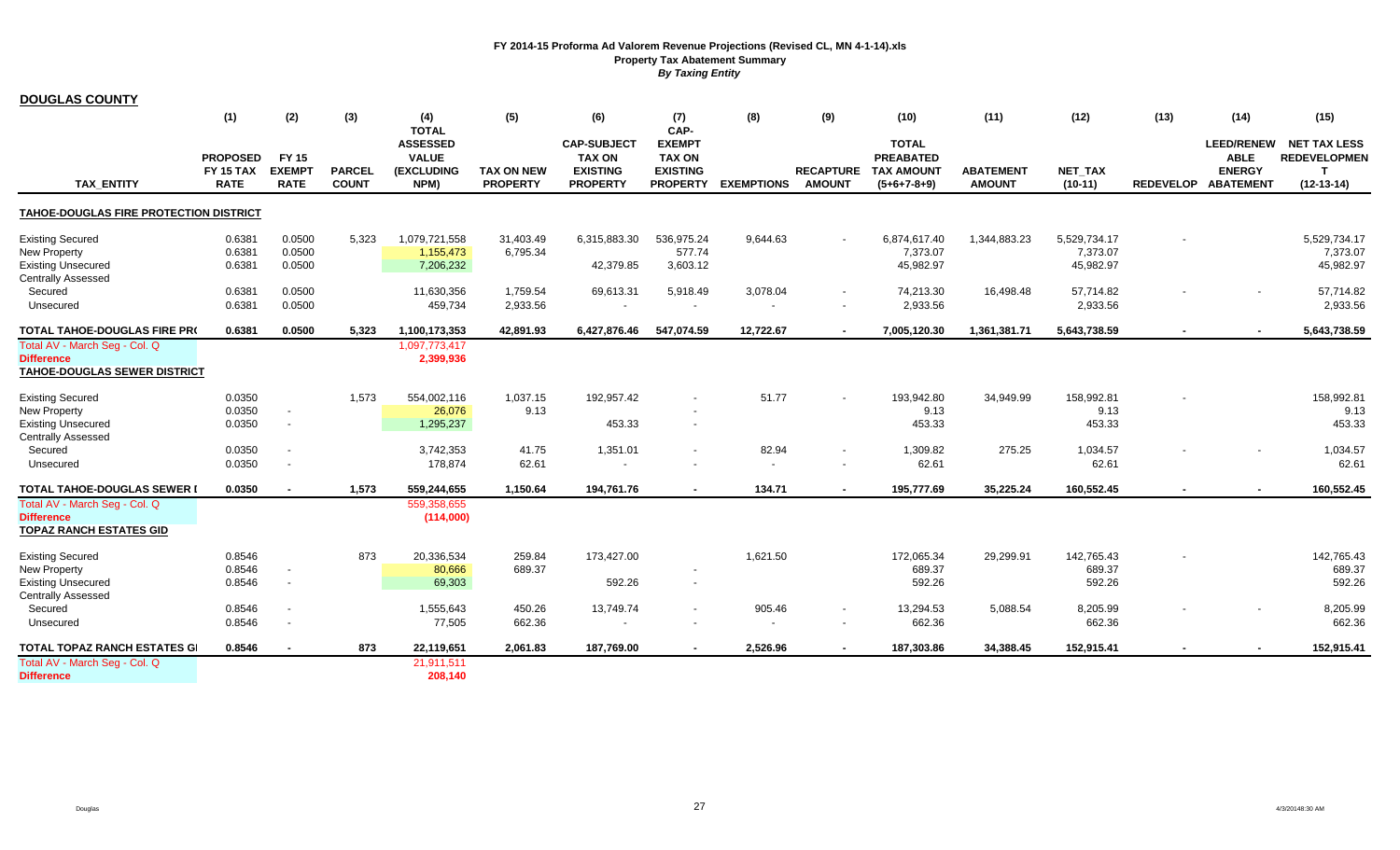# FY 2014-15 Proforma Ad Valorem Revenue Projections (Revised CL, MN 4-1-14).xls

**Property Tax Abatement Summary**

***By Taxing Entity***

## DOUGLAS COUNTY

| TAX_ENTITY | (1) PROPOSED FY 15 TAX RATE | (2) FY 15 EXEMPT RATE | (3) PARCEL COUNT | (4) TOTAL ASSESSED VALUE (EXCLUDING NPM) | (5) TAX ON NEW PROPERTY | (6) CAP-SUBJECT TAX ON EXISTING PROPERTY | (7) CAP-EXEMPT TAX ON EXISTING PROPERTY | (8) EXEMPTIONS | (9) RECAPTURE AMOUNT | (10) TOTAL PREABATED TAX AMOUNT (5+6+7-8+9) | (11) ABATEMENT AMOUNT | (12) NET_TAX (10-11) | (13) REDEVELOP | (14) LEED/RENEWABLE ENERGY ABATEMENT | (15) NET TAX LESS REDEVELOPMENT (12-13-14) |
|---|---|---|---|---|---|---|---|---|---|---|---|---|---|---|---|
| **TAHOE-DOUGLAS FIRE PROTECTION DISTRICT** | | | | | | | | | | | | | | | |
| Existing Secured | 0.6381 | 0.0500 | 5,323 | 1,079,721,558 | 31,403.49 | 6,315,883.30 | 536,975.24 | 9,644.63 | - | 6,874,617.40 | 1,344,883.23 | 5,529,734.17 | - | | 5,529,734.17 |
| New Property | 0.6381 | 0.0500 | | 1,155,473 | 6,795.34 | | 577.74 | | | 7,373.07 | | 7,373.07 | | | 7,373.07 |
| Existing Unsecured | 0.6381 | 0.0500 | | 7,206,232 | | 42,379.85 | 3,603.12 | | | 45,982.97 | | 45,982.97 | | | 45,982.97 |
| Centrally Assessed | | | | | | | | | | | | | | | |
| Secured | 0.6381 | 0.0500 | | 11,630,356 | 1,759.54 | 69,613.31 | 5,918.49 | 3,078.04 | - | 74,213.30 | 16,498.48 | 57,714.82 | - | - | 57,714.82 |
| Unsecured | 0.6381 | 0.0500 | | 459,734 | 2,933.56 | - | - | - | - | 2,933.56 | | 2,933.56 | | | 2,933.56 |
| **TOTAL TAHOE-DOUGLAS FIRE PRO** | **0.6381** | **0.0500** | **5,323** | **1,100,173,353** | **42,891.93** | **6,427,876.46** | **547,074.59** | **12,722.67** | **-** | **7,005,120.30** | **1,361,381.71** | **5,643,738.59** | **-** | **-** | **5,643,738.59** |
| Total AV - March Seg - Col. Q | | | | 1,097,773,417 | | | | | | | | | | | |
| **Difference** | | | | **2,399,936** | | | | | | | | | | | |
| **TAHOE-DOUGLAS SEWER DISTRICT** | | | | | | | | | | | | | | | |
| Existing Secured | 0.0350 | | 1,573 | 554,002,116 | 1,037.15 | 192,957.42 | - | 51.77 | - | 193,942.80 | 34,949.99 | 158,992.81 | - | | 158,992.81 |
| New Property | 0.0350 | - | | 26,076 | 9.13 | | - | | | 9.13 | | 9.13 | | | 9.13 |
| Existing Unsecured | 0.0350 | - | | 1,295,237 | | 453.33 | - | | | 453.33 | | 453.33 | | | 453.33 |
| Centrally Assessed | | | | | | | | | | | | | | | |
| Secured | 0.0350 | - | | 3,742,353 | 41.75 | 1,351.01 | - | 82.94 | - | 1,309.82 | 275.25 | 1,034.57 | - | - | 1,034.57 |
| Unsecured | 0.0350 | - | | 178,874 | 62.61 | - | - | - | - | 62.61 | | 62.61 | | | 62.61 |
| **TOTAL TAHOE-DOUGLAS SEWER D** | **0.0350** | **-** | **1,573** | **559,244,655** | **1,150.64** | **194,761.76** | **-** | **134.71** | **-** | **195,777.69** | **35,225.24** | **160,552.45** | **-** | **-** | **160,552.45** |
| Total AV - March Seg - Col. Q | | | | 559,358,655 | | | | | | | | | | | |
| **Difference** | | | | **(114,000)** | | | | | | | | | | | |
| **TOPAZ RANCH ESTATES GID** | | | | | | | | | | | | | | | |
| Existing Secured | 0.8546 | | 873 | 20,336,534 | 259.84 | 173,427.00 | | 1,621.50 | | 172,065.34 | 29,299.91 | 142,765.43 | - | | 142,765.43 |
| New Property | 0.8546 | - | | 80,666 | 689.37 | | - | | | 689.37 | | 689.37 | | | 689.37 |
| Existing Unsecured | 0.8546 | - | | 69,303 | | 592.26 | - | | | 592.26 | | 592.26 | | | 592.26 |
| Centrally Assessed | | | | | | | | | | | | | | | |
| Secured | 0.8546 | - | | 1,555,643 | 450.26 | 13,749.74 | - | 905.46 | - | 13,294.53 | 5,088.54 | 8,205.99 | - | - | 8,205.99 |
| Unsecured | 0.8546 | - | | 77,505 | 662.36 | - | - | - | - | 662.36 | | 662.36 | | | 662.36 |
| **TOTAL TOPAZ RANCH ESTATES GI** | **0.8546** | **-** | **873** | **22,119,651** | **2,061.83** | **187,769.00** | **-** | **2,526.96** | **-** | **187,303.86** | **34,388.45** | **152,915.41** | **-** | **-** | **152,915.41** |
| Total AV - March Seg - Col. Q | | | | 21,911,511 | | | | | | | | | | | |
| **Difference** | | | | **208,140** | | | | | | | | | | | |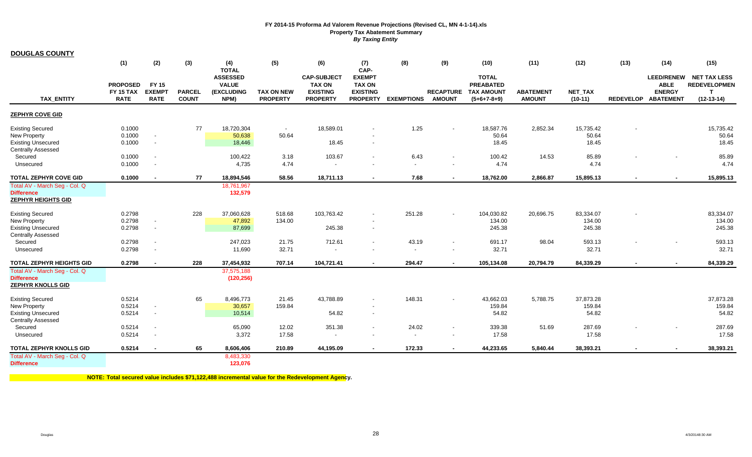# FY 2014-15 Proforma Ad Valorem Revenue Projections (Revised CL, MN 4-1-14).xls
## Property Tax Abatement Summary
### *By Taxing Entity*

**DOUGLAS COUNTY**

| TAX_ENTITY | (1) PROPOSED FY 15 TAX RATE | (2) FY 15 EXEMPT RATE | (3) PARCEL COUNT | (4) TOTAL ASSESSED VALUE (EXCLUDING NPM) | (5) TAX ON NEW PROPERTY | (6) CAP-SUBJECT TAX ON EXISTING PROPERTY | (7) CAP-EXEMPT TAX ON EXISTING PROPERTY | (8) EXEMPTIONS | (9) RECAPTURE AMOUNT | (10) TOTAL PREABATED TAX AMOUNT (5+6+7-8+9) | (11) ABATEMENT AMOUNT | (12) NET_TAX (10-11) | (13) REDEVELOP | (14) LEED/RENEWABLE ENERGY ABATEMENT | (15) NET TAX LESS REDEVELOPMENT (12-13-14) |
|---|---|---|---|---|---|---|---|---|---|---|---|---|---|---|---|
| **ZEPHYR COVE GID** | | | | | | | | | | | | | | | |
| Existing Secured | 0.1000 | | 77 | 18,720,304 | - | 18,589.01 | - | 1.25 | - | 18,587.76 | 2,852.34 | 15,735.42 | - | | 15,735.42 |
| New Property | 0.1000 | - | | 50,638 | 50.64 | | - | | | 50.64 | | 50.64 | | | 50.64 |
| Existing Unsecured | 0.1000 | - | | 18,446 | | 18.45 | - | | | 18.45 | | 18.45 | | | 18.45 |
| Centrally Assessed | | | | | | | | | | | | | | | |
| Secured | 0.1000 | - | | 100,422 | 3.18 | 103.67 | - | 6.43 | - | 100.42 | 14.53 | 85.89 | - | - | 85.89 |
| Unsecured | 0.1000 | - | | 4,735 | 4.74 | - | - | - | - | 4.74 | | 4.74 | | | 4.74 |
| **TOTAL ZEPHYR COVE GID** | **0.1000** | **-** | **77** | **18,894,546** | **58.56** | **18,711.13** | **-** | **7.68** | **-** | **18,762.00** | **2,866.87** | **15,895.13** | **-** | **-** | **15,895.13** |
| Total AV - March Seg - Col. Q | | | | 18,761,967 | | | | | | | | | | | |
| **Difference** | | | | **132,579** | | | | | | | | | | | |
| **ZEPHYR HEIGHTS GID** | | | | | | | | | | | | | | | |
| Existing Secured | 0.2798 | | 228 | 37,060,628 | 518.68 | 103,763.42 | - | 251.28 | - | 104,030.82 | 20,696.75 | 83,334.07 | - | | 83,334.07 |
| New Property | 0.2798 | - | | 47,892 | 134.00 | | - | | | 134.00 | | 134.00 | | | 134.00 |
| Existing Unsecured | 0.2798 | - | | 87,699 | | 245.38 | - | | | 245.38 | | 245.38 | | | 245.38 |
| Centrally Assessed | | | | | | | | | | | | | | | |
| Secured | 0.2798 | - | | 247,023 | 21.75 | 712.61 | - | 43.19 | - | 691.17 | 98.04 | 593.13 | - | - | 593.13 |
| Unsecured | 0.2798 | - | | 11,690 | 32.71 | - | - | - | - | 32.71 | | 32.71 | | | 32.71 |
| **TOTAL ZEPHYR HEIGHTS GID** | **0.2798** | **-** | **228** | **37,454,932** | **707.14** | **104,721.41** | **-** | **294.47** | **-** | **105,134.08** | **20,794.79** | **84,339.29** | **-** | **-** | **84,339.29** |
| Total AV - March Seg - Col. Q | | | | 37,575,188 | | | | | | | | | | | |
| **Difference** | | | | **(120,256)** | | | | | | | | | | | |
| **ZEPHYR KNOLLS GID** | | | | | | | | | | | | | | | |
| Existing Secured | 0.5214 | | 65 | 8,496,773 | 21.45 | 43,788.89 | - | 148.31 | - | 43,662.03 | 5,788.75 | 37,873.28 | | | 37,873.28 |
| New Property | 0.5214 | - | | 30,657 | 159.84 | | - | | | 159.84 | | 159.84 | | | 159.84 |
| Existing Unsecured | 0.5214 | - | | 10,514 | | 54.82 | - | | | 54.82 | | 54.82 | | | 54.82 |
| Centrally Assessed | | | | | | | | | | | | | | | |
| Secured | 0.5214 | - | | 65,090 | 12.02 | 351.38 | - | 24.02 | - | 339.38 | 51.69 | 287.69 | - | - | 287.69 |
| Unsecured | 0.5214 | - | | 3,372 | 17.58 | - | - | - | - | 17.58 | | 17.58 | | | 17.58 |
| **TOTAL ZEPHYR KNOLLS GID** | **0.5214** | **-** | **65** | **8,606,406** | **210.89** | **44,195.09** | **-** | **172.33** | **-** | **44,233.65** | **5,840.44** | **38,393.21** | **-** | **-** | **38,393.21** |
| Total AV - March Seg - Col. Q | | | | 8,483,330 | | | | | | | | | | | |
| **Difference** | | | | **123,076** | | | | | | | | | | | |

**NOTE: Total secured value includes $71,122,488 incremental value for the Redevelopment Agency.**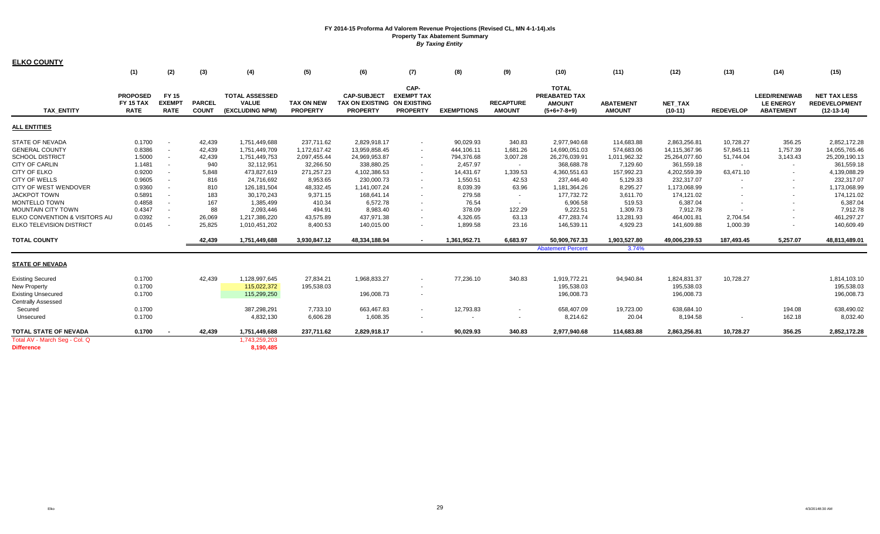**FY 2014-15 Proforma Ad Valorem Revenue Projections (Revised CL, MN 4-1-14).xls**
**Property Tax Abatement Summary**
***By Taxing Entity***

**ELKO COUNTY**

| | (1) | (2) | (3) | (4) | (5) | (6) | (7) | (8) | (9) | (10) | (11) | (12) | (13) | (14) | (15) |
|---|---|---|---|---|---|---|---|---|---|---|---|---|---|---|---|
| **TAX_ENTITY** | **PROPOSED FY 15 TAX RATE** | **FY 15 EXEMPT RATE** | **PARCEL COUNT** | **TOTAL ASSESSED VALUE (EXCLUDING NPM)** | **TAX ON NEW PROPERTY** | **CAP-SUBJECT TAX ON EXISTING PROPERTY** | **CAP-EXEMPT TAX ON EXISTING PROPERTY** | **EXEMPTIONS** | **RECAPTURE AMOUNT** | **TOTAL PREABATED TAX AMOUNT (5+6+7-8+9)** | **ABATEMENT AMOUNT** | **NET_TAX (10-11)** | **REDEVELOP** | **LEED/RENEWAB LE ENERGY ABATEMENT** | **NET TAX LESS REDEVELOPMENT (12-13-14)** |
| **ALL ENTITIES** | | | | | | | | | | | | | | | |
| STATE OF NEVADA | 0.1700 | - | 42,439 | 1,751,449,688 | 237,711.62 | 2,829,918.17 | - | 90,029.93 | 340.83 | 2,977,940.68 | 114,683.88 | 2,863,256.81 | 10,728.27 | 356.25 | 2,852,172.28 |
| GENERAL COUNTY | 0.8386 | - | 42,439 | 1,751,449,709 | 1,172,617.42 | 13,959,858.45 | - | 444,106.11 | 1,681.26 | 14,690,051.03 | 574,683.06 | 14,115,367.96 | 57,845.11 | 1,757.39 | 14,055,765.46 |
| SCHOOL DISTRICT | 1.5000 | - | 42,439 | 1,751,449,753 | 2,097,455.44 | 24,969,953.87 | - | 794,376.68 | 3,007.28 | 26,276,039.91 | 1,011,962.32 | 25,264,077.60 | 51,744.04 | 3,143.43 | 25,209,190.13 |
| CITY OF CARLIN | 1.1481 | - | 940 | 32,112,951 | 32,266.50 | 338,880.25 | - | 2,457.97 | - | 368,688.78 | 7,129.60 | 361,559.18 | - | - | 361,559.18 |
| CITY OF ELKO | 0.9200 | - | 5,848 | 473,827,619 | 271,257.23 | 4,102,386.53 | - | 14,431.67 | 1,339.53 | 4,360,551.63 | 157,992.23 | 4,202,559.39 | 63,471.10 | - | 4,139,088.29 |
| CITY OF WELLS | 0.9605 | - | 816 | 24,716,692 | 8,953.65 | 230,000.73 | - | 1,550.51 | 42.53 | 237,446.40 | 5,129.33 | 232,317.07 | - | - | 232,317.07 |
| CITY OF WEST WENDOVER | 0.9360 | - | 810 | 126,181,504 | 48,332.45 | 1,141,007.24 | - | 8,039.39 | 63.96 | 1,181,364.26 | 8,295.27 | 1,173,068.99 | - | - | 1,173,068.99 |
| JACKPOT TOWN | 0.5891 | - | 183 | 30,170,243 | 9,371.15 | 168,641.14 | - | 279.58 | - | 177,732.72 | 3,611.70 | 174,121.02 | - | - | 174,121.02 |
| MONTELLO TOWN | 0.4858 | - | 167 | 1,385,499 | 410.34 | 6,572.78 | - | 76.54 | - | 6,906.58 | 519.53 | 6,387.04 | - | - | 6,387.04 |
| MOUNTAIN CITY TOWN | 0.4347 | - | 88 | 2,093,446 | 494.91 | 8,983.40 | - | 378.09 | 122.29 | 9,222.51 | 1,309.73 | 7,912.78 | - | - | 7,912.78 |
| ELKO CONVENTION & VISITORS AU | 0.0392 | - | 26,069 | 1,217,386,220 | 43,575.89 | 437,971.38 | - | 4,326.65 | 63.13 | 477,283.74 | 13,281.93 | 464,001.81 | 2,704.54 | - | 461,297.27 |
| ELKO TELEVISION DISTRICT | 0.0145 | - | 25,825 | 1,010,451,202 | 8,400.53 | 140,015.00 | - | 1,899.58 | 23.16 | 146,539.11 | 4,929.23 | 141,609.88 | 1,000.39 | - | 140,609.49 |
| **TOTAL COUNTY** | | | **42,439** | **1,751,449,688** | **3,930,847.12** | **48,334,188.94** | **-** | **1,361,952.71** | **6,683.97** | **50,909,767.33** | **1,903,527.80** | **49,006,239.53** | **187,493.45** | **5,257.07** | **48,813,489.01** |
| | | | | | | | | | | Abatement Percent | 3.74% | | | | |
| **STATE OF NEVADA** | | | | | | | | | | | | | | | |
| Existing Secured | 0.1700 | | 42,439 | 1,128,997,645 | 27,834.21 | 1,968,833.27 | - | 77,236.10 | 340.83 | 1,919,772.21 | 94,940.84 | 1,824,831.37 | 10,728.27 | | 1,814,103.10 |
| New Property | 0.1700 | | | 115,022,372 | 195,538.03 | | - | | | 195,538.03 | | 195,538.03 | | | 195,538.03 |
| Existing Unsecured | 0.1700 | | | 115,299,250 | | 196,008.73 | - | | | 196,008.73 | | 196,008.73 | | | 196,008.73 |
| Centrally Assessed | | | | | | | | | | | | | | | |
| Secured | 0.1700 | | | 387,298,291 | 7,733.10 | 663,467.83 | - | 12,793.83 | - | 658,407.09 | 19,723.00 | 638,684.10 | | 194.08 | 638,490.02 |
| Unsecured | 0.1700 | | | 4,832,130 | 6,606.28 | 1,608.35 | - | - | - | 8,214.62 | 20.04 | 8,194.58 | - | 162.18 | 8,032.40 |
| **TOTAL STATE OF NEVADA** | **0.1700** | **-** | **42,439** | **1,751,449,688** | **237,711.62** | **2,829,918.17** | **-** | **90,029.93** | **340.83** | **2,977,940.68** | **114,683.88** | **2,863,256.81** | **10,728.27** | **356.25** | **2,852,172.28** |
| Total AV - March Seg - Col. Q | | | | 1,743,259,203 | | | | | | | | | | | |
| **Difference** | | | | **8,190,485** | | | | | | | | | | | |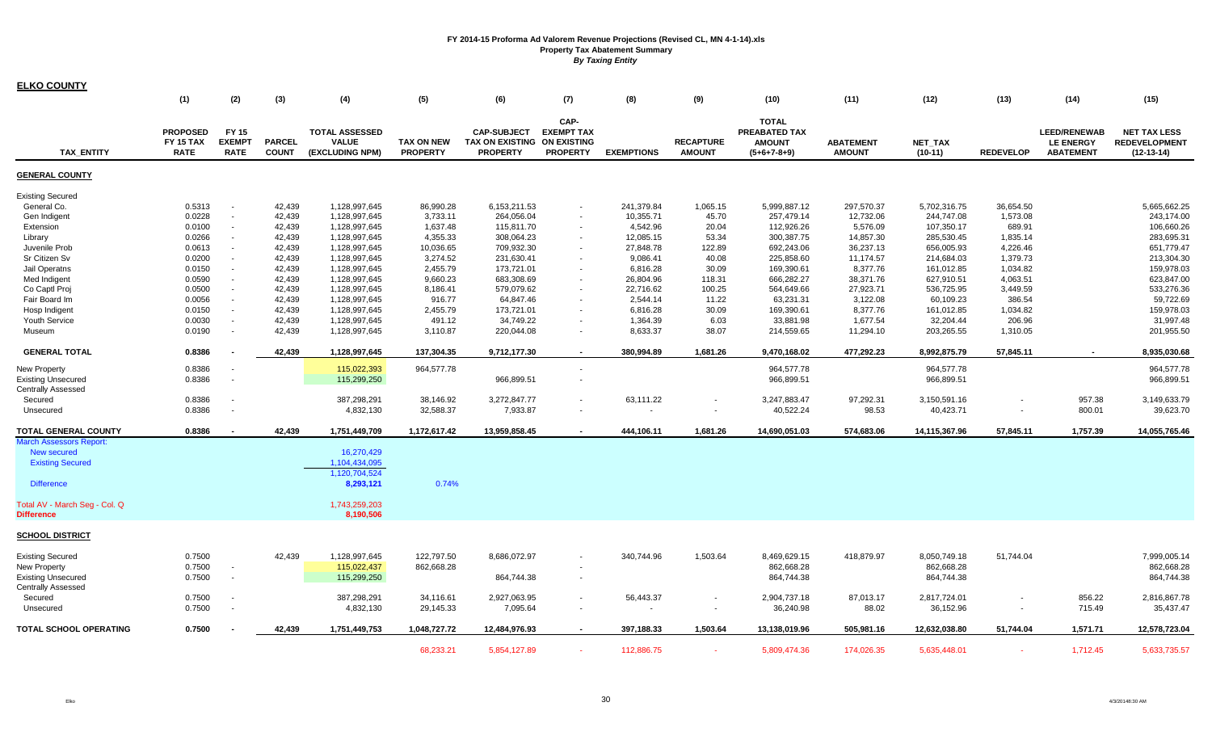**FY 2014-15 Proforma Ad Valorem Revenue Projections (Revised CL, MN 4-1-14).xls**
**Property Tax Abatement Summary**
***By Taxing Entity***

## ELKO COUNTY

| TAX_ENTITY | (1) PROPOSED FY 15 TAX RATE | (2) FY 15 EXEMPT RATE | (3) PARCEL COUNT | (4) TOTAL ASSESSED VALUE (EXCLUDING NPM) | (5) TAX ON NEW PROPERTY | (6) CAP-SUBJECT TAX ON EXISTING PROPERTY | (7) CAP-EXEMPT TAX ON EXISTING PROPERTY | (8) EXEMPTIONS | (9) RECAPTURE AMOUNT | (10) TOTAL PREABATED TAX AMOUNT (5+6+7-8+9) | (11) ABATEMENT AMOUNT | (12) NET_TAX (10-11) | (13) REDEVELOP | (14) LEED/RENEWAB LE ENERGY ABATEMENT | (15) NET TAX LESS REDEVELOPMENT (12-13-14) |
|---|---|---|---|---|---|---|---|---|---|---|---|---|---|---|---|
| **GENERAL COUNTY** | | | | | | | | | | | | | | | |
| Existing Secured | | | | | | | | | | | | | | | |
| General Co. | 0.5313 | - | 42,439 | 1,128,997,645 | 86,990.28 | 6,153,211.53 | - | 241,379.84 | 1,065.15 | 5,999,887.12 | 297,570.37 | 5,702,316.75 | 36,654.50 | | 5,665,662.25 |
| Gen Indigent | 0.0228 | - | 42,439 | 1,128,997,645 | 3,733.11 | 264,056.04 | - | 10,355.71 | 45.70 | 257,479.14 | 12,732.06 | 244,747.08 | 1,573.08 | | 243,174.00 |
| Extension | 0.0100 | - | 42,439 | 1,128,997,645 | 1,637.48 | 115,811.70 | - | 4,542.96 | 20.04 | 112,926.26 | 5,576.09 | 107,350.17 | 689.91 | | 106,660.26 |
| Library | 0.0266 | - | 42,439 | 1,128,997,645 | 4,355.33 | 308,064.23 | - | 12,085.15 | 53.34 | 300,387.75 | 14,857.30 | 285,530.45 | 1,835.14 | | 283,695.31 |
| Juvenile Prob | 0.0613 | - | 42,439 | 1,128,997,645 | 10,036.65 | 709,932.30 | - | 27,848.78 | 122.89 | 692,243.06 | 36,237.13 | 656,005.93 | 4,226.46 | | 651,779.47 |
| Sr Citizen Sv | 0.0200 | - | 42,439 | 1,128,997,645 | 3,274.52 | 231,630.41 | - | 9,086.41 | 40.08 | 225,858.60 | 11,174.57 | 214,684.03 | 1,379.73 | | 213,304.30 |
| Jail Operatns | 0.0150 | - | 42,439 | 1,128,997,645 | 2,455.79 | 173,721.01 | - | 6,816.28 | 30.09 | 169,390.61 | 8,377.76 | 161,012.85 | 1,034.82 | | 159,978.03 |
| Med Indigent | 0.0590 | - | 42,439 | 1,128,997,645 | 9,660.23 | 683,308.69 | - | 26,804.96 | 118.31 | 666,282.27 | 38,371.76 | 627,910.51 | 4,063.51 | | 623,847.00 |
| Co Captl Proj | 0.0500 | - | 42,439 | 1,128,997,645 | 8,186.41 | 579,079.62 | - | 22,716.62 | 100.25 | 564,649.66 | 27,923.71 | 536,725.95 | 3,449.59 | | 533,276.36 |
| Fair Board Im | 0.0056 | - | 42,439 | 1,128,997,645 | 916.77 | 64,847.46 | - | 2,544.14 | 11.22 | 63,231.31 | 3,122.08 | 60,109.23 | 386.54 | | 59,722.69 |
| Hosp Indigent | 0.0150 | - | 42,439 | 1,128,997,645 | 2,455.79 | 173,721.01 | - | 6,816.28 | 30.09 | 169,390.61 | 8,377.76 | 161,012.85 | 1,034.82 | | 159,978.03 |
| Youth Service | 0.0030 | - | 42,439 | 1,128,997,645 | 491.12 | 34,749.22 | - | 1,364.39 | 6.03 | 33,881.98 | 1,677.54 | 32,204.44 | 206.96 | | 31,997.48 |
| Museum | 0.0190 | - | 42,439 | 1,128,997,645 | 3,110.87 | 220,044.08 | - | 8,633.37 | 38.07 | 214,559.65 | 11,294.10 | 203,265.55 | 1,310.05 | | 201,955.50 |
| **GENERAL TOTAL** | **0.8386** | **-** | **42,439** | **1,128,997,645** | **137,304.35** | **9,712,177.30** | **-** | **380,994.89** | **1,681.26** | **9,470,168.02** | **477,292.23** | **8,992,875.79** | **57,845.11** | **-** | **8,935,030.68** |
| New Property | 0.8386 | - | | 115,022,393 | 964,577.78 | | - | | | 964,577.78 | | 964,577.78 | | | 964,577.78 |
| Existing Unsecured | 0.8386 | - | | 115,299,250 | | 966,899.51 | - | | | 966,899.51 | | 966,899.51 | | | 966,899.51 |
| Centrally Assessed | | | | | | | | | | | | | | | |
| Secured | 0.8386 | - | | 387,298,291 | 38,146.92 | 3,272,847.77 | - | 63,111.22 | - | 3,247,883.47 | 97,292.31 | 3,150,591.16 | - | 957.38 | 3,149,633.79 |
| Unsecured | 0.8386 | - | | 4,832,130 | 32,588.37 | 7,933.87 | - | - | - | 40,522.24 | 98.53 | 40,423.71 | - | 800.01 | 39,623.70 |
| **TOTAL GENERAL COUNTY** | **0.8386** | **-** | **42,439** | **1,751,449,709** | **1,172,617.42** | **13,959,858.45** | **-** | **444,106.11** | **1,681.26** | **14,690,051.03** | **574,683.06** | **14,115,367.96** | **57,845.11** | **1,757.39** | **14,055,765.46** |
| March Assessors Report: | | | | | | | | | | | | | | | |
| New secured | | | | 16,270,429 | | | | | | | | | | | |
| Existing Secured | | | | 1,104,434,095 | | | | | | | | | | | |
| | | | | 1,120,704,524 | | | | | | | | | | | |
| Difference | | | | **8,293,121** | 0.74% | | | | | | | | | | |
| Total AV - March Seg - Col. Q | | | | 1,743,259,203 | | | | | | | | | | | |
| **Difference** | | | | **8,190,506** | | | | | | | | | | | |
| **SCHOOL DISTRICT** | | | | | | | | | | | | | | | |
| Existing Secured | 0.7500 | | 42,439 | 1,128,997,645 | 122,797.50 | 8,686,072.97 | - | 340,744.96 | 1,503.64 | 8,469,629.15 | 418,879.97 | 8,050,749.18 | 51,744.04 | | 7,999,005.14 |
| New Property | 0.7500 | - | | 115,022,437 | 862,668.28 | | - | | | 862,668.28 | | 862,668.28 | | | 862,668.28 |
| Existing Unsecured | 0.7500 | - | | 115,299,250 | | 864,744.38 | - | | | 864,744.38 | | 864,744.38 | | | 864,744.38 |
| Centrally Assessed | | | | | | | | | | | | | | | |
| Secured | 0.7500 | - | | 387,298,291 | 34,116.61 | 2,927,063.95 | - | 56,443.37 | - | 2,904,737.18 | 87,013.17 | 2,817,724.01 | - | 856.22 | 2,816,867.78 |
| Unsecured | 0.7500 | - | | 4,832,130 | 29,145.33 | 7,095.64 | - | - | - | 36,240.98 | 88.02 | 36,152.96 | - | 715.49 | 35,437.47 |
| **TOTAL SCHOOL OPERATING** | **0.7500** | **-** | **42,439** | **1,751,449,753** | **1,048,727.72** | **12,484,976.93** | **-** | **397,188.33** | **1,503.64** | **13,138,019.96** | **505,981.16** | **12,632,038.80** | **51,744.04** | **1,571.71** | **12,578,723.04** |
| | | | | | 68,233.21 | 5,854,127.89 | - | 112,886.75 | - | 5,809,474.36 | 174,026.35 | 5,635,448.01 | - | 1,712.45 | 5,633,735.57 |

Elko

4/3/2014 8:30 AM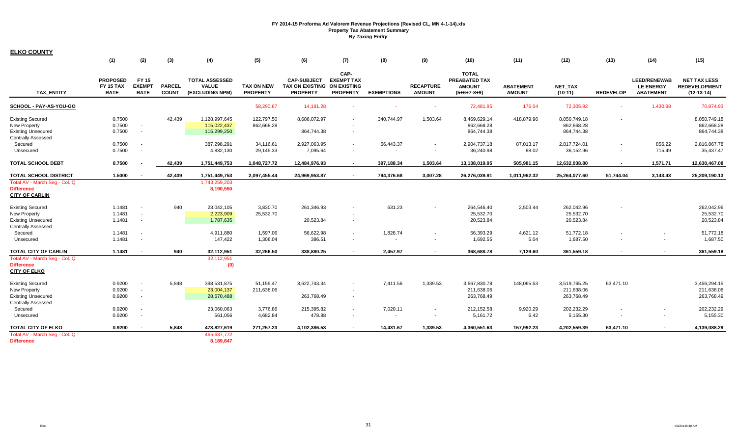**FY 2014-15 Proforma Ad Valorem Revenue Projections (Revised CL, MN 4-1-14).xls**
**Property Tax Abatement Summary**
***By Taxing Entity***

**ELKO COUNTY**

| | (1) | (2) | (3) | (4) | (5) | (6) | (7) | (8) | (9) | (10) | (11) | (12) | (13) | (14) | (15) |
|---|---|---|---|---|---|---|---|---|---|---|---|---|---|---|---|
| TAX_ENTITY | PROPOSED FY 15 TAX RATE | FY 15 EXEMPT RATE | PARCEL COUNT | TOTAL ASSESSED VALUE (EXCLUDING NPM) | TAX ON NEW PROPERTY | CAP-SUBJECT TAX ON EXISTING PROPERTY | CAP-EXEMPT TAX ON EXISTING PROPERTY | EXEMPTIONS | RECAPTURE AMOUNT | TOTAL PREABATED TAX AMOUNT (5+6+7-8+9) | ABATEMENT AMOUNT | NET_TAX (10-11) | REDEVELOPMENT | LEED/RENEWABLE ENERGY ABATEMENT | NET TAX LESS REDEVELOPMENT (12-13-14) |
| **SCHOOL - PAY-AS-YOU-GO** | | | | | 58,290.67 | 14,191.28 | - | - | - | 72,481.95 | 176.04 | 72,305.92 | - | 1,430.98 | 70,874.93 |
| Existing Secured | 0.7500 | | 42,439 | 1,128,997,645 | 122,797.50 | 8,686,072.97 | - | 340,744.97 | 1,503.64 | 8,469,629.14 | 418,879.96 | 8,050,749.18 | - | | 8,050,749.18 |
| New Property | 0.7500 | - | | 115,022,437 | 862,668.28 | | - | | | 862,668.28 | | 862,668.28 | | | 862,668.28 |
| Existing Unsecured | 0.7500 | - | | 115,299,250 | | 864,744.38 | - | | | 864,744.38 | | 864,744.38 | | | 864,744.38 |
| Centrally Assessed | | | | | | | | | | | | | | | |
| Secured | 0.7500 | - | | 387,298,291 | 34,116.61 | 2,927,063.95 | - | 56,443.37 | - | 2,904,737.18 | 87,013.17 | 2,817,724.01 | - | 856.22 | 2,816,867.78 |
| Unsecured | 0.7500 | - | | 4,832,130 | 29,145.33 | 7,095.64 | - | - | - | 36,240.98 | 88.02 | 36,152.96 | - | 715.49 | 35,437.47 |
| **TOTAL SCHOOL DEBT** | **0.7500** | **-** | **42,439** | **1,751,449,753** | **1,048,727.72** | **12,484,976.93** | **-** | **397,188.34** | **1,503.64** | **13,138,019.95** | **505,981.15** | **12,632,038.80** | **-** | **1,571.71** | **12,630,467.08** |
| **TOTAL SCHOOL DISTRICT** | **1.5000** | **-** | **42,439** | **1,751,449,753** | **2,097,455.44** | **24,969,953.87** | **-** | **794,376.68** | **3,007.28** | **26,276,039.91** | **1,011,962.32** | **25,264,077.60** | **51,744.04** | **3,143.43** | **25,209,190.13** |
| Total AV - March Seg - Col. Q | | | | 1,743,259,203 | | | | | | | | | | | |
| **Difference** | | | | **8,190,550** | | | | | | | | | | | |
| **CITY OF CARLIN** | | | | | | | | | | | | | | | |
| Existing Secured | 1.1481 | - | 940 | 23,042,105 | 3,830.70 | 261,346.93 | - | 631.23 | - | 264,546.40 | 2,503.44 | 262,042.96 | - | | 262,042.96 |
| New Property | 1.1481 | - | | 2,223,909 | 25,532.70 | | - | | | 25,532.70 | | 25,532.70 | | | 25,532.70 |
| Existing Unsecured | 1.1481 | - | | 1,787,635 | | 20,523.84 | - | | | 20,523.84 | | 20,523.84 | | | 20,523.84 |
| Centrally Assessed | | | | | | | | | | | | | | | |
| Secured | 1.1481 | - | | 4,911,880 | 1,597.06 | 56,622.98 | - | 1,826.74 | - | 56,393.29 | 4,621.12 | 51,772.18 | - | - | 51,772.18 |
| Unsecured | 1.1481 | - | | 147,422 | 1,306.04 | 386.51 | - | - | - | 1,692.55 | 5.04 | 1,687.50 | - | - | 1,687.50 |
| **TOTAL CITY OF CARLIN** | **1.1481** | **-** | **940** | **32,112,951** | **32,266.50** | **338,880.25** | **-** | **2,457.97** | **-** | **368,688.78** | **7,129.60** | **361,559.18** | **-** | **-** | **361,559.18** |
| Total AV - March Seg - Col. Q | | | | 32,112,951 | | | | | | | | | | | |
| **Difference** | | | | **(0)** | | | | | | | | | | | |
| **CITY OF ELKO** | | | | | | | | | | | | | | | |
| Existing Secured | 0.9200 | - | 5,848 | 398,531,875 | 51,159.47 | 3,622,743.34 | - | 7,411.56 | 1,339.53 | 3,667,830.78 | 148,065.53 | 3,519,765.25 | 63,471.10 | | 3,456,294.15 |
| New Property | 0.9200 | - | | 23,004,137 | 211,638.06 | | - | | | 211,638.06 | | 211,638.06 | | | 211,638.06 |
| Existing Unsecured | 0.9200 | - | | 28,670,488 | | 263,768.49 | - | | | 263,768.49 | | 263,768.49 | | | 263,768.49 |
| Centrally Assessed | | | | | | | | | | | | | | | |
| Secured | 0.9200 | - | | 23,060,063 | 3,776.86 | 215,395.82 | - | 7,020.11 | - | 212,152.58 | 9,920.29 | 202,232.29 | - | - | 202,232.29 |
| Unsecured | 0.9200 | - | | 4,682.84 | 478.88 | - | - | - | - | 5,161.72 | 6.42 | 5,155.30 | - | - | 5,155.30 |
| **TOTAL CITY OF ELKO** | **0.9200** | **-** | **5,848** | **473,827,619** | **271,257.23** | **4,102,386.53** | **-** | **14,431.67** | **1,339.53** | **4,360,551.63** | **157,992.23** | **4,202,559.39** | **63,471.10** | **-** | **4,139,088.29** |
| Total AV - March Seg - Col. Q | | | | 465,637,772 | | | | | | | | | | | |
| **Difference** | | | | **8,189,847** | | | | | | | | | | | |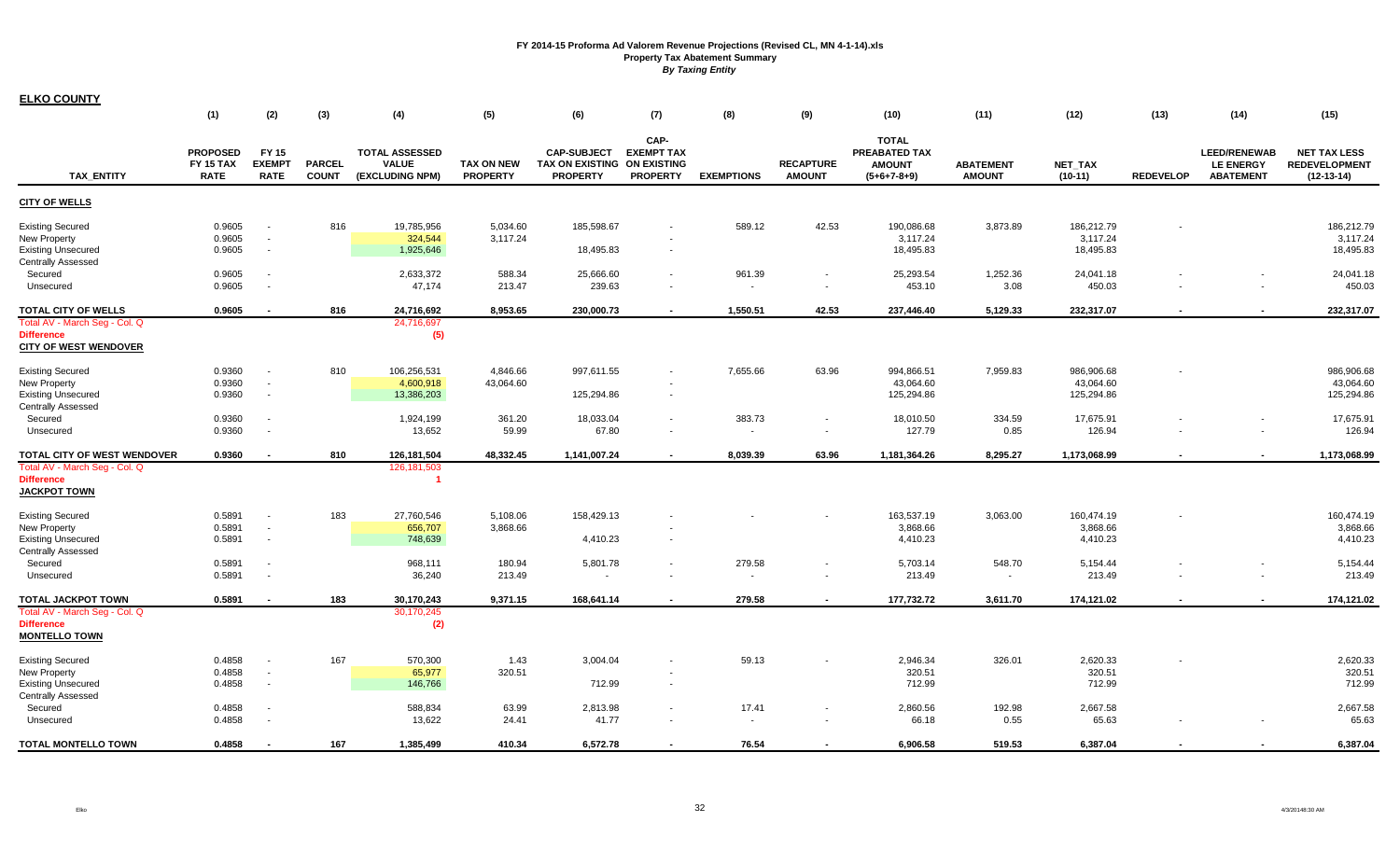**FY 2014-15 Proforma Ad Valorem Revenue Projections (Revised CL, MN 4-1-14).xls**
**Property Tax Abatement Summary**
***By Taxing Entity***

## ELKO COUNTY

| | (1) | (2) | (3) | (4) | (5) | (6) | (7) | (8) | (9) | (10) | (11) | (12) | (13) | (14) | (15) |
|---|---|---|---|---|---|---|---|---|---|---|---|---|---|---|---|
| TAX_ENTITY | PROPOSED FY 15 TAX RATE | FY 15 EXEMPT RATE | PARCEL COUNT | TOTAL ASSESSED VALUE (EXCLUDING NPM) | TAX ON NEW PROPERTY | CAP-SUBJECT TAX ON EXISTING PROPERTY | CAP-EXEMPT TAX ON EXISTING PROPERTY | EXEMPTIONS | RECAPTURE AMOUNT | TOTAL PREABATED TAX AMOUNT (5+6+7-8+9) | ABATEMENT AMOUNT | NET_TAX (10-11) | REDEVELOP | LEED/RENEWAB LE ENERGY ABATEMENT | NET TAX LESS REDEVELOPMENT (12-13-14) |
| **CITY OF WELLS** | | | | | | | | | | | | | | | |
| Existing Secured | 0.9605 | - | 816 | 19,785,956 | 5,034.60 | 185,598.67 | - | 589.12 | 42.53 | 190,086.68 | 3,873.89 | 186,212.79 | - | | 186,212.79 |
| New Property | 0.9605 | - | | 324,544 | 3,117.24 | | - | | | 3,117.24 | | 3,117.24 | | | 3,117.24 |
| Existing Unsecured | 0.9605 | - | | 1,925,646 | | 18,495.83 | - | | | 18,495.83 | | 18,495.83 | | | 18,495.83 |
| Centrally Assessed | | | | | | | | | | | | | | | |
| Secured | 0.9605 | - | | 2,633,372 | 588.34 | 25,666.60 | - | 961.39 | - | 25,293.54 | 1,252.36 | 24,041.18 | - | - | 24,041.18 |
| Unsecured | 0.9605 | - | | 47,174 | 213.47 | 239.63 | - | | - | 453.10 | 3.08 | 450.03 | - | - | 450.03 |
| **TOTAL CITY OF WELLS** | **0.9605** | **-** | **816** | **24,716,692** | **8,953.65** | **230,000.73** | **-** | **1,550.51** | **42.53** | **237,446.40** | **5,129.33** | **232,317.07** | **-** | **-** | **232,317.07** |
| Total AV - March Seg - Col. Q | | | | 24,716,697 | | | | | | | | | | | |
| Difference | | | | (5) | | | | | | | | | | | |
| **CITY OF WEST WENDOVER** | | | | | | | | | | | | | | | |
| Existing Secured | 0.9360 | - | 810 | 106,256,531 | 4,846.66 | 997,611.55 | - | 7,655.66 | 63.96 | 994,866.51 | 7,959.83 | 986,906.68 | - | | 986,906.68 |
| New Property | 0.9360 | - | | 4,600,918 | 43,064.60 | | - | | | 43,064.60 | | 43,064.60 | | | 43,064.60 |
| Existing Unsecured | 0.9360 | - | | 13,386,203 | | 125,294.86 | - | | | 125,294.86 | | 125,294.86 | | | 125,294.86 |
| Centrally Assessed | | | | | | | | | | | | | | | |
| Secured | 0.9360 | - | | 1,924,199 | 361.20 | 18,033.04 | - | 383.73 | - | 18,010.50 | 334.59 | 17,675.91 | - | - | 17,675.91 |
| Unsecured | 0.9360 | - | | 13,652 | 59.99 | 67.80 | - | - | - | 127.79 | 0.85 | 126.94 | - | - | 126.94 |
| **TOTAL CITY OF WEST WENDOVER** | **0.9360** | **-** | **810** | **126,181,504** | **48,332.45** | **1,141,007.24** | **-** | **8,039.39** | **63.96** | **1,181,364.26** | **8,295.27** | **1,173,068.99** | **-** | **-** | **1,173,068.99** |
| Total AV - March Seg - Col. Q | | | | 126,181,503 | | | | | | | | | | | |
| Difference | | | | 1 | | | | | | | | | | | |
| **JACKPOT TOWN** | | | | | | | | | | | | | | | |
| Existing Secured | 0.5891 | - | 183 | 27,760,546 | 5,108.06 | 158,429.13 | - | - | - | 163,537.19 | 3,063.00 | 160,474.19 | - | | 160,474.19 |
| New Property | 0.5891 | - | | 656,707 | 3,868.66 | | - | | | 3,868.66 | | 3,868.66 | | | 3,868.66 |
| Existing Unsecured | 0.5891 | - | | 748,639 | | 4,410.23 | - | | | 4,410.23 | | 4,410.23 | | | 4,410.23 |
| Centrally Assessed | | | | | | | | | | | | | | | |
| Secured | 0.5891 | - | | 968,111 | 180.94 | 5,801.78 | - | 279.58 | - | 5,703.14 | 548.70 | 5,154.44 | - | - | 5,154.44 |
| Unsecured | 0.5891 | - | | 36,240 | 213.49 | - | - | - | - | 213.49 | - | 213.49 | - | - | 213.49 |
| **TOTAL JACKPOT TOWN** | **0.5891** | **-** | **183** | **30,170,243** | **9,371.15** | **168,641.14** | **-** | **279.58** | **-** | **177,732.72** | **3,611.70** | **174,121.02** | **-** | **-** | **174,121.02** |
| Total AV - March Seg - Col. Q | | | | 30,170,245 | | | | | | | | | | | |
| Difference | | | | (2) | | | | | | | | | | | |
| **MONTELLO TOWN** | | | | | | | | | | | | | | | |
| Existing Secured | 0.4858 | - | 167 | 570,300 | 1.43 | 3,004.04 | - | 59.13 | - | 2,946.34 | 326.01 | 2,620.33 | - | | 2,620.33 |
| New Property | 0.4858 | - | | 65,977 | 320.51 | | - | | | 320.51 | | 320.51 | | | 320.51 |
| Existing Unsecured | 0.4858 | - | | 146,766 | | 712.99 | - | | | 712.99 | | 712.99 | | | 712.99 |
| Centrally Assessed | | | | | | | | | | | | | | | |
| Secured | 0.4858 | - | | 588,834 | 63.99 | 2,813.98 | - | 17.41 | - | 2,860.56 | 192.98 | 2,667.58 | | | 2,667.58 |
| Unsecured | 0.4858 | - | | 13,622 | 24.41 | 41.77 | - | - | - | 66.18 | 0.55 | 65.63 | - | - | 65.63 |
| **TOTAL MONTELLO TOWN** | **0.4858** | **-** | **167** | **1,385,499** | **410.34** | **6,572.78** | **-** | **76.54** | **-** | **6,906.58** | **519.53** | **6,387.04** | **-** | **-** | **6,387.04** |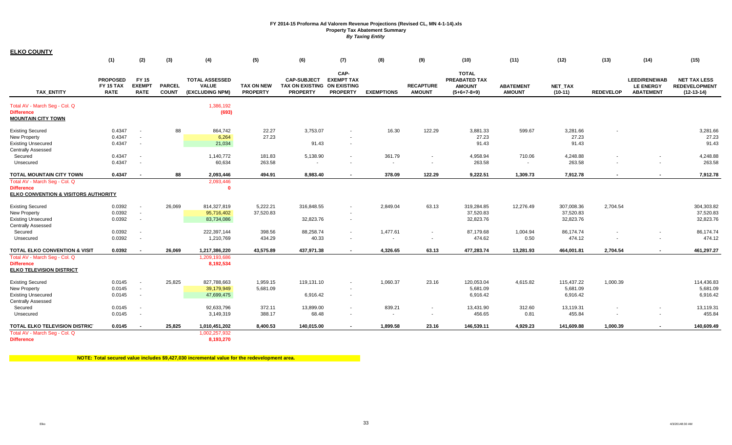**FY 2014-15 Proforma Ad Valorem Revenue Projections (Revised CL, MN 4-1-14).xls**
**Property Tax Abatement Summary**
***By Taxing Entity***

**ELKO COUNTY**

| TAX_ENTITY | (1) PROPOSED FY 15 TAX RATE | (2) FY 15 EXEMPT RATE | (3) PARCEL COUNT | (4) TOTAL ASSESSED VALUE (EXCLUDING NPM) | (5) TAX ON NEW PROPERTY | (6) CAP-SUBJECT TAX ON EXISTING PROPERTY | (7) CAP-EXEMPT TAX ON EXISTING PROPERTY | (8) EXEMPTIONS | (9) RECAPTURE AMOUNT | (10) TOTAL PREABATED TAX AMOUNT (5+6+7-8+9) | (11) ABATEMENT AMOUNT | (12) NET_TAX (10-11) | (13) REDEVELOP | (14) LEED/RENEWAB LE ENERGY ABATEMENT | (15) NET TAX LESS REDEVELOPMENT (12-13-14) |
|---|---|---|---|---|---|---|---|---|---|---|---|---|---|---|---|
| Total AV - March Seg - Col. Q | | | | 1,386,192 | | | | | | | | | | | |
| **Difference** | | | | **(693)** | | | | | | | | | | | |
| **MOUNTAIN CITY TOWN** | | | | | | | | | | | | | | | |
| Existing Secured | 0.4347 | - | 88 | 864,742 | 22.27 | 3,753.07 | - | 16.30 | 122.29 | 3,881.33 | 599.67 | 3,281.66 | - | | 3,281.66 |
| New Property | 0.4347 | - | | 6,264 | 27.23 | | - | | | 27.23 | | 27.23 | | | 27.23 |
| Existing Unsecured | 0.4347 | - | | 21,034 | | 91.43 | - | | | 91.43 | | 91.43 | | | 91.43 |
| Centrally Assessed | | | | | | | | | | | | | | | |
| Secured | 0.4347 | - | | 1,140,772 | 181.83 | 5,138.90 | - | 361.79 | - | 4,958.94 | 710.06 | 4,248.88 | - | - | 4,248.88 |
| Unsecured | 0.4347 | - | | 60,634 | 263.58 | - | - | - | - | 263.58 | - | 263.58 | - | - | 263.58 |
| **TOTAL MOUNTAIN CITY TOWN** | **0.4347** | **-** | **88** | **2,093,446** | **494.91** | **8,983.40** | **-** | **378.09** | **122.29** | **9,222.51** | **1,309.73** | **7,912.78** | **-** | **-** | **7,912.78** |
| Total AV - March Seg - Col. Q | | | | 2,093,446 | | | | | | | | | | | |
| **Difference** | | | | **0** | | | | | | | | | | | |
| **ELKO CONVENTION & VISITORS AUTHORITY** | | | | | | | | | | | | | | | |
| Existing Secured | 0.0392 | - | 26,069 | 814,327,819 | 5,222.21 | 316,848.55 | - | 2,849.04 | 63.13 | 319,284.85 | 12,276.49 | 307,008.36 | 2,704.54 | | 304,303.82 |
| New Property | 0.0392 | - | | 95,716,402 | 37,520.83 | | - | | | 37,520.83 | | 37,520.83 | | | 37,520.83 |
| Existing Unsecured | 0.0392 | - | | 83,734,086 | | 32,823.76 | - | | | 32,823.76 | | 32,823.76 | | | 32,823.76 |
| Centrally Assessed | | | | | | | | | | | | | | | |
| Secured | 0.0392 | - | | 222,397,144 | 398.56 | 88,258.74 | - | 1,477.61 | - | 87,179.68 | 1,004.94 | 86,174.74 | - | - | 86,174.74 |
| Unsecured | 0.0392 | - | | 1,210,769 | 434.29 | 40.33 | - | - | - | 474.62 | 0.50 | 474.12 | - | - | 474.12 |
| **TOTAL ELKO CONVENTION & VISIT** | **0.0392** | **-** | **26,069** | **1,217,386,220** | **43,575.89** | **437,971.38** | **-** | **4,326.65** | **63.13** | **477,283.74** | **13,281.93** | **464,001.81** | **2,704.54** | **-** | **461,297.27** |
| Total AV - March Seg - Col. Q | | | | 1,209,193,686 | | | | | | | | | | | |
| **Difference** | | | | **8,192,534** | | | | | | | | | | | |
| **ELKO TELEVISION DISTRICT** | | | | | | | | | | | | | | | |
| Existing Secured | 0.0145 | - | 25,825 | 827,788,663 | 1,959.15 | 119,131.10 | - | 1,060.37 | 23.16 | 120,053.04 | 4,615.82 | 115,437.22 | 1,000.39 | | 114,436.83 |
| New Property | 0.0145 | - | | 39,179,949 | 5,681.09 | | - | | | 5,681.09 | | 5,681.09 | | | 5,681.09 |
| Existing Unsecured | 0.0145 | - | | 47,699,475 | | 6,916.42 | - | | | 6,916.42 | | 6,916.42 | | | 6,916.42 |
| Centrally Assessed | | | | | | | | | | | | | | | |
| Secured | 0.0145 | - | | 92,633,796 | 372.11 | 13,899.00 | - | 839.21 | - | 13,431.90 | 312.60 | 13,119.31 | - | - | 13,119.31 |
| Unsecured | 0.0145 | - | | 3,149,319 | 388.17 | 68.48 | - | - | - | 456.65 | 0.81 | 455.84 | - | - | 455.84 |
| **TOTAL ELKO TELEVISION DISTRIC** | **0.0145** | **-** | **25,825** | **1,010,451,202** | **8,400.53** | **140,015.00** | **-** | **1,899.58** | **23.16** | **146,539.11** | **4,929.23** | **141,609.88** | **1,000.39** | **-** | **140,609.49** |
| Total AV - March Seg - Col. Q | | | | 1,002,257,932 | | | | | | | | | | | |
| **Difference** | | | | **8,193,270** | | | | | | | | | | | |

**NOTE: Total secured value includes $9,427,030 incremental value for the redevelopment area.**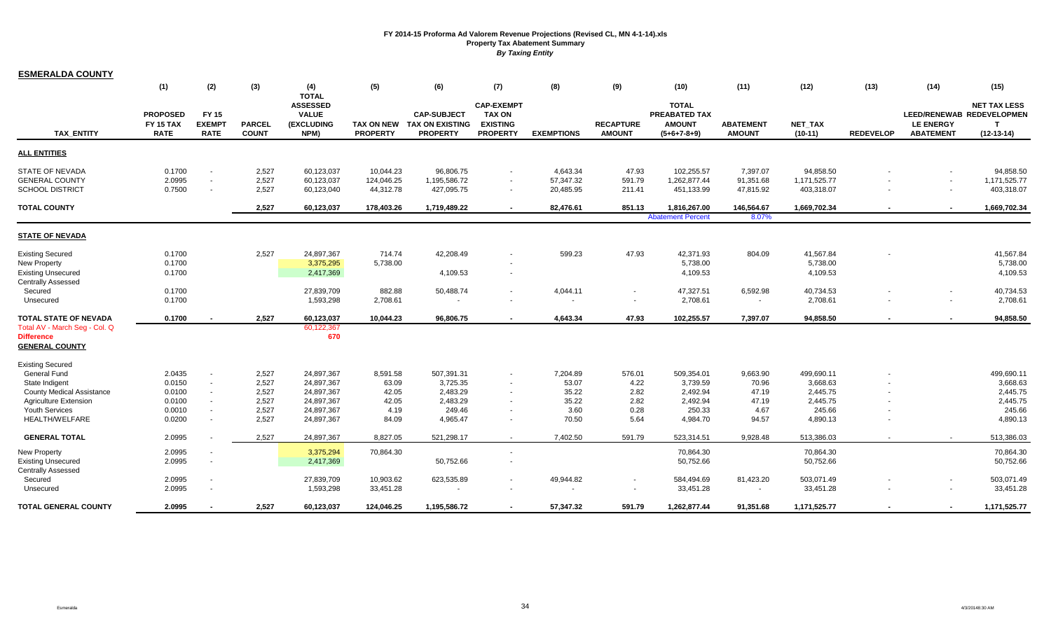**FY 2014-15 Proforma Ad Valorem Revenue Projections (Revised CL, MN 4-1-14).xls**
**Property Tax Abatement Summary**
***By Taxing Entity***

**ESMERALDA COUNTY**

| TAX_ENTITY | (1) PROPOSED FY 15 TAX RATE | (2) FY 15 EXEMPT RATE | (3) PARCEL COUNT | (4) TOTAL ASSESSED VALUE (EXCLUDING NPM) | (5) TAX ON NEW PROPERTY | (6) CAP-SUBJECT TAX ON EXISTING PROPERTY | (7) CAP-EXEMPT TAX ON EXISTING PROPERTY | (8) EXEMPTIONS | (9) RECAPTURE AMOUNT | (10) TOTAL PREABATED TAX AMOUNT (5+6+7-8+9) | (11) ABATEMENT AMOUNT | (12) NET_TAX (10-11) | (13) REDEVELOP | (14) LEED/RENEWABLE ENERGY ABATEMENT | (15) NET TAX LESS REDEVELOPMENT (12-13-14) |
|---|---|---|---|---|---|---|---|---|---|---|---|---|---|---|---|
| **ALL ENTITIES** | | | | | | | | | | | | | | | |
| STATE OF NEVADA | 0.1700 | - | 2,527 | 60,123,037 | 10,044.23 | 96,806.75 | - | 4,643.34 | 47.93 | 102,255.57 | 7,397.07 | 94,858.50 | - | - | 94,858.50 |
| GENERAL COUNTY | 2.0995 | - | 2,527 | 60,123,037 | 124,046.25 | 1,195,586.72 | - | 57,347.32 | 591.79 | 1,262,877.44 | 91,351.68 | 1,171,525.77 | - | - | 1,171,525.77 |
| SCHOOL DISTRICT | 0.7500 | - | 2,527 | 60,123,040 | 44,312.78 | 427,095.75 | - | 20,485.95 | 211.41 | 451,133.99 | 47,815.92 | 403,318.07 | - | - | 403,318.07 |
| **TOTAL COUNTY** | | | **2,527** | **60,123,037** | **178,403.26** | **1,719,489.22** | **-** | **82,476.61** | **851.13** | **1,816,267.00** | **146,564.67** | **1,669,702.34** | **-** | **-** | **1,669,702.34** |
| | | | | | | | | | | Abatement Percent | 8.07% | | | | |
| **STATE OF NEVADA** | | | | | | | | | | | | | | | |
| Existing Secured | 0.1700 | | 2,527 | 24,897,367 | 714.74 | 42,208.49 | - | 599.23 | 47.93 | 42,371.93 | 804.09 | 41,567.84 | - | | 41,567.84 |
| New Property | 0.1700 | | | 3,375,295 | 5,738.00 | | - | | | 5,738.00 | | 5,738.00 | | | 5,738.00 |
| Existing Unsecured | 0.1700 | | | 2,417,369 | | 4,109.53 | - | | | 4,109.53 | | 4,109.53 | | | 4,109.53 |
| Centrally Assessed | | | | | | | | | | | | | | | |
| Secured | 0.1700 | | | 27,839,709 | 882.88 | 50,488.74 | - | 4,044.11 | - | 47,327.51 | 6,592.98 | 40,734.53 | - | - | 40,734.53 |
| Unsecured | 0.1700 | | | 1,593,298 | 2,708.61 | - | - | - | - | 2,708.61 | - | 2,708.61 | - | - | 2,708.61 |
| **TOTAL STATE OF NEVADA** | **0.1700** | **-** | **2,527** | **60,123,037** | **10,044.23** | **96,806.75** | **-** | **4,643.34** | **47.93** | **102,255.57** | **7,397.07** | **94,858.50** | **-** | **-** | **94,858.50** |
| Total AV - March Seg - Col. Q | | | | 60,122,367 | | | | | | | | | | | |
| Difference | | | | 670 | | | | | | | | | | | |
| **GENERAL COUNTY** | | | | | | | | | | | | | | | |
| Existing Secured | | | | | | | | | | | | | | | |
| General Fund | 2.0435 | - | 2,527 | 24,897,367 | 8,591.58 | 507,391.31 | - | 7,204.89 | 576.01 | 509,354.01 | 9,663.90 | 499,690.11 | - | | 499,690.11 |
| State Indigent | 0.0150 | - | 2,527 | 24,897,367 | 63.09 | 3,725.35 | - | 53.07 | 4.22 | 3,739.59 | 70.96 | 3,668.63 | - | | 3,668.63 |
| County Medical Assistance | 0.0100 | - | 2,527 | 24,897,367 | 42.05 | 2,483.29 | - | 35.22 | 2.82 | 2,492.94 | 47.19 | 2,445.75 | - | | 2,445.75 |
| Agriculture Extension | 0.0100 | - | 2,527 | 24,897,367 | 42.05 | 2,483.29 | - | 35.22 | 2.82 | 2,492.94 | 47.19 | 2,445.75 | - | | 2,445.75 |
| Youth Services | 0.0010 | - | 2,527 | 24,897,367 | 4.19 | 249.46 | - | 3.60 | 0.28 | 250.33 | 4.67 | 245.66 | - | | 245.66 |
| HEALTH/WELFARE | 0.0200 | - | 2,527 | 24,897,367 | 84.09 | 4,965.47 | - | 70.50 | 5.64 | 4,984.70 | 94.57 | 4,890.13 | - | | 4,890.13 |
| **GENERAL TOTAL** | 2.0995 | - | 2,527 | 24,897,367 | 8,827.05 | 521,298.17 | - | 7,402.50 | 591.79 | 523,314.51 | 9,928.48 | 513,386.03 | - | - | 513,386.03 |
| New Property | 2.0995 | - | | 3,375,294 | 70,864.30 | | - | | | 70,864.30 | | 70,864.30 | | | 70,864.30 |
| Existing Unsecured | 2.0995 | - | | 2,417,369 | | 50,752.66 | - | | | 50,752.66 | | 50,752.66 | | | 50,752.66 |
| Centrally Assessed | | | | | | | | | | | | | | | |
| Secured | 2.0995 | - | | 27,839,709 | 10,903.62 | 623,535.89 | - | 49,944.82 | - | 584,494.69 | 81,423.20 | 503,071.49 | - | - | 503,071.49 |
| Unsecured | 2.0995 | - | | 1,593,298 | 33,451.28 | - | - | - | - | 33,451.28 | - | 33,451.28 | - | - | 33,451.28 |
| **TOTAL GENERAL COUNTY** | **2.0995** | **-** | **2,527** | **60,123,037** | **124,046.25** | **1,195,586.72** | **-** | **57,347.32** | **591.79** | **1,262,877.44** | **91,351.68** | **1,171,525.77** | **-** | **-** | **1,171,525.77** |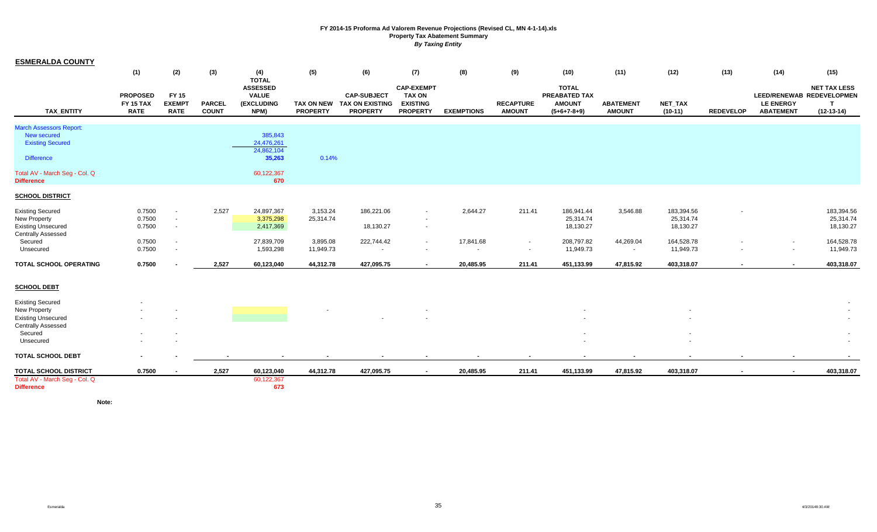# FY 2014-15 Proforma Ad Valorem Revenue Projections (Revised CL, MN 4-1-14).xls

**Property Tax Abatement Summary**

***By Taxing Entity***

## ESMERALDA COUNTY

| TAX_ENTITY | (1) PROPOSED FY 15 TAX RATE | (2) FY 15 EXEMPT RATE | (3) PARCEL COUNT | (4) TOTAL ASSESSED VALUE (EXCLUDING NPM) | (5) TAX ON NEW PROPERTY | (6) CAP-SUBJECT TAX ON EXISTING PROPERTY | (7) CAP-EXEMPT TAX ON EXISTING PROPERTY | (8) EXEMPTIONS | (9) RECAPTURE AMOUNT | (10) TOTAL PREABATED TAX AMOUNT (5+6+7-8+9) | (11) ABATEMENT AMOUNT | (12) NET_TAX (10-11) | (13) REDEVELOP | (14) LEED/RENEWAB LE ENERGY ABATEMENT | (15) NET TAX LESS REDEVELOPMEN T (12-13-14) |
|---|---|---|---|---|---|---|---|---|---|---|---|---|---|---|---|
| March Assessors Report: | | | | | | | | | | | | | | | |
| New secured | | | | 385,843 | | | | | | | | | | | |
| Existing Secured | | | | 24,476,261 | | | | | | | | | | | |
| | | | | 24,862,104 | | | | | | | | | | | |
| Difference | | | | 35,263 | 0.14% | | | | | | | | | | |
| Total AV - March Seg - Col. Q | | | | 60,122,367 | | | | | | | | | | | |
| **Difference** | | | | **670** | | | | | | | | | | | |
| **SCHOOL DISTRICT** | | | | | | | | | | | | | | | |
| Existing Secured | 0.7500 | - | 2,527 | 24,897,367 | 3,153.24 | 186,221.06 | - | 2,644.27 | 211.41 | 186,941.44 | 3,546.88 | 183,394.56 | - | | 183,394.56 |
| New Property | 0.7500 | - | | 3,375,298 | 25,314.74 | | - | | | 25,314.74 | | 25,314.74 | | | 25,314.74 |
| Existing Unsecured | 0.7500 | - | | 2,417,369 | | 18,130.27 | - | | | 18,130.27 | | 18,130.27 | | | 18,130.27 |
| Centrally Assessed | | | | | | | | | | | | | | | |
| Secured | 0.7500 | - | | 27,839,709 | 3,895.08 | 222,744.42 | - | 17,841.68 | - | 208,797.82 | 44,269.04 | 164,528.78 | - | - | 164,528.78 |
| Unsecured | 0.7500 | - | | 1,593,298 | 11,949.73 | - | - | - | - | 11,949.73 | - | 11,949.73 | - | - | 11,949.73 |
| **TOTAL SCHOOL OPERATING** | **0.7500** | **-** | **2,527** | **60,123,040** | **44,312.78** | **427,095.75** | **-** | **20,485.95** | **211.41** | **451,133.99** | **47,815.92** | **403,318.07** | **-** | **-** | **403,318.07** |
| **SCHOOL DEBT** | | | | | | | | | | | | | | | |
| Existing Secured | - | | | | | | | | | | | | | | - |
| New Property | - | - | | | - | | - | | | - | | - | | | - |
| Existing Unsecured | - | - | | | | - | - | | | - | | - | | | - |
| Centrally Assessed | | | | | | | | | | | | | | | |
| Secured | - | - | | | | | | | | - | | - | | | - |
| Unsecured | - | - | | | | | | | | - | | - | | | - |
| **TOTAL SCHOOL DEBT** | **-** | **-** | **-** | **-** | **-** | **-** | **-** | **-** | **-** | **-** | **-** | **-** | **-** | **-** | **-** |
| **TOTAL SCHOOL DISTRICT** | **0.7500** | **-** | **2,527** | **60,123,040** | **44,312.78** | **427,095.75** | **-** | **20,485.95** | **211.41** | **451,133.99** | **47,815.92** | **403,318.07** | **-** | **-** | **403,318.07** |
| Total AV - March Seg - Col. Q | | | | 60,122,367 | | | | | | | | | | | |
| **Difference** | | | | **673** | | | | | | | | | | | |

**Note:**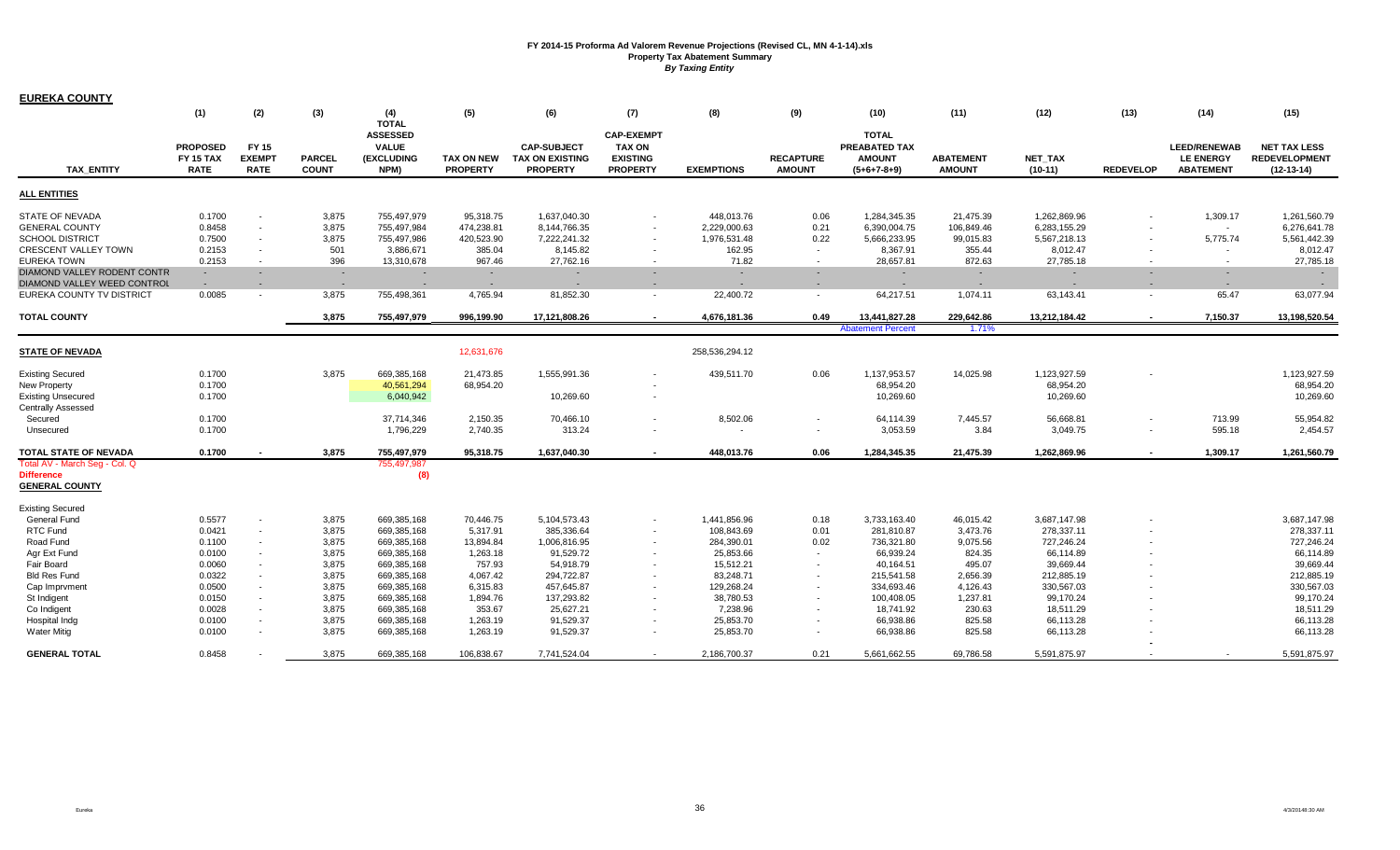# FY 2014-15 Proforma Ad Valorem Revenue Projections (Revised CL, MN 4-1-14).xls
## Property Tax Abatement Summary
### *By Taxing Entity*

**EUREKA COUNTY**

| TAX_ENTITY | (1) PROPOSED FY 15 TAX RATE | (2) FY 15 EXEMPT RATE | (3) PARCEL COUNT | (4) TOTAL ASSESSED VALUE (EXCLUDING NPM) | (5) TAX ON NEW PROPERTY | (6) CAP-SUBJECT TAX ON EXISTING PROPERTY | (7) CAP-EXEMPT TAX ON EXISTING PROPERTY | (8) EXEMPTIONS | (9) RECAPTURE AMOUNT | (10) TOTAL PREABATED TAX AMOUNT (5+6+7-8+9) | (11) ABATEMENT AMOUNT | (12) NET_TAX (10-11) | (13) REDEVELOP | (14) LEED/RENEWAB LE ENERGY ABATEMENT | (15) NET TAX LESS REDEVELOPMENT (12-13-14) |
|---|---|---|---|---|---|---|---|---|---|---|---|---|---|---|---|
| **ALL ENTITIES** | | | | | | | | | | | | | | | |
| STATE OF NEVADA | 0.1700 | - | 3,875 | 755,497,979 | 95,318.75 | 1,637,040.30 | - | 448,013.76 | 0.06 | 1,284,345.35 | 21,475.39 | 1,262,869.96 | - | 1,309.17 | 1,261,560.79 |
| GENERAL COUNTY | 0.8458 | - | 3,875 | 755,497,984 | 474,238.81 | 8,144,766.35 | - | 2,229,000.63 | 0.21 | 6,390,004.75 | 106,849.46 | 6,283,155.29 | - | - | 6,276,641.78 |
| SCHOOL DISTRICT | 0.7500 | - | 3,875 | 755,497,986 | 420,523.90 | 7,222,241.32 | - | 1,976,531.48 | 0.22 | 5,666,233.95 | 99,015.83 | 5,567,218.13 | - | 5,775.74 | 5,561,442.39 |
| CRESCENT VALLEY TOWN | 0.2153 | - | 501 | 3,886,671 | 385.04 | 8,145.82 | - | 162.95 | - | 8,367.91 | 355.44 | 8,012.47 | - | - | 8,012.47 |
| EUREKA TOWN | 0.2153 | - | 396 | 13,310,678 | 967.46 | 27,762.16 | - | 71.82 | - | 28,657.81 | 872.63 | 27,785.18 | - | - | 27,785.18 |
| DIAMOND VALLEY RODENT CONTR | - | - | - | - | - | - | - | - | - | - | - | - | - | - | - |
| DIAMOND VALLEY WEED CONTROL | - | - | - | - | - | - | - | - | - | - | - | - | - | - | - |
| EUREKA COUNTY TV DISTRICT | 0.0085 | - | 3,875 | 755,498,361 | 4,765.94 | 81,852.30 | - | 22,400.72 | - | 64,217.51 | 1,074.11 | 63,143.41 | - | 65.47 | 63,077.94 |
| **TOTAL COUNTY** | | | 3,875 | 755,497,979 | 996,199.90 | 17,121,808.26 | - | 4,676,181.36 | 0.49 | 13,441,827.28 | 229,642.86 | 13,212,184.42 | - | 7,150.37 | 13,198,520.54 |
| | | | | | | | | | | Abatement Percent | 1.71% | | | | |
| **STATE OF NEVADA** | | | | | 12,631,676 | | | 258,536,294.12 | | | | | | | |
| Existing Secured | 0.1700 | | 3,875 | 669,385,168 | 21,473.85 | 1,555,991.36 | - | 439,511.70 | 0.06 | 1,137,953.57 | 14,025.98 | 1,123,927.59 | - | | 1,123,927.59 |
| New Property | 0.1700 | | | 40,561,294 | 68,954.20 | | - | | | 68,954.20 | | 68,954.20 | | | 68,954.20 |
| Existing Unsecured | 0.1700 | | | 6,040,942 | | 10,269.60 | - | | | 10,269.60 | | 10,269.60 | | | 10,269.60 |
| Centrally Assessed | | | | | | | | | | | | | | | |
| Secured | 0.1700 | | | 37,714,346 | 2,150.35 | 70,466.10 | - | 8,502.06 | - | 64,114.39 | 7,445.57 | 56,668.81 | - | 713.99 | 55,954.82 |
| Unsecured | 0.1700 | | | 1,796,229 | 2,740.35 | 313.24 | - | - | - | 3,053.59 | 3.84 | 3,049.75 | - | 595.18 | 2,454.57 |
| **TOTAL STATE OF NEVADA** | 0.1700 | - | 3,875 | 755,497,979 | 95,318.75 | 1,637,040.30 | - | 448,013.76 | 0.06 | 1,284,345.35 | 21,475.39 | 1,262,869.96 | - | 1,309.17 | 1,261,560.79 |
| Total AV - March Seg - Col. Q | | | | 755,497,987 | | | | | | | | | | | |
| Difference | | | | (8) | | | | | | | | | | | |
| **GENERAL COUNTY** | | | | | | | | | | | | | | | |
| Existing Secured | | | | | | | | | | | | | | | |
| General Fund | 0.5577 | - | 3,875 | 669,385,168 | 70,446.75 | 5,104,573.43 | - | 1,441,856.96 | 0.18 | 3,733,163.40 | 46,015.42 | 3,687,147.98 | - | | 3,687,147.98 |
| RTC Fund | 0.0421 | - | 3,875 | 669,385,168 | 5,317.91 | 385,336.64 | - | 108,843.69 | 0.01 | 281,810.87 | 3,473.76 | 278,337.11 | - | | 278,337.11 |
| Road Fund | 0.1100 | - | 3,875 | 669,385,168 | 13,894.84 | 1,006,816.95 | - | 284,390.01 | 0.02 | 736,321.80 | 9,075.56 | 727,246.24 | - | | 727,246.24 |
| Agr Ext Fund | 0.0100 | - | 3,875 | 669,385,168 | 1,263.18 | 91,529.72 | - | 25,853.66 | - | 66,939.24 | 824.35 | 66,114.89 | - | | 66,114.89 |
| Fair Board | 0.0060 | - | 3,875 | 669,385,168 | 757.93 | 54,918.79 | - | 15,512.21 | - | 40,164.51 | 495.07 | 39,669.44 | - | | 39,669.44 |
| Bld Res Fund | 0.0322 | - | 3,875 | 669,385,168 | 4,067.42 | 294,722.87 | - | 83,248.71 | - | 215,541.58 | 2,656.39 | 212,885.19 | - | | 212,885.19 |
| Cap Imprvment | 0.0500 | - | 3,875 | 669,385,168 | 6,315.83 | 457,645.87 | - | 129,268.24 | - | 334,693.46 | 4,126.43 | 330,567.03 | - | | 330,567.03 |
| St Indigent | 0.0150 | - | 3,875 | 669,385,168 | 1,894.76 | 137,293.82 | - | 38,780.53 | - | 100,408.05 | 1,237.81 | 99,170.24 | - | | 99,170.24 |
| Co Indigent | 0.0028 | - | 3,875 | 669,385,168 | 353.67 | 25,627.21 | - | 7,238.96 | - | 18,741.92 | 230.63 | 18,511.29 | - | | 18,511.29 |
| Hospital Indg | 0.0100 | - | 3,875 | 669,385,168 | 1,263.19 | 91,529.37 | - | 25,853.70 | - | 66,938.86 | 825.58 | 66,113.28 | - | | 66,113.28 |
| Water Mitig | 0.0100 | - | 3,875 | 669,385,168 | 1,263.19 | 91,529.37 | - | 25,853.70 | - | 66,938.86 | 825.58 | 66,113.28 | - | | 66,113.28 |
| **GENERAL TOTAL** | 0.8458 | - | 3,875 | 669,385,168 | 106,838.67 | 7,741,524.04 | - | 2,186,700.37 | 0.21 | 5,661,662.55 | 69,786.58 | 5,591,875.97 | - | - | 5,591,875.97 |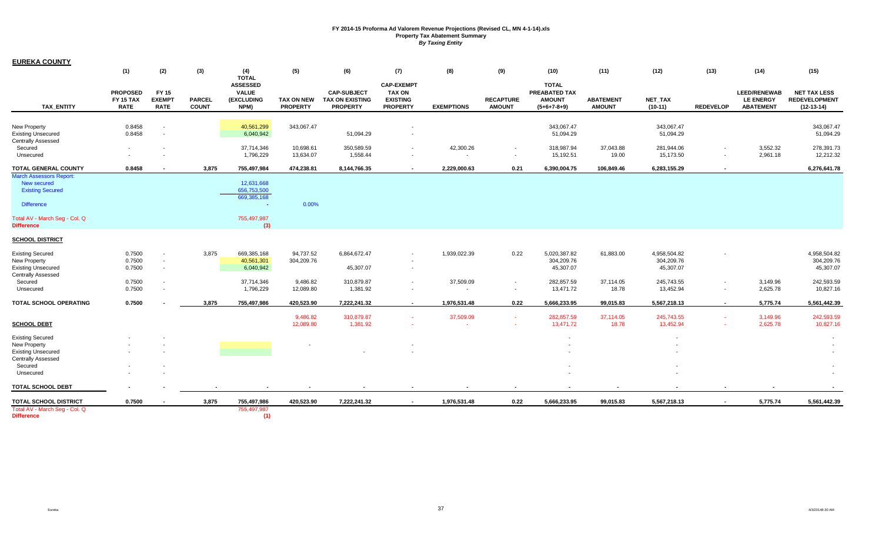**FY 2014-15 Proforma Ad Valorem Revenue Projections (Revised CL, MN 4-1-14).xls**
**Property Tax Abatement Summary**
***By Taxing Entity***

## EUREKA COUNTY

| TAX_ENTITY | (1) PROPOSED FY 15 TAX RATE | (2) FY 15 EXEMPT RATE | (3) PARCEL COUNT | (4) TOTAL ASSESSED VALUE (EXCLUDING NPM) | (5) TAX ON NEW PROPERTY | (6) CAP-SUBJECT TAX ON EXISTING PROPERTY | (7) CAP-EXEMPT TAX ON EXISTING PROPERTY | (8) EXEMPTIONS | (9) RECAPTURE AMOUNT | (10) TOTAL PREABATED TAX AMOUNT (5+6+7-8+9) | (11) ABATEMENT AMOUNT | (12) NET_TAX (10-11) | (13) REDEVELOP | (14) LEED/RENEWAB LE ENERGY ABATEMENT | (15) NET TAX LESS REDEVELOPMENT (12-13-14) |
|---|---|---|---|---|---|---|---|---|---|---|---|---|---|---|---|
| New Property | 0.8458 | - | | 40,561,299 | 343,067.47 | | - | | | 343,067.47 | | 343,067.47 | | | 343,067.47 |
| Existing Unsecured | 0.8458 | - | | 6,040,942 | | 51,094.29 | - | | | 51,094.29 | | 51,094.29 | | | 51,094.29 |
| Centrally Assessed | | | | | | | | | | | | | | | |
| Secured | - | - | | 37,714,346 | 10,698.61 | 350,589.59 | - | 42,300.26 | - | 318,987.94 | 37,043.88 | 281,944.06 | - | 3,552.32 | 278,391.73 |
| Unsecured | - | - | | 1,796,229 | 13,634.07 | 1,558.44 | - | - | - | 15,192.51 | 19.00 | 15,173.50 | - | 2,961.18 | 12,212.32 |
| **TOTAL GENERAL COUNTY** | **0.8458** | **-** | **3,875** | **755,497,984** | **474,238.81** | **8,144,766.35** | **-** | **2,229,000.63** | **0.21** | **6,390,004.75** | **106,849.46** | **6,283,155.29** | **-** | | **6,276,641.78** |
| March Assessors Report: | | | | | | | | | | | | | | | |
| New secured | | | | 12,631,668 | | | | | | | | | | | |
| Existing Secured | | | | 656,753,500 | | | | | | | | | | | |
| | | | | 669,385,168 | | | | | | | | | | | |
| Difference | | | | - | 0.00% | | | | | | | | | | |
| Total AV - March Seg - Col. Q | | | | 755,497,987 | | | | | | | | | | | |
| **Difference** | | | | **(3)** | | | | | | | | | | | |

## SCHOOL DISTRICT

| TAX_ENTITY | (1) PROPOSED FY 15 TAX RATE | (2) FY 15 EXEMPT RATE | (3) PARCEL COUNT | (4) TOTAL ASSESSED VALUE (EXCLUDING NPM) | (5) TAX ON NEW PROPERTY | (6) CAP-SUBJECT TAX ON EXISTING PROPERTY | (7) CAP-EXEMPT TAX ON EXISTING PROPERTY | (8) EXEMPTIONS | (9) RECAPTURE AMOUNT | (10) TOTAL PREABATED TAX AMOUNT (5+6+7-8+9) | (11) ABATEMENT AMOUNT | (12) NET_TAX (10-11) | (13) REDEVELOP | (14) LEED/RENEWAB LE ENERGY ABATEMENT | (15) NET TAX LESS REDEVELOPMENT (12-13-14) |
|---|---|---|---|---|---|---|---|---|---|---|---|---|---|---|---|
| Existing Secured | 0.7500 | - | 3,875 | 669,385,168 | 94,737.52 | 6,864,672.47 | - | 1,939,022.39 | 0.22 | 5,020,387.82 | 61,883.00 | 4,958,504.82 | - | | 4,958,504.82 |
| New Property | 0.7500 | - | | 40,561,301 | 304,209.76 | | - | | | 304,209.76 | | 304,209.76 | | | 304,209.76 |
| Existing Unsecured | 0.7500 | - | | 6,040,942 | | 45,307.07 | - | | | 45,307.07 | | 45,307.07 | | | 45,307.07 |
| Centrally Assessed | | | | | | | | | | | | | | | |
| Secured | 0.7500 | - | | 37,714,346 | 9,486.82 | 310,879.87 | - | 37,509.09 | - | 282,857.59 | 37,114.05 | 245,743.55 | - | 3,149.96 | 242,593.59 |
| Unsecured | 0.7500 | - | | 1,796,229 | 12,089.80 | 1,381.92 | - | - | - | 13,471.72 | 18.78 | 13,452.94 | - | 2,625.78 | 10,827.16 |
| **TOTAL SCHOOL OPERATING** | **0.7500** | **-** | **3,875** | **755,497,986** | **420,523.90** | **7,222,241.32** | **-** | **1,976,531.48** | **0.22** | **5,666,233.95** | **99,015.83** | **5,567,218.13** | **-** | **5,775.74** | **5,561,442.39** |
| | | | | | 9,486.82 | 310,879.87 | - | 37,509.09 | - | 282,857.59 | 37,114.05 | 245,743.55 | - | 3,149.96 | 242,593.59 |
| **SCHOOL DEBT** | | | | | 12,089.80 | 1,381.92 | - | - | - | 13,471.72 | 18.78 | 13,452.94 | - | 2,625.78 | 10,827.16 |
| Existing Secured | - | - | | | | | | | | - | | - | | | - |
| New Property | - | - | | | - | | - | | | - | | - | | | - |
| Existing Unsecured | - | - | | | | - | - | | | - | | - | | | - |
| Centrally Assessed | | | | | | | | | | | | | | | |
| Secured | - | - | | | | | | | | - | | - | | | - |
| Unsecured | - | - | | | | | | | | - | | - | | | - |
| **TOTAL SCHOOL DEBT** | **-** | **-** | **-** | **-** | **-** | **-** | **-** | **-** | **-** | **-** | **-** | **-** | **-** | **-** | **-** |
| **TOTAL SCHOOL DISTRICT** | **0.7500** | **-** | **3,875** | **755,497,986** | **420,523.90** | **7,222,241.32** | **-** | **1,976,531.48** | **0.22** | **5,666,233.95** | **99,015.83** | **5,567,218.13** | **-** | **5,775.74** | **5,561,442.39** |
| Total AV - March Seg - Col. Q | | | | 755,497,987 | | | | | | | | | | | |
| **Difference** | | | | **(1)** | | | | | | | | | | | |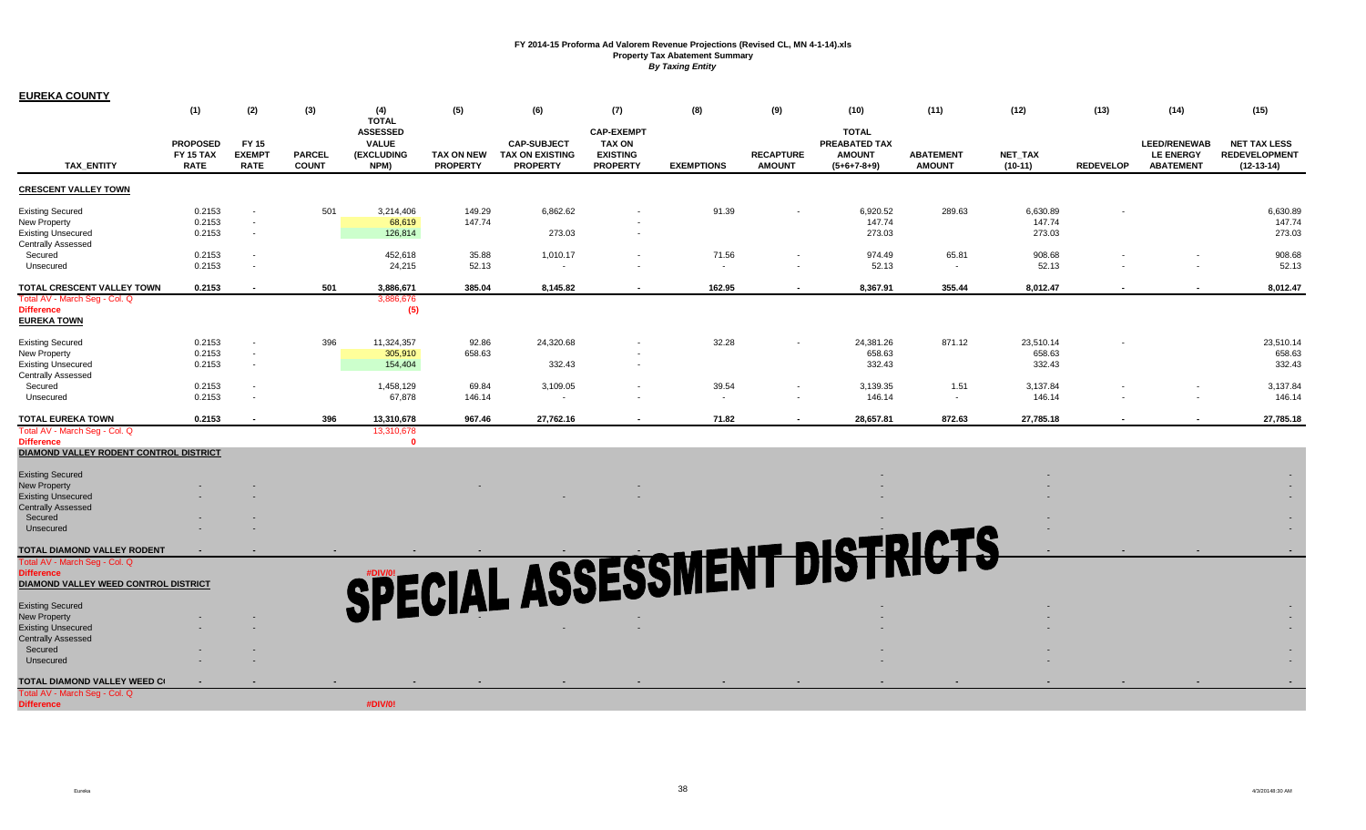# FY 2014-15 Proforma Ad Valorem Revenue Projections (Revised CL, MN 4-1-14).xls
## Property Tax Abatement Summary
### *By Taxing Entity*

**EUREKA COUNTY**

| TAX_ENTITY | (1) PROPOSED FY 15 TAX RATE | (2) FY 15 EXEMPT RATE | (3) PARCEL COUNT | (4) TOTAL ASSESSED VALUE (EXCLUDING NPM) | (5) TAX ON NEW PROPERTY | (6) CAP-SUBJECT TAX ON EXISTING PROPERTY | (7) CAP-EXEMPT TAX ON EXISTING PROPERTY | (8) EXEMPTIONS | (9) RECAPTURE AMOUNT | (10) TOTAL PREABATED TAX AMOUNT (5+6+7-8+9) | (11) ABATEMENT AMOUNT | (12) NET_TAX (10-11) | (13) REDEVELOP | (14) LEED/RENEWAB LE ENERGY ABATEMENT | (15) NET TAX LESS REDEVELOPMENT (12-13-14) |
|---|---|---|---|---|---|---|---|---|---|---|---|---|---|---|---|
| **CRESCENT VALLEY TOWN** | | | | | | | | | | | | | | | |
| Existing Secured | 0.2153 | - | 501 | 3,214,406 | 149.29 | 6,862.62 | - | 91.39 | - | 6,920.52 | 289.63 | 6,630.89 | - | | 6,630.89 |
| New Property | 0.2153 | - | | 68,619 | 147.74 | | - | | | 147.74 | | 147.74 | | | 147.74 |
| Existing Unsecured | 0.2153 | - | | 126,814 | | 273.03 | - | | | 273.03 | | 273.03 | | | 273.03 |
| Centrally Assessed | | | | | | | | | | | | | | | |
| Secured | 0.2153 | - | | 452,618 | 35.88 | 1,010.17 | - | 71.56 | - | 974.49 | 65.81 | 908.68 | - | - | 908.68 |
| Unsecured | 0.2153 | - | | 24,215 | 52.13 | - | - | - | - | 52.13 | - | 52.13 | - | - | 52.13 |
| **TOTAL CRESCENT VALLEY TOWN** | **0.2153** | **-** | **501** | **3,886,671** | **385.04** | **8,145.82** | **-** | **162.95** | **-** | **8,367.91** | **355.44** | **8,012.47** | **-** | **-** | **8,012.47** |
| Total AV - March Seg - Col. Q | | | | 3,886,676 | | | | | | | | | | | |
| **Difference** | | | | (5) | | | | | | | | | | | |
| **EUREKA TOWN** | | | | | | | | | | | | | | | |
| Existing Secured | 0.2153 | - | 396 | 11,324,357 | 92.86 | 24,320.68 | - | 32.28 | - | 24,381.26 | 871.12 | 23,510.14 | - | | 23,510.14 |
| New Property | 0.2153 | - | | 305,910 | 658.63 | | - | | | 658.63 | | 658.63 | | | 658.63 |
| Existing Unsecured | 0.2153 | - | | 154,404 | | 332.43 | - | | | 332.43 | | 332.43 | | | 332.43 |
| Centrally Assessed | | | | | | | | | | | | | | | |
| Secured | 0.2153 | - | | 1,458,129 | 69.84 | 3,109.05 | - | 39.54 | - | 3,139.35 | 1.51 | 3,137.84 | - | - | 3,137.84 |
| Unsecured | 0.2153 | - | | 67,878 | 146.14 | - | - | - | - | 146.14 | - | 146.14 | - | - | 146.14 |
| **TOTAL EUREKA TOWN** | **0.2153** | **-** | **396** | **13,310,678** | **967.46** | **27,762.16** | **-** | **71.82** | **-** | **28,657.81** | **872.63** | **27,785.18** | **-** | **-** | **27,785.18** |
| Total AV - March Seg - Col. Q | | | | 13,310,678 | | | | | | | | | | | |
| **Difference** | | | | 0 | | | | | | | | | | | |
| **DIAMOND VALLEY RODENT CONTROL DISTRICT** | | | | | | | | | | | | | | | |
| Existing Secured | | | | | | | | | | - | | - | | | - |
| New Property | - | - | | | - | | - | | | - | | - | | | - |
| Existing Unsecured | - | - | | | | - | - | | | - | | - | | | - |
| Centrally Assessed | | | | | | | | | | | | | | | |
| Secured | - | - | | | | | | | | - | | - | | | - |
| Unsecured | - | - | | | | | | | | - | | - | | | |
| **TOTAL DIAMOND VALLEY RODENT** | **-** | **-** | **-** | **-** | **-** | **-** | **-** | **-** | **-** | **-** | **-** | **-** | **-** | **-** | **-** |
| Total AV - March Seg - Col. Q | | | | | | | | | | | | | | | |
| **Difference** | | | | #DIV/0! | | | | | | | | | | | |
| **DIAMOND VALLEY WEED CONTROL DISTRICT** | | | | | | | | | | | | | | | |
| Existing Secured | | | | | | | | | | - | | - | | | - |
| New Property | - | - | | | - | | - | | | - | | - | | | - |
| Existing Unsecured | - | - | | | | - | - | | | - | | - | | | - |
| Centrally Assessed | | | | | | | | | | | | | | | |
| Secured | - | - | | | | | | | | - | | - | | | - |
| Unsecured | - | - | | | | | | | | - | | - | | | - |
| **TOTAL DIAMOND VALLEY WEED C(** | **-** | **-** | **-** | **-** | **-** | **-** | **-** | **-** | **-** | **-** | **-** | **-** | **-** | **-** | **-** |
| Total AV - March Seg - Col. Q | | | | | | | | | | | | | | | |
| **Difference** | | | | #DIV/0! | | | | | | | | | | | |

SPECIAL ASSESSMENT DISTRICTS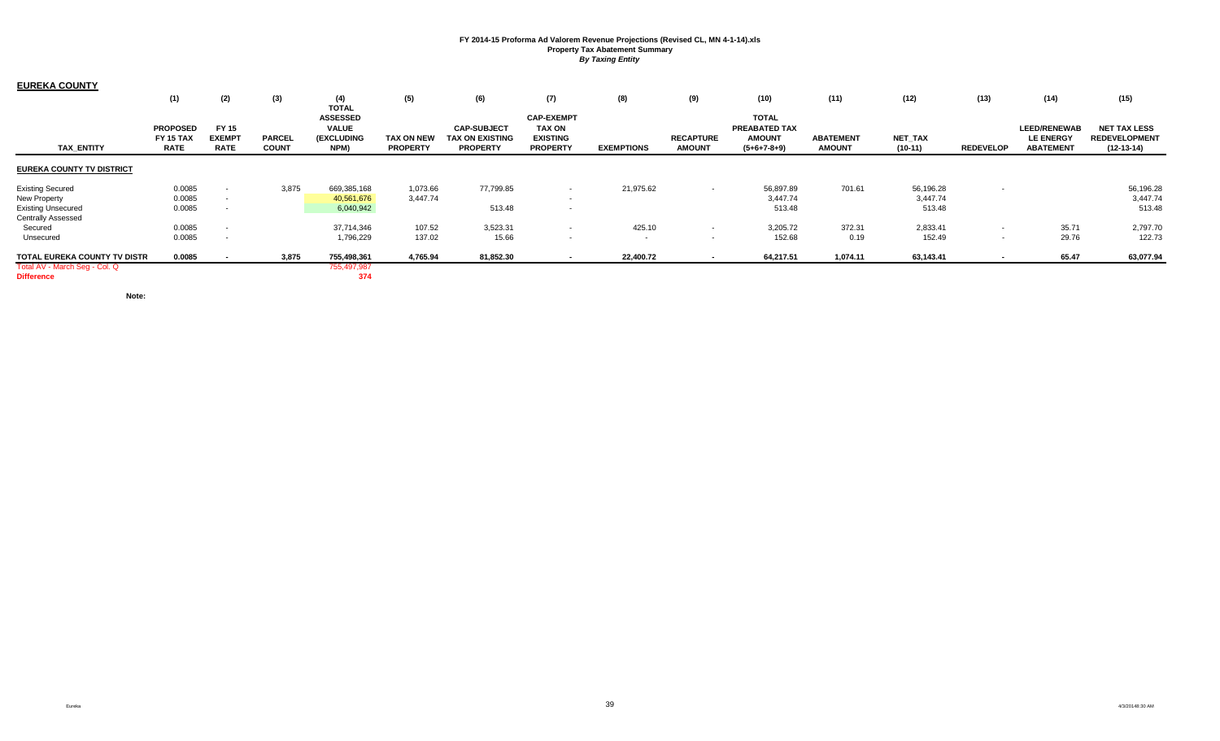**FY 2014-15 Proforma Ad Valorem Revenue Projections (Revised CL, MN 4-1-14).xls**
**Property Tax Abatement Summary**
***By Taxing Entity***

## EUREKA COUNTY

| TAX_ENTITY | (1) PROPOSED FY 15 TAX RATE | (2) FY 15 EXEMPT RATE | (3) PARCEL COUNT | (4) TOTAL ASSESSED VALUE (EXCLUDING NPM) | (5) TAX ON NEW PROPERTY | (6) CAP-SUBJECT TAX ON EXISTING PROPERTY | (7) CAP-EXEMPT TAX ON EXISTING PROPERTY | (8) EXEMPTIONS | (9) RECAPTURE AMOUNT | (10) TOTAL PREABATED TAX AMOUNT (5+6+7-8+9) | (11) ABATEMENT AMOUNT | (12) NET_TAX (10-11) | (13) REDEVELOP | (14) LEED/RENEWAB LE ENERGY ABATEMENT | (15) NET TAX LESS REDEVELOPMENT (12-13-14) |
|---|---|---|---|---|---|---|---|---|---|---|---|---|---|---|---|
| **EUREKA COUNTY TV DISTRICT** | | | | | | | | | | | | | | | |
| Existing Secured | 0.0085 | - | 3,875 | 669,385,168 | 1,073.66 | 77,799.85 | - | 21,975.62 | - | 56,897.89 | 701.61 | 56,196.28 | - | | 56,196.28 |
| New Property | 0.0085 | - | | 40,561,676 | 3,447.74 | | - | | | 3,447.74 | | 3,447.74 | | | 3,447.74 |
| Existing Unsecured | 0.0085 | - | | 6,040,942 | | 513.48 | - | | | 513.48 | | 513.48 | | | 513.48 |
| Centrally Assessed | | | | | | | | | | | | | | | |
| Secured | 0.0085 | - | | 37,714,346 | 107.52 | 3,523.31 | - | 425.10 | - | 3,205.72 | 372.31 | 2,833.41 | - | 35.71 | 2,797.70 |
| Unsecured | 0.0085 | - | | 1,796,229 | 137.02 | 15.66 | - | - | - | 152.68 | 0.19 | 152.49 | - | 29.76 | 122.73 |
| **TOTAL EUREKA COUNTY TV DISTR** | **0.0085** | **-** | **3,875** | **755,498,361** | **4,765.94** | **81,852.30** | **-** | **22,400.72** | **-** | **64,217.51** | **1,074.11** | **63,143.41** | **-** | **65.47** | **63,077.94** |
| Total AV - March Seg - Col. Q | | | | 755,497,987 | | | | | | | | | | | |
| **Difference** | | | | **374** | | | | | | | | | | | |

**Note:**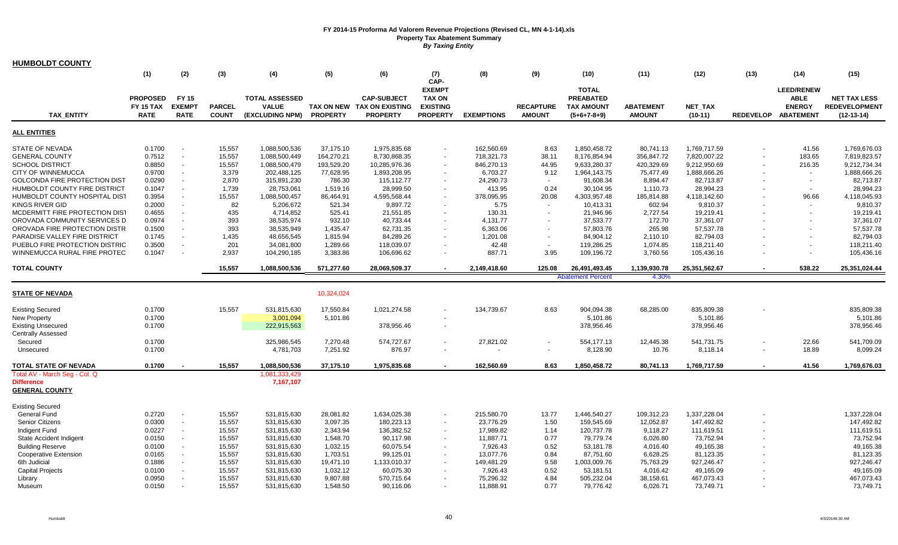# FY 2014-15 Proforma Ad Valorem Revenue Projections (Revised CL, MN 4-1-14).xls

**Property Tax Abatement Summary**

***By Taxing Entity***

## HUMBOLDT COUNTY

| TAX_ENTITY | (1) PROPOSED FY 15 TAX RATE | (2) FY 15 EXEMPT RATE | (3) PARCEL COUNT | (4) TOTAL ASSESSED VALUE (EXCLUDING NPM) | (5) TAX ON NEW PROPERTY | (6) CAP-SUBJECT TAX ON EXISTING PROPERTY | (7) CAP-EXEMPT TAX ON EXISTING PROPERTY | (8) EXEMPTIONS | (9) RECAPTURE AMOUNT | (10) TOTAL PREABATED TAX AMOUNT (5+6+7-8+9) | (11) ABATEMENT AMOUNT | (12) NET_TAX (10-11) | (13) REDEVELOP | (14) LEED/RENEW ABLE ENERGY ABATEMENT | (15) NET TAX LESS REDEVELOPMENT (12-13-14) |
|---|---|---|---|---|---|---|---|---|---|---|---|---|---|---|---|
| **ALL ENTITIES** | | | | | | | | | | | | | | | |
| STATE OF NEVADA | 0.1700 | - | 15,557 | 1,088,500,536 | 37,175.10 | 1,975,835.68 | - | 162,560.69 | 8.63 | 1,850,458.72 | 80,741.13 | 1,769,717.59 | - | 41.56 | 1,769,676.03 |
| GENERAL COUNTY | 0.7512 | - | 15,557 | 1,088,500,449 | 164,270.21 | 8,730,868.35 | - | 718,321.73 | 38.11 | 8,176,854.94 | 356,847.72 | 7,820,007.22 | - | 183.65 | 7,819,823.57 |
| SCHOOL DISTRICT | 0.8850 | - | 15,557 | 1,088,500,479 | 193,529.20 | 10,285,976.36 | - | 846,270.13 | 44.95 | 9,633,280.37 | 420,329.69 | 9,212,950.69 | - | 216.35 | 9,212,734.34 |
| CITY OF WINNEMUCCA | 0.9700 | - | 3,379 | 202,488,125 | 77,628.95 | 1,893,208.95 | - | 6,703.27 | 9.12 | 1,964,143.75 | 75,477.49 | 1,888,666.26 | - | - | 1,888,666.26 |
| GOLCONDA FIRE PROTECTION DIST | 0.0290 | - | 2,870 | 315,891,230 | 786.30 | 115,112.77 | - | 24,290.73 | - | 91,608.34 | 8,894.47 | 82,713.87 | - | - | 82,713.87 |
| HUMBOLDT COUNTY FIRE DISTRICT | 0.1047 | - | 1,739 | 28,753,061 | 1,519.16 | 28,999.50 | - | 413.95 | 0.24 | 30,104.95 | 1,110.73 | 28,994.23 | - | - | 28,994.23 |
| HUMBOLDT COUNTY HOSPITAL DIST | 0.3954 | - | 15,557 | 1,088,500,457 | 86,464.91 | 4,595,568.44 | - | 378,095.95 | 20.08 | 4,303,957.48 | 185,814.88 | 4,118,142.60 | - | 96.66 | 4,118,045.93 |
| KINGS RIVER GID | 0.2000 | - | 82 | 5,206,672 | 521.34 | 9,897.72 | - | 5.75 | - | 10,413.31 | 602.94 | 9,810.37 | - | - | 9,810.37 |
| MCDERMITT FIRE PROTECTION DIST | 0.4655 | - | 435 | 4,714,852 | 525.41 | 21,551.85 | - | 130.31 | - | 21,946.96 | 2,727.54 | 19,219.41 | - | - | 19,219.41 |
| OROVADA COMMUNITY SERVICES D | 0.0974 | - | 393 | 38,535,974 | 932.10 | 40,733.44 | - | 4,131.77 | - | 37,533.77 | 172.70 | 37,361.07 | - | - | 37,361.07 |
| OROVADA FIRE PROTECTION DISTR | 0.1500 | - | 393 | 38,535,949 | 1,435.47 | 62,731.35 | - | 6,363.06 | - | 57,803.76 | 265.98 | 57,537.78 | - | - | 57,537.78 |
| PARADISE VALLEY FIRE DISTRICT | 0.1745 | - | 1,435 | 48,656,545 | 1,815.94 | 84,289.26 | - | 1,201.08 | - | 84,904.12 | 2,110.10 | 82,794.03 | - | - | 82,794.03 |
| PUEBLO FIRE PROTECTION DISTRIC | 0.3500 | - | 201 | 34,081,800 | 1,289.66 | 118,039.07 | - | 42.48 | - | 119,286.25 | 1,074.85 | 118,211.40 | - | - | 118,211.40 |
| WINNEMUCCA RURAL FIRE PROTEC | 0.1047 | - | 2,937 | 104,290,185 | 3,383.86 | 106,696.62 | - | 887.71 | 3.95 | 109,196.72 | 3,760.56 | 105,436.16 | - | - | 105,436.16 |
| **TOTAL COUNTY** | | | 15,557 | 1,088,500,536 | 571,277.60 | 28,069,509.37 | - | 2,149,418.60 | 125.08 | 26,491,493.45 | 1,139,930.78 | 25,351,562.67 | - | 538.22 | 25,351,024.44 |
| | | | | | | | | | | Abatement Percent | 4.30% | | | | |
| **STATE OF NEVADA** | | | | | 10,324,024 | | | | | | | | | | |
| Existing Secured | 0.1700 | | 15,557 | 531,815,630 | 17,550.84 | 1,021,274.58 | - | 134,739.67 | 8.63 | 904,094.38 | 68,285.00 | 835,809.38 | - | | 835,809.38 |
| New Property | 0.1700 | | | 3,001,094 | 5,101.86 | | - | | | 5,101.86 | | 5,101.86 | | | 5,101.86 |
| Existing Unsecured | 0.1700 | | | 222,915,563 | | 378,956.46 | - | | | 378,956.46 | | 378,956.46 | | | 378,956.46 |
| Centrally Assessed | | | | | | | | | | | | | | | |
| Secured | 0.1700 | | | 325,986,545 | 7,270.48 | 574,727.67 | - | 27,821.02 | - | 554,177.13 | 12,445.38 | 541,731.75 | - | 22.66 | 541,709.09 |
| Unsecured | 0.1700 | | | 4,781,703 | 7,251.92 | 876.97 | - | - | - | 8,128.90 | 10.76 | 8,118.14 | - | 18.89 | 8,099.24 |
| **TOTAL STATE OF NEVADA** | **0.1700** | - | **15,557** | **1,088,500,536** | **37,175.10** | **1,975,835.68** | - | **162,560.69** | **8.63** | **1,850,458.72** | **80,741.13** | **1,769,717.59** | - | **41.56** | **1,769,676.03** |
| Total AV - March Seg - Col. Q | | | | 1,081,333,429 | | | | | | | | | | | |
| Difference | | | | 7,167,107 | | | | | | | | | | | |
| **GENERAL COUNTY** | | | | | | | | | | | | | | | |
| Existing Secured | | | | | | | | | | | | | | | |
| General Fund | 0.2720 | - | 15,557 | 531,815,630 | 28,081.82 | 1,634,025.38 | - | 215,580.70 | 13.77 | 1,446,540.27 | 109,312.23 | 1,337,228.04 | - | | 1,337,228.04 |
| Senior Citizens | 0.0300 | - | 15,557 | 531,815,630 | 3,097.35 | 180,223.13 | - | 23,776.29 | 1.50 | 159,545.69 | 12,052.87 | 147,492.82 | - | | 147,492.82 |
| Indigent Fund | 0.0227 | - | 15,557 | 531,815,630 | 2,343.94 | 136,382.52 | - | 17,989.82 | 1.14 | 120,737.78 | 9,118.27 | 111,619.51 | - | | 111,619.51 |
| State Accident Indigent | 0.0150 | - | 15,557 | 531,815,630 | 1,548.70 | 90,117.98 | - | 11,887.71 | 0.77 | 79,779.74 | 6,026.80 | 73,752.94 | - | | 73,752.94 |
| Building Reserve | 0.0100 | - | 15,557 | 531,815,630 | 1,032.15 | 60,075.54 | - | 7,926.43 | 0.52 | 53,181.78 | 4,016.40 | 49,165.38 | - | | 49,165.38 |
| Cooperative Extension | 0.0165 | - | 15,557 | 531,815,630 | 1,703.51 | 99,125.01 | - | 13,077.76 | 0.84 | 87,751.60 | 6,628.25 | 81,123.35 | - | | 81,123.35 |
| 6th Judicial | 0.1886 | - | 15,557 | 531,815,630 | 19,471.10 | 1,133,010.37 | - | 149,481.29 | 9.58 | 1,003,009.76 | 75,763.29 | 927,246.47 | - | | 927,246.47 |
| Capital Projects | 0.0100 | - | 15,557 | 531,815,630 | 1,032.12 | 60,075.30 | - | 7,926.43 | 0.52 | 53,181.51 | 4,016.42 | 49,165.09 | - | | 49,165.09 |
| Library | 0.0950 | - | 15,557 | 531,815,630 | 9,807.88 | 570,715.64 | - | 75,296.32 | 4.84 | 505,232.04 | 38,158.61 | 467,073.43 | - | | 467,073.43 |
| Museum | 0.0150 | - | 15,557 | 531,815,630 | 1,548.50 | 90,116.06 | - | 11,888.91 | 0.77 | 79,776.42 | 6,026.71 | 73,749.71 | - | | 73,749.71 |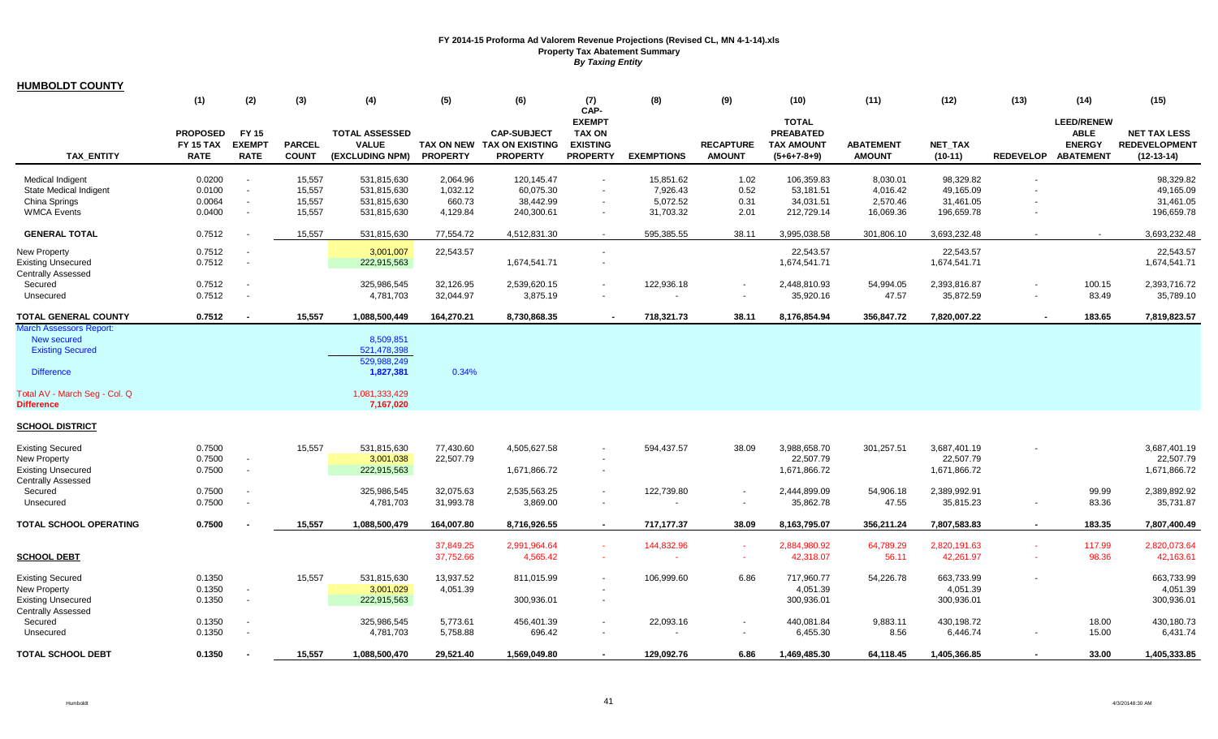# FY 2014-15 Proforma Ad Valorem Revenue Projections (Revised CL, MN 4-1-14).xls
## Property Tax Abatement Summary
### *By Taxing Entity*

**HUMBOLDT COUNTY**

| | (1) | (2) | (3) | (4) | (5) | (6) | (7) | (8) | (9) | (10) | (11) | (12) | (13) | (14) | (15) |
|---|---|---|---|---|---|---|---|---|---|---|---|---|---|---|---|
| **TAX_ENTITY** | **PROPOSED FY 15 TAX RATE** | **FY 15 EXEMPT RATE** | **PARCEL COUNT** | **TOTAL ASSESSED VALUE (EXCLUDING NPM)** | **TAX ON NEW PROPERTY** | **CAP-SUBJECT TAX ON EXISTING PROPERTY** | **CAP-EXEMPT TAX ON EXISTING PROPERTY** | **EXEMPTIONS** | **RECAPTURE AMOUNT** | **TOTAL PREABATED TAX AMOUNT (5+6+7-8+9)** | **ABATEMENT AMOUNT** | **NET_TAX (10-11)** | **REDEVELOP** | **LEED/RENEWABLE ENERGY ABATEMENT** | **NET TAX LESS REDEVELOPMENT (12-13-14)** |
| Medical Indigent | 0.0200 | - | 15,557 | 531,815,630 | 2,064.96 | 120,145.47 | - | 15,851.62 | 1.02 | 106,359.83 | 8,030.01 | 98,329.82 | - | | 98,329.82 |
| State Medical Indigent | 0.0100 | - | 15,557 | 531,815,630 | 1,032.12 | 60,075.30 | - | 7,926.43 | 0.52 | 53,181.51 | 4,016.42 | 49,165.09 | - | | 49,165.09 |
| China Springs | 0.0064 | - | 15,557 | 531,815,630 | 660.73 | 38,442.99 | - | 5,072.52 | 0.31 | 34,031.51 | 2,570.46 | 31,461.05 | - | | 31,461.05 |
| WMCA Events | 0.0400 | - | 15,557 | 531,815,630 | 4,129.84 | 240,300.61 | - | 31,703.32 | 2.01 | 212,729.14 | 16,069.36 | 196,659.78 | - | | 196,659.78 |
| **GENERAL TOTAL** | 0.7512 | - | 15,557 | 531,815,630 | 77,554.72 | 4,512,831.30 | - | 595,385.55 | 38.11 | 3,995,038.58 | 301,806.10 | 3,693,232.48 | - | - | 3,693,232.48 |
| New Property | 0.7512 | - | | 3,001,007 | 22,543.57 | | - | | | 22,543.57 | | 22,543.57 | | | 22,543.57 |
| Existing Unsecured | 0.7512 | - | | 222,915,563 | | 1,674,541.71 | - | | | 1,674,541.71 | | 1,674,541.71 | | | 1,674,541.71 |
| Centrally Assessed | | | | | | | | | | | | | | | |
| Secured | 0.7512 | - | | 325,986,545 | 32,126.95 | 2,539,620.15 | - | 122,936.18 | - | 2,448,810.93 | 54,994.05 | 2,393,816.87 | - | 100.15 | 2,393,716.72 |
| Unsecured | 0.7512 | - | | 4,781,703 | 32,044.97 | 3,875.19 | - | - | - | 35,920.16 | 47.57 | 35,872.59 | - | 83.49 | 35,789.10 |
| **TOTAL GENERAL COUNTY** | **0.7512** | **-** | **15,557** | **1,088,500,449** | **164,270.21** | **8,730,868.35** | **-** | **718,321.73** | **38.11** | **8,176,854.94** | **356,847.72** | **7,820,007.22** | **-** | **183.65** | **7,819,823.57** |
| March Assessors Report: | | | | | | | | | | | | | | | |
| New secured | | | | 8,509,851 | | | | | | | | | | | |
| Existing Secured | | | | 521,478,398 | | | | | | | | | | | |
| | | | | 529,988,249 | | | | | | | | | | | |
| Difference | | | | 1,827,381 | 0.34% | | | | | | | | | | |
| Total AV - March Seg - Col. Q | | | | 1,081,333,429 | | | | | | | | | | | |
| **Difference** | | | | 7,167,020 | | | | | | | | | | | |

**SCHOOL DISTRICT**

| TAX_ENTITY | (1) | (2) | (3) | (4) | (5) | (6) | (7) | (8) | (9) | (10) | (11) | (12) | (13) | (14) | (15) |
|---|---|---|---|---|---|---|---|---|---|---|---|---|---|---|---|
| Existing Secured | 0.7500 | | 15,557 | 531,815,630 | 77,430.60 | 4,505,627.58 | - | 594,437.57 | 38.09 | 3,988,658.70 | 301,257.51 | 3,687,401.19 | - | | 3,687,401.19 |
| New Property | 0.7500 | - | | 3,001,038 | 22,507.79 | | - | | | 22,507.79 | | 22,507.79 | | | 22,507.79 |
| Existing Unsecured | 0.7500 | - | | 222,915,563 | | 1,671,866.72 | - | | | 1,671,866.72 | | 1,671,866.72 | | | 1,671,866.72 |
| Centrally Assessed | | | | | | | | | | | | | | | |
| Secured | 0.7500 | - | | 325,986,545 | 32,075.63 | 2,535,563.25 | - | 122,739.80 | - | 2,444,899.09 | 54,906.18 | 2,389,992.91 | | 99.99 | 2,389,892.92 |
| Unsecured | 0.7500 | - | | 4,781,703 | 31,993.78 | 3,869.00 | - | - | - | 35,862.78 | 47.55 | 35,815.23 | - | 83.36 | 35,731.87 |
| **TOTAL SCHOOL OPERATING** | **0.7500** | **-** | **15,557** | **1,088,500,479** | **164,007.80** | **8,716,926.55** | **-** | **717,177.37** | **38.09** | **8,163,795.07** | **356,211.24** | **7,807,583.83** | **-** | **183.35** | **7,807,400.49** |
| | | | | | 37,849.25 | 2,991,964.64 | - | 144,832.96 | - | 2,884,980.92 | 64,789.29 | 2,820,191.63 | - | 117.99 | 2,820,073.64 |
| **SCHOOL DEBT** | | | | | 37,752.66 | 4,565.42 | - | - | - | 42,318.07 | 56.11 | 42,261.97 | - | 98.36 | 42,163.61 |
| Existing Secured | 0.1350 | | 15,557 | 531,815,630 | 13,937.52 | 811,015.99 | - | 106,999.60 | 6.86 | 717,960.77 | 54,226.78 | 663,733.99 | - | | 663,733.99 |
| New Property | 0.1350 | - | | 3,001,029 | 4,051.39 | | - | | | 4,051.39 | | 4,051.39 | | | 4,051.39 |
| Existing Unsecured | 0.1350 | - | | 222,915,563 | | 300,936.01 | - | | | 300,936.01 | | 300,936.01 | | | 300,936.01 |
| Centrally Assessed | | | | | | | | | | | | | | | |
| Secured | 0.1350 | - | | 325,986,545 | 5,773.61 | 456,401.39 | - | 22,093.16 | - | 440,081.84 | 9,883.11 | 430,198.72 | | 18.00 | 430,180.73 |
| Unsecured | 0.1350 | - | | 4,781,703 | 5,758.88 | 696.42 | - | - | - | 6,455.30 | 8.56 | 6,446.74 | - | 15.00 | 6,431.74 |
| **TOTAL SCHOOL DEBT** | **0.1350** | **-** | **15,557** | **1,088,500,470** | **29,521.40** | **1,569,049.80** | **-** | **129,092.76** | **6.86** | **1,469,485.30** | **64,118.45** | **1,405,366.85** | **-** | **33.00** | **1,405,333.85** |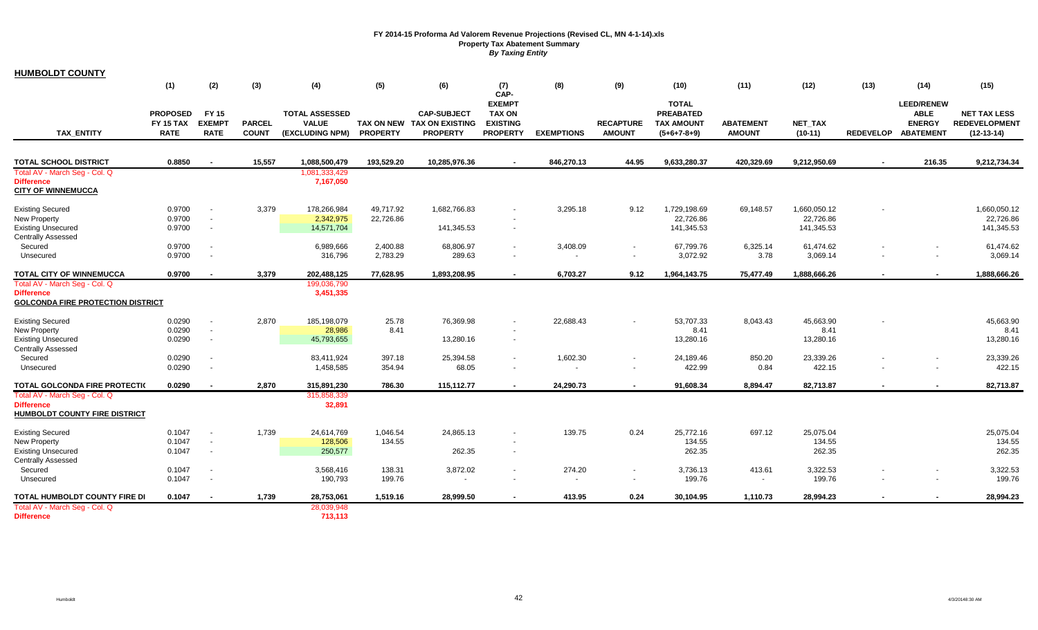# FY 2014-15 Proforma Ad Valorem Revenue Projections (Revised CL, MN 4-1-14).xls
## Property Tax Abatement Summary
*By Taxing Entity*

**HUMBOLDT COUNTY**

| TAX_ENTITY | (1) PROPOSED FY 15 TAX RATE | (2) FY 15 EXEMPT RATE | (3) PARCEL COUNT | (4) TOTAL ASSESSED VALUE (EXCLUDING NPM) | (5) TAX ON NEW PROPERTY | (6) CAP-SUBJECT TAX ON EXISTING PROPERTY | (7) CAP-EXEMPT TAX ON EXISTING PROPERTY | (8) EXEMPTIONS | (9) RECAPTURE AMOUNT | (10) TOTAL PREABATED TAX AMOUNT (5+6+7-8+9) | (11) ABATEMENT AMOUNT | (12) NET_TAX (10-11) | (13) REDEVELOP | (14) LEED/RENEW ABLE ENERGY ABATEMENT | (15) NET TAX LESS REDEVELOPMENT (12-13-14) |
|---|---|---|---|---|---|---|---|---|---|---|---|---|---|---|---|
| **TOTAL SCHOOL DISTRICT** | **0.8850** | **-** | **15,557** | **1,088,500,479** | **193,529.20** | **10,285,976.36** | **-** | **846,270.13** | **44.95** | **9,633,280.37** | **420,329.69** | **9,212,950.69** | **-** | **216.35** | **9,212,734.34** |
| Total AV - March Seg - Col. Q | | | | 1,081,333,429 | | | | | | | | | | | |
| **Difference** | | | | **7,167,050** | | | | | | | | | | | |
| **CITY OF WINNEMUCCA** | | | | | | | | | | | | | | | |
| Existing Secured | 0.9700 | - | 3,379 | 178,266,984 | 49,717.92 | 1,682,766.83 | - | 3,295.18 | 9.12 | 1,729,198.69 | 69,148.57 | 1,660,050.12 | - | | 1,660,050.12 |
| New Property | 0.9700 | - | | 2,342,975 | 22,726.86 | | - | | | 22,726.86 | | 22,726.86 | | | 22,726.86 |
| Existing Unsecured | 0.9700 | - | | 14,571,704 | | 141,345.53 | - | | | 141,345.53 | | 141,345.53 | | | 141,345.53 |
| Centrally Assessed | | | | | | | | | | | | | | | |
| Secured | 0.9700 | - | | 6,989,666 | 2,400.88 | 68,806.97 | - | 3,408.09 | - | 67,799.76 | 6,325.14 | 61,474.62 | - | - | 61,474.62 |
| Unsecured | 0.9700 | - | | 316,796 | 2,783.29 | 289.63 | - | - | - | 3,072.92 | 3.78 | 3,069.14 | - | - | 3,069.14 |
| **TOTAL CITY OF WINNEMUCCA** | **0.9700** | **-** | **3,379** | **202,488,125** | **77,628.95** | **1,893,208.95** | **-** | **6,703.27** | **9.12** | **1,964,143.75** | **75,477.49** | **1,888,666.26** | **-** | **-** | **1,888,666.26** |
| Total AV - March Seg - Col. Q | | | | 199,036,790 | | | | | | | | | | | |
| **Difference** | | | | **3,451,335** | | | | | | | | | | | |
| **GOLCONDA FIRE PROTECTION DISTRICT** | | | | | | | | | | | | | | | |
| Existing Secured | 0.0290 | - | 2,870 | 185,198,079 | 25.78 | 76,369.98 | - | 22,688.43 | - | 53,707.33 | 8,043.43 | 45,663.90 | - | | 45,663.90 |
| New Property | 0.0290 | - | | 28,986 | 8.41 | | - | | | 8.41 | | 8.41 | | | 8.41 |
| Existing Unsecured | 0.0290 | - | | 45,793,655 | | 13,280.16 | - | | | 13,280.16 | | 13,280.16 | | | 13,280.16 |
| Centrally Assessed | | | | | | | | | | | | | | | |
| Secured | 0.0290 | - | | 83,411,924 | 397.18 | 25,394.58 | - | 1,602.30 | - | 24,189.46 | 850.20 | 23,339.26 | - | - | 23,339.26 |
| Unsecured | 0.0290 | - | | 1,458,585 | 354.94 | 68.05 | - | - | - | 422.99 | 0.84 | 422.15 | - | - | 422.15 |
| **TOTAL GOLCONDA FIRE PROTECTI(** | **0.0290** | **-** | **2,870** | **315,891,230** | **786.30** | **115,112.77** | **-** | **24,290.73** | **-** | **91,608.34** | **8,894.47** | **82,713.87** | **-** | **-** | **82,713.87** |
| Total AV - March Seg - Col. Q | | | | 315,858,339 | | | | | | | | | | | |
| **Difference** | | | | **32,891** | | | | | | | | | | | |
| **HUMBOLDT COUNTY FIRE DISTRICT** | | | | | | | | | | | | | | | |
| Existing Secured | 0.1047 | - | 1,739 | 24,614,769 | 1,046.54 | 24,865.13 | - | 139.75 | 0.24 | 25,772.16 | 697.12 | 25,075.04 | - | | 25,075.04 |
| New Property | 0.1047 | - | | 128,506 | 134.55 | | - | | | 134.55 | | 134.55 | | | 134.55 |
| Existing Unsecured | 0.1047 | - | | 250,577 | | 262.35 | - | | | 262.35 | | 262.35 | | | 262.35 |
| Centrally Assessed | | | | | | | | | | | | | | | |
| Secured | 0.1047 | - | | 3,568,416 | 138.31 | 3,872.02 | - | 274.20 | - | 3,736.13 | 413.61 | 3,322.53 | - | - | 3,322.53 |
| Unsecured | 0.1047 | - | | 190,793 | 199.76 | - | - | - | - | 199.76 | - | 199.76 | - | - | 199.76 |
| **TOTAL HUMBOLDT COUNTY FIRE DI** | **0.1047** | **-** | **1,739** | **28,753,061** | **1,519.16** | **28,999.50** | **-** | **413.95** | **0.24** | **30,104.95** | **1,110.73** | **28,994.23** | **-** | **-** | **28,994.23** |
| Total AV - March Seg - Col. Q | | | | 28,039,948 | | | | | | | | | | | |
| **Difference** | | | | **713,113** | | | | | | | | | | | |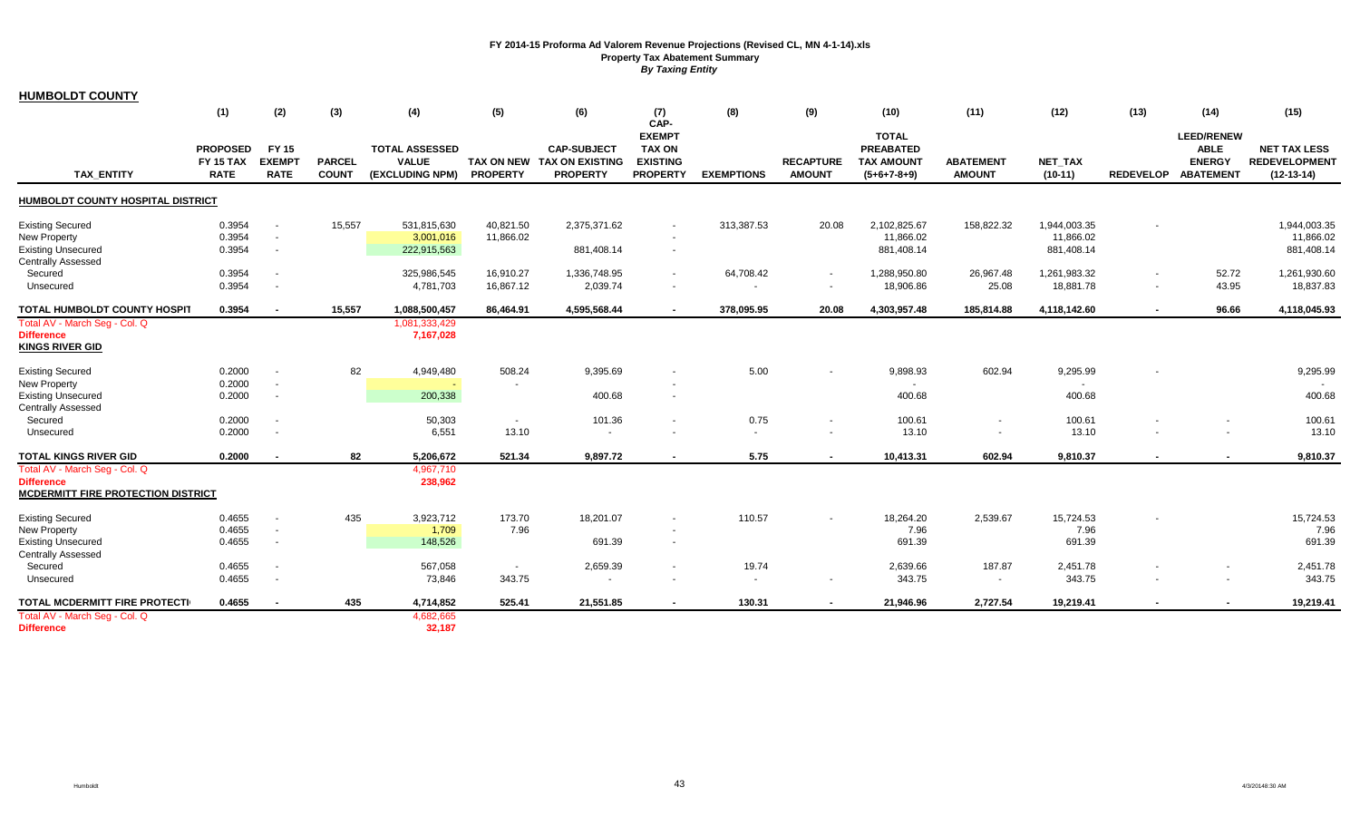# FY 2014-15 Proforma Ad Valorem Revenue Projections (Revised CL, MN 4-1-14).xls

**Property Tax Abatement Summary**

***By Taxing Entity***

## HUMBOLDT COUNTY

| TAX_ENTITY | (1) PROPOSED FY 15 TAX RATE | (2) FY 15 EXEMPT RATE | (3) PARCEL COUNT | (4) TOTAL ASSESSED VALUE (EXCLUDING NPM) | (5) TAX ON NEW PROPERTY | (6) CAP-SUBJECT TAX ON EXISTING PROPERTY | (7) CAP-EXEMPT TAX ON EXISTING PROPERTY | (8) EXEMPTIONS | (9) RECAPTURE AMOUNT | (10) TOTAL PREABATED TAX AMOUNT (5+6+7-8+9) | (11) ABATEMENT AMOUNT | (12) NET_TAX (10-11) | (13) REDEVELOP | (14) LEED/RENEWABLE ENERGY ABATEMENT | (15) NET TAX LESS REDEVELOPMENT (12-13-14) |
|---|---|---|---|---|---|---|---|---|---|---|---|---|---|---|---|
| **HUMBOLDT COUNTY HOSPITAL DISTRICT** | | | | | | | | | | | | | | | |
| Existing Secured | 0.3954 | - | 15,557 | 531,815,630 | 40,821.50 | 2,375,371.62 | - | 313,387.53 | 20.08 | 2,102,825.67 | 158,822.32 | 1,944,003.35 | - | | 1,944,003.35 |
| New Property | 0.3954 | - | | 3,001,016 | 11,866.02 | | - | | | 11,866.02 | | 11,866.02 | | | 11,866.02 |
| Existing Unsecured | 0.3954 | - | | 222,915,563 | | 881,408.14 | - | | | 881,408.14 | | 881,408.14 | | | 881,408.14 |
| Centrally Assessed | | | | | | | | | | | | | | | |
| Secured | 0.3954 | - | | 325,986,545 | 16,910.27 | 1,336,748.95 | - | 64,708.42 | - | 1,288,950.80 | 26,967.48 | 1,261,983.32 | - | 52.72 | 1,261,930.60 |
| Unsecured | 0.3954 | - | | 4,781,703 | 16,867.12 | 2,039.74 | - | - | - | 18,906.86 | 25.08 | 18,881.78 | - | 43.95 | 18,837.83 |
| **TOTAL HUMBOLDT COUNTY HOSPIT** | **0.3954** | **-** | **15,557** | **1,088,500,457** | **86,464.91** | **4,595,568.44** | **-** | **378,095.95** | **20.08** | **4,303,957.48** | **185,814.88** | **4,118,142.60** | **-** | **96.66** | **4,118,045.93** |
| Total AV - March Seg - Col. Q | | | | 1,081,333,429 | | | | | | | | | | | |
| **Difference** | | | | 7,167,028 | | | | | | | | | | | |
| **KINGS RIVER GID** | | | | | | | | | | | | | | | |
| Existing Secured | 0.2000 | - | 82 | 4,949,480 | 508.24 | 9,395.69 | - | 5.00 | - | 9,898.93 | 602.94 | 9,295.99 | - | | 9,295.99 |
| New Property | 0.2000 | - | | - | - | | - | | | - | | - | | | - |
| Existing Unsecured | 0.2000 | - | | 200,338 | | 400.68 | - | | | 400.68 | | 400.68 | | | 400.68 |
| Centrally Assessed | | | | | | | | | | | | | | | |
| Secured | 0.2000 | - | | 50,303 | - | 101.36 | - | 0.75 | - | 100.61 | - | 100.61 | - | - | 100.61 |
| Unsecured | 0.2000 | - | | 6,551 | 13.10 | - | - | - | - | 13.10 | - | 13.10 | - | - | 13.10 |
| **TOTAL KINGS RIVER GID** | **0.2000** | **-** | **82** | **5,206,672** | **521.34** | **9,897.72** | **-** | **5.75** | **-** | **10,413.31** | **602.94** | **9,810.37** | **-** | **-** | **9,810.37** |
| Total AV - March Seg - Col. Q | | | | 4,967,710 | | | | | | | | | | | |
| **Difference** | | | | 238,962 | | | | | | | | | | | |
| **MCDERMITT FIRE PROTECTION DISTRICT** | | | | | | | | | | | | | | | |
| Existing Secured | 0.4655 | - | 435 | 3,923,712 | 173.70 | 18,201.07 | - | 110.57 | - | 18,264.20 | 2,539.67 | 15,724.53 | - | | 15,724.53 |
| New Property | 0.4655 | - | | 1,709 | 7.96 | | - | | | 7.96 | | 7.96 | | | 7.96 |
| Existing Unsecured | 0.4655 | - | | 148,526 | | 691.39 | - | | | 691.39 | | 691.39 | | | 691.39 |
| Centrally Assessed | | | | | | | | | | | | | | | |
| Secured | 0.4655 | - | | 567,058 | - | 2,659.39 | - | 19.74 | | 2,639.66 | 187.87 | 2,451.78 | - | - | 2,451.78 |
| Unsecured | 0.4655 | - | | 73,846 | 343.75 | - | - | - | - | 343.75 | - | 343.75 | - | - | 343.75 |
| **TOTAL MCDERMITT FIRE PROTECTI** | **0.4655** | **-** | **435** | **4,714,852** | **525.41** | **21,551.85** | **-** | **130.31** | **-** | **21,946.96** | **2,727.54** | **19,219.41** | **-** | **-** | **19,219.41** |
| Total AV - March Seg - Col. Q | | | | 4,682,665 | | | | | | | | | | | |
| **Difference** | | | | 32,187 | | | | | | | | | | | |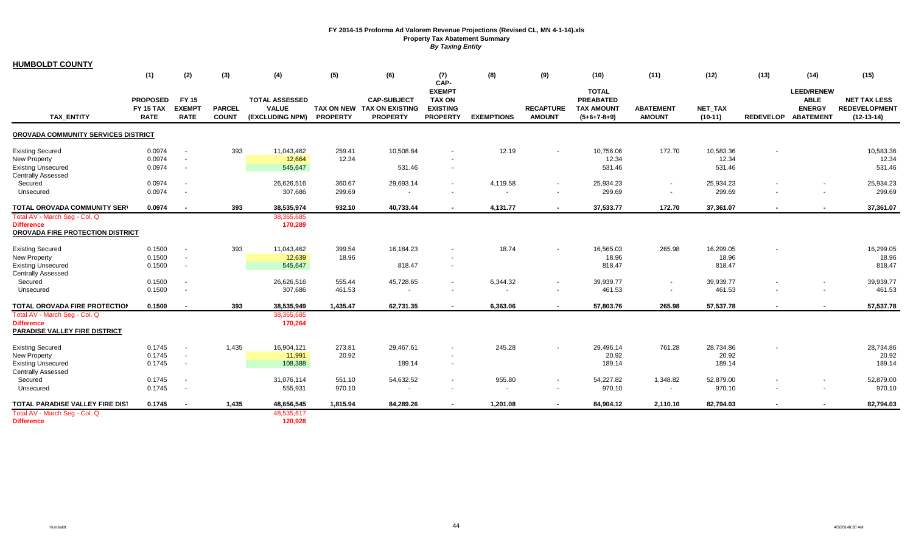# FY 2014-15 Proforma Ad Valorem Revenue Projections (Revised CL, MN 4-1-14).xls
## Property Tax Abatement Summary
*By Taxing Entity*

**HUMBOLDT COUNTY**

| TAX_ENTITY | (1) PROPOSED FY 15 TAX RATE | (2) FY 15 EXEMPT RATE | (3) PARCEL COUNT | (4) TOTAL ASSESSED VALUE (EXCLUDING NPM) | (5) TAX ON NEW PROPERTY | (6) CAP-SUBJECT TAX ON EXISTING PROPERTY | (7) CAP-EXEMPT TAX ON EXISTING PROPERTY | (8) EXEMPTIONS | (9) RECAPTURE AMOUNT | (10) TOTAL PREABATED TAX AMOUNT (5+6+7-8+9) | (11) ABATEMENT AMOUNT | (12) NET_TAX (10-11) | (13) REDEVELOP | (14) LEED/RENEWABLE ENERGY ABATEMENT | (15) NET TAX LESS REDEVELOPMENT (12-13-14) |
|---|---|---|---|---|---|---|---|---|---|---|---|---|---|---|---|
| **OROVADA COMMUNITY SERVICES DISTRICT** | | | | | | | | | | | | | | | |
| Existing Secured | 0.0974 | - | 393 | 11,043,462 | 259.41 | 10,508.84 | - | 12.19 | - | 10,756.06 | 172.70 | 10,583.36 | - | | 10,583.36 |
| New Property | 0.0974 | - | | 12,664 | 12.34 | | - | | | 12.34 | | 12.34 | | | 12.34 |
| Existing Unsecured | 0.0974 | - | | 545,647 | | 531.46 | - | | | 531.46 | | 531.46 | | | 531.46 |
| Centrally Assessed | | | | | | | | | | | | | | | |
| Secured | 0.0974 | - | | 26,626,516 | 360.67 | 29,693.14 | - | 4,119.58 | - | 25,934.23 | - | 25,934.23 | - | - | 25,934.23 |
| Unsecured | 0.0974 | - | | 307,686 | 299.69 | - | - | - | - | 299.69 | - | 299.69 | - | - | 299.69 |
| **TOTAL OROVADA COMMUNITY SERV** | **0.0974** | **-** | **393** | **38,535,974** | **932.10** | **40,733.44** | **-** | **4,131.77** | **-** | **37,533.77** | **172.70** | **37,361.07** | **-** | **-** | **37,361.07** |
| Total AV - March Seg - Col. Q | | | | 38,365,685 | | | | | | | | | | | |
| **Difference** | | | | **170,289** | | | | | | | | | | | |
| **OROVADA FIRE PROTECTION DISTRICT** | | | | | | | | | | | | | | | |
| Existing Secured | 0.1500 | - | 393 | 11,043,462 | 399.54 | 16,184.23 | - | 18.74 | - | 16,565.03 | 265.98 | 16,299.05 | - | | 16,299.05 |
| New Property | 0.1500 | - | | 12,639 | 18.96 | | - | | | 18.96 | | 18.96 | | | 18.96 |
| Existing Unsecured | 0.1500 | - | | 545,647 | | 818.47 | - | | | 818.47 | | 818.47 | | | 818.47 |
| Centrally Assessed | | | | | | | | | | | | | | | |
| Secured | 0.1500 | - | | 26,626,516 | 555.44 | 45,728.65 | - | 6,344.32 | - | 39,939.77 | - | 39,939.77 | - | - | 39,939.77 |
| Unsecured | 0.1500 | - | | 307,686 | 461.53 | - | - | - | - | 461.53 | - | 461.53 | - | - | 461.53 |
| **TOTAL OROVADA FIRE PROTECTION** | **0.1500** | **-** | **393** | **38,535,949** | **1,435.47** | **62,731.35** | **-** | **6,363.06** | **-** | **57,803.76** | **265.98** | **57,537.78** | **-** | **-** | **57,537.78** |
| Total AV - March Seg - Col. Q | | | | 38,365,685 | | | | | | | | | | | |
| **Difference** | | | | **170,264** | | | | | | | | | | | |
| **PARADISE VALLEY FIRE DISTRICT** | | | | | | | | | | | | | | | |
| Existing Secured | 0.1745 | - | 1,435 | 16,904,121 | 273.81 | 29,467.61 | - | 245.28 | - | 29,496.14 | 761.28 | 28,734.86 | - | | 28,734.86 |
| New Property | 0.1745 | - | | 11,991 | 20.92 | | - | | | 20.92 | | 20.92 | | | 20.92 |
| Existing Unsecured | 0.1745 | - | | 108,388 | | 189.14 | - | | | 189.14 | | 189.14 | | | 189.14 |
| Centrally Assessed | | | | | | | | | | | | | | | |
| Secured | 0.1745 | - | | 31,076,114 | 551.10 | 54,632.52 | - | 955.80 | - | 54,227.82 | 1,348.82 | 52,879.00 | - | - | 52,879.00 |
| Unsecured | 0.1745 | - | | 555,931 | 970.10 | - | - | - | - | 970.10 | - | 970.10 | - | - | 970.10 |
| **TOTAL PARADISE VALLEY FIRE DIST** | **0.1745** | **-** | **1,435** | **48,656,545** | **1,815.94** | **84,289.26** | **-** | **1,201.08** | **-** | **84,904.12** | **2,110.10** | **82,794.03** | **-** | **-** | **82,794.03** |
| Total AV - March Seg - Col. Q | | | | 48,535,617 | | | | | | | | | | | |
| **Difference** | | | | **120,928** | | | | | | | | | | | |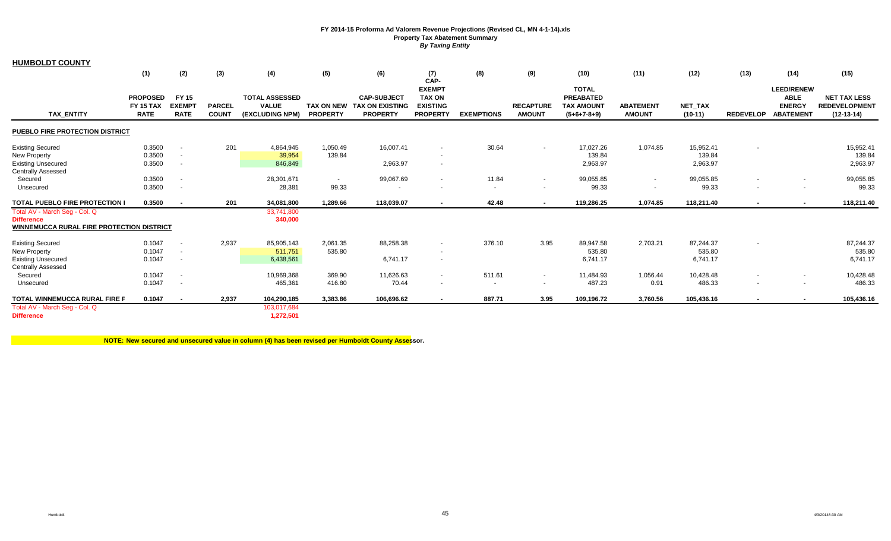**FY 2014-15 Proforma Ad Valorem Revenue Projections (Revised CL, MN 4-1-14).xls**
**Property Tax Abatement Summary**
***By Taxing Entity***

## HUMBOLDT COUNTY

| | (1) | (2) | (3) | (4) | (5) | (6) | (7) | (8) | (9) | (10) | (11) | (12) | (13) | (14) | (15) |
|---|---|---|---|---|---|---|---|---|---|---|---|---|---|---|---|
| **TAX_ENTITY** | **PROPOSED FY 15 TAX RATE** | **FY 15 EXEMPT RATE** | **PARCEL COUNT** | **TOTAL ASSESSED VALUE (EXCLUDING NPM)** | **TAX ON NEW PROPERTY** | **CAP-SUBJECT TAX ON EXISTING PROPERTY** | **CAP-EXEMPT TAX ON EXISTING PROPERTY** | **EXEMPTIONS** | **RECAPTURE AMOUNT** | **TOTAL PREABATED TAX AMOUNT (5+6+7-8+9)** | **ABATEMENT AMOUNT** | **NET_TAX (10-11)** | **REDEVELOP** | **LEED/RENEWABLE ENERGY ABATEMENT** | **NET TAX LESS REDEVELOPMENT (12-13-14)** |
| **PUEBLO FIRE PROTECTION DISTRICT** | | | | | | | | | | | | | | | |
| Existing Secured | 0.3500 | - | 201 | 4,864,945 | 1,050.49 | 16,007.41 | - | 30.64 | - | 17,027.26 | 1,074.85 | 15,952.41 | - | | 15,952.41 |
| New Property | 0.3500 | - | | 39,954 | 139.84 | | - | | | 139.84 | | 139.84 | | | 139.84 |
| Existing Unsecured | 0.3500 | - | | 846,849 | | 2,963.97 | - | | | 2,963.97 | | 2,963.97 | | | 2,963.97 |
| Centrally Assessed | | | | | | | | | | | | | | | |
| Secured | 0.3500 | - | | 28,301,671 | - | 99,067.69 | - | 11.84 | - | 99,055.85 | - | 99,055.85 | - | - | 99,055.85 |
| Unsecured | 0.3500 | - | | 28,381 | 99.33 | - | - | - | - | 99.33 | - | 99.33 | - | - | 99.33 |
| **TOTAL PUEBLO FIRE PROTECTION I** | **0.3500** | **-** | **201** | **34,081,800** | **1,289.66** | **118,039.07** | **-** | **42.48** | **-** | **119,286.25** | **1,074.85** | **118,211.40** | **-** | **-** | **118,211.40** |
| Total AV - March Seg - Col. Q | | | | 33,741,800 | | | | | | | | | | | |
| **Difference** | | | | **340,000** | | | | | | | | | | | |
| **WINNEMUCCA RURAL FIRE PROTECTION DISTRICT** | | | | | | | | | | | | | | | |
| Existing Secured | 0.1047 | - | 2,937 | 85,905,143 | 2,061.35 | 88,258.38 | - | 376.10 | 3.95 | 89,947.58 | 2,703.21 | 87,244.37 | - | | 87,244.37 |
| New Property | 0.1047 | - | | 511,751 | 535.80 | | - | | | 535.80 | | 535.80 | | | 535.80 |
| Existing Unsecured | 0.1047 | - | | 6,438,561 | | 6,741.17 | - | | | 6,741.17 | | 6,741.17 | | | 6,741.17 |
| Centrally Assessed | | | | | | | | | | | | | | | |
| Secured | 0.1047 | - | | 10,969,368 | 369.90 | 11,626.63 | - | 511.61 | - | 11,484.93 | 1,056.44 | 10,428.48 | - | - | 10,428.48 |
| Unsecured | 0.1047 | - | | 465,361 | 416.80 | 70.44 | - | - | - | 487.23 | 0.91 | 486.33 | - | - | 486.33 |
| **TOTAL WINNEMUCCA RURAL FIRE F** | **0.1047** | **-** | **2,937** | **104,290,185** | **3,383.86** | **106,696.62** | **-** | **887.71** | **3.95** | **109,196.72** | **3,760.56** | **105,436.16** | **-** | **-** | **105,436.16** |
| Total AV - March Seg - Col. Q | | | | 103,017,684 | | | | | | | | | | | |
| **Difference** | | | | **1,272,501** | | | | | | | | | | | |

**NOTE: New secured and unsecured value in column (4) has been revised per Humboldt County Assessor.**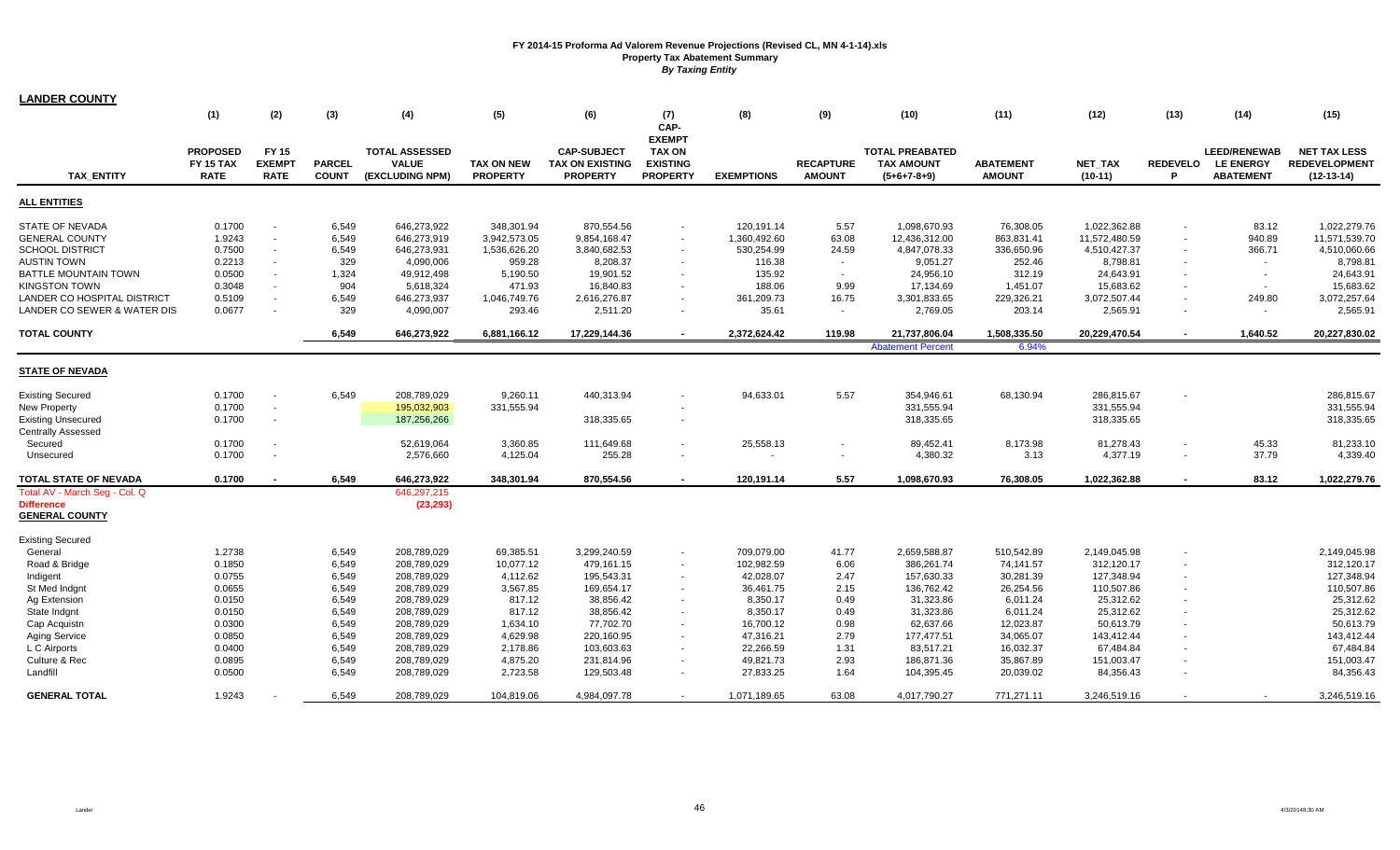# FY 2014-15 Proforma Ad Valorem Revenue Projections (Revised CL, MN 4-1-14).xls

## Property Tax Abatement Summary

*By Taxing Entity*

## LANDER COUNTY

| TAX_ENTITY | (1) PROPOSED FY 15 TAX RATE | (2) FY 15 EXEMPT RATE | (3) PARCEL COUNT | (4) TOTAL ASSESSED VALUE (EXCLUDING NPM) | (5) TAX ON NEW PROPERTY | (6) CAP-SUBJECT TAX ON EXISTING PROPERTY | (7) CAP-EXEMPT TAX ON EXISTING PROPERTY | (8) EXEMPTIONS | (9) RECAPTURE AMOUNT | (10) TOTAL PREABATED TAX AMOUNT (5+6+7-8+9) | (11) ABATEMENT AMOUNT | (12) NET_TAX (10-11) | (13) REDEVELOP | (14) LEED/RENEWAB LE ENERGY ABATEMENT | (15) NET TAX LESS REDEVELOPMENT (12-13-14) |
|---|---|---|---|---|---|---|---|---|---|---|---|---|---|---|---|
| **ALL ENTITIES** | | | | | | | | | | | | | | | |
| STATE OF NEVADA | 0.1700 | - | 6,549 | 646,273,922 | 348,301.94 | 870,554.56 | - | 120,191.14 | 5.57 | 1,098,670.93 | 76,308.05 | 1,022,362.88 | - | 83.12 | 1,022,279.76 |
| GENERAL COUNTY | 1.9243 | - | 6,549 | 646,273,919 | 3,942,573.05 | 9,854,168.47 | - | 1,360,492.60 | 63.08 | 12,436,312.00 | 863,831.41 | 11,572,480.59 | - | 940.89 | 11,571,539.70 |
| SCHOOL DISTRICT | 0.7500 | - | 6,549 | 646,273,931 | 1,536,626.20 | 3,840,682.53 | - | 530,254.99 | 24.59 | 4,847,078.33 | 336,650.96 | 4,510,427.37 | - | 366.71 | 4,510,060.66 |
| AUSTIN TOWN | 0.2213 | - | 329 | 4,090,006 | 959.28 | 8,208.37 | - | 116.38 | - | 9,051.27 | 252.46 | 8,798.81 | - | - | 8,798.81 |
| BATTLE MOUNTAIN TOWN | 0.0500 | - | 1,324 | 49,912,498 | 5,190.50 | 19,901.52 | - | 135.92 | - | 24,956.10 | 312.19 | 24,643.91 | - | - | 24,643.91 |
| KINGSTON TOWN | 0.3048 | - | 904 | 5,618,324 | 471.93 | 16,840.83 | - | 188.06 | 9.99 | 17,134.69 | 1,451.07 | 15,683.62 | - | - | 15,683.62 |
| LANDER CO HOSPITAL DISTRICT | 0.5109 | - | 6,549 | 646,273,937 | 1,046,749.76 | 2,616,276.87 | - | 361,209.73 | 16.75 | 3,301,833.65 | 229,326.21 | 3,072,507.44 | - | 249.80 | 3,072,257.64 |
| LANDER CO SEWER & WATER DIS | 0.0677 | - | 329 | 4,090,007 | 293.46 | 2,511.20 | - | 35.61 | - | 2,769.05 | 203.14 | 2,565.91 | - | - | 2,565.91 |
| **TOTAL COUNTY** | | | 6,549 | 646,273,922 | 6,881,166.12 | 17,229,144.36 | - | 2,372,624.42 | 119.98 | 21,737,806.04 | 1,508,335.50 | 20,229,470.54 | - | 1,640.52 | 20,227,830.02 |
| | | | | | | | | | | Abatement Percent | 6.94% | | | | |
| **STATE OF NEVADA** | | | | | | | | | | | | | | | |
| Existing Secured | 0.1700 | - | 6,549 | 208,789,029 | 9,260.11 | 440,313.94 | - | 94,633.01 | 5.57 | 354,946.61 | 68,130.94 | 286,815.67 | - | | 286,815.67 |
| New Property | 0.1700 | - | | 195,032,903 | 331,555.94 | | - | | | 331,555.94 | | 331,555.94 | | | 331,555.94 |
| Existing Unsecured | 0.1700 | - | | 187,256,266 | | 318,335.65 | - | | | 318,335.65 | | 318,335.65 | | | 318,335.65 |
| Centrally Assessed | | | | | | | | | | | | | | | |
| Secured | 0.1700 | - | | 52,619,064 | 3,360.85 | 111,649.68 | - | 25,558.13 | - | 89,452.41 | 8,173.98 | 81,278.43 | - | 45.33 | 81,233.10 |
| Unsecured | 0.1700 | - | | 2,576,660 | 4,125.04 | 255.28 | - | - | - | 4,380.32 | 3.13 | 4,377.19 | - | 37.79 | 4,339.40 |
| **TOTAL STATE OF NEVADA** | 0.1700 | - | 6,549 | 646,273,922 | 348,301.94 | 870,554.56 | - | 120,191.14 | 5.57 | 1,098,670.93 | 76,308.05 | 1,022,362.88 | - | 83.12 | 1,022,279.76 |
| Total AV - March Seg - Col. Q | | | | 646,297,215 | | | | | | | | | | | |
| Difference | | | | (23,293) | | | | | | | | | | | |
| **GENERAL COUNTY** | | | | | | | | | | | | | | | |
| Existing Secured | | | | | | | | | | | | | | | |
| General | 1.2738 | | 6,549 | 208,789,029 | 69,385.51 | 3,299,240.59 | - | 709,079.00 | 41.77 | 2,659,588.87 | 510,542.89 | 2,149,045.98 | - | | 2,149,045.98 |
| Road & Bridge | 0.1850 | | 6,549 | 208,789,029 | 10,077.12 | 479,161.15 | - | 102,982.59 | 6.06 | 386,261.74 | 74,141.57 | 312,120.17 | - | | 312,120.17 |
| Indigent | 0.0755 | | 6,549 | 208,789,029 | 4,112.62 | 195,543.31 | - | 42,028.07 | 2.47 | 157,630.33 | 30,281.39 | 127,348.94 | - | | 127,348.94 |
| St Med Indgnt | 0.0655 | | 6,549 | 208,789,029 | 3,567.85 | 169,654.17 | - | 36,461.75 | 2.15 | 136,762.42 | 26,254.56 | 110,507.86 | - | | 110,507.86 |
| Ag Extension | 0.0150 | | 6,549 | 208,789,029 | 817.12 | 38,856.42 | - | 8,350.17 | 0.49 | 31,323.86 | 6,011.24 | 25,312.62 | - | | 25,312.62 |
| State Indgnt | 0.0150 | | 6,549 | 208,789,029 | 817.12 | 38,856.42 | - | 8,350.17 | 0.49 | 31,323.86 | 6,011.24 | 25,312.62 | - | | 25,312.62 |
| Cap Acquistn | 0.0300 | | 6,549 | 208,789,029 | 1,634.10 | 77,702.70 | - | 16,700.12 | 0.98 | 62,637.66 | 12,023.87 | 50,613.79 | - | | 50,613.79 |
| Aging Service | 0.0850 | | 6,549 | 208,789,029 | 4,629.98 | 220,160.95 | - | 47,316.21 | 2.79 | 177,477.51 | 34,065.07 | 143,412.44 | - | | 143,412.44 |
| L C Airports | 0.0400 | | 6,549 | 208,789,029 | 2,178.86 | 103,603.63 | - | 22,266.59 | 1.31 | 83,517.21 | 16,032.37 | 67,484.84 | - | | 67,484.84 |
| Culture & Rec | 0.0895 | | 6,549 | 208,789,029 | 4,875.20 | 231,814.96 | - | 49,821.73 | 2.93 | 186,871.36 | 35,867.89 | 151,003.47 | - | | 151,003.47 |
| Landfill | 0.0500 | | 6,549 | 208,789,029 | 2,723.58 | 129,503.48 | - | 27,833.25 | 1.64 | 104,395.45 | 20,039.02 | 84,356.43 | - | | 84,356.43 |
| **GENERAL TOTAL** | 1.9243 | - | 6,549 | 208,789,029 | 104,819.06 | 4,984,097.78 | - | 1,071,189.65 | 63.08 | 4,017,790.27 | 771,271.11 | 3,246,519.16 | - | - | 3,246,519.16 |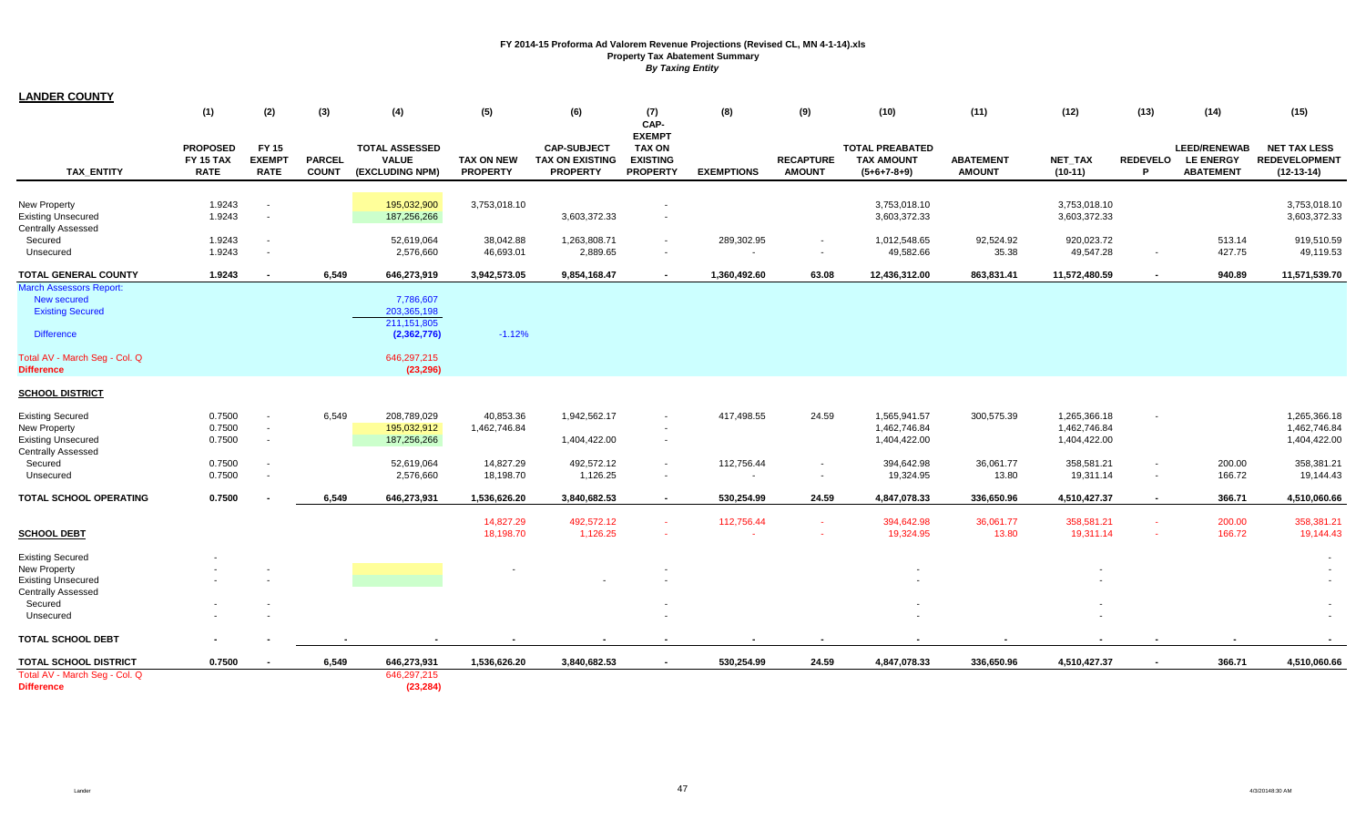**FY 2014-15 Proforma Ad Valorem Revenue Projections (Revised CL, MN 4-1-14).xls**
**Property Tax Abatement Summary**
***By Taxing Entity***

## LANDER COUNTY

| TAX_ENTITY | (1) PROPOSED FY 15 TAX RATE | (2) FY 15 EXEMPT RATE | (3) PARCEL COUNT | (4) TOTAL ASSESSED VALUE (EXCLUDING NPM) | (5) TAX ON NEW PROPERTY | (6) CAP-SUBJECT TAX ON EXISTING PROPERTY | (7) CAP-EXEMPT TAX ON EXISTING PROPERTY | (8) EXEMPTIONS | (9) RECAPTURE AMOUNT | (10) TOTAL PREABATED TAX AMOUNT (5+6+7-8+9) | (11) ABATEMENT AMOUNT | (12) NET_TAX (10-11) | (13) REDEVELOP | (14) LEED/RENEWABLE ENERGY ABATEMENT | (15) NET TAX LESS REDEVELOPMENT (12-13-14) |
|---|---|---|---|---|---|---|---|---|---|---|---|---|---|---|---|
| New Property | 1.9243 | - | | 195,032,900 | 3,753,018.10 | | - | | | 3,753,018.10 | | 3,753,018.10 | | | 3,753,018.10 |
| Existing Unsecured | 1.9243 | - | | 187,256,266 | | 3,603,372.33 | - | | | 3,603,372.33 | | 3,603,372.33 | | | 3,603,372.33 |
| Centrally Assessed | | | | | | | | | | | | | | | |
| Secured | 1.9243 | - | | 52,619,064 | 38,042.88 | 1,263,808.71 | - | 289,302.95 | - | 1,012,548.65 | 92,524.92 | 920,023.72 | | 513.14 | 919,510.59 |
| Unsecured | 1.9243 | - | | 2,576,660 | 46,693.01 | 2,889.65 | - | - | - | 49,582.66 | 35.38 | 49,547.28 | - | 427.75 | 49,119.53 |
| **TOTAL GENERAL COUNTY** | **1.9243** | **-** | **6,549** | **646,273,919** | **3,942,573.05** | **9,854,168.47** | **-** | **1,360,492.60** | **63.08** | **12,436,312.00** | **863,831.41** | **11,572,480.59** | **-** | **940.89** | **11,571,539.70** |
| March Assessors Report: | | | | | | | | | | | | | | | |
| New secured | | | | 7,786,607 | | | | | | | | | | | |
| Existing Secured | | | | 203,365,198 | | | | | | | | | | | |
| | | | | 211,151,805 | | | | | | | | | | | |
| Difference | | | | (2,362,776) | -1.12% | | | | | | | | | | |
| Total AV - March Seg - Col. Q | | | | 646,297,215 | | | | | | | | | | | |
| **Difference** | | | | (23,296) | | | | | | | | | | | |

## SCHOOL DISTRICT

| TAX_ENTITY | (1) | (2) | (3) | (4) | (5) | (6) | (7) | (8) | (9) | (10) | (11) | (12) | (13) | (14) | (15) |
|---|---|---|---|---|---|---|---|---|---|---|---|---|---|---|---|
| Existing Secured | 0.7500 | - | 6,549 | 208,789,029 | 40,853.36 | 1,942,562.17 | - | 417,498.55 | 24.59 | 1,565,941.57 | 300,575.39 | 1,265,366.18 | - | | 1,265,366.18 |
| New Property | 0.7500 | - | | 195,032,912 | 1,462,746.84 | | - | | | 1,462,746.84 | | 1,462,746.84 | | | 1,462,746.84 |
| Existing Unsecured | 0.7500 | - | | 187,256,266 | | 1,404,422.00 | - | | | 1,404,422.00 | | 1,404,422.00 | | | 1,404,422.00 |
| Centrally Assessed | | | | | | | | | | | | | | | |
| Secured | 0.7500 | - | | 52,619,064 | 14,827.29 | 492,572.12 | - | 112,756.44 | - | 394,642.98 | 36,061.77 | 358,581.21 | - | 200.00 | 358,381.21 |
| Unsecured | 0.7500 | - | | 2,576,660 | 18,198.70 | 1,126.25 | - | - | - | 19,324.95 | 13.80 | 19,311.14 | - | 166.72 | 19,144.43 |
| **TOTAL SCHOOL OPERATING** | **0.7500** | **-** | **6,549** | **646,273,931** | **1,536,626.20** | **3,840,682.53** | **-** | **530,254.99** | **24.59** | **4,847,078.33** | **336,650.96** | **4,510,427.37** | **-** | **366.71** | **4,510,060.66** |
| | | | | | 14,827.29 | 492,572.12 | - | 112,756.44 | - | 394,642.98 | 36,061.77 | 358,581.21 | - | 200.00 | 358,381.21 |
| **SCHOOL DEBT** | | | | | 18,198.70 | 1,126.25 | - | - | - | 19,324.95 | 13.80 | 19,311.14 | - | 166.72 | 19,144.43 |
| Existing Secured | - | | | | | | | | | | | | | | - |
| New Property | - | - | | | - | | - | | | - | | - | | | - |
| Existing Unsecured | - | - | | | | - | - | | | - | | - | | | - |
| Centrally Assessed | | | | | | | | | | | | | | | |
| Secured | - | - | | | | | - | | | - | | - | | | - |
| Unsecured | - | - | | | | | - | | | - | | - | | | - |
| **TOTAL SCHOOL DEBT** | **-** | **-** | **-** | **-** | **-** | **-** | **-** | **-** | **-** | **-** | **-** | **-** | **-** | **-** | **-** |
| **TOTAL SCHOOL DISTRICT** | **0.7500** | **-** | **6,549** | **646,273,931** | **1,536,626.20** | **3,840,682.53** | **-** | **530,254.99** | **24.59** | **4,847,078.33** | **336,650.96** | **4,510,427.37** | **-** | **366.71** | **4,510,060.66** |
| Total AV - March Seg - Col. Q | | | | 646,297,215 | | | | | | | | | | | |
| **Difference** | | | | (23,284) | | | | | | | | | | | |

Lander

4/3/2014 8:30 AM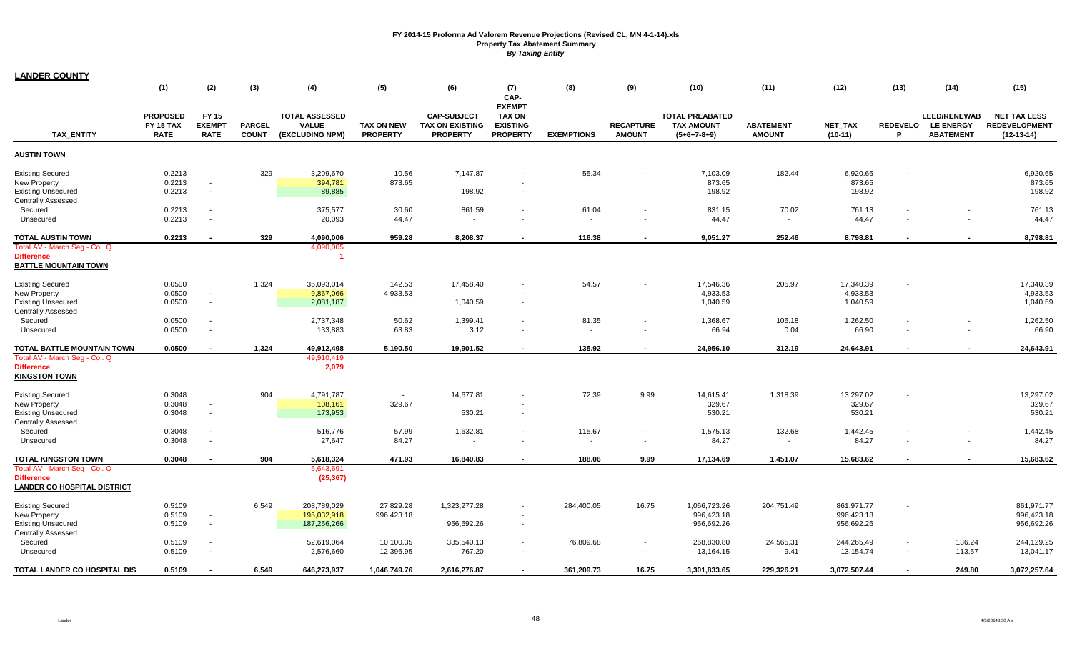**FY 2014-15 Proforma Ad Valorem Revenue Projections (Revised CL, MN 4-1-14).xls**
**Property Tax Abatement Summary**
***By Taxing Entity***

**LANDER COUNTY**

| TAX_ENTITY | (1) PROPOSED FY 15 TAX RATE | (2) FY 15 EXEMPT RATE | (3) PARCEL COUNT | (4) TOTAL ASSESSED VALUE (EXCLUDING NPM) | (5) TAX ON NEW PROPERTY | (6) CAP-SUBJECT TAX ON EXISTING PROPERTY | (7) CAP-EXEMPT TAX ON EXISTING PROPERTY | (8) EXEMPTIONS | (9) RECAPTURE AMOUNT | (10) TOTAL PREABATED TAX AMOUNT (5+6+7-8+9) | (11) ABATEMENT AMOUNT | (12) NET_TAX (10-11) | (13) REDEVELOP | (14) LEED/RENEWABLE ENERGY ABATEMENT | (15) NET TAX LESS REDEVELOPMENT (12-13-14) |
|---|---|---|---|---|---|---|---|---|---|---|---|---|---|---|---|
| **AUSTIN TOWN** | | | | | | | | | | | | | | | |
| Existing Secured | 0.2213 | | 329 | 3,209,670 | 10.56 | 7,147.87 | - | 55.34 | - | 7,103.09 | 182.44 | 6,920.65 | - | | 6,920.65 |
| New Property | 0.2213 | - | | 394,781 | 873.65 | | - | | | 873.65 | | 873.65 | | | 873.65 |
| Existing Unsecured | 0.2213 | - | | 89,885 | | 198.92 | - | | | 198.92 | | 198.92 | | | 198.92 |
| Centrally Assessed | | | | | | | | | | | | | | | |
| Secured | 0.2213 | - | | 375,577 | 30.60 | 861.59 | - | 61.04 | - | 831.15 | 70.02 | 761.13 | - | - | 761.13 |
| Unsecured | 0.2213 | - | | 20,093 | 44.47 | - | - | - | - | 44.47 | - | 44.47 | - | - | 44.47 |
| **TOTAL AUSTIN TOWN** | **0.2213** | **-** | **329** | **4,090,006** | **959.28** | **8,208.37** | **-** | **116.38** | **-** | **9,051.27** | **252.46** | **8,798.81** | **-** | **-** | **8,798.81** |
| Total AV - March Seg - Col. Q | | | | 4,090,005 | | | | | | | | | | | |
| Difference | | | | 1 | | | | | | | | | | | |
| **BATTLE MOUNTAIN TOWN** | | | | | | | | | | | | | | | |
| Existing Secured | 0.0500 | | 1,324 | 35,093,014 | 142.53 | 17,458.40 | - | 54.57 | - | 17,546.36 | 205.97 | 17,340.39 | - | | 17,340.39 |
| New Property | 0.0500 | - | | 9,867,066 | 4,933.53 | | - | | | 4,933.53 | | 4,933.53 | | | 4,933.53 |
| Existing Unsecured | 0.0500 | - | | 2,081,187 | | 1,040.59 | - | | | 1,040.59 | | 1,040.59 | | | 1,040.59 |
| Centrally Assessed | | | | | | | | | | | | | | | |
| Secured | 0.0500 | - | | 2,737,348 | 50.62 | 1,399.41 | - | 81.35 | - | 1,368.67 | 106.18 | 1,262.50 | - | - | 1,262.50 |
| Unsecured | 0.0500 | - | | 133,883 | 63.83 | 3.12 | - | - | - | 66.94 | 0.04 | 66.90 | - | - | 66.90 |
| **TOTAL BATTLE MOUNTAIN TOWN** | **0.0500** | **-** | **1,324** | **49,912,498** | **5,190.50** | **19,901.52** | **-** | **135.92** | **-** | **24,956.10** | **312.19** | **24,643.91** | **-** | **-** | **24,643.91** |
| Total AV - March Seg - Col. Q | | | | 49,910,419 | | | | | | | | | | | |
| Difference | | | | 2,079 | | | | | | | | | | | |
| **KINGSTON TOWN** | | | | | | | | | | | | | | | |
| Existing Secured | 0.3048 | | 904 | 4,791,787 | - | 14,677.81 | - | 72.39 | 9.99 | 14,615.41 | 1,318.39 | 13,297.02 | - | | 13,297.02 |
| New Property | 0.3048 | - | | 108,161 | 329.67 | | - | | | 329.67 | | 329.67 | | | 329.67 |
| Existing Unsecured | 0.3048 | - | | 173,953 | | 530.21 | - | | | 530.21 | | 530.21 | | | 530.21 |
| Centrally Assessed | | | | | | | | | | | | | | | |
| Secured | 0.3048 | - | | 516,776 | 57.99 | 1,632.81 | - | 115.67 | - | 1,575.13 | 132.68 | 1,442.45 | - | - | 1,442.45 |
| Unsecured | 0.3048 | - | | 27,647 | 84.27 | - | - | - | - | 84.27 | - | 84.27 | - | - | 84.27 |
| **TOTAL KINGSTON TOWN** | **0.3048** | **-** | **904** | **5,618,324** | **471.93** | **16,840.83** | **-** | **188.06** | **9.99** | **17,134.69** | **1,451.07** | **15,683.62** | **-** | **-** | **15,683.62** |
| Total AV - March Seg - Col. Q | | | | 5,643,691 | | | | | | | | | | | |
| Difference | | | | (25,367) | | | | | | | | | | | |
| **LANDER CO HOSPITAL DISTRICT** | | | | | | | | | | | | | | | |
| Existing Secured | 0.5109 | | 6,549 | 208,789,029 | 27,829.28 | 1,323,277.28 | - | 284,400.05 | 16.75 | 1,066,723.26 | 204,751.49 | 861,971.77 | - | | 861,971.77 |
| New Property | 0.5109 | - | | 195,032,918 | 996,423.18 | | - | | | 996,423.18 | | 996,423.18 | | | 996,423.18 |
| Existing Unsecured | 0.5109 | - | | 187,256,266 | | 956,692.26 | - | | | 956,692.26 | | 956,692.26 | | | 956,692.26 |
| Centrally Assessed | | | | | | | | | | | | | | | |
| Secured | 0.5109 | - | | 52,619,064 | 10,100.35 | 335,540.13 | - | 76,809.68 | - | 268,830.80 | 24,565.31 | 244,265.49 | - | 136.24 | 244,129.25 |
| Unsecured | 0.5109 | - | | 2,576,660 | 12,396.95 | 767.20 | - | - | - | 13,164.15 | 9.41 | 13,154.74 | - | 113.57 | 13,041.17 |
| **TOTAL LANDER CO HOSPITAL DIS** | **0.5109** | **-** | **6,549** | **646,273,937** | **1,046,749.76** | **2,616,276.87** | **-** | **361,209.73** | **16.75** | **3,301,833.65** | **229,326.21** | **3,072,507.44** | **-** | **249.80** | **3,072,257.64** |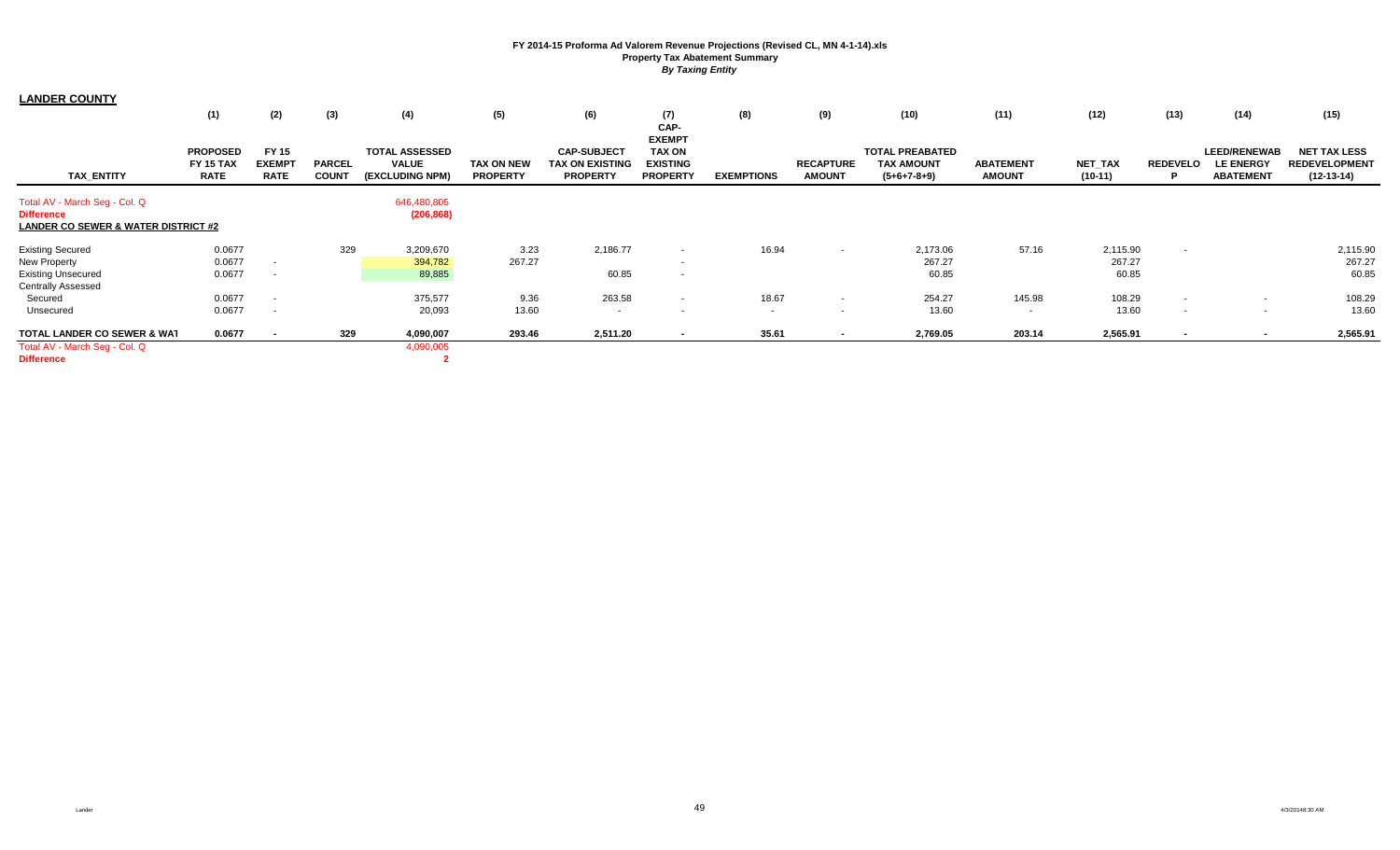**FY 2014-15 Proforma Ad Valorem Revenue Projections (Revised CL, MN 4-1-14).xls**
**Property Tax Abatement Summary**
***By Taxing Entity***

## LANDER COUNTY

| TAX_ENTITY | (1) PROPOSED FY 15 TAX RATE | (2) FY 15 EXEMPT RATE | (3) PARCEL COUNT | (4) TOTAL ASSESSED VALUE (EXCLUDING NPM) | (5) TAX ON NEW PROPERTY | (6) CAP-SUBJECT TAX ON EXISTING PROPERTY | (7) CAP-EXEMPT TAX ON EXISTING PROPERTY | (8) EXEMPTIONS | (9) RECAPTURE AMOUNT | (10) TOTAL PREABATED TAX AMOUNT (5+6+7-8+9) | (11) ABATEMENT AMOUNT | (12) NET_TAX (10-11) | (13) REDEVELOP | (14) LEED/RENEWABLE ENERGY ABATEMENT | (15) NET TAX LESS REDEVELOPMENT (12-13-14) |
|---|---|---|---|---|---|---|---|---|---|---|---|---|---|---|---|
| Total AV - March Seg - Col. Q | | | | 646,480,805 | | | | | | | | | | | |
| **Difference** | | | | **(206,868)** | | | | | | | | | | | |
| **LANDER CO SEWER & WATER DISTRICT #2** | | | | | | | | | | | | | | | |
| Existing Secured | 0.0677 | | 329 | 3,209,670 | 3.23 | 2,186.77 | - | 16.94 | - | 2,173.06 | 57.16 | 2,115.90 | - | | 2,115.90 |
| New Property | 0.0677 | - | | 394,782 | 267.27 | | - | | | 267.27 | | 267.27 | | | 267.27 |
| Existing Unsecured | 0.0677 | - | | 89,885 | | 60.85 | - | | | 60.85 | | 60.85 | | | 60.85 |
| Centrally Assessed | | | | | | | | | | | | | | | |
| Secured | 0.0677 | - | | 375,577 | 9.36 | 263.58 | - | 18.67 | - | 254.27 | 145.98 | 108.29 | - | - | 108.29 |
| Unsecured | 0.0677 | - | | 20,093 | 13.60 | - | - | - | - | 13.60 | - | 13.60 | - | - | 13.60 |
| **TOTAL LANDER CO SEWER & WAT** | **0.0677** | **-** | **329** | **4,090,007** | **293.46** | **2,511.20** | **-** | **35.61** | **-** | **2,769.05** | **203.14** | **2,565.91** | **-** | **-** | **2,565.91** |
| Total AV - March Seg - Col. Q | | | | 4,090,005 | | | | | | | | | | | |
| **Difference** | | | | **2** | | | | | | | | | | | |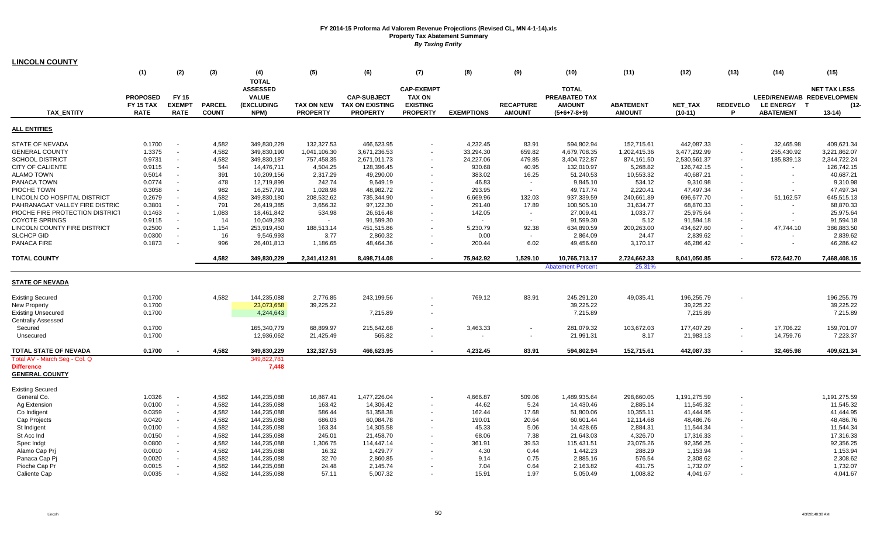# FY 2014-15 Proforma Ad Valorem Revenue Projections (Revised CL, MN 4-1-14).xls
## Property Tax Abatement Summary
*By Taxing Entity*

**LINCOLN COUNTY**

| TAX_ENTITY | (1) PROPOSED FY 15 TAX RATE | (2) FY 15 EXEMPT RATE | (3) PARCEL COUNT | (4) TOTAL ASSESSED VALUE (EXCLUDING NPM) | (5) TAX ON NEW PROPERTY | (6) CAP-SUBJECT TAX ON EXISTING PROPERTY | (7) CAP-EXEMPT TAX ON EXISTING PROPERTY | (8) EXEMPTIONS | (9) RECAPTURE AMOUNT | (10) TOTAL PREABATED TAX AMOUNT (5+6+7-8+9) | (11) ABATEMENT AMOUNT | (12) NET_TAX (10-11) | (13) REDEVELOP | (14) LEED/RENEWABLE ENERGY TAX ABATEMENT | (15) NET TAX LESS REDEVELOPMENT (12-13-14) |
|---|---|---|---|---|---|---|---|---|---|---|---|---|---|---|---|
| **ALL ENTITIES** | | | | | | | | | | | | | | | |
| STATE OF NEVADA | 0.1700 | - | 4,582 | 349,830,229 | 132,327.53 | 466,623.95 | - | 4,232.45 | 83.91 | 594,802.94 | 152,715.61 | 442,087.33 | - | 32,465.98 | 409,621.34 |
| GENERAL COUNTY | 1.3375 | - | 4,582 | 349,830,190 | 1,041,106.30 | 3,671,236.53 | - | 33,294.30 | 659.82 | 4,679,708.35 | 1,202,415.36 | 3,477,292.99 | - | 255,430.92 | 3,221,862.07 |
| SCHOOL DISTRICT | 0.9731 | - | 4,582 | 349,830,187 | 757,458.35 | 2,671,011.73 | - | 24,227.06 | 479.85 | 3,404,722.87 | 874,161.50 | 2,530,561.37 | - | 185,839.13 | 2,344,722.24 |
| CITY OF CALIENTE | 0.9115 | - | 544 | 14,476,711 | 4,504.25 | 128,396.45 | - | 930.68 | 40.95 | 132,010.97 | 5,268.82 | 126,742.15 | - | - | 126,742.15 |
| ALAMO TOWN | 0.5014 | - | 391 | 10,209,156 | 2,317.29 | 49,290.00 | - | 383.02 | 16.25 | 51,240.53 | 10,553.32 | 40,687.21 | - | - | 40,687.21 |
| PANACA TOWN | 0.0774 | - | 478 | 12,719,899 | 242.74 | 9,649.19 | - | 46.83 | - | 9,845.10 | 534.12 | 9,310.98 | - | - | 9,310.98 |
| PIOCHE TOWN | 0.3058 | - | 982 | 16,257,791 | 1,028.98 | 48,982.72 | - | 293.95 | - | 49,717.74 | 2,220.41 | 47,497.34 | - | - | 47,497.34 |
| LINCOLN CO HOSPITAL DISTRICT | 0.2679 | - | 4,582 | 349,830,180 | 208,532.62 | 735,344.90 | - | 6,669.96 | 132.03 | 937,339.59 | 240,661.89 | 696,677.70 | - | 51,162.57 | 645,515.13 |
| PAHRANAGAT VALLEY FIRE DISTRIC | 0.3801 | - | 791 | 26,419,385 | 3,656.32 | 97,122.30 | - | 291.40 | 17.89 | 100,505.10 | 31,634.77 | 68,870.33 | - | - | 68,870.33 |
| PIOCHE FIRE PROTECTION DISTRICT | 0.1463 | - | 1,083 | 18,461,842 | 534.98 | 26,616.48 | - | 142.05 | - | 27,009.41 | 1,033.77 | 25,975.64 | - | - | 25,975.64 |
| COYOTE SPRINGS | 0.9115 | - | 14 | 10,049,293 | - | 91,599.30 | - | - | - | 91,599.30 | 5.12 | 91,594.18 | - | - | 91,594.18 |
| LINCOLN COUNTY FIRE DISTRICT | 0.2500 | - | 1,154 | 253,919,450 | 188,513.14 | 451,515.86 | - | 5,230.79 | 92.38 | 634,890.59 | 200,263.00 | 434,627.60 | - | 47,744.10 | 386,883.50 |
| SLCHCP GID | 0.0300 | - | 16 | 9,546,993 | 3.77 | 2,860.32 | - | 0.00 | - | 2,864.09 | 24.47 | 2,839.62 | - | - | 2,839.62 |
| PANACA FIRE | 0.1873 | - | 996 | 26,401,813 | 1,186.65 | 48,464.36 | - | 200.44 | 6.02 | 49,456.60 | 3,170.17 | 46,286.42 | - | - | 46,286.42 |
| **TOTAL COUNTY** | | | **4,582** | **349,830,229** | **2,341,412.91** | **8,498,714.08** | **-** | **75,942.92** | **1,529.10** | **10,765,713.17** | **2,724,662.33** | **8,041,050.85** | **-** | **572,642.70** | **7,468,408.15** |
| | | | | | | | | | | Abatement Percent | 25.31% | | | | |
| **STATE OF NEVADA** | | | | | | | | | | | | | | | |
| Existing Secured | 0.1700 | | 4,582 | 144,235,088 | 2,776.85 | 243,199.56 | - | 769.12 | 83.91 | 245,291.20 | 49,035.41 | 196,255.79 | - | | 196,255.79 |
| New Property | 0.1700 | | | 23,073,658 | 39,225.22 | | - | | | 39,225.22 | | 39,225.22 | | | 39,225.22 |
| Existing Unsecured | 0.1700 | | | 4,244,643 | | 7,215.89 | - | | | 7,215.89 | | 7,215.89 | | | 7,215.89 |
| Centrally Assessed | | | | | | | | | | | | | | | |
| Secured | 0.1700 | | | 165,340,779 | 68,899.97 | 215,642.68 | - | 3,463.33 | - | 281,079.32 | 103,672.03 | 177,407.29 | - | 17,706.22 | 159,701.07 |
| Unsecured | 0.1700 | | | 12,936,062 | 21,425.49 | 565.82 | - | - | - | 21,991.31 | 8.17 | 21,983.13 | - | 14,759.76 | 7,223.37 |
| **TOTAL STATE OF NEVADA** | **0.1700** | **-** | **4,582** | **349,830,229** | **132,327.53** | **466,623.95** | **-** | **4,232.45** | **83.91** | **594,802.94** | **152,715.61** | **442,087.33** | **-** | **32,465.98** | **409,621.34** |
| Total AV - March Seg - Col. Q | | | | 349,822,781 | | | | | | | | | | | |
| **Difference** | | | | **7,448** | | | | | | | | | | | |
| **GENERAL COUNTY** | | | | | | | | | | | | | | | |
| Existing Secured | | | | | | | | | | | | | | | |
| General Co. | 1.0326 | - | 4,582 | 144,235,088 | 16,867.41 | 1,477,226.04 | - | 4,666.87 | 509.06 | 1,489,935.64 | 298,660.05 | 1,191,275.59 | - | | 1,191,275.59 |
| Ag Extension | 0.0100 | - | 4,582 | 144,235,088 | 163.42 | 14,306.42 | - | 44.62 | 5.24 | 14,430.46 | 2,885.14 | 11,545.32 | - | | 11,545.32 |
| Co Indigent | 0.0359 | - | 4,582 | 144,235,088 | 586.44 | 51,358.38 | - | 162.44 | 17.68 | 51,800.06 | 10,355.11 | 41,444.95 | - | | 41,444.95 |
| Cap Projects | 0.0420 | - | 4,582 | 144,235,088 | 686.03 | 60,084.78 | - | 190.01 | 20.64 | 60,601.44 | 12,114.68 | 48,486.76 | - | | 48,486.76 |
| St Indigent | 0.0100 | - | 4,582 | 144,235,088 | 163.34 | 14,305.58 | - | 45.33 | 5.06 | 14,428.65 | 2,884.31 | 11,544.34 | - | | 11,544.34 |
| St Acc Ind | 0.0150 | - | 4,582 | 144,235,088 | 245.01 | 21,458.70 | - | 68.06 | 7.38 | 21,643.03 | 4,326.70 | 17,316.33 | - | | 17,316.33 |
| Spec Indgt | 0.0800 | - | 4,582 | 144,235,088 | 1,306.75 | 114,447.14 | - | 361.91 | 39.53 | 115,431.51 | 23,075.26 | 92,356.25 | - | | 92,356.25 |
| Alamo Cap Prj | 0.0010 | - | 4,582 | 144,235,088 | 16.32 | 1,429.77 | - | 4.30 | 0.44 | 1,442.23 | 288.29 | 1,153.94 | - | | 1,153.94 |
| Panaca Cap Pj | 0.0020 | - | 4,582 | 144,235,088 | 32.70 | 2,860.85 | - | 9.14 | 0.75 | 2,885.16 | 576.54 | 2,308.62 | - | | 2,308.62 |
| Pioche Cap Pr | 0.0015 | - | 4,582 | 144,235,088 | 24.48 | 2,145.74 | - | 7.04 | 0.64 | 2,163.82 | 431.75 | 1,732.07 | - | | 1,732.07 |
| Caliente Cap | 0.0035 | - | 4,582 | 144,235,088 | 57.11 | 5,007.32 | - | 15.91 | 1.97 | 5,050.49 | 1,008.82 | 4,041.67 | - | | 4,041.67 |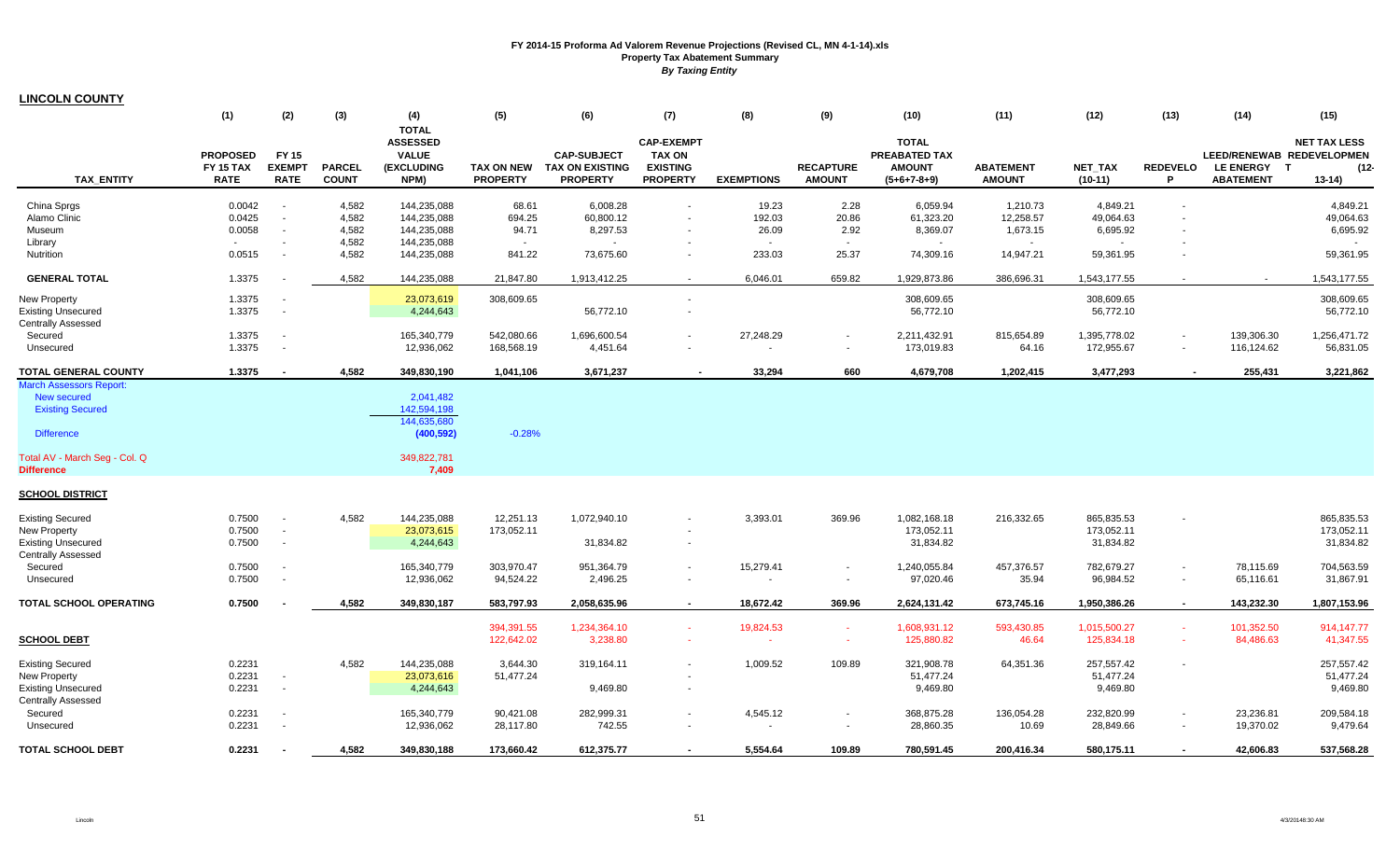# FY 2014-15 Proforma Ad Valorem Revenue Projections (Revised CL, MN 4-1-14).xls
## Property Tax Abatement Summary
### *By Taxing Entity*

**LINCOLN COUNTY**

| TAX_ENTITY | (1) PROPOSED FY 15 TAX RATE | (2) FY 15 EXEMPT RATE | (3) PARCEL COUNT | (4) TOTAL ASSESSED VALUE (EXCLUDING NPM) | (5) TAX ON NEW PROPERTY | (6) CAP-SUBJECT TAX ON EXISTING PROPERTY | (7) CAP-EXEMPT TAX ON EXISTING PROPERTY | (8) EXEMPTIONS | (9) RECAPTURE AMOUNT | (10) TOTAL PREABATED TAX AMOUNT (5+6+7-8+9) | (11) ABATEMENT AMOUNT | (12) NET_TAX (10-11) | (13) REDEVELOP | (14) LEED/RENEWABLE ENERGY ABATEMENT | (15) NET TAX LESS REDEVELOPMENT (12-13-14) |
|---|---|---|---|---|---|---|---|---|---|---|---|---|---|---|---|
| China Sprgs | 0.0042 | - | 4,582 | 144,235,088 | 68.61 | 6,008.28 | - | 19.23 | 2.28 | 6,059.94 | 1,210.73 | 4,849.21 | - | | 4,849.21 |
| Alamo Clinic | 0.0425 | - | 4,582 | 144,235,088 | 694.25 | 60,800.12 | - | 192.03 | 20.86 | 61,323.20 | 12,258.57 | 49,064.63 | - | | 49,064.63 |
| Museum | 0.0058 | - | 4,582 | 144,235,088 | 94.71 | 8,297.53 | - | 26.09 | 2.92 | 8,369.07 | 1,673.15 | 6,695.92 | - | | 6,695.92 |
| Library | - | - | 4,582 | 144,235,088 | - | - | - | - | - | - | - | - | - | | - |
| Nutrition | 0.0515 | - | 4,582 | 144,235,088 | 841.22 | 73,675.60 | - | 233.03 | 25.37 | 74,309.16 | 14,947.21 | 59,361.95 | - | | 59,361.95 |
| **GENERAL TOTAL** | 1.3375 | - | 4,582 | 144,235,088 | 21,847.80 | 1,913,412.25 | - | 6,046.01 | 659.82 | 1,929,873.86 | 386,696.31 | 1,543,177.55 | - | - | 1,543,177.55 |
| New Property | 1.3375 | - | | 23,073,619 | 308,609.65 | | - | | | 308,609.65 | | 308,609.65 | | | 308,609.65 |
| Existing Unsecured | 1.3375 | - | | 4,244,643 | | 56,772.10 | - | | | 56,772.10 | | 56,772.10 | | | 56,772.10 |
| Centrally Assessed | | | | | | | | | | | | | | | |
| Secured | 1.3375 | - | | 165,340,779 | 542,080.66 | 1,696,600.54 | - | 27,248.29 | - | 2,211,432.91 | 815,654.89 | 1,395,778.02 | - | 139,306.30 | 1,256,471.72 |
| Unsecured | 1.3375 | - | | 12,936,062 | 168,568.19 | 4,451.64 | - | - | - | 173,019.83 | 64.16 | 172,955.67 | - | 116,124.62 | 56,831.05 |
| **TOTAL GENERAL COUNTY** | **1.3375** | **-** | **4,582** | **349,830,190** | **1,041,106** | **3,671,237** | **-** | **33,294** | **660** | **4,679,708** | **1,202,415** | **3,477,293** | **-** | **255,431** | **3,221,862** |
| March Assessors Report: | | | | | | | | | | | | | | | |
| New secured | | | | 2,041,482 | | | | | | | | | | | |
| Existing Secured | | | | 142,594,198 | | | | | | | | | | | |
| | | | | 144,635,680 | | | | | | | | | | | |
| Difference | | | | (400,592) | -0.28% | | | | | | | | | | |
| Total AV - March Seg - Col. Q | | | | 349,822,781 | | | | | | | | | | | |
| **Difference** | | | | 7,409 | | | | | | | | | | | |
| **SCHOOL DISTRICT** | | | | | | | | | | | | | | | |
| Existing Secured | 0.7500 | - | 4,582 | 144,235,088 | 12,251.13 | 1,072,940.10 | - | 3,393.01 | 369.96 | 1,082,168.18 | 216,332.65 | 865,835.53 | - | | 865,835.53 |
| New Property | 0.7500 | - | | 23,073,615 | 173,052.11 | | - | | | 173,052.11 | | 173,052.11 | | | 173,052.11 |
| Existing Unsecured | 0.7500 | - | | 4,244,643 | | 31,834.82 | - | | | 31,834.82 | | 31,834.82 | | | 31,834.82 |
| Centrally Assessed | | | | | | | | | | | | | | | |
| Secured | 0.7500 | - | | 165,340,779 | 303,970.47 | 951,364.79 | - | 15,279.41 | - | 1,240,055.84 | 457,376.57 | 782,679.27 | - | 78,115.69 | 704,563.59 |
| Unsecured | 0.7500 | - | | 12,936,062 | 94,524.22 | 2,496.25 | - | - | - | 97,020.46 | 35.94 | 96,984.52 | - | 65,116.61 | 31,867.91 |
| **TOTAL SCHOOL OPERATING** | **0.7500** | **-** | **4,582** | **349,830,187** | **583,797.93** | **2,058,635.96** | **-** | **18,672.42** | **369.96** | **2,624,131.42** | **673,745.16** | **1,950,386.26** | **-** | **143,232.30** | **1,807,153.96** |
| | | | | | 394,391.55 | 1,234,364.10 | - | 19,824.53 | - | 1,608,931.12 | 593,430.85 | 1,015,500.27 | - | 101,352.50 | 914,147.77 |
| **SCHOOL DEBT** | | | | | 122,642.02 | 3,238.80 | - | - | - | 125,880.82 | 46.64 | 125,834.18 | - | 84,486.63 | 41,347.55 |
| Existing Secured | 0.2231 | | 4,582 | 144,235,088 | 3,644.30 | 319,164.11 | - | 1,009.52 | 109.89 | 321,908.78 | 64,351.36 | 257,557.42 | - | | 257,557.42 |
| New Property | 0.2231 | - | | 23,073,616 | 51,477.24 | | - | | | 51,477.24 | | 51,477.24 | | | 51,477.24 |
| Existing Unsecured | 0.2231 | - | | 4,244,643 | | 9,469.80 | - | | | 9,469.80 | | 9,469.80 | | | 9,469.80 |
| Centrally Assessed | | | | | | | | | | | | | | | |
| Secured | 0.2231 | - | | 165,340,779 | 90,421.08 | 282,999.31 | - | 4,545.12 | - | 368,875.28 | 136,054.28 | 232,820.99 | - | 23,236.81 | 209,584.18 |
| Unsecured | 0.2231 | - | | 12,936,062 | 28,117.80 | 742.55 | - | - | - | 28,860.35 | 10.69 | 28,849.66 | - | 19,370.02 | 9,479.64 |
| **TOTAL SCHOOL DEBT** | **0.2231** | **-** | **4,582** | **349,830,188** | **173,660.42** | **612,375.77** | **-** | **5,554.64** | **109.89** | **780,591.45** | **200,416.34** | **580,175.11** | **-** | **42,606.83** | **537,568.28** |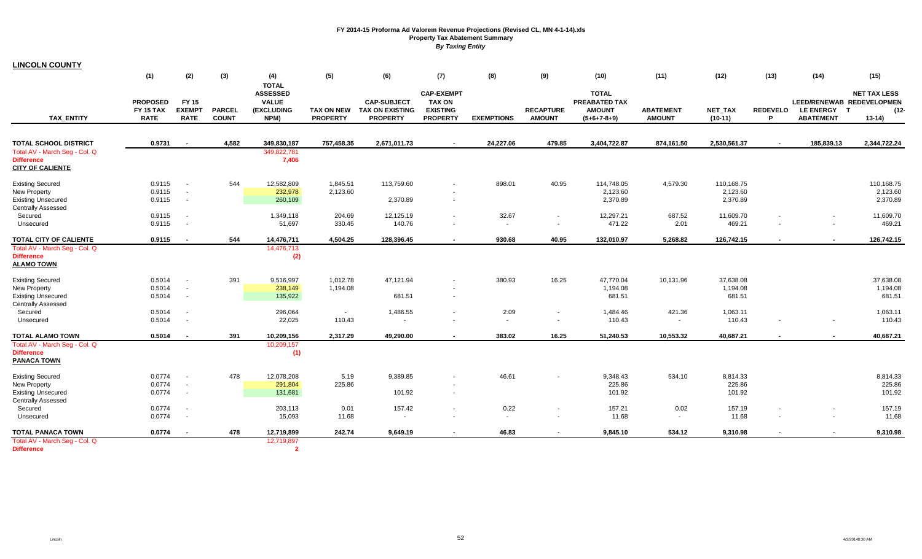**FY 2014-15 Proforma Ad Valorem Revenue Projections (Revised CL, MN 4-1-14).xls**
**Property Tax Abatement Summary**
***By Taxing Entity***

## LINCOLN COUNTY

| TAX_ENTITY | (1) PROPOSED FY 15 TAX RATE | (2) FY 15 EXEMPT RATE | (3) PARCEL COUNT | (4) TOTAL ASSESSED VALUE (EXCLUDING NPM) | (5) TAX ON NEW PROPERTY | (6) CAP-SUBJECT TAX ON EXISTING PROPERTY | (7) CAP-EXEMPT TAX ON EXISTING PROPERTY | (8) EXEMPTIONS | (9) RECAPTURE AMOUNT | (10) TOTAL PREABATED TAX AMOUNT (5+6+7-8+9) | (11) ABATEMENT AMOUNT | (12) NET_TAX (10-11) | (13) REDEVELOP | (14) LEED/RENEWABLE ENERGY ABATEMENT | (15) NET TAX LESS REDEVELOPMENT (12-13-14) |
|---|---|---|---|---|---|---|---|---|---|---|---|---|---|---|---|
| **TOTAL SCHOOL DISTRICT** | **0.9731** | **-** | **4,582** | **349,830,187** | **757,458.35** | **2,671,011.73** | **-** | **24,227.06** | **479.85** | **3,404,722.87** | **874,161.50** | **2,530,561.37** | **-** | **185,839.13** | **2,344,722.24** |
| Total AV - March Seg - Col. Q | | | | 349,822,781 | | | | | | | | | | | |
| **Difference** | | | | **7,406** | | | | | | | | | | | |
| **CITY OF CALIENTE** | | | | | | | | | | | | | | | |
| Existing Secured | 0.9115 | - | 544 | 12,582,809 | 1,845.51 | 113,759.60 | - | 898.01 | 40.95 | 114,748.05 | 4,579.30 | 110,168.75 | | | 110,168.75 |
| New Property | 0.9115 | - | | 232,978 | 2,123.60 | | - | | | 2,123.60 | | 2,123.60 | | | 2,123.60 |
| Existing Unsecured | 0.9115 | - | | 260,109 | | 2,370.89 | - | | | 2,370.89 | | 2,370.89 | | | 2,370.89 |
| Centrally Assessed | | | | | | | | | | | | | | | |
| Secured | 0.9115 | - | | 1,349,118 | 204.69 | 12,125.19 | - | 32.67 | - | 12,297.21 | 687.52 | 11,609.70 | - | - | 11,609.70 |
| Unsecured | 0.9115 | - | | 51,697 | 330.45 | 140.76 | - | - | - | 471.22 | 2.01 | 469.21 | - | - | 469.21 |
| **TOTAL CITY OF CALIENTE** | **0.9115** | **-** | **544** | **14,476,711** | **4,504.25** | **128,396.45** | **-** | **930.68** | **40.95** | **132,010.97** | **5,268.82** | **126,742.15** | **-** | **-** | **126,742.15** |
| Total AV - March Seg - Col. Q | | | | 14,476,713 | | | | | | | | | | | |
| **Difference** | | | | **(2)** | | | | | | | | | | | |
| **ALAMO TOWN** | | | | | | | | | | | | | | | |
| Existing Secured | 0.5014 | - | 391 | 9,516,997 | 1,012.78 | 47,121.94 | - | 380.93 | 16.25 | 47,770.04 | 10,131.96 | 37,638.08 | | | 37,638.08 |
| New Property | 0.5014 | - | | 238,149 | 1,194.08 | | - | | | 1,194.08 | | 1,194.08 | | | 1,194.08 |
| Existing Unsecured | 0.5014 | - | | 135,922 | | 681.51 | - | | | 681.51 | | 681.51 | | | 681.51 |
| Centrally Assessed | | | | | | | | | | | | | | | |
| Secured | 0.5014 | - | | 296,064 | - | 1,486.55 | - | 2.09 | - | 1,484.46 | 421.36 | 1,063.11 | | | 1,063.11 |
| Unsecured | 0.5014 | - | | 22,025 | 110.43 | - | - | - | - | 110.43 | - | 110.43 | - | - | 110.43 |
| **TOTAL ALAMO TOWN** | **0.5014** | **-** | **391** | **10,209,156** | **2,317.29** | **49,290.00** | **-** | **383.02** | **16.25** | **51,240.53** | **10,553.32** | **40,687.21** | **-** | **-** | **40,687.21** |
| Total AV - March Seg - Col. Q | | | | 10,209,157 | | | | | | | | | | | |
| **Difference** | | | | **(1)** | | | | | | | | | | | |
| **PANACA TOWN** | | | | | | | | | | | | | | | |
| Existing Secured | 0.0774 | - | 478 | 12,078,208 | 5.19 | 9,389.85 | - | 46.61 | - | 9,348.43 | 534.10 | 8,814.33 | | | 8,814.33 |
| New Property | 0.0774 | - | | 291,804 | 225.86 | | - | | | 225.86 | | 225.86 | | | 225.86 |
| Existing Unsecured | 0.0774 | - | | 131,681 | | 101.92 | - | | | 101.92 | | 101.92 | | | 101.92 |
| Centrally Assessed | | | | | | | | | | | | | | | |
| Secured | 0.0774 | - | | 203,113 | 0.01 | 157.42 | - | 0.22 | - | 157.21 | 0.02 | 157.19 | - | - | 157.19 |
| Unsecured | 0.0774 | - | | 15,093 | 11.68 | - | - | - | - | 11.68 | - | 11.68 | - | - | 11.68 |
| **TOTAL PANACA TOWN** | **0.0774** | **-** | **478** | **12,719,899** | **242.74** | **9,649.19** | **-** | **46.83** | **-** | **9,845.10** | **534.12** | **9,310.98** | **-** | **-** | **9,310.98** |
| Total AV - March Seg - Col. Q | | | | 12,719,897 | | | | | | | | | | | |
| **Difference** | | | | **2** | | | | | | | | | | | |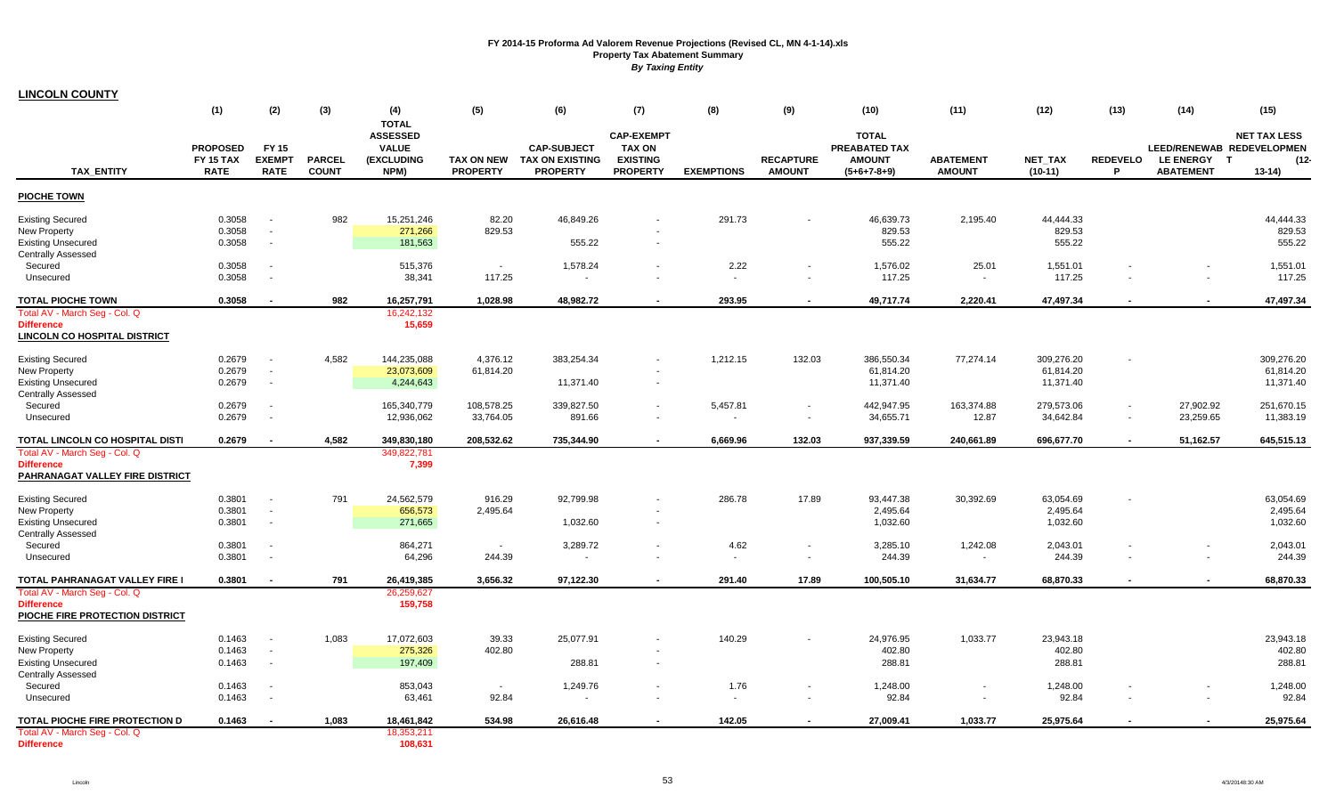**FY 2014-15 Proforma Ad Valorem Revenue Projections (Revised CL, MN 4-1-14).xls**
**Property Tax Abatement Summary**
***By Taxing Entity***

**LINCOLN COUNTY**

| TAX_ENTITY | (1) PROPOSED FY 15 TAX RATE | (2) FY 15 EXEMPT RATE | (3) PARCEL COUNT | (4) TOTAL ASSESSED VALUE (EXCLUDING NPM) | (5) TAX ON NEW PROPERTY | (6) CAP-SUBJECT TAX ON EXISTING PROPERTY | (7) CAP-EXEMPT TAX ON EXISTING PROPERTY | (8) EXEMPTIONS | (9) RECAPTURE AMOUNT | (10) TOTAL PREABATED TAX AMOUNT (5+6+7-8+9) | (11) ABATEMENT AMOUNT | (12) NET_TAX (10-11) | (13) REDEVELOP | (14) LEED/RENEWABLE ENERGY ABATEMENT | (15) NET TAX LESS REDEVELOPMENT (12-13-14) |
|---|---|---|---|---|---|---|---|---|---|---|---|---|---|---|---|
| **PIOCHE TOWN** | | | | | | | | | | | | | | | |
| Existing Secured | 0.3058 | - | 982 | 15,251,246 | 82.20 | 46,849.26 | - | 291.73 | - | 46,639.73 | 2,195.40 | 44,444.33 | | | 44,444.33 |
| New Property | 0.3058 | - | | 271,266 | 829.53 | | - | | | 829.53 | | 829.53 | | | 829.53 |
| Existing Unsecured | 0.3058 | - | | 181,563 | | 555.22 | - | | | 555.22 | | 555.22 | | | 555.22 |
| Centrally Assessed | | | | | | | | | | | | | | | |
| Secured | 0.3058 | - | | 515,376 | - | 1,578.24 | - | 2.22 | - | 1,576.02 | 25.01 | 1,551.01 | - | - | 1,551.01 |
| Unsecured | 0.3058 | - | | 38,341 | 117.25 | - | - | - | - | 117.25 | - | 117.25 | - | - | 117.25 |
| **TOTAL PIOCHE TOWN** | **0.3058** | **-** | **982** | **16,257,791** | **1,028.98** | **48,982.72** | **-** | **293.95** | **-** | **49,717.74** | **2,220.41** | **47,497.34** | **-** | **-** | **47,497.34** |
| Total AV - March Seg - Col. Q | | | | 16,242,132 | | | | | | | | | | | |
| Difference | | | | 15,659 | | | | | | | | | | | |
| **LINCOLN CO HOSPITAL DISTRICT** | | | | | | | | | | | | | | | |
| Existing Secured | 0.2679 | - | 4,582 | 144,235,088 | 4,376.12 | 383,254.34 | - | 1,212.15 | 132.03 | 386,550.34 | 77,274.14 | 309,276.20 | - | | 309,276.20 |
| New Property | 0.2679 | - | | 23,073,609 | 61,814.20 | | - | | | 61,814.20 | | 61,814.20 | | | 61,814.20 |
| Existing Unsecured | 0.2679 | - | | 4,244,643 | | 11,371.40 | - | | | 11,371.40 | | 11,371.40 | | | 11,371.40 |
| Centrally Assessed | | | | | | | | | | | | | | | |
| Secured | 0.2679 | - | | 165,340,779 | 108,578.25 | 339,827.50 | - | 5,457.81 | - | 442,947.95 | 163,374.88 | 279,573.06 | - | 27,902.92 | 251,670.15 |
| Unsecured | 0.2679 | - | | 12,936,062 | 33,764.05 | 891.66 | - | - | - | 34,655.71 | 12.87 | 34,642.84 | - | 23,259.65 | 11,383.19 |
| **TOTAL LINCOLN CO HOSPITAL DISTI** | **0.2679** | **-** | **4,582** | **349,830,180** | **208,532.62** | **735,344.90** | **-** | **6,669.96** | **132.03** | **937,339.59** | **240,661.89** | **696,677.70** | **-** | **51,162.57** | **645,515.13** |
| Total AV - March Seg - Col. Q | | | | 349,822,781 | | | | | | | | | | | |
| Difference | | | | 7,399 | | | | | | | | | | | |
| **PAHRANAGAT VALLEY FIRE DISTRICT** | | | | | | | | | | | | | | | |
| Existing Secured | 0.3801 | - | 791 | 24,562,579 | 916.29 | 92,799.98 | - | 286.78 | 17.89 | 93,447.38 | 30,392.69 | 63,054.69 | - | | 63,054.69 |
| New Property | 0.3801 | - | | 656,573 | 2,495.64 | | - | | | 2,495.64 | | 2,495.64 | | | 2,495.64 |
| Existing Unsecured | 0.3801 | - | | 271,665 | | 1,032.60 | - | | | 1,032.60 | | 1,032.60 | | | 1,032.60 |
| Centrally Assessed | | | | | | | | | | | | | | | |
| Secured | 0.3801 | - | | 864,271 | - | 3,289.72 | - | 4.62 | - | 3,285.10 | 1,242.08 | 2,043.01 | - | - | 2,043.01 |
| Unsecured | 0.3801 | - | | 64,296 | 244.39 | - | - | - | - | 244.39 | - | 244.39 | - | - | 244.39 |
| **TOTAL PAHRANAGAT VALLEY FIRE I** | **0.3801** | **-** | **791** | **26,419,385** | **3,656.32** | **97,122.30** | **-** | **291.40** | **17.89** | **100,505.10** | **31,634.77** | **68,870.33** | **-** | **-** | **68,870.33** |
| Total AV - March Seg - Col. Q | | | | 26,259,627 | | | | | | | | | | | |
| Difference | | | | 159,758 | | | | | | | | | | | |
| **PIOCHE FIRE PROTECTION DISTRICT** | | | | | | | | | | | | | | | |
| Existing Secured | 0.1463 | - | 1,083 | 17,072,603 | 39.33 | 25,077.91 | - | 140.29 | - | 24,976.95 | 1,033.77 | 23,943.18 | | | 23,943.18 |
| New Property | 0.1463 | - | | 275,326 | 402.80 | | - | | | 402.80 | | 402.80 | | | 402.80 |
| Existing Unsecured | 0.1463 | - | | 197,409 | | 288.81 | - | | | 288.81 | | 288.81 | | | 288.81 |
| Centrally Assessed | | | | | | | | | | | | | | | |
| Secured | 0.1463 | - | | 853,043 | - | 1,249.76 | - | 1.76 | - | 1,248.00 | - | 1,248.00 | - | - | 1,248.00 |
| Unsecured | 0.1463 | - | | 63,461 | 92.84 | - | - | - | - | 92.84 | - | 92.84 | - | - | 92.84 |
| **TOTAL PIOCHE FIRE PROTECTION D** | **0.1463** | **-** | **1,083** | **18,461,842** | **534.98** | **26,616.48** | **-** | **142.05** | **-** | **27,009.41** | **1,033.77** | **25,975.64** | **-** | **-** | **25,975.64** |
| Total AV - March Seg - Col. Q | | | | 18,353,211 | | | | | | | | | | | |
| Difference | | | | 108,631 | | | | | | | | | | | |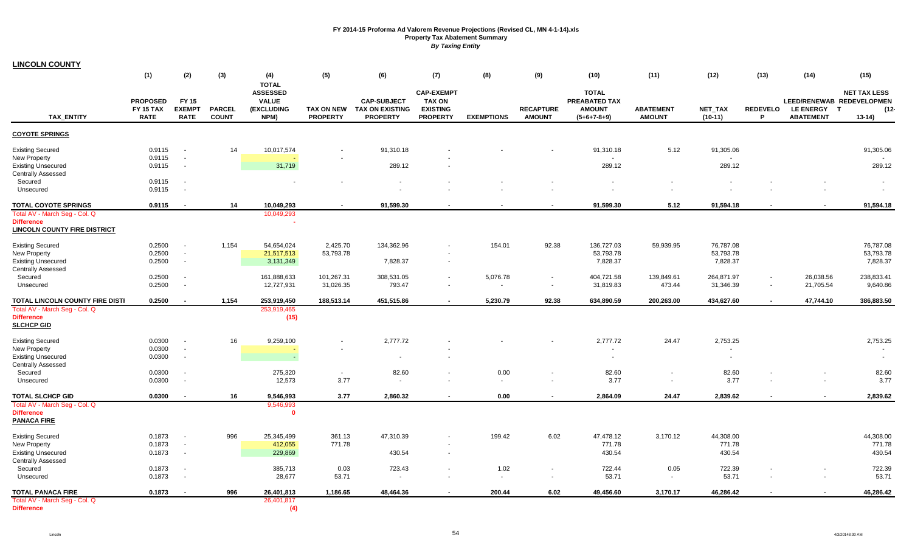# FY 2014-15 Proforma Ad Valorem Revenue Projections (Revised CL, MN 4-1-14).xls

**Property Tax Abatement Summary**

***By Taxing Entity***

**LINCOLN COUNTY**

| TAX_ENTITY | (1) PROPOSED FY 15 TAX RATE | (2) FY 15 EXEMPT RATE | (3) PARCEL COUNT | (4) TOTAL ASSESSED VALUE (EXCLUDING NPM) | (5) TAX ON NEW PROPERTY | (6) CAP-SUBJECT TAX ON EXISTING PROPERTY | (7) CAP-EXEMPT TAX ON EXISTING PROPERTY | (8) EXEMPTIONS | (9) RECAPTURE AMOUNT | (10) TOTAL PREABATED TAX AMOUNT (5+6+7-8+9) | (11) ABATEMENT AMOUNT | (12) NET_TAX (10-11) | (13) REDEVELOP | (14) LEED/RENEWABLE ENERGY ABATEMENT | (15) NET TAX LESS REDEVELOPMENT (12-13-14) |
|---|---|---|---|---|---|---|---|---|---|---|---|---|---|---|---|
| **COYOTE SPRINGS** | | | | | | | | | | | | | | | |
| Existing Secured | 0.9115 | - | 14 | 10,017,574 | - | 91,310.18 | - | - | - | 91,310.18 | 5.12 | 91,305.06 | | | 91,305.06 |
| New Property | 0.9115 | - | | - | - | | - | | | - | | - | | | - |
| Existing Unsecured | 0.9115 | - | | 31,719 | | 289.12 | - | | | 289.12 | | 289.12 | | | 289.12 |
| Centrally Assessed | | | | | | | | | | | | | | | |
| Secured | 0.9115 | - | | - | - | - | - | - | - | - | - | - | - | - | - |
| Unsecured | 0.9115 | - | | | | - | - | - | - | - | - | - | - | - | - |
| **TOTAL COYOTE SPRINGS** | **0.9115** | **-** | **14** | **10,049,293** | **-** | **91,599.30** | **-** | **-** | **-** | **91,599.30** | **5.12** | **91,594.18** | **-** | **-** | **91,594.18** |
| Total AV - March Seg - Col. Q | | | | 10,049,293 | | | | | | | | | | | |
| Difference | | | | - | | | | | | | | | | | |
| **LINCOLN COUNTY FIRE DISTRICT** | | | | | | | | | | | | | | | |
| Existing Secured | 0.2500 | - | 1,154 | 54,654,024 | 2,425.70 | 134,362.96 | - | 154.01 | 92.38 | 136,727.03 | 59,939.95 | 76,787.08 | | | 76,787.08 |
| New Property | 0.2500 | - | | 21,517,513 | 53,793.78 | | - | | | 53,793.78 | | 53,793.78 | | | 53,793.78 |
| Existing Unsecured | 0.2500 | - | | 3,131,349 | | 7,828.37 | - | | | 7,828.37 | | 7,828.37 | | | 7,828.37 |
| Centrally Assessed | | | | | | | | | | | | | | | |
| Secured | 0.2500 | - | | 161,888,633 | 101,267.31 | 308,531.05 | - | 5,076.78 | - | 404,721.58 | 139,849.61 | 264,871.97 | - | 26,038.56 | 238,833.41 |
| Unsecured | 0.2500 | - | | 12,727,931 | 31,026.35 | 793.47 | - | - | - | 31,819.83 | 473.44 | 31,346.39 | - | 21,705.54 | 9,640.86 |
| **TOTAL LINCOLN COUNTY FIRE DISTI** | **0.2500** | **-** | **1,154** | **253,919,450** | **188,513.14** | **451,515.86** | **-** | **5,230.79** | **92.38** | **634,890.59** | **200,263.00** | **434,627.60** | **-** | **47,744.10** | **386,883.50** |
| Total AV - March Seg - Col. Q | | | | 253,919,465 | | | | | | | | | | | |
| Difference | | | | (15) | | | | | | | | | | | |
| **SLCHCP GID** | | | | | | | | | | | | | | | |
| Existing Secured | 0.0300 | - | 16 | 9,259,100 | - | 2,777.72 | - | - | - | 2,777.72 | 24.47 | 2,753.25 | | | 2,753.25 |
| New Property | 0.0300 | - | | - | - | | - | | | - | | - | | | - |
| Existing Unsecured | 0.0300 | - | | - | | - | - | | | - | | - | | | - |
| Centrally Assessed | | | | | | | | | | | | | | | |
| Secured | 0.0300 | - | | 275,320 | - | 82.60 | - | 0.00 | - | 82.60 | - | 82.60 | - | - | 82.60 |
| Unsecured | 0.0300 | - | | 12,573 | 3.77 | - | - | - | - | 3.77 | - | 3.77 | - | - | 3.77 |
| **TOTAL SLCHCP GID** | **0.0300** | **-** | **16** | **9,546,993** | **3.77** | **2,860.32** | **-** | **0.00** | **-** | **2,864.09** | **24.47** | **2,839.62** | **-** | **-** | **2,839.62** |
| Total AV - March Seg - Col. Q | | | | 9,546,993 | | | | | | | | | | | |
| Difference | | | | 0 | | | | | | | | | | | |
| **PANACA FIRE** | | | | | | | | | | | | | | | |
| Existing Secured | 0.1873 | - | 996 | 25,345,499 | 361.13 | 47,310.39 | - | 199.42 | 6.02 | 47,478.12 | 3,170.12 | 44,308.00 | | | 44,308.00 |
| New Property | 0.1873 | - | | 412,055 | 771.78 | | - | | | 771.78 | | 771.78 | | | 771.78 |
| Existing Unsecured | 0.1873 | - | | 229,869 | | 430.54 | - | | | 430.54 | | 430.54 | | | 430.54 |
| Centrally Assessed | | | | | | | | | | | | | | | |
| Secured | 0.1873 | - | | 385,713 | 0.03 | 723.43 | - | 1.02 | - | 722.44 | 0.05 | 722.39 | - | - | 722.39 |
| Unsecured | 0.1873 | - | | 28,677 | 53.71 | - | - | - | - | 53.71 | - | 53.71 | - | - | 53.71 |
| **TOTAL PANACA FIRE** | **0.1873** | **-** | **996** | **26,401,813** | **1,186.65** | **48,464.36** | **-** | **200.44** | **6.02** | **49,456.60** | **3,170.17** | **46,286.42** | **-** | **-** | **46,286.42** |
| Total AV - March Seg - Col. Q | | | | 26,401,817 | | | | | | | | | | | |
| Difference | | | | (4) | | | | | | | | | | | |

Lincoln

4/3/20148:30 AM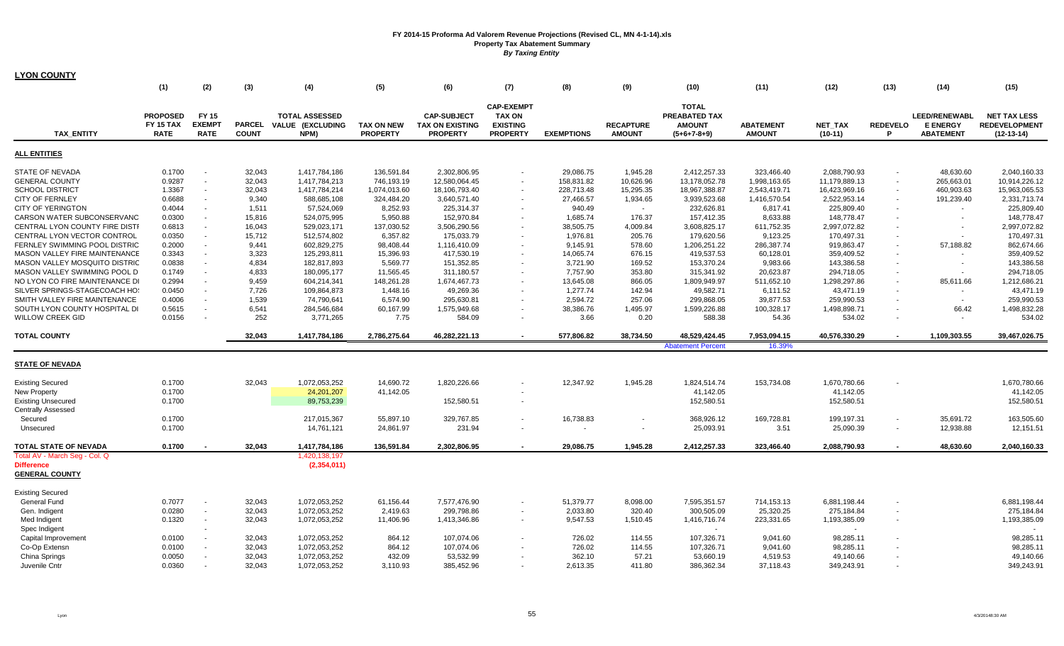# FY 2014-15 Proforma Ad Valorem Revenue Projections (Revised CL, MN 4-1-14).xls

## Property Tax Abatement Summary

### *By Taxing Entity*

**LYON COUNTY**

| | (1) | (2) | (3) | (4) | (5) | (6) | (7) | (8) | (9) | (10) | (11) | (12) | (13) | (14) | (15) |
|---|---|---|---|---|---|---|---|---|---|---|---|---|---|---|---|
| TAX_ENTITY | PROPOSED FY 15 TAX RATE | FY 15 EXEMPT RATE | PARCEL COUNT | TOTAL ASSESSED VALUE (EXCLUDING NPM) | TAX ON NEW PROPERTY | CAP-SUBJECT TAX ON EXISTING PROPERTY | CAP-EXEMPT TAX ON EXISTING PROPERTY | EXEMPTIONS | RECAPTURE AMOUNT | TOTAL PREABATED TAX AMOUNT (5+6+7-8+9) | ABATEMENT AMOUNT | NET_TAX (10-11) | REDEVELOP | LEED/RENEWABLE ENERGY ABATEMENT | NET TAX LESS REDEVELOPMENT (12-13-14) |
| **ALL ENTITIES** | | | | | | | | | | | | | | | |
| STATE OF NEVADA | 0.1700 | - | 32,043 | 1,417,784,186 | 136,591.84 | 2,302,806.95 | - | 29,086.75 | 1,945.28 | 2,412,257.33 | 323,466.40 | 2,088,790.93 | - | 48,630.60 | 2,040,160.33 |
| GENERAL COUNTY | 0.9287 | - | 32,043 | 1,417,784,213 | 746,193.19 | 12,580,064.45 | - | 158,831.82 | 10,626.96 | 13,178,052.78 | 1,998,163.65 | 11,179,889.13 | - | 265,663.01 | 10,914,226.12 |
| SCHOOL DISTRICT | 1.3367 | - | 32,043 | 1,417,784,214 | 1,074,013.60 | 18,106,793.40 | - | 228,713.48 | 15,295.35 | 18,967,388.87 | 2,543,419.71 | 16,423,969.16 | - | 460,903.63 | 15,963,065.53 |
| CITY OF FERNLEY | 0.6688 | - | 9,340 | 588,685,108 | 324,484.20 | 3,640,571.40 | - | 27,466.57 | 1,934.65 | 3,939,523.68 | 1,416,570.54 | 2,522,953.14 | - | 191,239.40 | 2,331,713.74 |
| CITY OF YERINGTON | 0.4044 | - | 1,511 | 57,524,069 | 8,252.93 | 225,314.37 | - | 940.49 | - | 232,626.81 | 6,817.41 | 225,809.40 | - | - | 225,809.40 |
| CARSON WATER SUBCONSERVANC | 0.0300 | - | 15,816 | 524,075,995 | 5,950.88 | 152,970.84 | - | 1,685.74 | 176.37 | 157,412.35 | 8,633.88 | 148,778.47 | - | - | 148,778.47 |
| CENTRAL LYON COUNTY FIRE DISTI | 0.6813 | - | 16,043 | 529,023,171 | 137,030.52 | 3,506,290.56 | - | 38,505.75 | 4,009.84 | 3,608,825.17 | 611,752.35 | 2,997,072.82 | - | - | 2,997,072.82 |
| CENTRAL LYON VECTOR CONTROL | 0.0350 | - | 15,712 | 512,574,802 | 6,357.82 | 175,033.79 | - | 1,976.81 | 205.76 | 179,620.56 | 9,123.25 | 170,497.31 | - | - | 170,497.31 |
| FERNLEY SWIMMING POOL DISTRIC | 0.2000 | - | 9,441 | 602,829,275 | 98,408.44 | 1,116,410.09 | - | 9,145.91 | 578.60 | 1,206,251.22 | 286,387.74 | 919,863.47 | - | 57,188.82 | 862,674.66 |
| MASON VALLEY FIRE MAINTENANCE | 0.3343 | - | 3,323 | 125,293,811 | 15,396.93 | 417,530.19 | - | 14,065.74 | 676.15 | 419,537.53 | 60,128.01 | 359,409.52 | - | - | 359,409.52 |
| MASON VALLEY MOSQUITO DISTRIC | 0.0838 | - | 4,834 | 182,817,893 | 5,569.77 | 151,352.85 | - | 3,721.90 | 169.52 | 153,370.24 | 9,983.66 | 143,386.58 | - | - | 143,386.58 |
| MASON VALLEY SWIMMING POOL D | 0.1749 | - | 4,833 | 180,095,177 | 11,565.45 | 311,180.57 | - | 7,757.90 | 353.80 | 315,341.92 | 20,623.87 | 294,718.05 | - | - | 294,718.05 |
| NO LYON CO FIRE MAINTENANCE DI | 0.2994 | - | 9,459 | 604,214,341 | 148,261.28 | 1,674,467.73 | - | 13,645.08 | 866.05 | 1,809,949.97 | 511,652.10 | 1,298,297.86 | - | 85,611.66 | 1,212,686.21 |
| SILVER SPRINGS-STAGECOACH HO: | 0.0450 | - | 7,726 | 109,864,873 | 1,448.16 | 49,269.36 | - | 1,277.74 | 142.94 | 49,582.71 | 6,111.52 | 43,471.19 | - | - | 43,471.19 |
| SMITH VALLEY FIRE MAINTENANCE | 0.4006 | - | 1,539 | 74,790,641 | 6,574.90 | 295,630.81 | - | 2,594.72 | 257.06 | 299,868.05 | 39,877.53 | 259,990.53 | - | - | 259,990.53 |
| SOUTH LYON COUNTY HOSPITAL DI | 0.5615 | - | 6,541 | 284,546,684 | 60,167.99 | 1,575,949.68 | - | 38,386.76 | 1,495.97 | 1,599,226.88 | 100,328.17 | 1,498,898.71 | - | 66.42 | 1,498,832.28 |
| WILLOW CREEK GID | 0.0156 | - | 252 | 3,771,265 | 7.75 | 584.09 | - | 3.66 | 0.20 | 588.38 | 54.36 | 534.02 | - | - | 534.02 |
| **TOTAL COUNTY** | | | **32,043** | **1,417,784,186** | **2,786,275.64** | **46,282,221.13** | **-** | **577,806.82** | **38,734.50** | **48,529,424.45** | **7,953,094.15** | **40,576,330.29** | **-** | **1,109,303.55** | **39,467,026.75** |
| | | | | | | | | | | Abatement Percent | 16.39% | | | | |
| **STATE OF NEVADA** | | | | | | | | | | | | | | | |
| Existing Secured | 0.1700 | | 32,043 | 1,072,053,252 | 14,690.72 | 1,820,226.66 | - | 12,347.92 | 1,945.28 | 1,824,514.74 | 153,734.08 | 1,670,780.66 | - | | 1,670,780.66 |
| New Property | 0.1700 | | | 24,201,207 | 41,142.05 | | - | | | 41,142.05 | | 41,142.05 | | | 41,142.05 |
| Existing Unsecured | 0.1700 | | | 89,753,239 | | 152,580.51 | - | | | 152,580.51 | | 152,580.51 | | | 152,580.51 |
| Centrally Assessed | | | | | | | | | | | | | | | |
| Secured | 0.1700 | | | 217,015,367 | 55,897.10 | 329,767.85 | - | 16,738.83 | - | 368,926.12 | 169,728.81 | 199,197.31 | - | 35,691.72 | 163,505.60 |
| Unsecured | 0.1700 | | | 14,761,121 | 24,861.97 | 231.94 | - | - | - | 25,093.91 | 3.51 | 25,090.39 | - | 12,938.88 | 12,151.51 |
| **TOTAL STATE OF NEVADA** | **0.1700** | **-** | **32,043** | **1,417,784,186** | **136,591.84** | **2,302,806.95** | **-** | **29,086.75** | **1,945.28** | **2,412,257.33** | **323,466.40** | **2,088,790.93** | **-** | **48,630.60** | **2,040,160.33** |
| Total AV - March Seg - Col. Q | | | | 1,420,138,197 | | | | | | | | | | | |
| **Difference** | | | | **(2,354,011)** | | | | | | | | | | | |
| **GENERAL COUNTY** | | | | | | | | | | | | | | | |
| Existing Secured | | | | | | | | | | | | | | | |
| General Fund | 0.7077 | - | 32,043 | 1,072,053,252 | 61,156.44 | 7,577,476.90 | - | 51,379.77 | 8,098.00 | 7,595,351.57 | 714,153.13 | 6,881,198.44 | - | | 6,881,198.44 |
| Gen. Indigent | 0.0280 | - | 32,043 | 1,072,053,252 | 2,419.63 | 299,798.86 | - | 2,033.80 | 320.40 | 300,505.09 | 25,320.25 | 275,184.84 | - | | 275,184.84 |
| Med Indigent | 0.1320 | - | 32,043 | 1,072,053,252 | 11,406.96 | 1,413,346.86 | - | 9,547.53 | 1,510.45 | 1,416,716.74 | 223,331.65 | 1,193,385.09 | - | | 1,193,385.09 |
| Spec Indigent | | - | | | | | | | | - | | - | | | - |
| Capital Improvement | 0.0100 | - | 32,043 | 1,072,053,252 | 864.12 | 107,074.06 | - | 726.02 | 114.55 | 107,326.71 | 9,041.60 | 98,285.11 | - | | 98,285.11 |
| Co-Op Extensn | 0.0100 | - | 32,043 | 1,072,053,252 | 864.12 | 107,074.06 | - | 726.02 | 114.55 | 107,326.71 | 9,041.60 | 98,285.11 | - | | 98,285.11 |
| China Springs | 0.0050 | - | 32,043 | 1,072,053,252 | 432.09 | 53,532.99 | - | 362.10 | 57.21 | 53,660.19 | 4,519.53 | 49,140.66 | - | | 49,140.66 |
| Juvenile Cntr | 0.0360 | - | 32,043 | 1,072,053,252 | 3,110.93 | 385,452.96 | - | 2,613.35 | 411.80 | 386,362.34 | 37,118.43 | 349,243.91 | - | | 349,243.91 |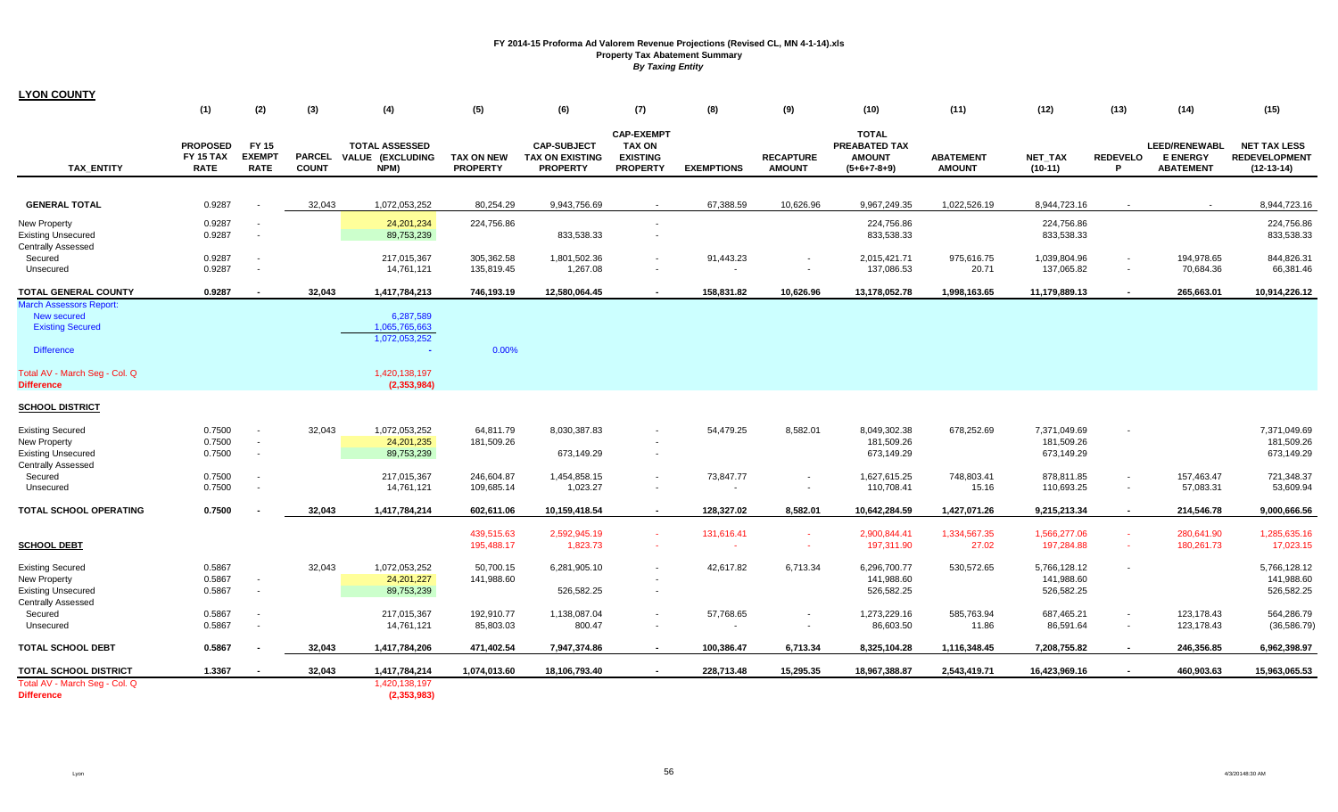**FY 2014-15 Proforma Ad Valorem Revenue Projections (Revised CL, MN 4-1-14).xls**
**Property Tax Abatement Summary**
***By Taxing Entity***

## LYON COUNTY

| TAX_ENTITY | (1) PROPOSED FY 15 TAX RATE | (2) FY 15 EXEMPT RATE | (3) PARCEL COUNT | (4) TOTAL ASSESSED VALUE (EXCLUDING NPM) | (5) TAX ON NEW PROPERTY | (6) CAP-SUBJECT TAX ON EXISTING PROPERTY | (7) CAP-EXEMPT TAX ON EXISTING PROPERTY | (8) EXEMPTIONS | (9) RECAPTURE AMOUNT | (10) TOTAL PREABATED TAX AMOUNT (5+6+7-8+9) | (11) ABATEMENT AMOUNT | (12) NET_TAX (10-11) | (13) REDEVELOP | (14) LEED/RENEWABLE ENERGY ABATEMENT | (15) NET TAX LESS REDEVELOPMENT (12-13-14) |
|---|---|---|---|---|---|---|---|---|---|---|---|---|---|---|---|
| **GENERAL TOTAL** | 0.9287 | - | 32,043 | 1,072,053,252 | 80,254.29 | 9,943,756.69 | - | 67,388.59 | 10,626.96 | 9,967,249.35 | 1,022,526.19 | 8,944,723.16 | - | - | 8,944,723.16 |
| New Property | 0.9287 | - | | 24,201,234 | 224,756.86 | | - | | | 224,756.86 | | 224,756.86 | | | 224,756.86 |
| Existing Unsecured | 0.9287 | - | | 89,753,239 | | 833,538.33 | - | | | 833,538.33 | | 833,538.33 | | | 833,538.33 |
| Centrally Assessed | | | | | | | | | | | | | | | |
| Secured | 0.9287 | - | | 217,015,367 | 305,362.58 | 1,801,502.36 | - | 91,443.23 | - | 2,015,421.71 | 975,616.75 | 1,039,804.96 | - | 194,978.65 | 844,826.31 |
| Unsecured | 0.9287 | - | | 14,761,121 | 135,819.45 | 1,267.08 | - | - | - | 137,086.53 | 20.71 | 137,065.82 | - | 70,684.36 | 66,381.46 |
| **TOTAL GENERAL COUNTY** | **0.9287** | **-** | **32,043** | **1,417,784,213** | **746,193.19** | **12,580,064.45** | **-** | **158,831.82** | **10,626.96** | **13,178,052.78** | **1,998,163.65** | **11,179,889.13** | **-** | **265,663.01** | **10,914,226.12** |
| March Assessors Report: | | | | | | | | | | | | | | | |
| New secured | | | | 6,287,589 | | | | | | | | | | | |
| Existing Secured | | | | 1,065,765,663 | | | | | | | | | | | |
| | | | | 1,072,053,252 | | | | | | | | | | | |
| Difference | | | | - | 0.00% | | | | | | | | | | |
| Total AV - March Seg - Col. Q | | | | 1,420,138,197 | | | | | | | | | | | |
| **Difference** | | | | **(2,353,984)** | | | | | | | | | | | |
| **SCHOOL DISTRICT** | | | | | | | | | | | | | | | |
| Existing Secured | 0.7500 | - | 32,043 | 1,072,053,252 | 64,811.79 | 8,030,387.83 | - | 54,479.25 | 8,582.01 | 8,049,302.38 | 678,252.69 | 7,371,049.69 | - | | 7,371,049.69 |
| New Property | 0.7500 | - | | 24,201,235 | 181,509.26 | | - | | | 181,509.26 | | 181,509.26 | | | 181,509.26 |
| Existing Unsecured | 0.7500 | - | | 89,753,239 | | 673,149.29 | - | | | 673,149.29 | | 673,149.29 | | | 673,149.29 |
| Centrally Assessed | | | | | | | | | | | | | | | |
| Secured | 0.7500 | - | | 217,015,367 | 246,604.87 | 1,454,858.15 | - | 73,847.77 | - | 1,627,615.25 | 748,803.41 | 878,811.85 | - | 157,463.47 | 721,348.37 |
| Unsecured | 0.7500 | - | | 14,761,121 | 109,685.14 | 1,023.27 | - | - | - | 110,708.41 | 15.16 | 110,693.25 | - | 57,083.31 | 53,609.94 |
| **TOTAL SCHOOL OPERATING** | **0.7500** | **-** | **32,043** | **1,417,784,214** | **602,611.06** | **10,159,418.54** | **-** | **128,327.02** | **8,582.01** | **10,642,284.59** | **1,427,071.26** | **9,215,213.34** | **-** | **214,546.78** | **9,000,666.56** |
| | | | | | 439,515.63 | 2,592,945.19 | - | 131,616.41 | - | 2,900,844.41 | 1,334,567.35 | 1,566,277.06 | - | 280,641.90 | 1,285,635.16 |
| **SCHOOL DEBT** | | | | | 195,488.17 | 1,823.73 | - | - | - | 197,311.90 | 27.02 | 197,284.88 | - | 180,261.73 | 17,023.15 |
| Existing Secured | 0.5867 | | 32,043 | 1,072,053,252 | 50,700.15 | 6,281,905.10 | - | 42,617.82 | 6,713.34 | 6,296,700.77 | 530,572.65 | 5,766,128.12 | - | | 5,766,128.12 |
| New Property | 0.5867 | - | | 24,201,227 | 141,988.60 | | - | | | 141,988.60 | | 141,988.60 | | | 141,988.60 |
| Existing Unsecured | 0.5867 | - | | 89,753,239 | | 526,582.25 | - | | | 526,582.25 | | 526,582.25 | | | 526,582.25 |
| Centrally Assessed | | | | | | | | | | | | | | | |
| Secured | 0.5867 | - | | 217,015,367 | 192,910.77 | 1,138,087.04 | - | 57,768.65 | - | 1,273,229.16 | 585,763.94 | 687,465.21 | - | 123,178.43 | 564,286.79 |
| Unsecured | 0.5867 | - | | 14,761,121 | 85,803.03 | 800.47 | - | - | - | 86,603.50 | 11.86 | 86,591.64 | - | 123,178.43 | (36,586.79) |
| **TOTAL SCHOOL DEBT** | **0.5867** | **-** | **32,043** | **1,417,784,206** | **471,402.54** | **7,947,374.86** | **-** | **100,386.47** | **6,713.34** | **8,325,104.28** | **1,116,348.45** | **7,208,755.82** | **-** | **246,356.85** | **6,962,398.97** |
| **TOTAL SCHOOL DISTRICT** | **1.3367** | **-** | **32,043** | **1,417,784,214** | **1,074,013.60** | **18,106,793.40** | **-** | **228,713.48** | **15,295.35** | **18,967,388.87** | **2,543,419.71** | **16,423,969.16** | **-** | **460,903.63** | **15,963,065.53** |
| Total AV - March Seg - Col. Q | | | | 1,420,138,197 | | | | | | | | | | | |
| **Difference** | | | | **(2,353,983)** | | | | | | | | | | | |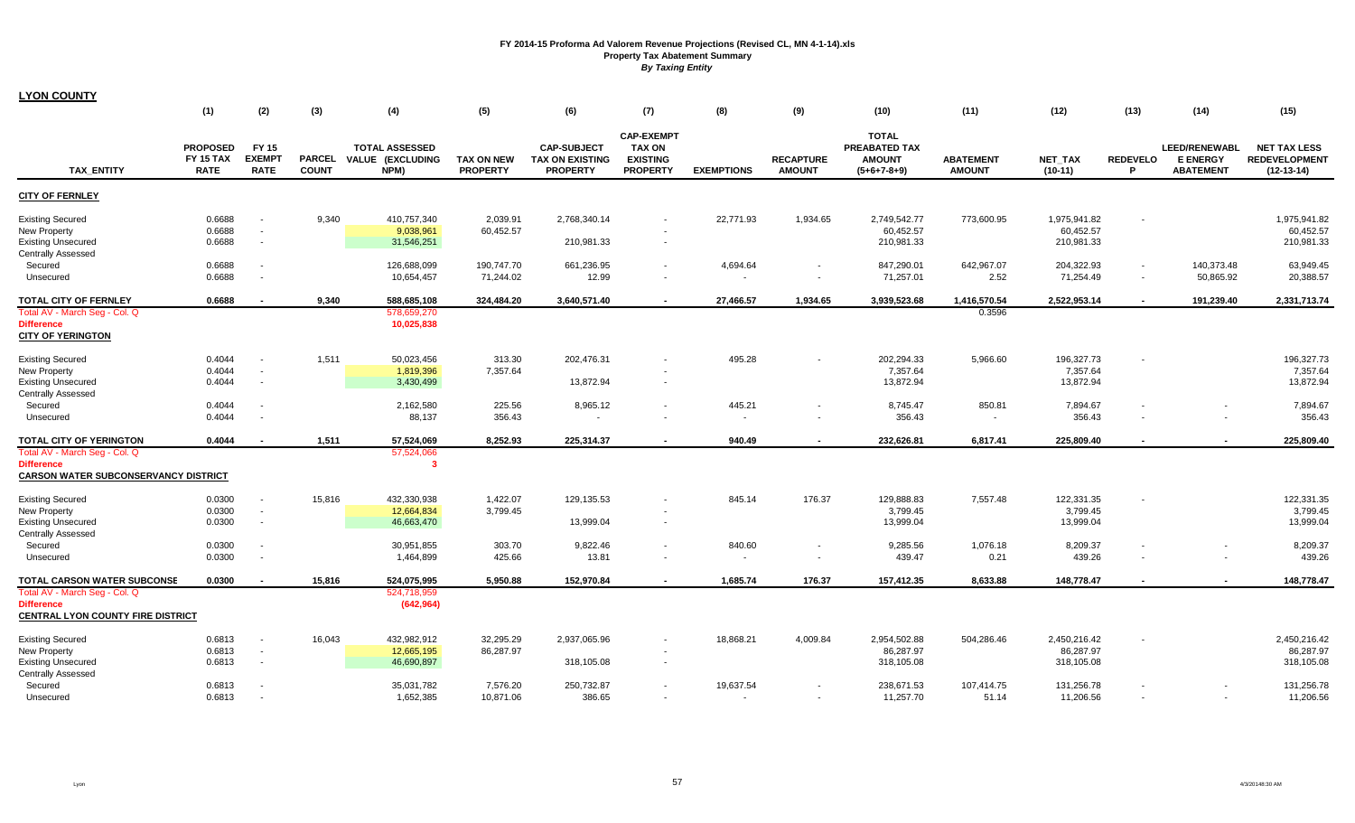**FY 2014-15 Proforma Ad Valorem Revenue Projections (Revised CL, MN 4-1-14).xls**
**Property Tax Abatement Summary**
***By Taxing Entity***

**LYON COUNTY**

| | (1) | (2) | (3) | (4) | (5) | (6) | (7) | (8) | (9) | (10) | (11) | (12) | (13) | (14) | (15) |
|---|---|---|---|---|---|---|---|---|---|---|---|---|---|---|---|
| TAX_ENTITY | PROPOSED FY 15 TAX RATE | FY 15 EXEMPT RATE | PARCEL COUNT | TOTAL ASSESSED VALUE (EXCLUDING NPM) | TAX ON NEW PROPERTY | CAP-SUBJECT TAX ON EXISTING PROPERTY | CAP-EXEMPT TAX ON EXISTING PROPERTY | EXEMPTIONS | RECAPTURE AMOUNT | TOTAL PREABATED TAX AMOUNT (5+6+7-8+9) | ABATEMENT AMOUNT | NET_TAX (10-11) | REDEVELOP | LEED/RENEWABLE ENERGY ABATEMENT | NET TAX LESS REDEVELOPMENT (12-13-14) |
| **CITY OF FERNLEY** | | | | | | | | | | | | | | | |
| Existing Secured | 0.6688 | - | 9,340 | 410,757,340 | 2,039.91 | 2,768,340.14 | - | 22,771.93 | 1,934.65 | 2,749,542.77 | 773,600.95 | 1,975,941.82 | - | | 1,975,941.82 |
| New Property | 0.6688 | - | | 9,038,961 | 60,452.57 | | - | | | 60,452.57 | | 60,452.57 | | | 60,452.57 |
| Existing Unsecured | 0.6688 | - | | 31,546,251 | | 210,981.33 | - | | | 210,981.33 | | 210,981.33 | | | 210,981.33 |
| Centrally Assessed | | | | | | | | | | | | | | | |
| Secured | 0.6688 | - | | 126,688,099 | 190,747.70 | 661,236.95 | - | 4,694.64 | - | 847,290.01 | 642,967.07 | 204,322.93 | - | 140,373.48 | 63,949.45 |
| Unsecured | 0.6688 | - | | 10,654,457 | 71,244.02 | 12.99 | - | - | - | 71,257.01 | 2.52 | 71,254.49 | - | 50,865.92 | 20,388.57 |
| **TOTAL CITY OF FERNLEY** | **0.6688** | **-** | **9,340** | **588,685,108** | **324,484.20** | **3,640,571.40** | **-** | **27,466.57** | **1,934.65** | **3,939,523.68** | **1,416,570.54** | **2,522,953.14** | **-** | **191,239.40** | **2,331,713.74** |
| Total AV - March Seg - Col. Q | | | | 578,659,270 | | | | | | | 0.3596 | | | | |
| Difference | | | | 10,025,838 | | | | | | | | | | | |
| **CITY OF YERINGTON** | | | | | | | | | | | | | | | |
| Existing Secured | 0.4044 | - | 1,511 | 50,023,456 | 313.30 | 202,476.31 | - | 495.28 | - | 202,294.33 | 5,966.60 | 196,327.73 | - | | 196,327.73 |
| New Property | 0.4044 | - | | 1,819,396 | 7,357.64 | | - | | | 7,357.64 | | 7,357.64 | | | 7,357.64 |
| Existing Unsecured | 0.4044 | - | | 3,430,499 | | 13,872.94 | - | | | 13,872.94 | | 13,872.94 | | | 13,872.94 |
| Centrally Assessed | | | | | | | | | | | | | | | |
| Secured | 0.4044 | - | | 2,162,580 | 225.56 | 8,965.12 | - | 445.21 | - | 8,745.47 | 850.81 | 7,894.67 | - | - | 7,894.67 |
| Unsecured | 0.4044 | - | | 88,137 | 356.43 | - | - | - | - | 356.43 | - | 356.43 | - | - | 356.43 |
| **TOTAL CITY OF YERINGTON** | **0.4044** | **-** | **1,511** | **57,524,069** | **8,252.93** | **225,314.37** | **-** | **940.49** | **-** | **232,626.81** | **6,817.41** | **225,809.40** | **-** | **-** | **225,809.40** |
| Total AV - March Seg - Col. Q | | | | 57,524,066 | | | | | | | | | | | |
| Difference | | | | 3 | | | | | | | | | | | |
| **CARSON WATER SUBCONSERVANCY DISTRICT** | | | | | | | | | | | | | | | |
| Existing Secured | 0.0300 | - | 15,816 | 432,330,938 | 1,422.07 | 129,135.53 | - | 845.14 | 176.37 | 129,888.83 | 7,557.48 | 122,331.35 | - | | 122,331.35 |
| New Property | 0.0300 | - | | 12,664,834 | 3,799.45 | | - | | | 3,799.45 | | 3,799.45 | | | 3,799.45 |
| Existing Unsecured | 0.0300 | - | | 46,663,470 | | 13,999.04 | - | | | 13,999.04 | | 13,999.04 | | | 13,999.04 |
| Centrally Assessed | | | | | | | | | | | | | | | |
| Secured | 0.0300 | - | | 30,951,855 | 303.70 | 9,822.46 | - | 840.60 | - | 9,285.56 | 1,076.18 | 8,209.37 | - | - | 8,209.37 |
| Unsecured | 0.0300 | - | | 1,464,899 | 425.66 | 13.81 | - | - | - | 439.47 | 0.21 | 439.26 | - | - | 439.26 |
| **TOTAL CARSON WATER SUBCONSE** | **0.0300** | **-** | **15,816** | **524,075,995** | **5,950.88** | **152,970.84** | **-** | **1,685.74** | **176.37** | **157,412.35** | **8,633.88** | **148,778.47** | **-** | **-** | **148,778.47** |
| Total AV - March Seg - Col. Q | | | | 524,718,959 | | | | | | | | | | | |
| Difference | | | | (642,964) | | | | | | | | | | | |
| **CENTRAL LYON COUNTY FIRE DISTRICT** | | | | | | | | | | | | | | | |
| Existing Secured | 0.6813 | - | 16,043 | 432,982,912 | 32,295.29 | 2,937,065.96 | - | 18,868.21 | 4,009.84 | 2,954,502.88 | 504,286.46 | 2,450,216.42 | - | | 2,450,216.42 |
| New Property | 0.6813 | - | | 12,665,195 | 86,287.97 | | - | | | 86,287.97 | | 86,287.97 | | | 86,287.97 |
| Existing Unsecured | 0.6813 | - | | 46,690,897 | | 318,105.08 | - | | | 318,105.08 | | 318,105.08 | | | 318,105.08 |
| Centrally Assessed | | | | | | | | | | | | | | | |
| Secured | 0.6813 | - | | 35,031,782 | 7,576.20 | 250,732.87 | - | 19,637.54 | - | 238,671.53 | 107,414.75 | 131,256.78 | - | - | 131,256.78 |
| Unsecured | 0.6813 | - | | 1,652,385 | 10,871.06 | 386.65 | - | - | - | 11,257.70 | 51.14 | 11,206.56 | - | - | 11,206.56 |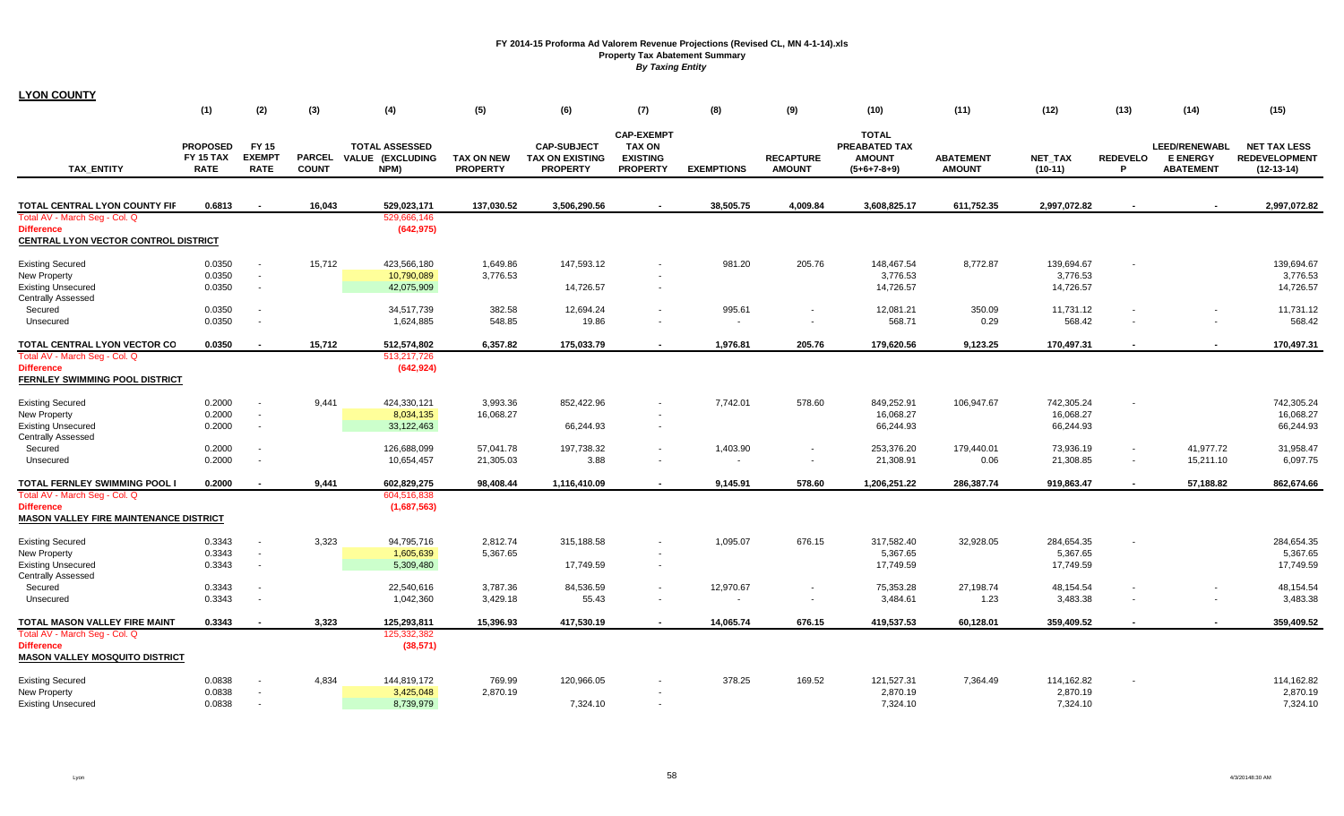**FY 2014-15 Proforma Ad Valorem Revenue Projections (Revised CL, MN 4-1-14).xls**
**Property Tax Abatement Summary**
***By Taxing Entity***

## LYON COUNTY

| TAX_ENTITY | (1) PROPOSED FY 15 TAX RATE | (2) FY 15 EXEMPT RATE | (3) PARCEL COUNT | (4) TOTAL ASSESSED VALUE (EXCLUDING NPM) | (5) TAX ON NEW PROPERTY | (6) CAP-SUBJECT TAX ON EXISTING PROPERTY | (7) CAP-EXEMPT TAX ON EXISTING PROPERTY | (8) EXEMPTIONS | (9) RECAPTURE AMOUNT | (10) TOTAL PREABATED TAX AMOUNT (5+6+7-8+9) | (11) ABATEMENT AMOUNT | (12) NET_TAX (10-11) | (13) REDEVELOP | (14) LEED/RENEWABLE ENERGY ABATEMENT | (15) NET TAX LESS REDEVELOPMENT (12-13-14) |
|---|---|---|---|---|---|---|---|---|---|---|---|---|---|---|---|
| **TOTAL CENTRAL LYON COUNTY FIF** | **0.6813** | **-** | **16,043** | **529,023,171** | **137,030.52** | **3,506,290.56** | **-** | **38,505.75** | **4,009.84** | **3,608,825.17** | **611,752.35** | **2,997,072.82** | **-** | **-** | **2,997,072.82** |
| Total AV - March Seg - Col. Q | | | | 529,666,146 | | | | | | | | | | | |
| Difference | | | | (642,975) | | | | | | | | | | | |
| **CENTRAL LYON VECTOR CONTROL DISTRICT** | | | | | | | | | | | | | | | |
| Existing Secured | 0.0350 | - | 15,712 | 423,566,180 | 1,649.86 | 147,593.12 | - | 981.20 | 205.76 | 148,467.54 | 8,772.87 | 139,694.67 | - | | 139,694.67 |
| New Property | 0.0350 | - | | 10,790,089 | 3,776.53 | | - | | | 3,776.53 | | 3,776.53 | | | 3,776.53 |
| Existing Unsecured | 0.0350 | - | | 42,075,909 | | 14,726.57 | - | | | 14,726.57 | | 14,726.57 | | | 14,726.57 |
| Centrally Assessed | | | | | | | | | | | | | | | |
| Secured | 0.0350 | - | | 34,517,739 | 382.58 | 12,694.24 | - | 995.61 | - | 12,081.21 | 350.09 | 11,731.12 | - | - | 11,731.12 |
| Unsecured | 0.0350 | - | | 1,624,885 | 548.85 | 19.86 | - | - | - | 568.71 | 0.29 | 568.42 | - | - | 568.42 |
| **TOTAL CENTRAL LYON VECTOR CO** | **0.0350** | **-** | **15,712** | **512,574,802** | **6,357.82** | **175,033.79** | **-** | **1,976.81** | **205.76** | **179,620.56** | **9,123.25** | **170,497.31** | **-** | **-** | **170,497.31** |
| Total AV - March Seg - Col. Q | | | | 513,217,726 | | | | | | | | | | | |
| Difference | | | | (642,924) | | | | | | | | | | | |
| **FERNLEY SWIMMING POOL DISTRICT** | | | | | | | | | | | | | | | |
| Existing Secured | 0.2000 | - | 9,441 | 424,330,121 | 3,993.36 | 852,422.96 | - | 7,742.01 | 578.60 | 849,252.91 | 106,947.67 | 742,305.24 | - | | 742,305.24 |
| New Property | 0.2000 | - | | 8,034,135 | 16,068.27 | | - | | | 16,068.27 | | 16,068.27 | | | 16,068.27 |
| Existing Unsecured | 0.2000 | - | | 33,122,463 | | 66,244.93 | - | | | 66,244.93 | | 66,244.93 | | | 66,244.93 |
| Centrally Assessed | | | | | | | | | | | | | | | |
| Secured | 0.2000 | - | | 126,688,099 | 57,041.78 | 197,738.32 | - | 1,403.90 | - | 253,376.20 | 179,440.01 | 73,936.19 | - | 41,977.72 | 31,958.47 |
| Unsecured | 0.2000 | - | | 10,654,457 | 21,305.03 | 3.88 | - | - | - | 21,308.91 | 0.06 | 21,308.85 | - | 15,211.10 | 6,097.75 |
| **TOTAL FERNLEY SWIMMING POOL I** | **0.2000** | **-** | **9,441** | **602,829,275** | **98,408.44** | **1,116,410.09** | **-** | **9,145.91** | **578.60** | **1,206,251.22** | **286,387.74** | **919,863.47** | **-** | **57,188.82** | **862,674.66** |
| Total AV - March Seg - Col. Q | | | | 604,516,838 | | | | | | | | | | | |
| Difference | | | | (1,687,563) | | | | | | | | | | | |
| **MASON VALLEY FIRE MAINTENANCE DISTRICT** | | | | | | | | | | | | | | | |
| Existing Secured | 0.3343 | - | 3,323 | 94,795,716 | 2,812.74 | 315,188.58 | - | 1,095.07 | 676.15 | 317,582.40 | 32,928.05 | 284,654.35 | - | | 284,654.35 |
| New Property | 0.3343 | - | | 1,605,639 | 5,367.65 | | - | | | 5,367.65 | | 5,367.65 | | | 5,367.65 |
| Existing Unsecured | 0.3343 | - | | 5,309,480 | | 17,749.59 | - | | | 17,749.59 | | 17,749.59 | | | 17,749.59 |
| Centrally Assessed | | | | | | | | | | | | | | | |
| Secured | 0.3343 | - | | 22,540,616 | 3,787.36 | 84,536.59 | - | 12,970.67 | - | 75,353.28 | 27,198.74 | 48,154.54 | - | - | 48,154.54 |
| Unsecured | 0.3343 | - | | 1,042,360 | 3,429.18 | 55.43 | - | - | - | 3,484.61 | 1.23 | 3,483.38 | - | - | 3,483.38 |
| **TOTAL MASON VALLEY FIRE MAINT** | **0.3343** | **-** | **3,323** | **125,293,811** | **15,396.93** | **417,530.19** | **-** | **14,065.74** | **676.15** | **419,537.53** | **60,128.01** | **359,409.52** | **-** | **-** | **359,409.52** |
| Total AV - March Seg - Col. Q | | | | 125,332,382 | | | | | | | | | | | |
| Difference | | | | (38,571) | | | | | | | | | | | |
| **MASON VALLEY MOSQUITO DISTRICT** | | | | | | | | | | | | | | | |
| Existing Secured | 0.0838 | - | 4,834 | 144,819,172 | 769.99 | 120,966.05 | - | 378.25 | 169.52 | 121,527.31 | 7,364.49 | 114,162.82 | - | | 114,162.82 |
| New Property | 0.0838 | - | | 3,425,048 | 2,870.19 | | - | | | 2,870.19 | | 2,870.19 | | | 2,870.19 |
| Existing Unsecured | 0.0838 | - | | 8,739,979 | | 7,324.10 | - | | | 7,324.10 | | 7,324.10 | | | 7,324.10 |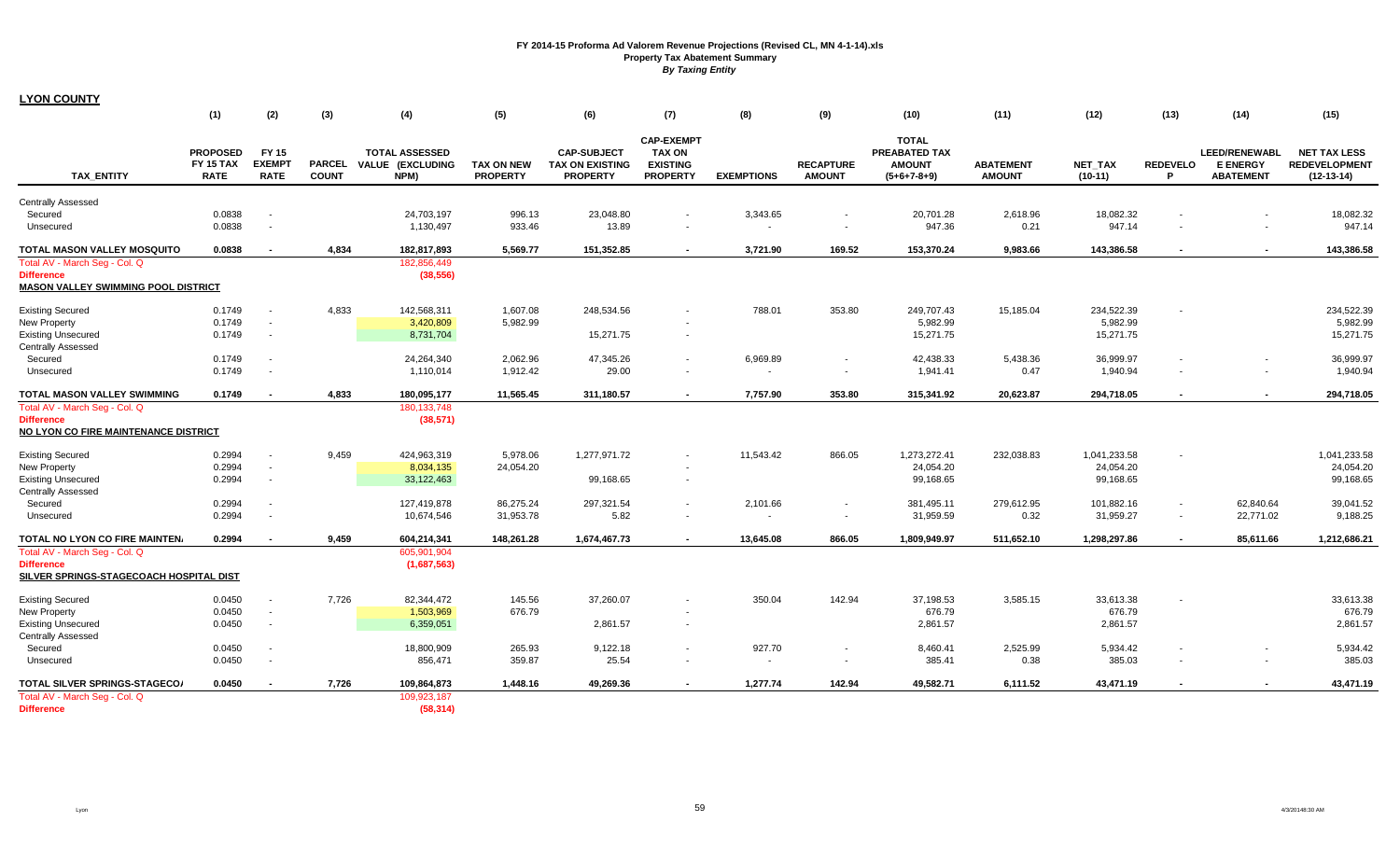# FY 2014-15 Proforma Ad Valorem Revenue Projections (Revised CL, MN 4-1-14).xls

**Property Tax Abatement Summary**

***By Taxing Entity***

## LYON COUNTY

| TAX_ENTITY | (1) PROPOSED FY 15 TAX RATE | (2) FY 15 EXEMPT RATE | (3) PARCEL COUNT | (4) TOTAL ASSESSED VALUE (EXCLUDING NPM) | (5) TAX ON NEW PROPERTY | (6) CAP-SUBJECT TAX ON EXISTING PROPERTY | (7) CAP-EXEMPT TAX ON EXISTING PROPERTY | (8) EXEMPTIONS | (9) RECAPTURE AMOUNT | (10) TOTAL PREABATED TAX AMOUNT (5+6+7-8+9) | (11) ABATEMENT AMOUNT | (12) NET_TAX (10-11) | (13) REDEVELOP | (14) LEED/RENEWABLE ENERGY ABATEMENT | (15) NET TAX LESS REDEVELOPMENT (12-13-14) |
|---|---|---|---|---|---|---|---|---|---|---|---|---|---|---|---|
| Centrally Assessed | | | | | | | | | | | | | | | |
| Secured | 0.0838 | - | | 24,703,197 | 996.13 | 23,048.80 | - | 3,343.65 | - | 20,701.28 | 2,618.96 | 18,082.32 | - | - | 18,082.32 |
| Unsecured | 0.0838 | - | | 1,130,497 | 933.46 | 13.89 | - | - | - | 947.36 | 0.21 | 947.14 | - | - | 947.14 |
| **TOTAL MASON VALLEY MOSQUITO** | **0.0838** | **-** | **4,834** | **182,817,893** | **5,569.77** | **151,352.85** | **-** | **3,721.90** | **169.52** | **153,370.24** | **9,983.66** | **143,386.58** | **-** | **-** | **143,386.58** |
| Total AV - March Seg - Col. Q | | | | 182,856,449 | | | | | | | | | | | |
| **Difference** | | | | **(38,556)** | | | | | | | | | | | |
| **MASON VALLEY SWIMMING POOL DISTRICT** | | | | | | | | | | | | | | | |
| Existing Secured | 0.1749 | - | 4,833 | 142,568,311 | 1,607.08 | 248,534.56 | - | 788.01 | 353.80 | 249,707.43 | 15,185.04 | 234,522.39 | - | | 234,522.39 |
| New Property | 0.1749 | - | | 3,420,809 | 5,982.99 | | - | | | 5,982.99 | | 5,982.99 | | | 5,982.99 |
| Existing Unsecured | 0.1749 | - | | 8,731,704 | | 15,271.75 | - | | | 15,271.75 | | 15,271.75 | | | 15,271.75 |
| Centrally Assessed | | | | | | | | | | | | | | | |
| Secured | 0.1749 | - | | 24,264,340 | 2,062.96 | 47,345.26 | - | 6,969.89 | - | 42,438.33 | 5,438.36 | 36,999.97 | - | - | 36,999.97 |
| Unsecured | 0.1749 | - | | 1,110,014 | 1,912.42 | 29.00 | - | - | - | 1,941.41 | 0.47 | 1,940.94 | - | - | 1,940.94 |
| **TOTAL MASON VALLEY SWIMMING** | **0.1749** | **-** | **4,833** | **180,095,177** | **11,565.45** | **311,180.57** | **-** | **7,757.90** | **353.80** | **315,341.92** | **20,623.87** | **294,718.05** | **-** | **-** | **294,718.05** |
| Total AV - March Seg - Col. Q | | | | 180,133,748 | | | | | | | | | | | |
| **Difference** | | | | **(38,571)** | | | | | | | | | | | |
| **NO LYON CO FIRE MAINTENANCE DISTRICT** | | | | | | | | | | | | | | | |
| Existing Secured | 0.2994 | - | 9,459 | 424,963,319 | 5,978.06 | 1,277,971.72 | - | 11,543.42 | 866.05 | 1,273,272.41 | 232,038.83 | 1,041,233.58 | - | | 1,041,233.58 |
| New Property | 0.2994 | - | | 8,034,135 | 24,054.20 | | - | | | 24,054.20 | | 24,054.20 | | | 24,054.20 |
| Existing Unsecured | 0.2994 | - | | 33,122,463 | | 99,168.65 | - | | | 99,168.65 | | 99,168.65 | | | 99,168.65 |
| Centrally Assessed | | | | | | | | | | | | | | | |
| Secured | 0.2994 | - | | 127,419,878 | 86,275.24 | 297,321.54 | - | 2,101.66 | - | 381,495.11 | 279,612.95 | 101,882.16 | - | 62,840.64 | 39,041.52 |
| Unsecured | 0.2994 | - | | 10,674,546 | 31,953.78 | 5.82 | - | - | - | 31,959.59 | 0.32 | 31,959.27 | - | 22,771.02 | 9,188.25 |
| **TOTAL NO LYON CO FIRE MAINTEN/** | **0.2994** | **-** | **9,459** | **604,214,341** | **148,261.28** | **1,674,467.73** | **-** | **13,645.08** | **866.05** | **1,809,949.97** | **511,652.10** | **1,298,297.86** | **-** | **85,611.66** | **1,212,686.21** |
| Total AV - March Seg - Col. Q | | | | 605,901,904 | | | | | | | | | | | |
| **Difference** | | | | **(1,687,563)** | | | | | | | | | | | |
| **SILVER SPRINGS-STAGECOACH HOSPITAL DIST** | | | | | | | | | | | | | | | |
| Existing Secured | 0.0450 | - | 7,726 | 82,344,472 | 145.56 | 37,260.07 | - | 350.04 | 142.94 | 37,198.53 | 3,585.15 | 33,613.38 | - | | 33,613.38 |
| New Property | 0.0450 | - | | 1,503,969 | 676.79 | | - | | | 676.79 | | 676.79 | | | 676.79 |
| Existing Unsecured | 0.0450 | - | | 6,359,051 | | 2,861.57 | - | | | 2,861.57 | | 2,861.57 | | | 2,861.57 |
| Centrally Assessed | | | | | | | | | | | | | | | |
| Secured | 0.0450 | - | | 18,800,909 | 265.93 | 9,122.18 | - | 927.70 | - | 8,460.41 | 2,525.99 | 5,934.42 | - | - | 5,934.42 |
| Unsecured | 0.0450 | - | | 856,471 | 359.87 | 25.54 | - | - | - | 385.41 | 0.38 | 385.03 | - | - | 385.03 |
| **TOTAL SILVER SPRINGS-STAGECO/** | **0.0450** | **-** | **7,726** | **109,864,873** | **1,448.16** | **49,269.36** | **-** | **1,277.74** | **142.94** | **49,582.71** | **6,111.52** | **43,471.19** | **-** | **-** | **43,471.19** |
| Total AV - March Seg - Col. Q | | | | 109,923,187 | | | | | | | | | | | |
| **Difference** | | | | **(58,314)** | | | | | | | | | | | |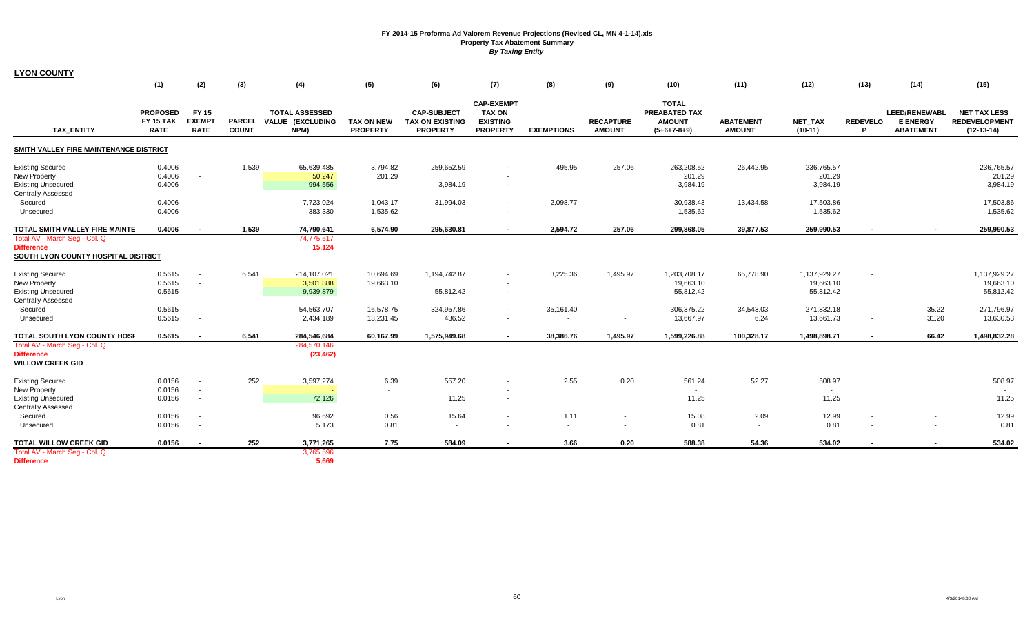**FY 2014-15 Proforma Ad Valorem Revenue Projections (Revised CL, MN 4-1-14).xls**
**Property Tax Abatement Summary**
***By Taxing Entity***

## LYON COUNTY

| | (1) | (2) | (3) | (4) | (5) | (6) | (7) | (8) | (9) | (10) | (11) | (12) | (13) | (14) | (15) |
|---|---|---|---|---|---|---|---|---|---|---|---|---|---|---|---|
| TAX_ENTITY | PROPOSED FY 15 TAX RATE | FY 15 EXEMPT RATE | PARCEL COUNT | TOTAL ASSESSED VALUE (EXCLUDING NPM) | TAX ON NEW PROPERTY | CAP-SUBJECT TAX ON EXISTING PROPERTY | CAP-EXEMPT TAX ON EXISTING PROPERTY | EXEMPTIONS | RECAPTURE AMOUNT | TOTAL PREABATED TAX AMOUNT (5+6+7-8+9) | ABATEMENT AMOUNT | NET_TAX (10-11) | REDEVELOP | LEED/RENEWABLE ENERGY ABATEMENT | NET TAX LESS REDEVELOPMENT (12-13-14) |
| **SMITH VALLEY FIRE MAINTENANCE DISTRICT** | | | | | | | | | | | | | | | |
| Existing Secured | 0.4006 | - | 1,539 | 65,639,485 | 3,794.82 | 259,652.59 | - | 495.95 | 257.06 | 263,208.52 | 26,442.95 | 236,765.57 | - | | 236,765.57 |
| New Property | 0.4006 | - | | 50,247 | 201.29 | | - | | | 201.29 | | 201.29 | | | 201.29 |
| Existing Unsecured | 0.4006 | - | | 994,556 | | 3,984.19 | - | | | 3,984.19 | | 3,984.19 | | | 3,984.19 |
| Centrally Assessed | | | | | | | | | | | | | | | |
| Secured | 0.4006 | - | | 7,723,024 | 1,043.17 | 31,994.03 | - | 2,098.77 | - | 30,938.43 | 13,434.58 | 17,503.86 | - | - | 17,503.86 |
| Unsecured | 0.4006 | - | | 383,330 | 1,535.62 | - | - | - | - | 1,535.62 | - | 1,535.62 | - | - | 1,535.62 |
| **TOTAL SMITH VALLEY FIRE MAINTE** | **0.4006** | **-** | **1,539** | **74,790,641** | **6,574.90** | **295,630.81** | **-** | **2,594.72** | **257.06** | **299,868.05** | **39,877.53** | **259,990.53** | **-** | **-** | **259,990.53** |
| Total AV - March Seg - Col. Q | | | | 74,775,517 | | | | | | | | | | | |
| **Difference** | | | | **15,124** | | | | | | | | | | | |
| **SOUTH LYON COUNTY HOSPITAL DISTRICT** | | | | | | | | | | | | | | | |
| Existing Secured | 0.5615 | - | 6,541 | 214,107,021 | 10,694.69 | 1,194,742.87 | - | 3,225.36 | 1,495.97 | 1,203,708.17 | 65,778.90 | 1,137,929.27 | - | | 1,137,929.27 |
| New Property | 0.5615 | - | | 3,501,888 | 19,663.10 | | - | | | 19,663.10 | | 19,663.10 | | | 19,663.10 |
| Existing Unsecured | 0.5615 | - | | 9,939,879 | | 55,812.42 | - | | | 55,812.42 | | 55,812.42 | | | 55,812.42 |
| Centrally Assessed | | | | | | | | | | | | | | | |
| Secured | 0.5615 | - | | 54,563,707 | 16,578.75 | 324,957.86 | - | 35,161.40 | - | 306,375.22 | 34,543.03 | 271,832.18 | - | 35.22 | 271,796.97 |
| Unsecured | 0.5615 | - | | 2,434,189 | 13,231.45 | 436.52 | - | - | - | 13,667.97 | 6.24 | 13,661.73 | - | 31.20 | 13,630.53 |
| **TOTAL SOUTH LYON COUNTY HOSF** | **0.5615** | **-** | **6,541** | **284,546,684** | **60,167.99** | **1,575,949.68** | **-** | **38,386.76** | **1,495.97** | **1,599,226.88** | **100,328.17** | **1,498,898.71** | **-** | **66.42** | **1,498,832.28** |
| Total AV - March Seg - Col. Q | | | | 284,570,146 | | | | | | | | | | | |
| **Difference** | | | | **(23,462)** | | | | | | | | | | | |
| **WILLOW CREEK GID** | | | | | | | | | | | | | | | |
| Existing Secured | 0.0156 | - | 252 | 3,597,274 | 6.39 | 557.20 | - | 2.55 | 0.20 | 561.24 | 52.27 | 508.97 | | | 508.97 |
| New Property | 0.0156 | - | | - | - | | - | | | - | | - | | | - |
| Existing Unsecured | 0.0156 | - | | 72,126 | | 11.25 | - | | | 11.25 | | 11.25 | | | 11.25 |
| Centrally Assessed | | | | | | | | | | | | | | | |
| Secured | 0.0156 | - | | 96,692 | 0.56 | 15.64 | - | 1.11 | - | 15.08 | 2.09 | 12.99 | - | - | 12.99 |
| Unsecured | 0.0156 | - | | 5,173 | 0.81 | - | - | - | - | 0.81 | - | 0.81 | - | - | 0.81 |
| **TOTAL WILLOW CREEK GID** | **0.0156** | **-** | **252** | **3,771,265** | **7.75** | **584.09** | **-** | **3.66** | **0.20** | **588.38** | **54.36** | **534.02** | **-** | **-** | **534.02** |
| Total AV - March Seg - Col. Q | | | | 3,765,596 | | | | | | | | | | | |
| **Difference** | | | | **5,669** | | | | | | | | | | | |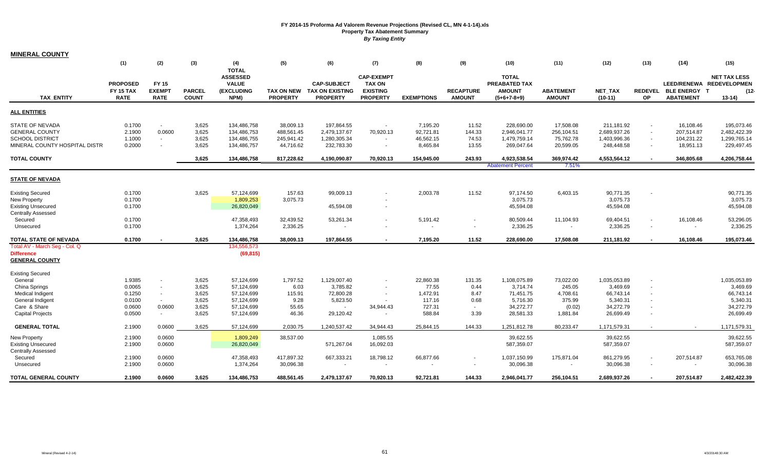# FY 2014-15 Proforma Ad Valorem Revenue Projections (Revised CL, MN 4-1-14).xls

## Property Tax Abatement Summary

*By Taxing Entity*

## MINERAL COUNTY

| TAX_ENTITY | (1) PROPOSED FY 15 TAX RATE | (2) FY 15 EXEMPT RATE | (3) PARCEL COUNT | (4) TOTAL ASSESSED VALUE (EXCLUDING NPM) | (5) TAX ON NEW PROPERTY | (6) CAP-SUBJECT TAX ON EXISTING PROPERTY | (7) CAP-EXEMPT TAX ON EXISTING PROPERTY | (8) EXEMPTIONS | (9) RECAPTURE AMOUNT | (10) TOTAL PREABATED TAX AMOUNT (5+6+7-8+9) | (11) ABATEMENT AMOUNT | (12) NET_TAX (10-11) | (13) REDEVEL OP | (14) LEED/RENEWABLE ENERGY TABATEMENT | (15) NET TAX LESS REDEVELOPMEN (12-13-14) |
|---|---|---|---|---|---|---|---|---|---|---|---|---|---|---|---|
| **ALL ENTITIES** | | | | | | | | | | | | | | | |
| STATE OF NEVADA | 0.1700 | - | 3,625 | 134,486,758 | 38,009.13 | 197,864.55 | - | 7,195.20 | 11.52 | 228,690.00 | 17,508.08 | 211,181.92 | - | 16,108.46 | 195,073.46 |
| GENERAL COUNTY | 2.1900 | 0.0600 | 3,625 | 134,486,753 | 488,561.45 | 2,479,137.67 | 70,920.13 | 92,721.81 | 144.33 | 2,946,041.77 | 256,104.51 | 2,689,937.26 | - | 207,514.87 | 2,482,422.39 |
| SCHOOL DISTRICT | 1.1000 | - | 3,625 | 134,486,755 | 245,941.42 | 1,280,305.34 | - | 46,562.15 | 74.53 | 1,479,759.14 | 75,762.78 | 1,403,996.36 | - | 104,231.22 | 1,299,765.14 |
| MINERAL COUNTY HOSPITAL DISTR | 0.2000 | - | 3,625 | 134,486,757 | 44,716.62 | 232,783.30 | - | 8,465.84 | 13.55 | 269,047.64 | 20,599.05 | 248,448.58 | - | 18,951.13 | 229,497.45 |
| **TOTAL COUNTY** | | | 3,625 | 134,486,758 | 817,228.62 | 4,190,090.87 | 70,920.13 | 154,945.00 | 243.93 | 4,923,538.54 | 369,974.42 | 4,553,564.12 | - | 346,805.68 | 4,206,758.44 |
| | | | | | | | | | | Abatement Percent | 7.51% | | | | |
| **STATE OF NEVADA** | | | | | | | | | | | | | | | |
| Existing Secured | 0.1700 | | 3,625 | 57,124,699 | 157.63 | 99,009.13 | - | 2,003.78 | 11.52 | 97,174.50 | 6,403.15 | 90,771.35 | - | | 90,771.35 |
| New Property | 0.1700 | | | 1,809,253 | 3,075.73 | | - | | | 3,075.73 | | 3,075.73 | | | 3,075.73 |
| Existing Unsecured | 0.1700 | | | 26,820,049 | | 45,594.08 | - | | | 45,594.08 | | 45,594.08 | | | 45,594.08 |
| Centrally Assessed | | | | | | | | | | | | | | | |
| Secured | 0.1700 | | | 47,358,493 | 32,439.52 | 53,261.34 | - | 5,191.42 | - | 80,509.44 | 11,104.93 | 69,404.51 | - | 16,108.46 | 53,296.05 |
| Unsecured | 0.1700 | | | 1,374,264 | 2,336.25 | - | - | - | - | 2,336.25 | - | 2,336.25 | - | - | 2,336.25 |
| **TOTAL STATE OF NEVADA** | **0.1700** | **-** | **3,625** | **134,486,758** | **38,009.13** | **197,864.55** | **-** | **7,195.20** | **11.52** | **228,690.00** | **17,508.08** | **211,181.92** | **-** | **16,108.46** | **195,073.46** |
| Total AV - March Seg - Col. Q | | | | 134,556,573 | | | | | | | | | | | |
| **Difference** | | | | **(69,815)** | | | | | | | | | | | |
| **GENERAL COUNTY** | | | | | | | | | | | | | | | |
| Existing Secured | | | | | | | | | | | | | | | |
| General | 1.9385 | - | 3,625 | 57,124,699 | 1,797.52 | 1,129,007.40 | - | 22,860.38 | 131.35 | 1,108,075.89 | 73,022.00 | 1,035,053.89 | - | | 1,035,053.89 |
| China Springs | 0.0065 | - | 3,625 | 57,124,699 | 6.03 | 3,785.82 | - | 77.55 | 0.44 | 3,714.74 | 245.05 | 3,469.69 | - | | 3,469.69 |
| Medical Indigent | 0.1250 | - | 3,625 | 57,124,699 | 115.91 | 72,800.28 | - | 1,472.91 | 8.47 | 71,451.75 | 4,708.61 | 66,743.14 | - | | 66,743.14 |
| General Indigent | 0.0100 | - | 3,625 | 57,124,699 | 9.28 | 5,823.50 | - | 117.16 | 0.68 | 5,716.30 | 375.99 | 5,340.31 | - | | 5,340.31 |
| Care & Share | 0.0600 | 0.0600 | 3,625 | 57,124,699 | 55.65 | - | 34,944.43 | 727.31 | - | 34,272.77 | (0.02) | 34,272.79 | - | | 34,272.79 |
| Capital Projects | 0.0500 | - | 3,625 | 57,124,699 | 46.36 | 29,120.42 | - | 588.84 | 3.39 | 28,581.33 | 1,881.84 | 26,699.49 | - | | 26,699.49 |
| **GENERAL TOTAL** | 2.1900 | 0.0600 | 3,625 | 57,124,699 | 2,030.75 | 1,240,537.42 | 34,944.43 | 25,844.15 | 144.33 | 1,251,812.78 | 80,233.47 | 1,171,579.31 | - | - | 1,171,579.31 |
| New Property | 2.1900 | 0.0600 | | 1,809,249 | 38,537.00 | | 1,085.55 | | | 39,622.55 | | 39,622.55 | | | 39,622.55 |
| Existing Unsecured | 2.1900 | 0.0600 | | 26,820,049 | | 571,267.04 | 16,092.03 | | | 587,359.07 | | 587,359.07 | | | 587,359.07 |
| Centrally Assessed | | | | | | | | | | | | | | | |
| Secured | 2.1900 | 0.0600 | | 47,358,493 | 417,897.32 | 667,333.21 | 18,798.12 | 66,877.66 | - | 1,037,150.99 | 175,871.04 | 861,279.95 | - | 207,514.87 | 653,765.08 |
| Unsecured | 2.1900 | 0.0600 | | 1,374,264 | 30,096.38 | - | - | - | - | 30,096.38 | - | 30,096.38 | - | - | 30,096.38 |
| **TOTAL GENERAL COUNTY** | **2.1900** | **0.0600** | **3,625** | **134,486,753** | **488,561.45** | **2,479,137.67** | **70,920.13** | **92,721.81** | **144.33** | **2,946,041.77** | **256,104.51** | **2,689,937.26** | **-** | **207,514.87** | **2,482,422.39** |

Mineral (Revised 4-2-14)

4/3/20148:30 AM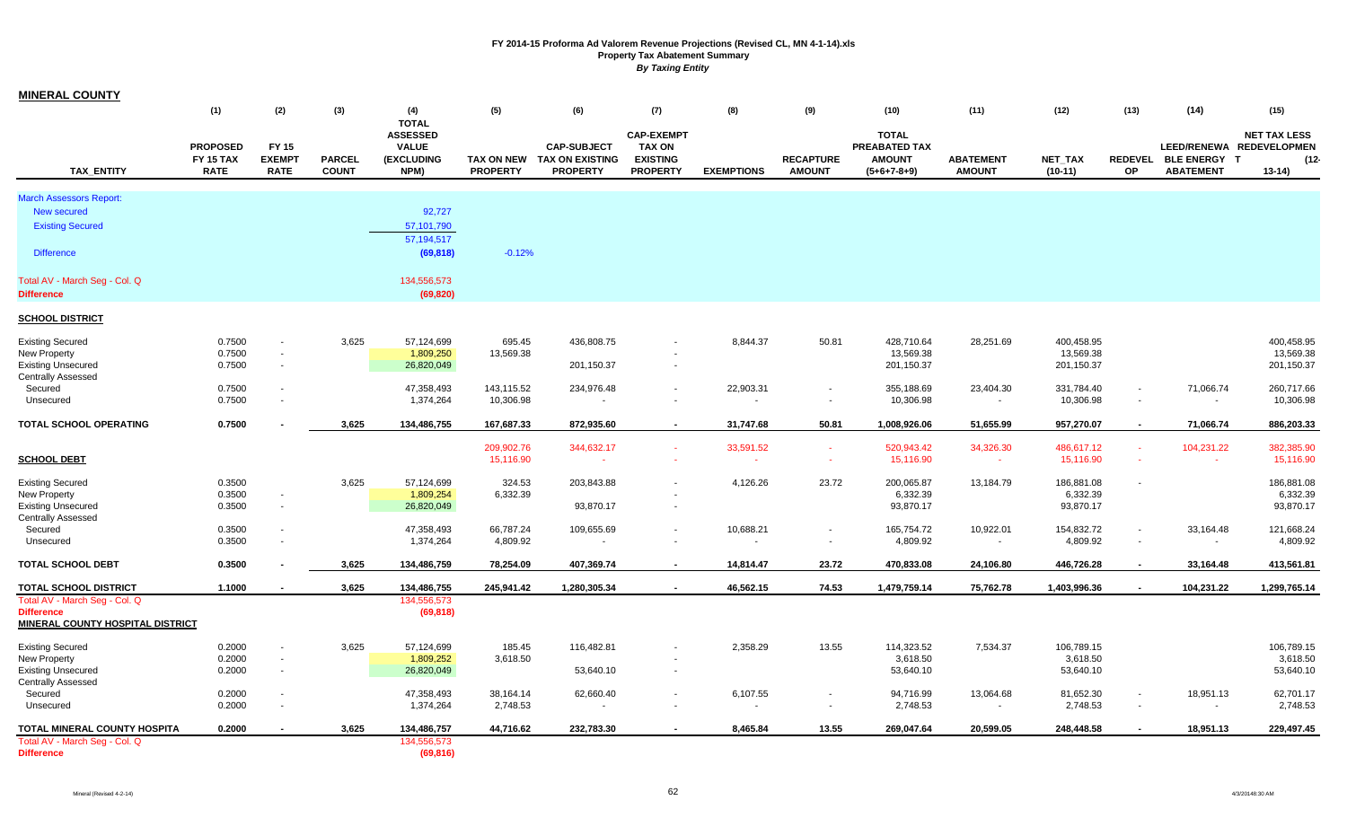# FY 2014-15 Proforma Ad Valorem Revenue Projections (Revised CL, MN 4-1-14).xls
## Property Tax Abatement Summary
### *By Taxing Entity*

**MINERAL COUNTY**

| TAX_ENTITY | (1) PROPOSED FY 15 TAX RATE | (2) FY 15 EXEMPT RATE | (3) PARCEL COUNT | (4) TOTAL ASSESSED VALUE (EXCLUDING NPM) | (5) TAX ON NEW PROPERTY | (6) CAP-SUBJECT TAX ON EXISTING PROPERTY | (7) CAP-EXEMPT TAX ON EXISTING PROPERTY | (8) EXEMPTIONS | (9) RECAPTURE AMOUNT | (10) TOTAL PREABATED TAX AMOUNT (5+6+7-8+9) | (11) ABATEMENT AMOUNT | (12) NET_TAX (10-11) | (13) REDEVELOP | (14) LEED/RENEWABLE ENERGY ABATEMENT | (15) NET TAX LESS REDEVELOPMENT (12-13-14) |
|---|---|---|---|---|---|---|---|---|---|---|---|---|---|---|---|
| March Assessors Report: | | | | | | | | | | | | | | | |
| New secured | | | | 92,727 | | | | | | | | | | | |
| Existing Secured | | | | 57,101,790 | | | | | | | | | | | |
| | | | | 57,194,517 | | | | | | | | | | | |
| Difference | | | | (69,818) | -0.12% | | | | | | | | | | |
| Total AV - March Seg - Col. Q | | | | 134,556,573 | | | | | | | | | | | |
| **Difference** | | | | (69,820) | | | | | | | | | | | |
| **SCHOOL DISTRICT** | | | | | | | | | | | | | | | |
| Existing Secured | 0.7500 | - | 3,625 | 57,124,699 | 695.45 | 436,808.75 | - | 8,844.37 | 50.81 | 428,710.64 | 28,251.69 | 400,458.95 | | | 400,458.95 |
| New Property | 0.7500 | - | | 1,809,250 | 13,569.38 | | - | | | 13,569.38 | | 13,569.38 | | | 13,569.38 |
| Existing Unsecured | 0.7500 | - | | 26,820,049 | | 201,150.37 | - | | | 201,150.37 | | 201,150.37 | | | 201,150.37 |
| Centrally Assessed | | | | | | | | | | | | | | | |
| Secured | 0.7500 | - | | 47,358,493 | 143,115.52 | 234,976.48 | - | 22,903.31 | - | 355,188.69 | 23,404.30 | 331,784.40 | - | 71,066.74 | 260,717.66 |
| Unsecured | 0.7500 | - | | 1,374,264 | 10,306.98 | - | - | - | - | 10,306.98 | - | 10,306.98 | - | - | 10,306.98 |
| **TOTAL SCHOOL OPERATING** | **0.7500** | **-** | **3,625** | **134,486,755** | **167,687.33** | **872,935.60** | **-** | **31,747.68** | **50.81** | **1,008,926.06** | **51,655.99** | **957,270.07** | **-** | **71,066.74** | **886,203.33** |
| | | | | | 209,902.76 | 344,632.17 | - | 33,591.52 | - | 520,943.42 | 34,326.30 | 486,617.12 | - | 104,231.22 | 382,385.90 |
| **SCHOOL DEBT** | | | | | 15,116.90 | - | - | - | - | 15,116.90 | - | 15,116.90 | - | - | 15,116.90 |
| Existing Secured | 0.3500 | | 3,625 | 57,124,699 | 324.53 | 203,843.88 | - | 4,126.26 | 23.72 | 200,065.87 | 13,184.79 | 186,881.08 | - | | 186,881.08 |
| New Property | 0.3500 | - | | 1,809,254 | 6,332.39 | | - | | | 6,332.39 | | 6,332.39 | | | 6,332.39 |
| Existing Unsecured | 0.3500 | - | | 26,820,049 | | 93,870.17 | - | | | 93,870.17 | | 93,870.17 | | | 93,870.17 |
| Centrally Assessed | | | | | | | | | | | | | | | |
| Secured | 0.3500 | - | | 47,358,493 | 66,787.24 | 109,655.69 | - | 10,688.21 | - | 165,754.72 | 10,922.01 | 154,832.72 | - | 33,164.48 | 121,668.24 |
| Unsecured | 0.3500 | - | | 1,374,264 | 4,809.92 | - | - | - | - | 4,809.92 | - | 4,809.92 | - | - | 4,809.92 |
| **TOTAL SCHOOL DEBT** | **0.3500** | **-** | **3,625** | **134,486,759** | **78,254.09** | **407,369.74** | **-** | **14,814.47** | **23.72** | **470,833.08** | **24,106.80** | **446,726.28** | **-** | **33,164.48** | **413,561.81** |
| **TOTAL SCHOOL DISTRICT** | **1.1000** | **-** | **3,625** | **134,486,755** | **245,941.42** | **1,280,305.34** | **-** | **46,562.15** | **74.53** | **1,479,759.14** | **75,762.78** | **1,403,996.36** | **-** | **104,231.22** | **1,299,765.14** |
| Total AV - March Seg - Col. Q | | | | 134,556,573 | | | | | | | | | | | |
| **Difference** | | | | (69,818) | | | | | | | | | | | |
| **MINERAL COUNTY HOSPITAL DISTRICT** | | | | | | | | | | | | | | | |
| Existing Secured | 0.2000 | - | 3,625 | 57,124,699 | 185.45 | 116,482.81 | - | 2,358.29 | 13.55 | 114,323.52 | 7,534.37 | 106,789.15 | | | 106,789.15 |
| New Property | 0.2000 | - | | 1,809,252 | 3,618.50 | | - | | | 3,618.50 | | 3,618.50 | | | 3,618.50 |
| Existing Unsecured | 0.2000 | - | | 26,820,049 | | 53,640.10 | - | | | 53,640.10 | | 53,640.10 | | | 53,640.10 |
| Centrally Assessed | | | | | | | | | | | | | | | |
| Secured | 0.2000 | - | | 47,358,493 | 38,164.14 | 62,660.40 | - | 6,107.55 | - | 94,716.99 | 13,064.68 | 81,652.30 | - | 18,951.13 | 62,701.17 |
| Unsecured | 0.2000 | - | | 1,374,264 | 2,748.53 | - | - | - | - | 2,748.53 | - | 2,748.53 | - | - | 2,748.53 |
| **TOTAL MINERAL COUNTY HOSPITA** | **0.2000** | **-** | **3,625** | **134,486,757** | **44,716.62** | **232,783.30** | **-** | **8,465.84** | **13.55** | **269,047.64** | **20,599.05** | **248,448.58** | **-** | **18,951.13** | **229,497.45** |
| Total AV - March Seg - Col. Q | | | | 134,556,573 | | | | | | | | | | | |
| **Difference** | | | | (69,816) | | | | | | | | | | | |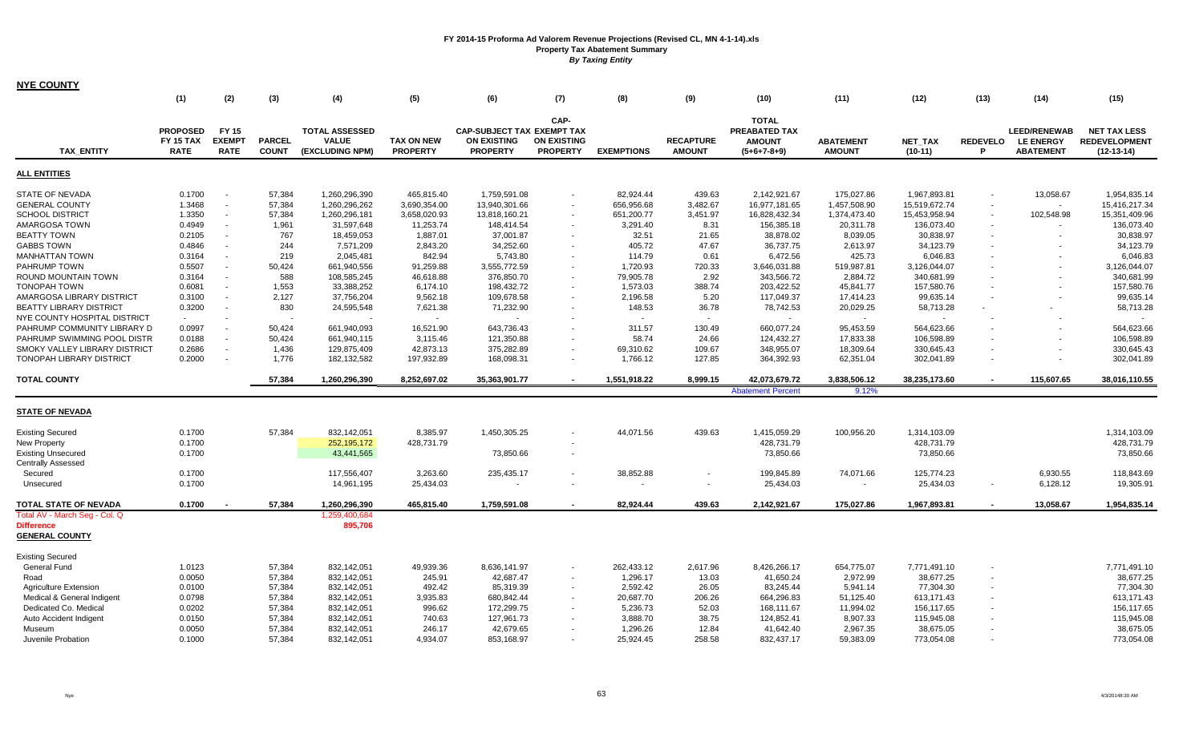**FY 2014-15 Proforma Ad Valorem Revenue Projections (Revised CL, MN 4-1-14).xls**
**Property Tax Abatement Summary**
*By Taxing Entity*

## NYE COUNTY

| | (1) | (2) | (3) | (4) | (5) | (6) | (7) | (8) | (9) | (10) | (11) | (12) | (13) | (14) | (15) |
|---|---|---|---|---|---|---|---|---|---|---|---|---|---|---|---|
| TAX_ENTITY | PROPOSED FY 15 TAX RATE | FY 15 EXEMPT RATE | PARCEL COUNT | TOTAL ASSESSED VALUE (EXCLUDING NPM) | TAX ON NEW PROPERTY | CAP-SUBJECT TAX ON EXISTING PROPERTY | CAP-EXEMPT TAX ON EXISTING PROPERTY | EXEMPTIONS | RECAPTURE AMOUNT | TOTAL PREABATED TAX AMOUNT (5+6+7-8+9) | ABATEMENT AMOUNT | NET_TAX (10-11) | REDEVELOP | LEED/RENEWAB LE ENERGY ABATEMENT | NET TAX LESS REDEVELOPMENT (12-13-14) |
| **ALL ENTITIES** | | | | | | | | | | | | | | | |
| STATE OF NEVADA | 0.1700 | - | 57,384 | 1,260,296,390 | 465,815.40 | 1,759,591.08 | - | 82,924.44 | 439.63 | 2,142,921.67 | 175,027.86 | 1,967,893.81 | - | 13,058.67 | 1,954,835.14 |
| GENERAL COUNTY | 1.3468 | - | 57,384 | 1,260,296,262 | 3,690,354.00 | 13,940,301.66 | - | 656,956.68 | 3,482.67 | 16,977,181.65 | 1,457,508.90 | 15,519,672.74 | - | - | 15,416,217.34 |
| SCHOOL DISTRICT | 1.3350 | - | 57,384 | 1,260,296,181 | 3,658,020.93 | 13,818,160.21 | - | 651,200.77 | 3,451.97 | 16,828,432.34 | 1,374,473.40 | 15,453,958.94 | - | 102,548.98 | 15,351,409.96 |
| AMARGOSA TOWN | 0.4949 | - | 1,961 | 31,597,648 | 11,253.74 | 148,414.54 | - | 3,291.40 | 8.31 | 156,385.18 | 20,311.78 | 136,073.40 | - | - | 136,073.40 |
| BEATTY TOWN | 0.2105 | - | 767 | 18,459,053 | 1,887.01 | 37,001.87 | - | 32.51 | 21.65 | 38,878.02 | 8,039.05 | 30,838.97 | - | - | 30,838.97 |
| GABBS TOWN | 0.4846 | - | 244 | 7,571,209 | 2,843.20 | 34,252.60 | - | 405.72 | 47.67 | 36,737.75 | 2,613.97 | 34,123.79 | - | - | 34,123.79 |
| MANHATTAN TOWN | 0.3164 | - | 219 | 2,045,481 | 842.94 | 5,743.80 | - | 114.79 | 0.61 | 6,472.56 | 425.73 | 6,046.83 | - | - | 6,046.83 |
| PAHRUMP TOWN | 0.5507 | - | 50,424 | 661,940,556 | 91,259.88 | 3,555,772.59 | - | 1,720.93 | 720.33 | 3,646,031.88 | 519,987.81 | 3,126,044.07 | - | - | 3,126,044.07 |
| ROUND MOUNTAIN TOWN | 0.3164 | - | 588 | 108,585,245 | 46,618.88 | 376,850.70 | - | 79,905.78 | 2.92 | 343,566.72 | 2,884.72 | 340,681.99 | - | - | 340,681.99 |
| TONOPAH TOWN | 0.6081 | - | 1,553 | 33,388,252 | 6,174.10 | 198,432.72 | - | 1,573.03 | 388.74 | 203,422.52 | 45,841.77 | 157,580.76 | - | - | 157,580.76 |
| AMARGOSA LIBRARY DISTRICT | 0.3100 | - | 2,127 | 37,756,204 | 9,562.18 | 109,678.58 | - | 2,196.58 | 5.20 | 117,049.37 | 17,414.23 | 99,635.14 | - | - | 99,635.14 |
| BEATTY LIBRARY DISTRICT | 0.3200 | - | 830 | 24,595,548 | 7,621.38 | 71,232.90 | - | 148.53 | 36.78 | 78,742.53 | 20,029.25 | 58,713.28 | - | - | 58,713.28 |
| NYE COUNTY HOSPITAL DISTRICT | - | - | - | - | - | - | - | - | - | - | - | - | - | - | - |
| PAHRUMP COMMUNITY LIBRARY D | 0.0997 | - | 50,424 | 661,940,093 | 16,521.90 | 643,736.43 | - | 311.57 | 130.49 | 660,077.24 | 95,453.59 | 564,623.66 | - | - | 564,623.66 |
| PAHRUMP SWIMMING POOL DISTR | 0.0188 | - | 50,424 | 661,940,115 | 3,115.46 | 121,350.88 | - | 58.74 | 24.66 | 124,432.27 | 17,833.38 | 106,598.89 | - | - | 106,598.89 |
| SMOKY VALLEY LIBRARY DISTRICT | 0.2686 | - | 1,436 | 129,875,409 | 42,873.13 | 375,282.89 | - | 69,310.62 | 109.67 | 348,955.07 | 18,309.64 | 330,645.43 | - | - | 330,645.43 |
| TONOPAH LIBRARY DISTRICT | 0.2000 | - | 1,776 | 182,132,582 | 197,932.89 | 168,098.31 | - | 1,766.12 | 127.85 | 364,392.93 | 62,351.04 | 302,041.89 | - | - | 302,041.89 |
| **TOTAL COUNTY** | | | **57,384** | **1,260,296,390** | **8,252,697.02** | **35,363,901.77** | **-** | **1,551,918.22** | **8,999.15** | **42,073,679.72** | **3,838,506.12** | **38,235,173.60** | **-** | **115,607.65** | **38,016,110.55** |
| | | | | | | | | | | Abatement Percent | 9.12% | | | | |
| **STATE OF NEVADA** | | | | | | | | | | | | | | | |
| Existing Secured | 0.1700 | | 57,384 | 832,142,051 | 8,385.97 | 1,450,305.25 | - | 44,071.56 | 439.63 | 1,415,059.29 | 100,956.20 | 1,314,103.09 | | | 1,314,103.09 |
| New Property | 0.1700 | | | 252,195,172 | 428,731.79 | | - | | | 428,731.79 | | 428,731.79 | | | 428,731.79 |
| Existing Unsecured | 0.1700 | | | 43,441,565 | | 73,850.66 | - | | | 73,850.66 | | 73,850.66 | | | 73,850.66 |
| Centrally Assessed | | | | | | | | | | | | | | | |
| Secured | 0.1700 | | | 117,556,407 | 3,263.60 | 235,435.17 | - | 38,852.88 | - | 199,845.89 | 74,071.66 | 125,774.23 | | 6,930.55 | 118,843.69 |
| Unsecured | 0.1700 | | | 14,961,195 | 25,434.03 | - | - | - | - | 25,434.03 | - | 25,434.03 | - | 6,128.12 | 19,305.91 |
| **TOTAL STATE OF NEVADA** | **0.1700** | **-** | **57,384** | **1,260,296,390** | **465,815.40** | **1,759,591.08** | **-** | **82,924.44** | **439.63** | **2,142,921.67** | **175,027.86** | **1,967,893.81** | **-** | **13,058.67** | **1,954,835.14** |
| Total AV - March Seg - Col. Q | | | | 1,259,400,684 | | | | | | | | | | | |
| **Difference** | | | | **895,706** | | | | | | | | | | | |
| **GENERAL COUNTY** | | | | | | | | | | | | | | | |
| Existing Secured | | | | | | | | | | | | | | | |
| General Fund | 1.0123 | | 57,384 | 832,142,051 | 49,939.36 | 8,636,141.97 | - | 262,433.12 | 2,617.96 | 8,426,266.17 | 654,775.07 | 7,771,491.10 | - | | 7,771,491.10 |
| Road | 0.0050 | | 57,384 | 832,142,051 | 245.91 | 42,687.47 | - | 1,296.17 | 13.03 | 41,650.24 | 2,972.99 | 38,677.25 | - | | 38,677.25 |
| Agriculture Extension | 0.0100 | | 57,384 | 832,142,051 | 492.42 | 85,319.39 | - | 2,592.42 | 26.05 | 83,245.44 | 5,941.14 | 77,304.30 | - | | 77,304.30 |
| Medical & General Indigent | 0.0798 | | 57,384 | 832,142,051 | 3,935.83 | 680,842.44 | - | 20,687.70 | 206.26 | 664,296.83 | 51,125.40 | 613,171.43 | - | | 613,171.43 |
| Dedicated Co. Medical | 0.0202 | | 57,384 | 832,142,051 | 996.62 | 172,299.75 | - | 5,236.73 | 52.03 | 168,111.67 | 11,994.02 | 156,117.65 | - | | 156,117.65 |
| Auto Accident Indigent | 0.0150 | | 57,384 | 832,142,051 | 740.63 | 127,961.73 | - | 3,888.70 | 38.75 | 124,852.41 | 8,907.33 | 115,945.08 | - | | 115,945.08 |
| Museum | 0.0050 | | 57,384 | 832,142,051 | 246.17 | 42,679.65 | - | 1,296.26 | 12.84 | 41,642.40 | 2,967.35 | 38,675.05 | - | | 38,675.05 |
| Juvenile Probation | 0.1000 | | 57,384 | 832,142,051 | 4,934.07 | 853,168.97 | - | 25,924.45 | 258.58 | 832,437.17 | 59,383.09 | 773,054.08 | - | | 773,054.08 |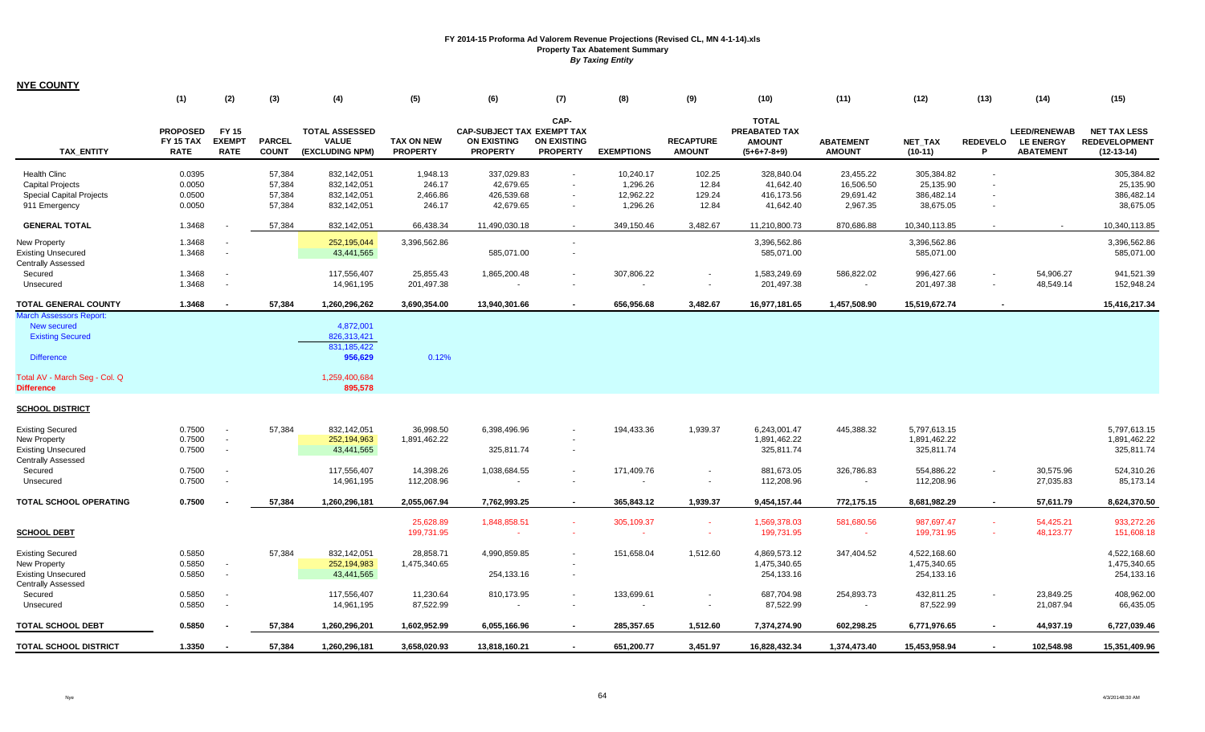**FY 2014-15 Proforma Ad Valorem Revenue Projections (Revised CL, MN 4-1-14).xls**
**Property Tax Abatement Summary**
***By Taxing Entity***

**NYE COUNTY**

| TAX_ENTITY | (1) PROPOSED FY 15 TAX RATE | (2) FY 15 EXEMPT RATE | (3) PARCEL COUNT | (4) TOTAL ASSESSED VALUE (EXCLUDING NPM) | (5) TAX ON NEW PROPERTY | (6) CAP-SUBJECT TAX ON EXISTING PROPERTY | (7) CAP-EXEMPT TAX ON EXISTING PROPERTY | (8) EXEMPTIONS | (9) RECAPTURE AMOUNT | (10) TOTAL PREABATED TAX AMOUNT (5+6+7-8+9) | (11) ABATEMENT AMOUNT | (12) NET_TAX (10-11) | (13) REDEVELOP | (14) LEED/RENEWABLE ENERGY ABATEMENT | (15) NET TAX LESS REDEVELOPMENT (12-13-14) |
|---|---|---|---|---|---|---|---|---|---|---|---|---|---|---|---|
| Health Clinc | 0.0395 | | 57,384 | 832,142,051 | 1,948.13 | 337,029.83 | - | 10,240.17 | 102.25 | 328,840.04 | 23,455.22 | 305,384.82 | - | | 305,384.82 |
| Capital Projects | 0.0050 | | 57,384 | 832,142,051 | 246.17 | 42,679.65 | - | 1,296.26 | 12.84 | 41,642.40 | 16,506.50 | 25,135.90 | - | | 25,135.90 |
| Special Capital Projects | 0.0500 | | 57,384 | 832,142,051 | 2,466.86 | 426,539.68 | - | 12,962.22 | 129.24 | 416,173.56 | 29,691.42 | 386,482.14 | - | | 386,482.14 |
| 911 Emergency | 0.0050 | | 57,384 | 832,142,051 | 246.17 | 42,679.65 | - | 1,296.26 | 12.84 | 41,642.40 | 2,967.35 | 38,675.05 | - | | 38,675.05 |
| **GENERAL TOTAL** | 1.3468 | - | 57,384 | 832,142,051 | 66,438.34 | 11,490,030.18 | - | 349,150.46 | 3,482.67 | 11,210,800.73 | 870,686.88 | 10,340,113.85 | - | - | 10,340,113.85 |
| New Property | 1.3468 | - | | 252,195,044 | 3,396,562.86 | | - | | | 3,396,562.86 | | 3,396,562.86 | | | 3,396,562.86 |
| Existing Unsecured | 1.3468 | - | | 43,441,565 | | 585,071.00 | - | | | 585,071.00 | | 585,071.00 | | | 585,071.00 |
| Centrally Assessed | | | | | | | | | | | | | | | |
| Secured | 1.3468 | - | | 117,556,407 | 25,855.43 | 1,865,200.48 | - | 307,806.22 | - | 1,583,249.69 | 586,822.02 | 996,427.66 | - | 54,906.27 | 941,521.39 |
| Unsecured | 1.3468 | - | | 14,961,195 | 201,497.38 | - | - | - | - | 201,497.38 | - | 201,497.38 | - | 48,549.14 | 152,948.24 |
| **TOTAL GENERAL COUNTY** | **1.3468** | **-** | **57,384** | **1,260,296,262** | **3,690,354.00** | **13,940,301.66** | **-** | **656,956.68** | **3,482.67** | **16,977,181.65** | **1,457,508.90** | **15,519,672.74** | **-** | | **15,416,217.34** |
| March Assessors Report: | | | | | | | | | | | | | | | |
| New secured | | | | 4,872,001 | | | | | | | | | | | |
| Existing Secured | | | | 826,313,421 | | | | | | | | | | | |
| | | | | 831,185,422 | | | | | | | | | | | |
| Difference | | | | 956,629 | 0.12% | | | | | | | | | | |
| Total AV - March Seg - Col. Q | | | | 1,259,400,684 | | | | | | | | | | | |
| **Difference** | | | | **895,578** | | | | | | | | | | | |
| **SCHOOL DISTRICT** | | | | | | | | | | | | | | | |
| Existing Secured | 0.7500 | - | 57,384 | 832,142,051 | 36,998.50 | 6,398,496.96 | - | 194,433.36 | 1,939.37 | 6,243,001.47 | 445,388.32 | 5,797,613.15 | | | 5,797,613.15 |
| New Property | 0.7500 | - | | 252,194,963 | 1,891,462.22 | | - | | | 1,891,462.22 | | 1,891,462.22 | | | 1,891,462.22 |
| Existing Unsecured | 0.7500 | - | | 43,441,565 | | 325,811.74 | - | | | 325,811.74 | | 325,811.74 | | | 325,811.74 |
| Centrally Assessed | | | | | | | | | | | | | | | |
| Secured | 0.7500 | - | | 117,556,407 | 14,398.26 | 1,038,684.55 | - | 171,409.76 | - | 881,673.05 | 326,786.83 | 554,886.22 | - | 30,575.96 | 524,310.26 |
| Unsecured | 0.7500 | - | | 14,961,195 | 112,208.96 | - | - | - | - | 112,208.96 | - | 112,208.96 | - | 27,035.83 | 85,173.14 |
| **TOTAL SCHOOL OPERATING** | **0.7500** | **-** | **57,384** | **1,260,296,181** | **2,055,067.94** | **7,762,993.25** | **-** | **365,843.12** | **1,939.37** | **9,454,157.44** | **772,175.15** | **8,681,982.29** | **-** | **57,611.79** | **8,624,370.50** |
| | | | | | 25,628.89 | 1,848,858.51 | - | 305,109.37 | - | 1,569,378.03 | 581,680.56 | 987,697.47 | - | 54,425.21 | 933,272.26 |
| **SCHOOL DEBT** | | | | | 199,731.95 | - | - | - | - | 199,731.95 | - | 199,731.95 | - | 48,123.77 | 151,608.18 |
| Existing Secured | 0.5850 | | 57,384 | 832,142,051 | 28,858.71 | 4,990,859.85 | - | 151,658.04 | 1,512.60 | 4,869,573.12 | 347,404.52 | 4,522,168.60 | | | 4,522,168.60 |
| New Property | 0.5850 | - | | 252,194,983 | 1,475,340.65 | | - | | | 1,475,340.65 | | 1,475,340.65 | | | 1,475,340.65 |
| Existing Unsecured | 0.5850 | - | | 43,441,565 | | 254,133.16 | - | | | 254,133.16 | | 254,133.16 | | | 254,133.16 |
| Centrally Assessed | | | | | | | | | | | | | | | |
| Secured | 0.5850 | - | | 117,556,407 | 11,230.64 | 810,173.95 | - | 133,699.61 | - | 687,704.98 | 254,893.73 | 432,811.25 | - | 23,849.25 | 408,962.00 |
| Unsecured | 0.5850 | - | | 14,961,195 | 87,522.99 | - | - | - | - | 87,522.99 | - | 87,522.99 | - | 21,087.94 | 66,435.05 |
| **TOTAL SCHOOL DEBT** | **0.5850** | **-** | **57,384** | **1,260,296,201** | **1,602,952.99** | **6,055,166.96** | **-** | **285,357.65** | **1,512.60** | **7,374,274.90** | **602,298.25** | **6,771,976.65** | **-** | **44,937.19** | **6,727,039.46** |
| **TOTAL SCHOOL DISTRICT** | **1.3350** | **-** | **57,384** | **1,260,296,181** | **3,658,020.93** | **13,818,160.21** | **-** | **651,200.77** | **3,451.97** | **16,828,432.34** | **1,374,473.40** | **15,453,958.94** | **-** | **102,548.98** | **15,351,409.96** |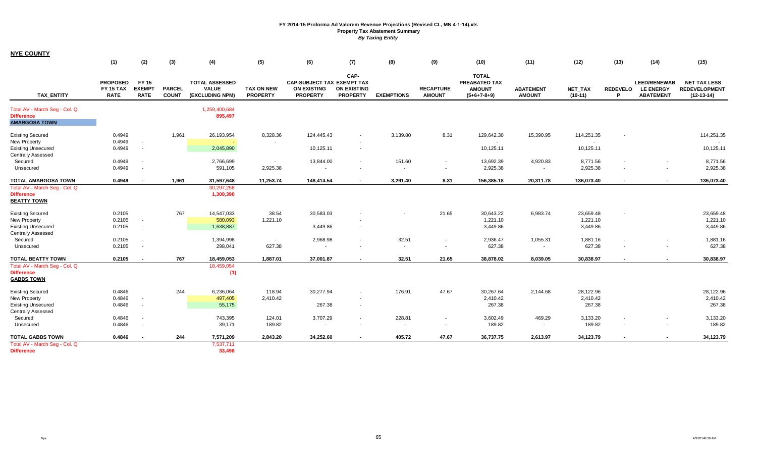**FY 2014-15 Proforma Ad Valorem Revenue Projections (Revised CL, MN 4-1-14).xls**
**Property Tax Abatement Summary**
***By Taxing Entity***

**NYE COUNTY**

| TAX_ENTITY | (1) PROPOSED FY 15 TAX RATE | (2) FY 15 EXEMPT RATE | (3) PARCEL COUNT | (4) TOTAL ASSESSED VALUE (EXCLUDING NPM) | (5) TAX ON NEW PROPERTY | (6) CAP-SUBJECT TAX ON EXISTING PROPERTY | (7) CAP-EXEMPT TAX ON EXISTING PROPERTY | (8) EXEMPTIONS | (9) RECAPTURE AMOUNT | (10) TOTAL PREABATED TAX AMOUNT (5+6+7-8+9) | (11) ABATEMENT AMOUNT | (12) NET_TAX (10-11) | (13) REDEVELOP | (14) LEED/RENEWAB LE ENERGY ABATEMENT | (15) NET TAX LESS REDEVELOPMENT (12-13-14) |
|---|---|---|---|---|---|---|---|---|---|---|---|---|---|---|---|
| Total AV - March Seg - Col. Q | | | | 1,259,400,684 | | | | | | | | | | | |
| Difference | | | | 895,497 | | | | | | | | | | | |
| **AMARGOSA TOWN** | | | | | | | | | | | | | | | |
| Existing Secured | 0.4949 | | 1,961 | 26,193,954 | 8,328.36 | 124,445.43 | - | 3,139.80 | 8.31 | 129,642.30 | 15,390.95 | 114,251.35 | - | | 114,251.35 |
| New Property | 0.4949 | - | | - | - | | - | | | - | | - | | | - |
| Existing Unsecured | 0.4949 | - | | 2,045,890 | | 10,125.11 | - | | | 10,125.11 | | 10,125.11 | | | 10,125.11 |
| Centrally Assessed | | | | | | | | | | | | | | | |
| Secured | 0.4949 | - | | 2,766,699 | - | 13,844.00 | - | 151.60 | - | 13,692.39 | 4,920.83 | 8,771.56 | - | - | 8,771.56 |
| Unsecured | 0.4949 | - | | 591,105 | 2,925.38 | - | - | - | - | 2,925.38 | - | 2,925.38 | - | - | 2,925.38 |
| **TOTAL AMARGOSA TOWN** | **0.4949** | **-** | **1,961** | **31,597,648** | **11,253.74** | **148,414.54** | **-** | **3,291.40** | **8.31** | **156,385.18** | **20,311.78** | **136,073.40** | **-** | **-** | **136,073.40** |
| Total AV - March Seg - Col. Q | | | | 30,297,258 | | | | | | | | | | | |
| Difference | | | | 1,300,390 | | | | | | | | | | | |
| **BEATTY TOWN** | | | | | | | | | | | | | | | |
| Existing Secured | 0.2105 | | 767 | 14,547,033 | 38.54 | 30,583.03 | - | - | 21.65 | 30,643.22 | 6,983.74 | 23,659.48 | - | | 23,659.48 |
| New Property | 0.2105 | - | | 580,093 | 1,221.10 | | - | | | 1,221.10 | | 1,221.10 | | | 1,221.10 |
| Existing Unsecured | 0.2105 | - | | 1,638,887 | | 3,449.86 | - | | | 3,449.86 | | 3,449.86 | | | 3,449.86 |
| Centrally Assessed | | | | | | | | | | | | | | | |
| Secured | 0.2105 | - | | 1,394,998 | - | 2,968.98 | - | 32.51 | - | 2,936.47 | 1,055.31 | 1,881.16 | - | - | 1,881.16 |
| Unsecured | 0.2105 | - | | 298,041 | 627.38 | - | - | - | - | 627.38 | - | 627.38 | - | - | 627.38 |
| **TOTAL BEATTY TOWN** | **0.2105** | **-** | **767** | **18,459,053** | **1,887.01** | **37,001.87** | **-** | **32.51** | **21.65** | **38,878.02** | **8,039.05** | **30,838.97** | **-** | **-** | **30,838.97** |
| Total AV - March Seg - Col. Q | | | | 18,459,054 | | | | | | | | | | | |
| Difference | | | | (1) | | | | | | | | | | | |
| **GABBS TOWN** | | | | | | | | | | | | | | | |
| Existing Secured | 0.4846 | | 244 | 6,236,064 | 118.94 | 30,277.94 | - | 176.91 | 47.67 | 30,267.64 | 2,144.68 | 28,122.96 | | | 28,122.96 |
| New Property | 0.4846 | - | | 497,405 | 2,410.42 | | - | | | 2,410.42 | | 2,410.42 | | | 2,410.42 |
| Existing Unsecured | 0.4846 | - | | 55,175 | | 267.38 | - | | | 267.38 | | 267.38 | | | 267.38 |
| Centrally Assessed | | | | | | | | | | | | | | | |
| Secured | 0.4846 | - | | 743,395 | 124.01 | 3,707.29 | - | 228.81 | - | 3,602.49 | 469.29 | 3,133.20 | - | - | 3,133.20 |
| Unsecured | 0.4846 | - | | 39,171 | 189.82 | - | - | - | - | 189.82 | - | 189.82 | - | - | 189.82 |
| **TOTAL GABBS TOWN** | **0.4846** | **-** | **244** | **7,571,209** | **2,843.20** | **34,252.60** | **-** | **405.72** | **47.67** | **36,737.75** | **2,613.97** | **34,123.79** | **-** | **-** | **34,123.79** |
| Total AV - March Seg - Col. Q | | | | 7,537,711 | | | | | | | | | | | |
| Difference | | | | 33,498 | | | | | | | | | | | |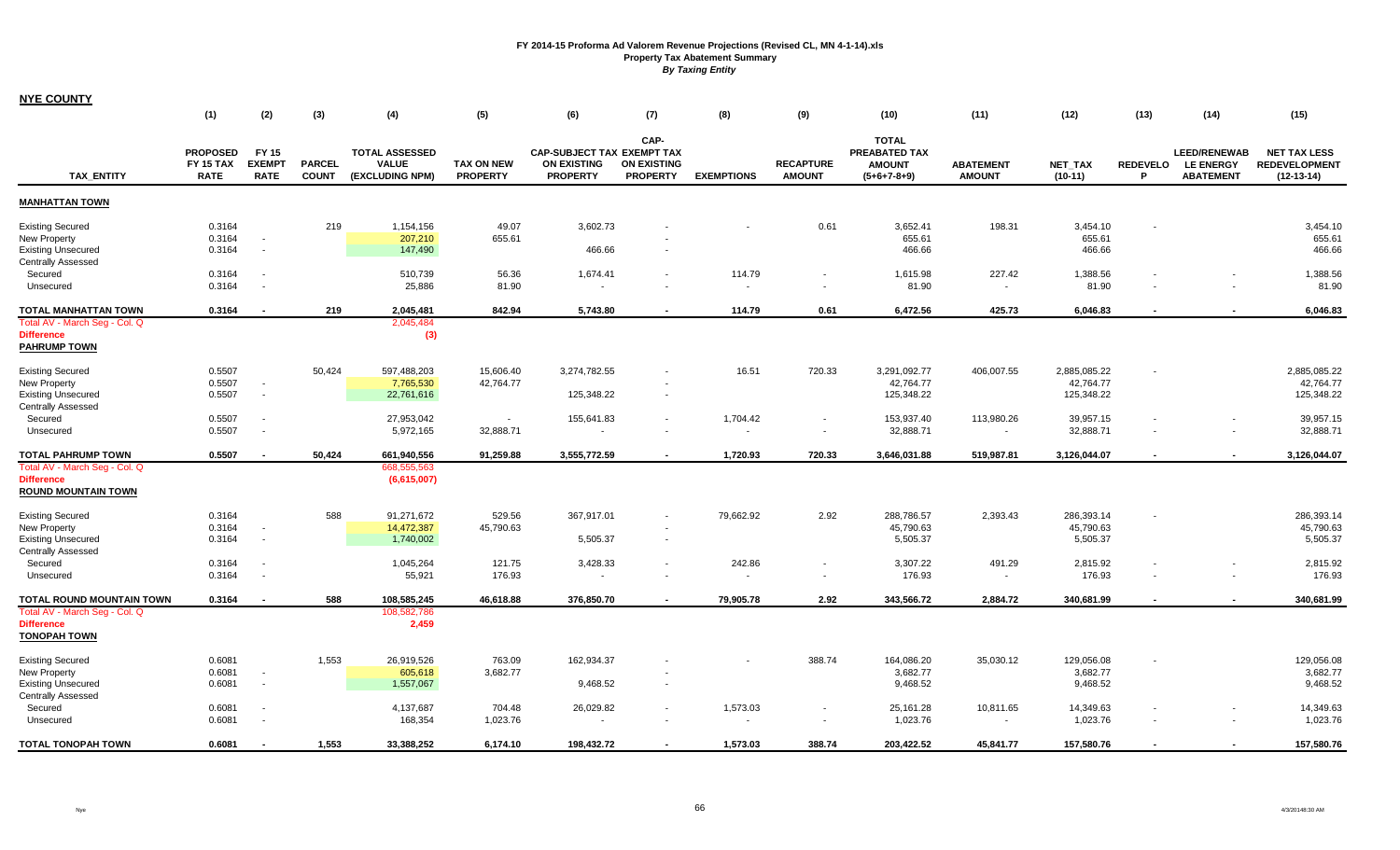**FY 2014-15 Proforma Ad Valorem Revenue Projections (Revised CL, MN 4-1-14).xls**
**Property Tax Abatement Summary**
*By Taxing Entity*

**NYE COUNTY**

| | (1) | (2) | (3) | (4) | (5) | (6) | (7) | (8) | (9) | (10) | (11) | (12) | (13) | (14) | (15) |
|---|---|---|---|---|---|---|---|---|---|---|---|---|---|---|---|
| TAX_ENTITY | PROPOSED FY 15 TAX RATE | FY 15 EXEMPT RATE | PARCEL COUNT | TOTAL ASSESSED VALUE (EXCLUDING NPM) | TAX ON NEW PROPERTY | CAP-SUBJECT TAX ON EXISTING PROPERTY | CAP-EXEMPT TAX ON EXISTING PROPERTY | EXEMPTIONS | RECAPTURE AMOUNT | TOTAL PREABATED TAX AMOUNT (5+6+7-8+9) | ABATEMENT AMOUNT | NET_TAX (10-11) | REDEVELOP | LEED/RENEWAB LE ENERGY ABATEMENT | NET TAX LESS REDEVELOPMENT (12-13-14) |
| **MANHATTAN TOWN** | | | | | | | | | | | | | | | |
| Existing Secured | 0.3164 | | 219 | 1,154,156 | 49.07 | 3,602.73 | - | - | 0.61 | 3,652.41 | 198.31 | 3,454.10 | - | | 3,454.10 |
| New Property | 0.3164 | - | | 207,210 | 655.61 | | - | | | 655.61 | | 655.61 | | | 655.61 |
| Existing Unsecured | 0.3164 | - | | 147,490 | | 466.66 | - | | | 466.66 | | 466.66 | | | 466.66 |
| Centrally Assessed | | | | | | | | | | | | | | | |
| Secured | 0.3164 | - | | 510,739 | 56.36 | 1,674.41 | - | 114.79 | - | 1,615.98 | 227.42 | 1,388.56 | - | - | 1,388.56 |
| Unsecured | 0.3164 | - | | 25,886 | 81.90 | - | - | - | - | 81.90 | - | 81.90 | - | - | 81.90 |
| **TOTAL MANHATTAN TOWN** | **0.3164** | **-** | **219** | **2,045,481** | **842.94** | **5,743.80** | **-** | **114.79** | **0.61** | **6,472.56** | **425.73** | **6,046.83** | **-** | **-** | **6,046.83** |
| Total AV - March Seg - Col. Q | | | | 2,045,484 | | | | | | | | | | | |
| **Difference** | | | | **(3)** | | | | | | | | | | | |
| **PAHRUMP TOWN** | | | | | | | | | | | | | | | |
| Existing Secured | 0.5507 | | 50,424 | 597,488,203 | 15,606.40 | 3,274,782.55 | - | 16.51 | 720.33 | 3,291,092.77 | 406,007.55 | 2,885,085.22 | - | | 2,885,085.22 |
| New Property | 0.5507 | - | | 7,765,530 | 42,764.77 | | - | | | 42,764.77 | | 42,764.77 | | | 42,764.77 |
| Existing Unsecured | 0.5507 | - | | 22,761,616 | | 125,348.22 | - | | | 125,348.22 | | 125,348.22 | | | 125,348.22 |
| Centrally Assessed | | | | | | | | | | | | | | | |
| Secured | 0.5507 | - | | 27,953,042 | - | 155,641.83 | - | 1,704.42 | - | 153,937.40 | 113,980.26 | 39,957.15 | - | - | 39,957.15 |
| Unsecured | 0.5507 | - | | 5,972,165 | 32,888.71 | - | - | - | - | 32,888.71 | - | 32,888.71 | - | - | 32,888.71 |
| **TOTAL PAHRUMP TOWN** | **0.5507** | **-** | **50,424** | **661,940,556** | **91,259.88** | **3,555,772.59** | **-** | **1,720.93** | **720.33** | **3,646,031.88** | **519,987.81** | **3,126,044.07** | **-** | **-** | **3,126,044.07** |
| Total AV - March Seg - Col. Q | | | | 668,555,563 | | | | | | | | | | | |
| **Difference** | | | | **(6,615,007)** | | | | | | | | | | | |
| **ROUND MOUNTAIN TOWN** | | | | | | | | | | | | | | | |
| Existing Secured | 0.3164 | | 588 | 91,271,672 | 529.56 | 367,917.01 | - | 79,662.92 | 2.92 | 288,786.57 | 2,393.43 | 286,393.14 | - | | 286,393.14 |
| New Property | 0.3164 | - | | 14,472,387 | 45,790.63 | | - | | | 45,790.63 | | 45,790.63 | | | 45,790.63 |
| Existing Unsecured | 0.3164 | - | | 1,740,002 | | 5,505.37 | - | | | 5,505.37 | | 5,505.37 | | | 5,505.37 |
| Centrally Assessed | | | | | | | | | | | | | | | |
| Secured | 0.3164 | - | | 1,045,264 | 121.75 | 3,428.33 | - | 242.86 | - | 3,307.22 | 491.29 | 2,815.92 | - | - | 2,815.92 |
| Unsecured | 0.3164 | - | | 55,921 | 176.93 | - | - | - | - | 176.93 | - | 176.93 | - | - | 176.93 |
| **TOTAL ROUND MOUNTAIN TOWN** | **0.3164** | **-** | **588** | **108,585,245** | **46,618.88** | **376,850.70** | **-** | **79,905.78** | **2.92** | **343,566.72** | **2,884.72** | **340,681.99** | **-** | **-** | **340,681.99** |
| Total AV - March Seg - Col. Q | | | | 108,582,786 | | | | | | | | | | | |
| **Difference** | | | | **2,459** | | | | | | | | | | | |
| **TONOPAH TOWN** | | | | | | | | | | | | | | | |
| Existing Secured | 0.6081 | | 1,553 | 26,919,526 | 763.09 | 162,934.37 | - | - | 388.74 | 164,086.20 | 35,030.12 | 129,056.08 | - | | 129,056.08 |
| New Property | 0.6081 | - | | 605,618 | 3,682.77 | | - | | | 3,682.77 | | 3,682.77 | | | 3,682.77 |
| Existing Unsecured | 0.6081 | - | | 1,557,067 | | 9,468.52 | - | | | 9,468.52 | | 9,468.52 | | | 9,468.52 |
| Centrally Assessed | | | | | | | | | | | | | | | |
| Secured | 0.6081 | - | | 4,137,687 | 704.48 | 26,029.82 | - | 1,573.03 | - | 25,161.28 | 10,811.65 | 14,349.63 | - | - | 14,349.63 |
| Unsecured | 0.6081 | - | | 168,354 | 1,023.76 | - | - | - | - | 1,023.76 | - | 1,023.76 | - | - | 1,023.76 |
| **TOTAL TONOPAH TOWN** | **0.6081** | **-** | **1,553** | **33,388,252** | **6,174.10** | **198,432.72** | **-** | **1,573.03** | **388.74** | **203,422.52** | **45,841.77** | **157,580.76** | **-** | **-** | **157,580.76** |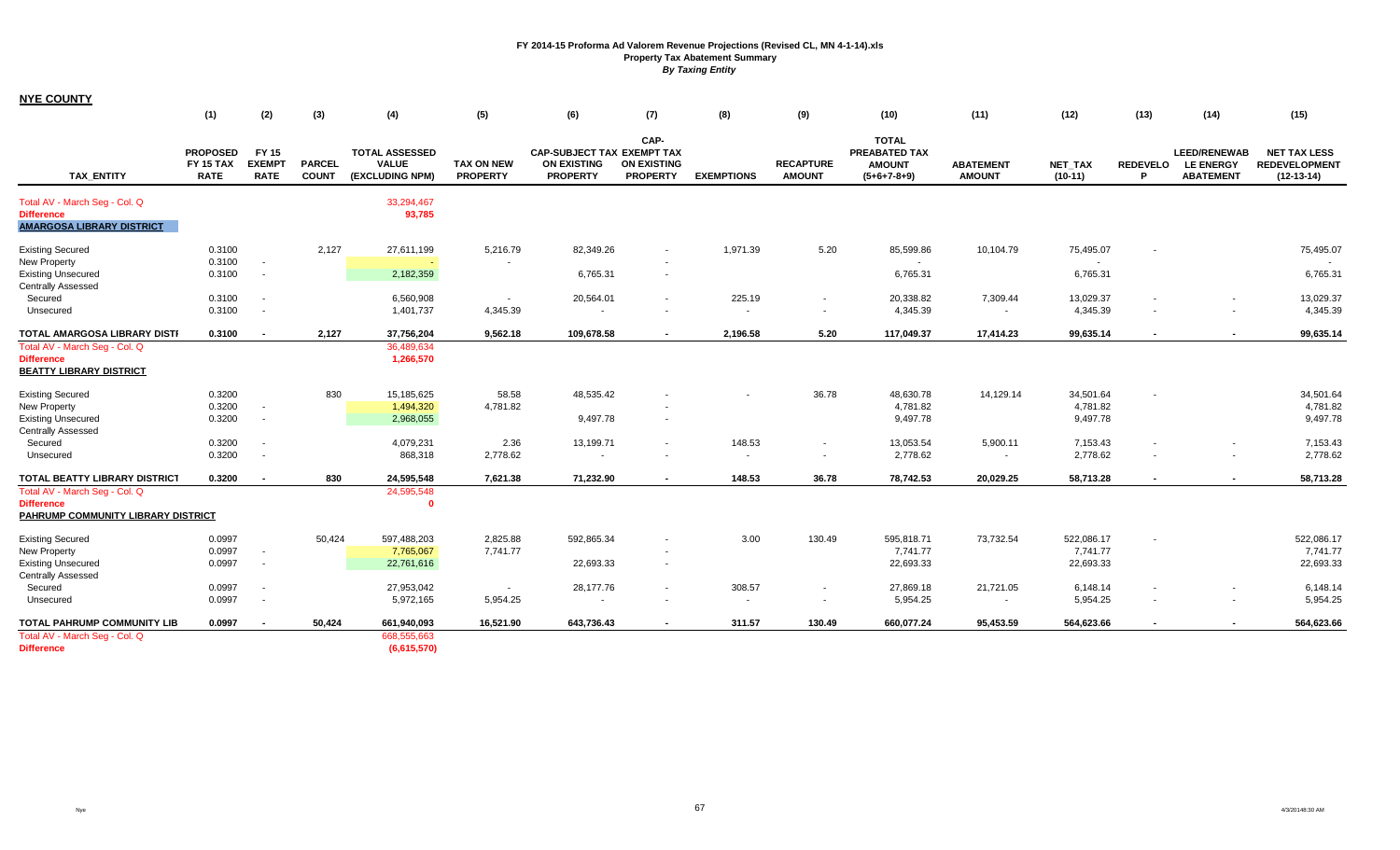# FY 2014-15 Proforma Ad Valorem Revenue Projections (Revised CL, MN 4-1-14).xls
## Property Tax Abatement Summary
### *By Taxing Entity*

**NYE COUNTY**

| | (1) | (2) | (3) | (4) | (5) | (6) | (7) | (8) | (9) | (10) | (11) | (12) | (13) | (14) | (15) |
|---|---|---|---|---|---|---|---|---|---|---|---|---|---|---|---|
| TAX_ENTITY | PROPOSED FY 15 TAX RATE | FY 15 EXEMPT RATE | PARCEL COUNT | TOTAL ASSESSED VALUE (EXCLUDING NPM) | TAX ON NEW PROPERTY | CAP-SUBJECT TAX ON EXISTING PROPERTY | CAP-EXEMPT TAX ON EXISTING PROPERTY | EXEMPTIONS | RECAPTURE AMOUNT | TOTAL PREABATED TAX AMOUNT (5+6+7-8+9) | ABATEMENT AMOUNT | NET_TAX (10-11) | REDEVELOP | LEED/RENEWABLE ENERGY ABATEMENT | NET TAX LESS REDEVELOPMENT (12-13-14) |
| Total AV - March Seg - Col. Q | | | | 33,294,467 | | | | | | | | | | | |
| Difference | | | | 93,785 | | | | | | | | | | | |
| **AMARGOSA LIBRARY DISTRICT** | | | | | | | | | | | | | | | |
| Existing Secured | 0.3100 | | 2,127 | 27,611,199 | 5,216.79 | 82,349.26 | - | 1,971.39 | 5.20 | 85,599.86 | 10,104.79 | 75,495.07 | - | | 75,495.07 |
| New Property | 0.3100 | - | | - | - | | - | | | - | | - | | | - |
| Existing Unsecured | 0.3100 | - | | 2,182,359 | | 6,765.31 | - | | | 6,765.31 | | 6,765.31 | | | 6,765.31 |
| Centrally Assessed | | | | | | | | | | | | | | | |
| Secured | 0.3100 | - | | 6,560,908 | - | 20,564.01 | - | 225.19 | - | 20,338.82 | 7,309.44 | 13,029.37 | - | - | 13,029.37 |
| Unsecured | 0.3100 | - | | 1,401,737 | 4,345.39 | - | - | - | - | 4,345.39 | - | 4,345.39 | - | - | 4,345.39 |
| **TOTAL AMARGOSA LIBRARY DISTI** | **0.3100** | **-** | **2,127** | **37,756,204** | **9,562.18** | **109,678.58** | **-** | **2,196.58** | **5.20** | **117,049.37** | **17,414.23** | **99,635.14** | **-** | **-** | **99,635.14** |
| Total AV - March Seg - Col. Q | | | | 36,489,634 | | | | | | | | | | | |
| Difference | | | | 1,266,570 | | | | | | | | | | | |
| **BEATTY LIBRARY DISTRICT** | | | | | | | | | | | | | | | |
| Existing Secured | 0.3200 | | 830 | 15,185,625 | 58.58 | 48,535.42 | - | - | 36.78 | 48,630.78 | 14,129.14 | 34,501.64 | - | | 34,501.64 |
| New Property | 0.3200 | - | | 1,494,320 | 4,781.82 | | - | | | 4,781.82 | | 4,781.82 | | | 4,781.82 |
| Existing Unsecured | 0.3200 | - | | 2,968,055 | | 9,497.78 | - | | | 9,497.78 | | 9,497.78 | | | 9,497.78 |
| Centrally Assessed | | | | | | | | | | | | | | | |
| Secured | 0.3200 | - | | 4,079,231 | 2.36 | 13,199.71 | - | 148.53 | - | 13,053.54 | 5,900.11 | 7,153.43 | - | - | 7,153.43 |
| Unsecured | 0.3200 | - | | 868,318 | 2,778.62 | - | - | - | - | 2,778.62 | - | 2,778.62 | - | - | 2,778.62 |
| **TOTAL BEATTY LIBRARY DISTRICT** | **0.3200** | **-** | **830** | **24,595,548** | **7,621.38** | **71,232.90** | **-** | **148.53** | **36.78** | **78,742.53** | **20,029.25** | **58,713.28** | **-** | **-** | **58,713.28** |
| Total AV - March Seg - Col. Q | | | | 24,595,548 | | | | | | | | | | | |
| Difference | | | | 0 | | | | | | | | | | | |
| **PAHRUMP COMMUNITY LIBRARY DISTRICT** | | | | | | | | | | | | | | | |
| Existing Secured | 0.0997 | | 50,424 | 597,488,203 | 2,825.88 | 592,865.34 | - | 3.00 | 130.49 | 595,818.71 | 73,732.54 | 522,086.17 | - | | 522,086.17 |
| New Property | 0.0997 | - | | 7,765,067 | 7,741.77 | | - | | | 7,741.77 | | 7,741.77 | | | 7,741.77 |
| Existing Unsecured | 0.0997 | - | | 22,761,616 | | 22,693.33 | - | | | 22,693.33 | | 22,693.33 | | | 22,693.33 |
| Centrally Assessed | | | | | | | | | | | | | | | |
| Secured | 0.0997 | - | | 27,953,042 | - | 28,177.76 | - | 308.57 | - | 27,869.18 | 21,721.05 | 6,148.14 | - | - | 6,148.14 |
| Unsecured | 0.0997 | - | | 5,972,165 | 5,954.25 | - | - | - | - | 5,954.25 | - | 5,954.25 | - | - | 5,954.25 |
| **TOTAL PAHRUMP COMMUNITY LIB** | **0.0997** | **-** | **50,424** | **661,940,093** | **16,521.90** | **643,736.43** | **-** | **311.57** | **130.49** | **660,077.24** | **95,453.59** | **564,623.66** | **-** | **-** | **564,623.66** |
| Total AV - March Seg - Col. Q | | | | 668,555,663 | | | | | | | | | | | |
| Difference | | | | (6,615,570) | | | | | | | | | | | |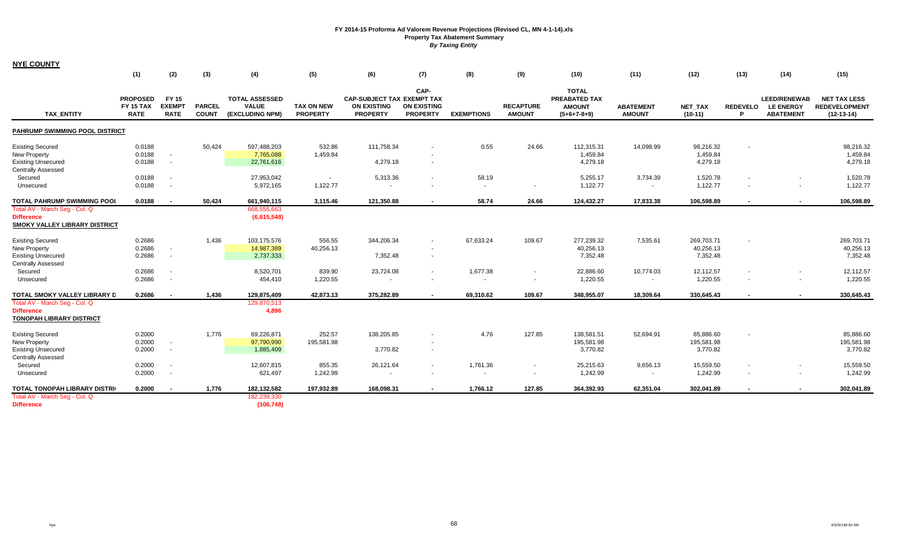**FY 2014-15 Proforma Ad Valorem Revenue Projections (Revised CL, MN 4-1-14).xls**
**Property Tax Abatement Summary**
***By Taxing Entity***

**NYE COUNTY**

| TAX_ENTITY | (1) PROPOSED FY 15 TAX RATE | (2) FY 15 EXEMPT RATE | (3) PARCEL COUNT | (4) TOTAL ASSESSED VALUE (EXCLUDING NPM) | (5) TAX ON NEW PROPERTY | (6) CAP-SUBJECT TAX ON EXISTING PROPERTY | (7) CAP-EXEMPT TAX ON EXISTING PROPERTY | (8) EXEMPTIONS | (9) RECAPTURE AMOUNT | (10) TOTAL PREABATED TAX AMOUNT (5+6+7-8+9) | (11) ABATEMENT AMOUNT | (12) NET_TAX (10-11) | (13) REDEVELOP | (14) LEED/RENEWABLE ENERGY ABATEMENT | (15) NET TAX LESS REDEVELOPMENT (12-13-14) |
|---|---|---|---|---|---|---|---|---|---|---|---|---|---|---|---|
| **PAHRUMP SWIMMING POOL DISTRICT** | | | | | | | | | | | | | | | |
| Existing Secured | 0.0188 | | 50,424 | 597,488,203 | 532.86 | 111,758.34 | - | 0.55 | 24.66 | 112,315.31 | 14,098.99 | 98,216.32 | - | | 98,216.32 |
| New Property | 0.0188 | - | | 7,765,088 | 1,459.84 | | - | | | 1,459.84 | | 1,459.84 | | | 1,459.84 |
| Existing Unsecured | 0.0188 | - | | 22,761,616 | | 4,279.18 | - | | | 4,279.18 | | 4,279.18 | | | 4,279.18 |
| Centrally Assessed | | | | | | | | | | | | | | | |
| Secured | 0.0188 | - | | 27,953,042 | - | 5,313.36 | - | 58.19 | | 5,255.17 | 3,734.39 | 1,520.78 | - | - | 1,520.78 |
| Unsecured | 0.0188 | - | | 5,972,165 | 1,122.77 | - | - | - | - | 1,122.77 | - | 1,122.77 | - | - | 1,122.77 |
| **TOTAL PAHRUMP SWIMMING POOL** | **0.0188** | **-** | **50,424** | **661,940,115** | **3,115.46** | **121,350.88** | **-** | **58.74** | **24.66** | **124,432.27** | **17,833.38** | **106,598.89** | **-** | **-** | **106,598.89** |
| Total AV - March Seg - Col. Q | | | | 668,555,663 | | | | | | | | | | | |
| Difference | | | | (6,615,548) | | | | | | | | | | | |
| **SMOKY VALLEY LIBRARY DISTRICT** | | | | | | | | | | | | | | | |
| Existing Secured | 0.2686 | | 1,436 | 103,175,576 | 556.55 | 344,206.34 | - | 67,633.24 | 109.67 | 277,239.32 | 7,535.61 | 269,703.71 | - | | 269,703.71 |
| New Property | 0.2686 | - | | 14,987,389 | 40,256.13 | | - | | | 40,256.13 | | 40,256.13 | | | 40,256.13 |
| Existing Unsecured | 0.2686 | - | | 2,737,333 | | 7,352.48 | - | | | 7,352.48 | | 7,352.48 | | | 7,352.48 |
| Centrally Assessed | | | | | | | | | | | | | | | |
| Secured | 0.2686 | - | | 8,520,701 | 839.90 | 23,724.08 | - | 1,677.38 | - | 22,886.60 | 10,774.03 | 12,112.57 | - | - | 12,112.57 |
| Unsecured | 0.2686 | - | | 454,410 | 1,220.55 | - | - | - | - | 1,220.55 | - | 1,220.55 | - | - | 1,220.55 |
| **TOTAL SMOKY VALLEY LIBRARY D** | **0.2686** | **-** | **1,436** | **129,875,409** | **42,873.13** | **375,282.89** | **-** | **69,310.62** | **109.67** | **348,955.07** | **18,309.64** | **330,645.43** | **-** | **-** | **330,645.43** |
| Total AV - March Seg - Col. Q | | | | 129,870,513 | | | | | | | | | | | |
| Difference | | | | 4,896 | | | | | | | | | | | |
| **TONOPAH LIBRARY DISTRICT** | | | | | | | | | | | | | | | |
| Existing Secured | 0.2000 | | 1,776 | 69,226,871 | 252.57 | 138,205.85 | - | 4.76 | 127.85 | 138,581.51 | 52,694.91 | 85,886.60 | - | | 85,886.60 |
| New Property | 0.2000 | - | | 97,790,990 | 195,581.98 | | - | | | 195,581.98 | | 195,581.98 | | | 195,581.98 |
| Existing Unsecured | 0.2000 | - | | 1,885,409 | | 3,770.82 | - | | | 3,770.82 | | 3,770.82 | | | 3,770.82 |
| Centrally Assessed | | | | | | | | | | | | | | | |
| Secured | 0.2000 | - | | 12,607,815 | 855.35 | 26,121.64 | - | 1,761.36 | - | 25,215.63 | 9,656.13 | 15,559.50 | - | - | 15,559.50 |
| Unsecured | 0.2000 | - | | 621,497 | 1,242.99 | - | - | - | - | 1,242.99 | - | 1,242.99 | - | - | 1,242.99 |
| **TOTAL TONOPAH LIBRARY DISTRI** | **0.2000** | **-** | **1,776** | **182,132,582** | **197,932.89** | **168,098.31** | **-** | **1,766.12** | **127.85** | **364,392.93** | **62,351.04** | **302,041.89** | **-** | **-** | **302,041.89** |
| Total AV - March Seg - Col. Q | | | | 182,239,330 | | | | | | | | | | | |
| Difference | | | | (106,748) | | | | | | | | | | | |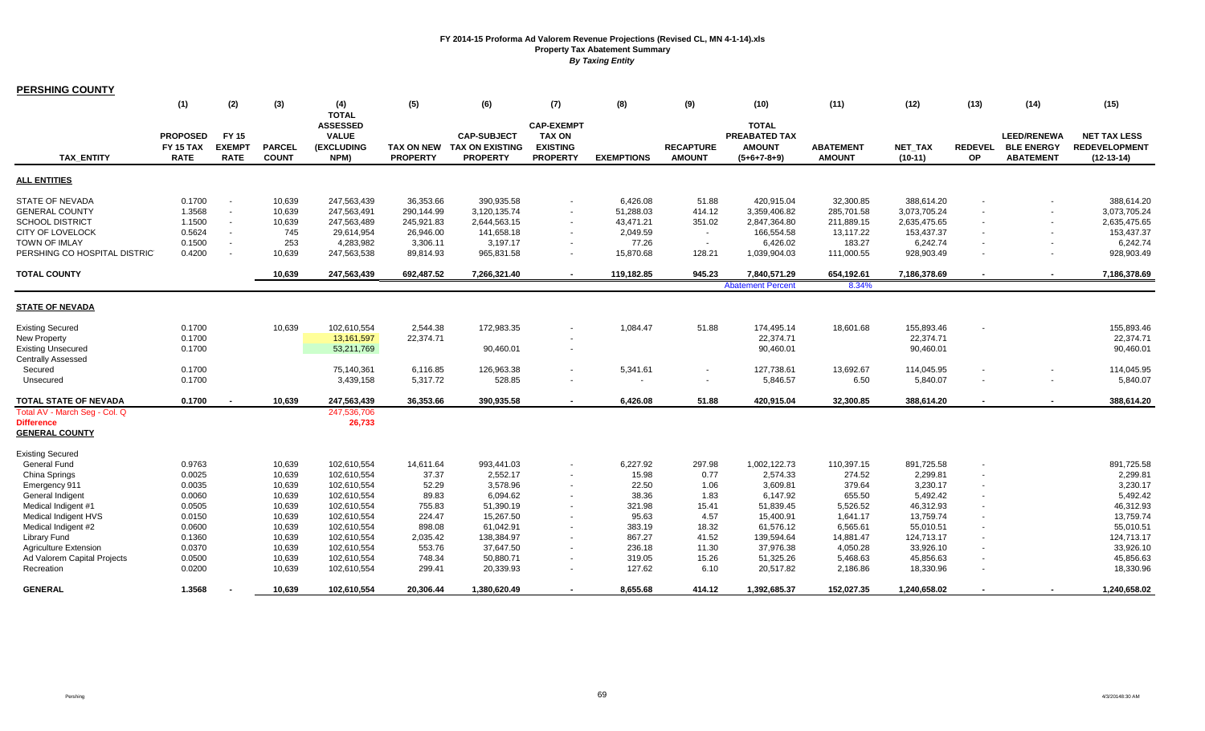# FY 2014-15 Proforma Ad Valorem Revenue Projections (Revised CL, MN 4-1-14).xls
## Property Tax Abatement Summary
### *By Taxing Entity*

**PERSHING COUNTY**

| TAX_ENTITY | (1) PROPOSED FY 15 TAX RATE | (2) FY 15 EXEMPT RATE | (3) PARCEL COUNT | (4) TOTAL ASSESSED VALUE (EXCLUDING NPM) | (5) TAX ON NEW PROPERTY | (6) CAP-SUBJECT TAX ON EXISTING PROPERTY | (7) CAP-EXEMPT TAX ON EXISTING PROPERTY | (8) EXEMPTIONS | (9) RECAPTURE AMOUNT | (10) TOTAL PREABATED TAX AMOUNT (5+6+7-8+9) | (11) ABATEMENT AMOUNT | (12) NET_TAX (10-11) | (13) REDEVEL OP | (14) LEED/RENEWA BLE ENERGY ABATEMENT | (15) NET TAX LESS REDEVELOPMENT (12-13-14) |
|---|---|---|---|---|---|---|---|---|---|---|---|---|---|---|---|
| **ALL ENTITIES** | | | | | | | | | | | | | | | |
| STATE OF NEVADA | 0.1700 | - | 10,639 | 247,563,439 | 36,353.66 | 390,935.58 | - | 6,426.08 | 51.88 | 420,915.04 | 32,300.85 | 388,614.20 | - | - | 388,614.20 |
| GENERAL COUNTY | 1.3568 | - | 10,639 | 247,563,491 | 290,144.99 | 3,120,135.74 | - | 51,288.03 | 414.12 | 3,359,406.82 | 285,701.58 | 3,073,705.24 | - | - | 3,073,705.24 |
| SCHOOL DISTRICT | 1.1500 | - | 10,639 | 247,563,489 | 245,921.83 | 2,644,563.15 | - | 43,471.21 | 351.02 | 2,847,364.80 | 211,889.15 | 2,635,475.65 | - | - | 2,635,475.65 |
| CITY OF LOVELOCK | 0.5624 | - | 745 | 29,614,954 | 26,946.00 | 141,658.18 | - | 2,049.59 | - | 166,554.58 | 13,117.22 | 153,437.37 | - | - | 153,437.37 |
| TOWN OF IMLAY | 0.1500 | - | 253 | 4,283,982 | 3,306.11 | 3,197.17 | - | 77.26 | - | 6,426.02 | 183.27 | 6,242.74 | - | - | 6,242.74 |
| PERSHING CO HOSPITAL DISTRICT | 0.4200 | - | 10,639 | 247,563,538 | 89,814.93 | 965,831.58 | - | 15,870.68 | 128.21 | 1,039,904.03 | 111,000.55 | 928,903.49 | - | - | 928,903.49 |
| **TOTAL COUNTY** | | | 10,639 | 247,563,439 | 692,487.52 | 7,266,321.40 | - | 119,182.85 | 945.23 | 7,840,571.29 | 654,192.61 | 7,186,378.69 | - | - | 7,186,378.69 |
| | | | | | | | | | | Abatement Percent | 8.34% | | | | |
| **STATE OF NEVADA** | | | | | | | | | | | | | | | |
| Existing Secured | 0.1700 | | 10,639 | 102,610,554 | 2,544.38 | 172,983.35 | - | 1,084.47 | 51.88 | 174,495.14 | 18,601.68 | 155,893.46 | - | | 155,893.46 |
| New Property | 0.1700 | | | 13,161,597 | 22,374.71 | | - | | | 22,374.71 | | 22,374.71 | | | 22,374.71 |
| Existing Unsecured | 0.1700 | | | 53,211,769 | | 90,460.01 | - | | | 90,460.01 | | 90,460.01 | | | 90,460.01 |
| Centrally Assessed | | | | | | | | | | | | | | | |
| Secured | 0.1700 | | | 75,140,361 | 6,116.85 | 126,963.38 | - | 5,341.61 | - | 127,738.61 | 13,692.67 | 114,045.95 | - | - | 114,045.95 |
| Unsecured | 0.1700 | | | 3,439,158 | 5,317.72 | 528.85 | - | - | - | 5,846.57 | 6.50 | 5,840.07 | - | - | 5,840.07 |
| **TOTAL STATE OF NEVADA** | 0.1700 | - | 10,639 | 247,563,439 | 36,353.66 | 390,935.58 | - | 6,426.08 | 51.88 | 420,915.04 | 32,300.85 | 388,614.20 | - | - | 388,614.20 |
| Total AV - March Seg - Col. Q | | | | 247,536,706 | | | | | | | | | | | |
| Difference | | | | 26,733 | | | | | | | | | | | |
| **GENERAL COUNTY** | | | | | | | | | | | | | | | |
| Existing Secured | | | | | | | | | | | | | | | |
| General Fund | 0.9763 | | 10,639 | 102,610,554 | 14,611.64 | 993,441.03 | - | 6,227.92 | 297.98 | 1,002,122.73 | 110,397.15 | 891,725.58 | - | | 891,725.58 |
| China Springs | 0.0025 | | 10,639 | 102,610,554 | 37.37 | 2,552.17 | - | 15.98 | 0.77 | 2,574.33 | 274.52 | 2,299.81 | - | | 2,299.81 |
| Emergency 911 | 0.0035 | | 10,639 | 102,610,554 | 52.29 | 3,578.96 | - | 22.50 | 1.06 | 3,609.81 | 379.64 | 3,230.17 | - | | 3,230.17 |
| General Indigent | 0.0060 | | 10,639 | 102,610,554 | 89.83 | 6,094.62 | - | 38.36 | 1.83 | 6,147.92 | 655.50 | 5,492.42 | - | | 5,492.42 |
| Medical Indigent #1 | 0.0505 | | 10,639 | 102,610,554 | 755.83 | 51,390.19 | - | 321.98 | 15.41 | 51,839.45 | 5,526.52 | 46,312.93 | - | | 46,312.93 |
| Medical Indigent HVS | 0.0150 | | 10,639 | 102,610,554 | 224.47 | 15,267.50 | - | 95.63 | 4.57 | 15,400.91 | 1,641.17 | 13,759.74 | - | | 13,759.74 |
| Medical Indigent #2 | 0.0600 | | 10,639 | 102,610,554 | 898.08 | 61,042.91 | - | 383.19 | 18.32 | 61,576.12 | 6,565.61 | 55,010.51 | - | | 55,010.51 |
| Library Fund | 0.1360 | | 10,639 | 102,610,554 | 2,035.42 | 138,384.97 | - | 867.27 | 41.52 | 139,594.64 | 14,881.47 | 124,713.17 | - | | 124,713.17 |
| Agriculture Extension | 0.0370 | | 10,639 | 102,610,554 | 553.76 | 37,647.50 | - | 236.18 | 11.30 | 37,976.38 | 4,050.28 | 33,926.10 | - | | 33,926.10 |
| Ad Valorem Capital Projects | 0.0500 | | 10,639 | 102,610,554 | 748.34 | 50,880.71 | - | 319.05 | 15.26 | 51,325.26 | 5,468.63 | 45,856.63 | - | | 45,856.63 |
| Recreation | 0.0200 | | 10,639 | 102,610,554 | 299.41 | 20,339.93 | - | 127.62 | 6.10 | 20,517.82 | 2,186.86 | 18,330.96 | - | | 18,330.96 |
| **GENERAL** | 1.3568 | - | 10,639 | 102,610,554 | 20,306.44 | 1,380,620.49 | - | 8,655.68 | 414.12 | 1,392,685.37 | 152,027.35 | 1,240,658.02 | - | - | 1,240,658.02 |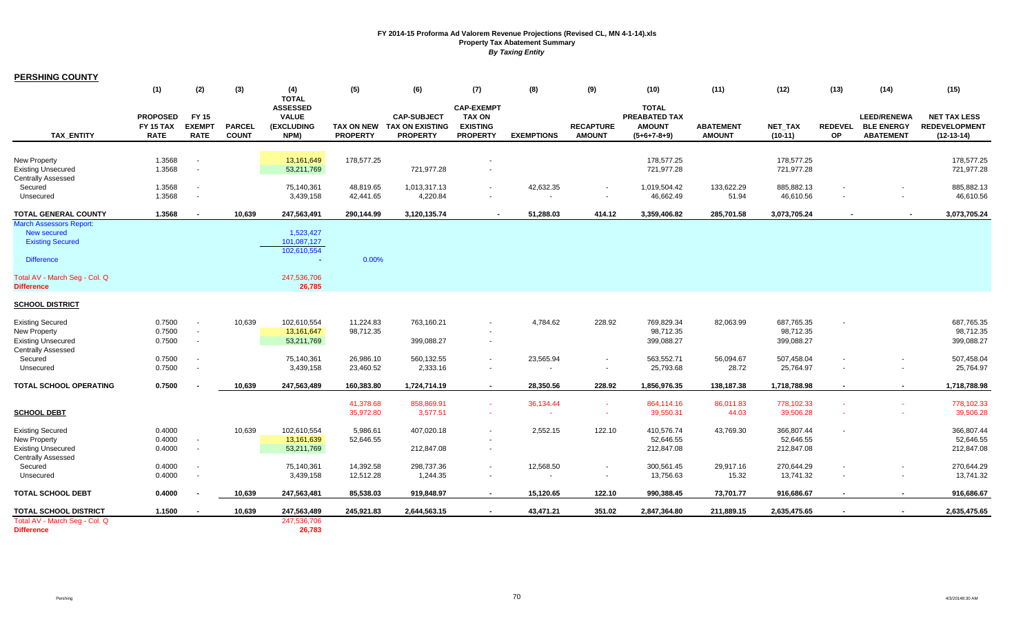**FY 2014-15 Proforma Ad Valorem Revenue Projections (Revised CL, MN 4-1-14).xls**
**Property Tax Abatement Summary**
***By Taxing Entity***

## PERSHING COUNTY

| TAX_ENTITY | (1) PROPOSED FY 15 TAX RATE | (2) FY 15 EXEMPT RATE | (3) PARCEL COUNT | (4) TOTAL ASSESSED VALUE (EXCLUDING NPM) | (5) TAX ON NEW PROPERTY | (6) CAP-SUBJECT TAX ON EXISTING PROPERTY | (7) CAP-EXEMPT TAX ON EXISTING PROPERTY | (8) EXEMPTIONS | (9) RECAPTURE AMOUNT | (10) TOTAL PREABATED TAX AMOUNT (5+6+7-8+9) | (11) ABATEMENT AMOUNT | (12) NET_TAX (10-11) | (13) REDEVELOP | (14) LEED/RENEWABLE ENERGY ABATEMENT | (15) NET TAX LESS REDEVELOPMENT (12-13-14) |
|---|---|---|---|---|---|---|---|---|---|---|---|---|---|---|---|
| New Property | 1.3568 | - | | 13,161,649 | 178,577.25 | | - | | | 178,577.25 | | 178,577.25 | | | 178,577.25 |
| Existing Unsecured | 1.3568 | - | | 53,211,769 | | 721,977.28 | - | | | 721,977.28 | | 721,977.28 | | | 721,977.28 |
| Centrally Assessed | | | | | | | | | | | | | | | |
| Secured | 1.3568 | - | | 75,140,361 | 48,819.65 | 1,013,317.13 | - | 42,632.35 | - | 1,019,504.42 | 133,622.29 | 885,882.13 | - | - | 885,882.13 |
| Unsecured | 1.3568 | - | | 3,439,158 | 42,441.65 | 4,220.84 | - | - | - | 46,662.49 | 51.94 | 46,610.56 | - | - | 46,610.56 |
| **TOTAL GENERAL COUNTY** | **1.3568** | **-** | **10,639** | **247,563,491** | **290,144.99** | **3,120,135.74** | **-** | **51,288.03** | **414.12** | **3,359,406.82** | **285,701.58** | **3,073,705.24** | **-** | **-** | **3,073,705.24** |
| March Assessors Report: | | | | | | | | | | | | | | | |
| New secured | | | | 1,523,427 | | | | | | | | | | | |
| Existing Secured | | | | 101,087,127 | | | | | | | | | | | |
| | | | | 102,610,554 | | | | | | | | | | | |
| Difference | | | | - | 0.00% | | | | | | | | | | |
| Total AV - March Seg - Col. Q | | | | 247,536,706 | | | | | | | | | | | |
| **Difference** | | | | **26,785** | | | | | | | | | | | |
| **SCHOOL DISTRICT** | | | | | | | | | | | | | | | |
| Existing Secured | 0.7500 | - | 10,639 | 102,610,554 | 11,224.83 | 763,160.21 | - | 4,784.62 | 228.92 | 769,829.34 | 82,063.99 | 687,765.35 | - | | 687,765.35 |
| New Property | 0.7500 | - | | 13,161,647 | 98,712.35 | | - | | | 98,712.35 | | 98,712.35 | | | 98,712.35 |
| Existing Unsecured | 0.7500 | - | | 53,211,769 | | 399,088.27 | - | | | 399,088.27 | | 399,088.27 | | | 399,088.27 |
| Centrally Assessed | | | | | | | | | | | | | | | |
| Secured | 0.7500 | - | | 75,140,361 | 26,986.10 | 560,132.55 | - | 23,565.94 | - | 563,552.71 | 56,094.67 | 507,458.04 | - | - | 507,458.04 |
| Unsecured | 0.7500 | - | | 3,439,158 | 23,460.52 | 2,333.16 | - | - | - | 25,793.68 | 28.72 | 25,764.97 | - | - | 25,764.97 |
| **TOTAL SCHOOL OPERATING** | **0.7500** | **-** | **10,639** | **247,563,489** | **160,383.80** | **1,724,714.19** | **-** | **28,350.56** | **228.92** | **1,856,976.35** | **138,187.38** | **1,718,788.98** | **-** | **-** | **1,718,788.98** |
| | | | | | 41,378.68 | 858,869.91 | - | 36,134.44 | - | 864,114.16 | 86,011.83 | 778,102.33 | - | - | 778,102.33 |
| **SCHOOL DEBT** | | | | | 35,972.80 | 3,577.51 | - | - | - | 39,550.31 | 44.03 | 39,506.28 | - | - | 39,506.28 |
| Existing Secured | 0.4000 | | 10,639 | 102,610,554 | 5,986.61 | 407,020.18 | - | 2,552.15 | 122.10 | 410,576.74 | 43,769.30 | 366,807.44 | - | | 366,807.44 |
| New Property | 0.4000 | - | | 13,161,639 | 52,646.55 | | - | | | 52,646.55 | | 52,646.55 | | | 52,646.55 |
| Existing Unsecured | 0.4000 | - | | 53,211,769 | | 212,847.08 | - | | | 212,847.08 | | 212,847.08 | | | 212,847.08 |
| Centrally Assessed | | | | | | | | | | | | | | | |
| Secured | 0.4000 | - | | 75,140,361 | 14,392.58 | 298,737.36 | - | 12,568.50 | - | 300,561.45 | 29,917.16 | 270,644.29 | - | - | 270,644.29 |
| Unsecured | 0.4000 | - | | 3,439,158 | 12,512.28 | 1,244.35 | - | - | - | 13,756.63 | 15.32 | 13,741.32 | - | - | 13,741.32 |
| **TOTAL SCHOOL DEBT** | **0.4000** | **-** | **10,639** | **247,563,481** | **85,538.03** | **919,848.97** | **-** | **15,120.65** | **122.10** | **990,388.45** | **73,701.77** | **916,686.67** | **-** | **-** | **916,686.67** |
| **TOTAL SCHOOL DISTRICT** | **1.1500** | **-** | **10,639** | **247,563,489** | **245,921.83** | **2,644,563.15** | **-** | **43,471.21** | **351.02** | **2,847,364.80** | **211,889.15** | **2,635,475.65** | **-** | **-** | **2,635,475.65** |
| Total AV - March Seg - Col. Q | | | | 247,536,706 | | | | | | | | | | | |
| **Difference** | | | | **26,783** | | | | | | | | | | | |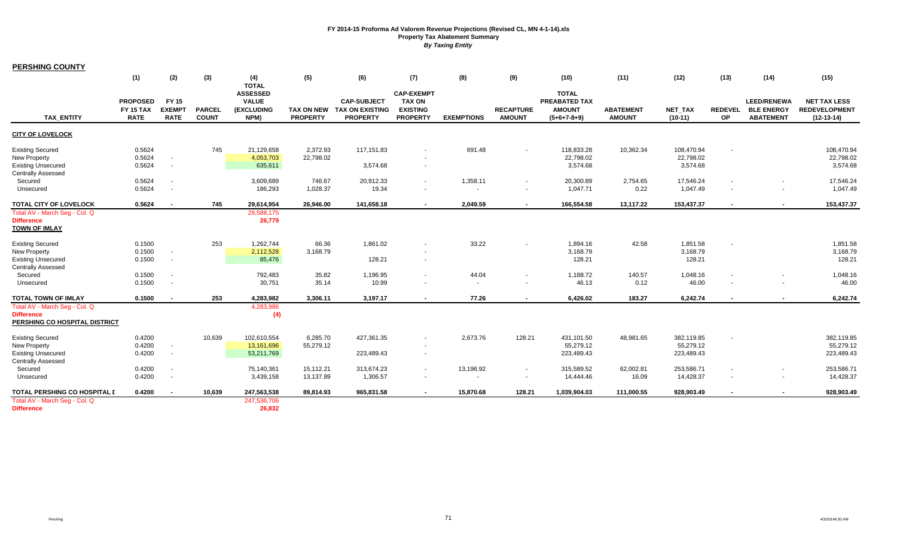### FY 2014-15 Proforma Ad Valorem Revenue Projections (Revised CL, MN 4-1-14).xls
### Property Tax Abatement Summary
### *By Taxing Entity*

**PERSHING COUNTY**

| TAX_ENTITY | (1) PROPOSED FY 15 TAX RATE | (2) FY 15 EXEMPT RATE | (3) PARCEL COUNT | (4) TOTAL ASSESSED VALUE (EXCLUDING NPM) | (5) TAX ON NEW PROPERTY | (6) CAP-SUBJECT TAX ON EXISTING PROPERTY | (7) CAP-EXEMPT TAX ON EXISTING PROPERTY | (8) EXEMPTIONS | (9) RECAPTURE AMOUNT | (10) TOTAL PREABATED TAX AMOUNT (5+6+7-8+9) | (11) ABATEMENT AMOUNT | (12) NET_TAX (10-11) | (13) REDEVEL OP | (14) LEED/RENEWABLE ENERGY ABATEMENT | (15) NET TAX LESS REDEVELOPMENT (12-13-14) |
|---|---|---|---|---|---|---|---|---|---|---|---|---|---|---|---|
| **CITY OF LOVELOCK** | | | | | | | | | | | | | | | |
| Existing Secured | 0.5624 | | 745 | 21,129,658 | 2,372.93 | 117,151.83 | - | 691.48 | - | 118,833.28 | 10,362.34 | 108,470.94 | - | | 108,470.94 |
| New Property | 0.5624 | - | | 4,053,703 | 22,798.02 | | - | | | 22,798.02 | | 22,798.02 | | | 22,798.02 |
| Existing Unsecured | 0.5624 | - | | 635,611 | | 3,574.68 | - | | | 3,574.68 | | 3,574.68 | | | 3,574.68 |
| Centrally Assessed | | | | | | | | | | | | | | | |
| Secured | 0.5624 | - | | 3,609,689 | 746.67 | 20,912.33 | - | 1,358.11 | - | 20,300.89 | 2,754.65 | 17,546.24 | - | - | 17,546.24 |
| Unsecured | 0.5624 | - | | 186,293 | 1,028.37 | 19.34 | - | - | - | 1,047.71 | 0.22 | 1,047.49 | - | - | 1,047.49 |
| **TOTAL CITY OF LOVELOCK** | **0.5624** | **-** | **745** | **29,614,954** | **26,946.00** | **141,658.18** | **-** | **2,049.59** | **-** | **166,554.58** | **13,117.22** | **153,437.37** | **-** | **-** | **153,437.37** |
| Total AV - March Seg - Col. Q | | | | 29,588,175 | | | | | | | | | | | |
| **Difference** | | | | **26,779** | | | | | | | | | | | |
| **TOWN OF IMLAY** | | | | | | | | | | | | | | | |
| Existing Secured | 0.1500 | | 253 | 1,262,744 | 66.36 | 1,861.02 | - | 33.22 | - | 1,894.16 | 42.58 | 1,851.58 | - | | 1,851.58 |
| New Property | 0.1500 | - | | 2,112,528 | 3,168.79 | | - | | | 3,168.79 | | 3,168.79 | | | 3,168.79 |
| Existing Unsecured | 0.1500 | - | | 85,476 | | 128.21 | - | | | 128.21 | | 128.21 | | | 128.21 |
| Centrally Assessed | | | | | | | | | | | | | | | |
| Secured | 0.1500 | - | | 792,483 | 35.82 | 1,196.95 | - | 44.04 | - | 1,188.72 | 140.57 | 1,048.16 | - | - | 1,048.16 |
| Unsecured | 0.1500 | - | | 30,751 | 35.14 | 10.99 | - | - | - | 46.13 | 0.12 | 46.00 | - | - | 46.00 |
| **TOTAL TOWN OF IMLAY** | **0.1500** | **-** | **253** | **4,283,982** | **3,306.11** | **3,197.17** | **-** | **77.26** | **-** | **6,426.02** | **183.27** | **6,242.74** | **-** | **-** | **6,242.74** |
| Total AV - March Seg - Col. Q | | | | 4,283,986 | | | | | | | | | | | |
| **Difference** | | | | **(4)** | | | | | | | | | | | |
| **PERSHING CO HOSPITAL DISTRICT** | | | | | | | | | | | | | | | |
| Existing Secured | 0.4200 | | 10,639 | 102,610,554 | 6,285.70 | 427,361.35 | - | 2,673.76 | 128.21 | 431,101.50 | 48,981.65 | 382,119.85 | - | | 382,119.85 |
| New Property | 0.4200 | - | | 13,161,696 | 55,279.12 | | - | | | 55,279.12 | | 55,279.12 | | | 55,279.12 |
| Existing Unsecured | 0.4200 | - | | 53,211,769 | | 223,489.43 | - | | | 223,489.43 | | 223,489.43 | | | 223,489.43 |
| Centrally Assessed | | | | | | | | | | | | | | | |
| Secured | 0.4200 | - | | 75,140,361 | 15,112.21 | 313,674.23 | - | 13,196.92 | - | 315,589.52 | 62,002.81 | 253,586.71 | - | - | 253,586.71 |
| Unsecured | 0.4200 | - | | 3,439,158 | 13,137.89 | 1,306.57 | - | - | - | 14,444.46 | 16.09 | 14,428.37 | - | - | 14,428.37 |
| **TOTAL PERSHING CO HOSPITAL D** | **0.4200** | **-** | **10,639** | **247,563,538** | **89,814.93** | **965,831.58** | **-** | **15,870.68** | **128.21** | **1,039,904.03** | **111,000.55** | **928,903.49** | **-** | **-** | **928,903.49** |
| Total AV - March Seg - Col. Q | | | | 247,536,706 | | | | | | | | | | | |
| **Difference** | | | | **26,832** | | | | | | | | | | | |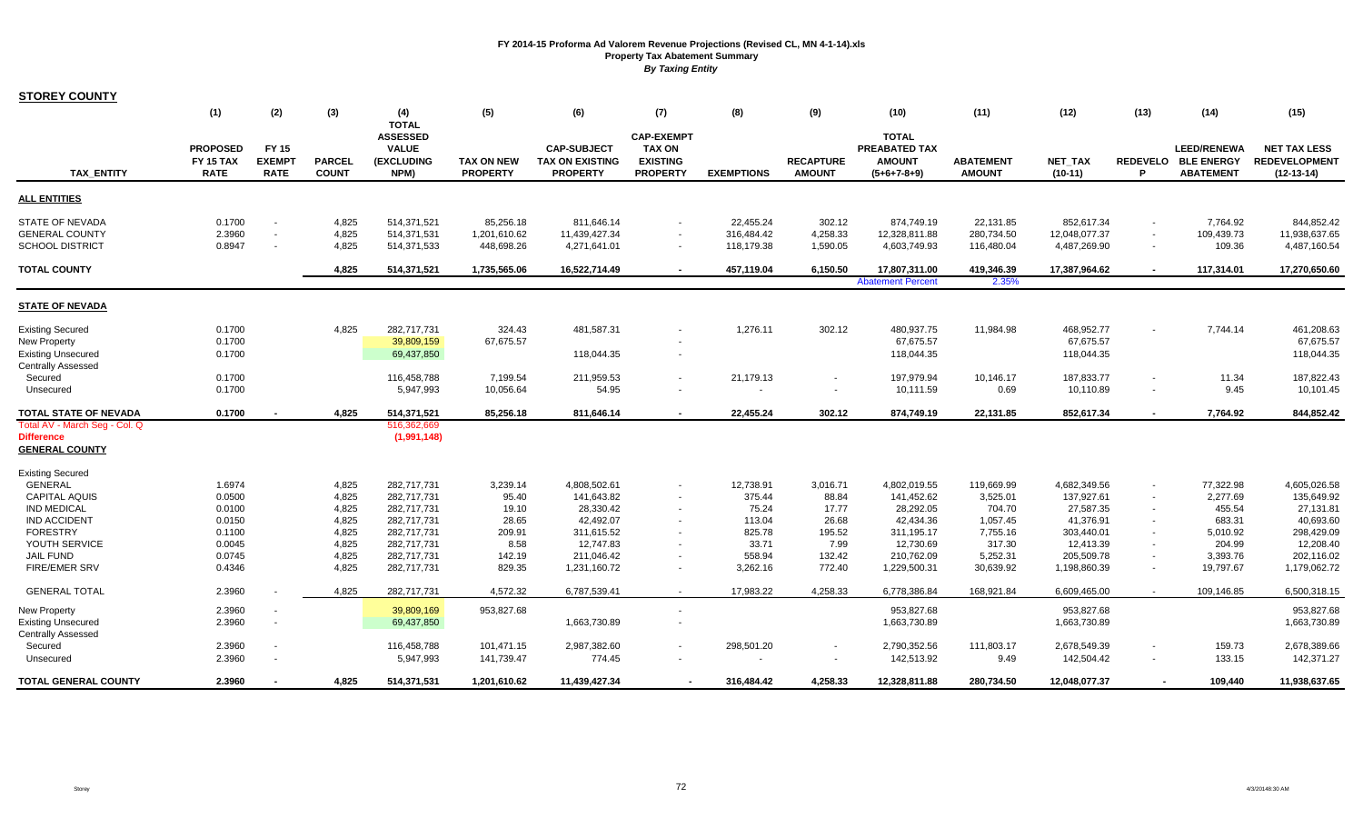# FY 2014-15 Proforma Ad Valorem Revenue Projections (Revised CL, MN 4-1-14).xls
## Property Tax Abatement Summary
*By Taxing Entity*

**STOREY COUNTY**

| TAX_ENTITY | (1) PROPOSED FY 15 TAX RATE | (2) FY 15 EXEMPT RATE | (3) PARCEL COUNT | (4) TOTAL ASSESSED VALUE (EXCLUDING NPM) | (5) TAX ON NEW PROPERTY | (6) CAP-SUBJECT TAX ON EXISTING PROPERTY | (7) CAP-EXEMPT TAX ON EXISTING PROPERTY | (8) EXEMPTIONS | (9) RECAPTURE AMOUNT | (10) TOTAL PREABATED TAX AMOUNT (5+6+7-8+9) | (11) ABATEMENT AMOUNT | (12) NET_TAX (10-11) | (13) REDEVELOP | (14) LEED/RENEWA BLE ENERGY ABATEMENT | (15) NET TAX LESS REDEVELOPMENT (12-13-14) |
|---|---|---|---|---|---|---|---|---|---|---|---|---|---|---|---|
| **ALL ENTITIES** | | | | | | | | | | | | | | | |
| STATE OF NEVADA | 0.1700 | - | 4,825 | 514,371,521 | 85,256.18 | 811,646.14 | - | 22,455.24 | 302.12 | 874,749.19 | 22,131.85 | 852,617.34 | - | 7,764.92 | 844,852.42 |
| GENERAL COUNTY | 2.3960 | - | 4,825 | 514,371,531 | 1,201,610.62 | 11,439,427.34 | - | 316,484.42 | 4,258.33 | 12,328,811.88 | 280,734.50 | 12,048,077.37 | - | 109,439.73 | 11,938,637.65 |
| SCHOOL DISTRICT | 0.8947 | - | 4,825 | 514,371,533 | 448,698.26 | 4,271,641.01 | - | 118,179.38 | 1,590.05 | 4,603,749.93 | 116,480.04 | 4,487,269.90 | - | 109.36 | 4,487,160.54 |
| **TOTAL COUNTY** | | | **4,825** | **514,371,521** | **1,735,565.06** | **16,522,714.49** | **-** | **457,119.04** | **6,150.50** | **17,807,311.00** | **419,346.39** | **17,387,964.62** | **-** | **117,314.01** | **17,270,650.60** |
| | | | | | | | | | | Abatement Percent | 2.35% | | | | |
| **STATE OF NEVADA** | | | | | | | | | | | | | | | |
| Existing Secured | 0.1700 | | 4,825 | 282,717,731 | 324.43 | 481,587.31 | - | 1,276.11 | 302.12 | 480,937.75 | 11,984.98 | 468,952.77 | - | 7,744.14 | 461,208.63 |
| New Property | 0.1700 | | | 39,809,159 | 67,675.57 | | - | | | 67,675.57 | | 67,675.57 | | | 67,675.57 |
| Existing Unsecured | 0.1700 | | | 69,437,850 | | 118,044.35 | - | | | 118,044.35 | | 118,044.35 | | | 118,044.35 |
| Centrally Assessed | | | | | | | | | | | | | | | |
| Secured | 0.1700 | | | 116,458,788 | 7,199.54 | 211,959.53 | - | 21,179.13 | - | 197,979.94 | 10,146.17 | 187,833.77 | - | 11.34 | 187,822.43 |
| Unsecured | 0.1700 | | | 5,947,993 | 10,056.64 | 54.95 | - | - | - | 10,111.59 | 0.69 | 10,110.89 | - | 9.45 | 10,101.45 |
| **TOTAL STATE OF NEVADA** | **0.1700** | **-** | **4,825** | **514,371,521** | **85,256.18** | **811,646.14** | **-** | **22,455.24** | **302.12** | **874,749.19** | **22,131.85** | **852,617.34** | **-** | **7,764.92** | **844,852.42** |
| Total AV - March Seg - Col. Q | | | | 516,362,669 | | | | | | | | | | | |
| Difference | | | | (1,991,148) | | | | | | | | | | | |
| **GENERAL COUNTY** | | | | | | | | | | | | | | | |
| Existing Secured | | | | | | | | | | | | | | | |
| GENERAL | 1.6974 | | 4,825 | 282,717,731 | 3,239.14 | 4,808,502.61 | - | 12,738.91 | 3,016.71 | 4,802,019.55 | 119,669.99 | 4,682,349.56 | - | 77,322.98 | 4,605,026.58 |
| CAPITAL AQUIS | 0.0500 | | 4,825 | 282,717,731 | 95.40 | 141,643.82 | - | 375.44 | 88.84 | 141,452.62 | 3,525.01 | 137,927.61 | - | 2,277.69 | 135,649.92 |
| IND MEDICAL | 0.0100 | | 4,825 | 282,717,731 | 19.10 | 28,330.42 | - | 75.24 | 17.77 | 28,292.05 | 704.70 | 27,587.35 | - | 455.54 | 27,131.81 |
| IND ACCIDENT | 0.0150 | | 4,825 | 282,717,731 | 28.65 | 42,492.07 | - | 113.04 | 26.68 | 42,434.36 | 1,057.45 | 41,376.91 | - | 683.31 | 40,693.60 |
| FORESTRY | 0.1100 | | 4,825 | 282,717,731 | 209.91 | 311,615.52 | - | 825.78 | 195.52 | 311,195.17 | 7,755.16 | 303,440.01 | - | 5,010.92 | 298,429.09 |
| YOUTH SERVICE | 0.0045 | | 4,825 | 282,717,731 | 8.58 | 12,747.83 | - | 33.71 | 7.99 | 12,730.69 | 317.30 | 12,413.39 | - | 204.99 | 12,208.40 |
| JAIL FUND | 0.0745 | | 4,825 | 282,717,731 | 142.19 | 211,046.42 | - | 558.94 | 132.42 | 210,762.09 | 5,252.31 | 205,509.78 | - | 3,393.76 | 202,116.02 |
| FIRE/EMER SRV | 0.4346 | | 4,825 | 282,717,731 | 829.35 | 1,231,160.72 | - | 3,262.16 | 772.40 | 1,229,500.31 | 30,639.92 | 1,198,860.39 | - | 19,797.67 | 1,179,062.72 |
| GENERAL TOTAL | 2.3960 | - | 4,825 | 282,717,731 | 4,572.32 | 6,787,539.41 | - | 17,983.22 | 4,258.33 | 6,778,386.84 | 168,921.84 | 6,609,465.00 | - | 109,146.85 | 6,500,318.15 |
| New Property | 2.3960 | - | | 39,809,169 | 953,827.68 | | - | | | 953,827.68 | | 953,827.68 | | | 953,827.68 |
| Existing Unsecured | 2.3960 | - | | 69,437,850 | | 1,663,730.89 | - | | | 1,663,730.89 | | 1,663,730.89 | | | 1,663,730.89 |
| Centrally Assessed | | | | | | | | | | | | | | | |
| Secured | 2.3960 | - | | 116,458,788 | 101,471.15 | 2,987,382.60 | - | 298,501.20 | - | 2,790,352.56 | 111,803.17 | 2,678,549.39 | - | 159.73 | 2,678,389.66 |
| Unsecured | 2.3960 | - | | 5,947,993 | 141,739.47 | 774.45 | - | - | - | 142,513.92 | 9.49 | 142,504.42 | - | 133.15 | 142,371.27 |
| **TOTAL GENERAL COUNTY** | **2.3960** | **-** | **4,825** | **514,371,531** | **1,201,610.62** | **11,439,427.34** | **-** | **316,484.42** | **4,258.33** | **12,328,811.88** | **280,734.50** | **12,048,077.37** | **-** | **109,440** | **11,938,637.65** |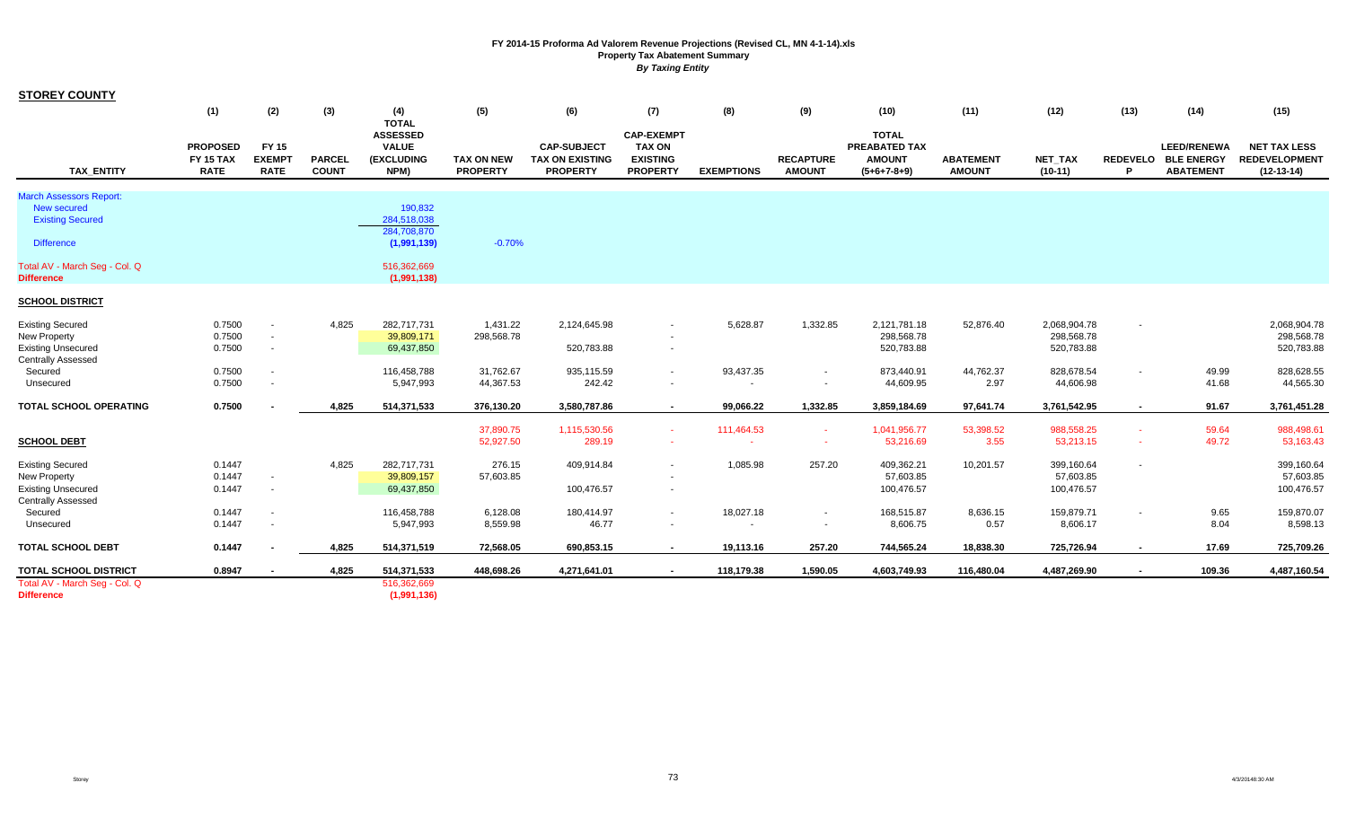**FY 2014-15 Proforma Ad Valorem Revenue Projections (Revised CL, MN 4-1-14).xls**
**Property Tax Abatement Summary**
***By Taxing Entity***

## STOREY COUNTY

| TAX_ENTITY | (1) PROPOSED FY 15 TAX RATE | (2) FY 15 EXEMPT RATE | (3) PARCEL COUNT | (4) TOTAL ASSESSED VALUE (EXCLUDING NPM) | (5) TAX ON NEW PROPERTY | (6) CAP-SUBJECT TAX ON EXISTING PROPERTY | (7) CAP-EXEMPT TAX ON EXISTING PROPERTY | (8) EXEMPTIONS | (9) RECAPTURE AMOUNT | (10) TOTAL PREABATED TAX AMOUNT (5+6+7-8+9) | (11) ABATEMENT AMOUNT | (12) NET_TAX (10-11) | (13) REDEVELOP | (14) LEED/RENEWABLE ENERGY ABATEMENT | (15) NET TAX LESS REDEVELOPMENT (12-13-14) |
|---|---|---|---|---|---|---|---|---|---|---|---|---|---|---|---|
| March Assessors Report: | | | | | | | | | | | | | | | |
| New secured | | | | 190,832 | | | | | | | | | | | |
| Existing Secured | | | | 284,518,038 | | | | | | | | | | | |
| | | | | 284,708,870 | | | | | | | | | | | |
| Difference | | | | (1,991,139) | -0.70% | | | | | | | | | | |
| Total AV - March Seg - Col. Q | | | | 516,362,669 | | | | | | | | | | | |
| Difference | | | | (1,991,138) | | | | | | | | | | | |
| **SCHOOL DISTRICT** | | | | | | | | | | | | | | | |
| Existing Secured | 0.7500 | - | 4,825 | 282,717,731 | 1,431.22 | 2,124,645.98 | - | 5,628.87 | 1,332.85 | 2,121,781.18 | 52,876.40 | 2,068,904.78 | - | | 2,068,904.78 |
| New Property | 0.7500 | - | | 39,809,171 | 298,568.78 | | - | | | 298,568.78 | | 298,568.78 | | | 298,568.78 |
| Existing Unsecured | 0.7500 | - | | 69,437,850 | | 520,783.88 | - | | | 520,783.88 | | 520,783.88 | | | 520,783.88 |
| Centrally Assessed | | | | | | | | | | | | | | | |
| Secured | 0.7500 | - | | 116,458,788 | 31,762.67 | 935,115.59 | - | 93,437.35 | - | 873,440.91 | 44,762.37 | 828,678.54 | - | 49.99 | 828,628.55 |
| Unsecured | 0.7500 | - | | 5,947,993 | 44,367.53 | 242.42 | - | - | - | 44,609.95 | 2.97 | 44,606.98 | | 41.68 | 44,565.30 |
| **TOTAL SCHOOL OPERATING** | **0.7500** | **-** | **4,825** | **514,371,533** | **376,130.20** | **3,580,787.86** | **-** | **99,066.22** | **1,332.85** | **3,859,184.69** | **97,641.74** | **3,761,542.95** | **-** | **91.67** | **3,761,451.28** |
| | | | | | 37,890.75 | 1,115,530.56 | - | 111,464.53 | - | 1,041,956.77 | 53,398.52 | 988,558.25 | - | 59.64 | 988,498.61 |
| **SCHOOL DEBT** | | | | | 52,927.50 | 289.19 | - | - | - | 53,216.69 | 3.55 | 53,213.15 | - | 49.72 | 53,163.43 |
| Existing Secured | 0.1447 | | 4,825 | 282,717,731 | 276.15 | 409,914.84 | - | 1,085.98 | 257.20 | 409,362.21 | 10,201.57 | 399,160.64 | - | | 399,160.64 |
| New Property | 0.1447 | - | | 39,809,157 | 57,603.85 | | - | | | 57,603.85 | | 57,603.85 | | | 57,603.85 |
| Existing Unsecured | 0.1447 | - | | 69,437,850 | | 100,476.57 | - | | | 100,476.57 | | 100,476.57 | | | 100,476.57 |
| Centrally Assessed | | | | | | | | | | | | | | | |
| Secured | 0.1447 | - | | 116,458,788 | 6,128.08 | 180,414.97 | - | 18,027.18 | - | 168,515.87 | 8,636.15 | 159,879.71 | - | 9.65 | 159,870.07 |
| Unsecured | 0.1447 | - | | 5,947,993 | 8,559.98 | 46.77 | - | - | - | 8,606.75 | 0.57 | 8,606.17 | | 8.04 | 8,598.13 |
| **TOTAL SCHOOL DEBT** | **0.1447** | **-** | **4,825** | **514,371,519** | **72,568.05** | **690,853.15** | **-** | **19,113.16** | **257.20** | **744,565.24** | **18,838.30** | **725,726.94** | **-** | **17.69** | **725,709.26** |
| **TOTAL SCHOOL DISTRICT** | **0.8947** | **-** | **4,825** | **514,371,533** | **448,698.26** | **4,271,641.01** | **-** | **118,179.38** | **1,590.05** | **4,603,749.93** | **116,480.04** | **4,487,269.90** | **-** | **109.36** | **4,487,160.54** |
| Total AV - March Seg - Col. Q | | | | 516,362,669 | | | | | | | | | | | |
| Difference | | | | (1,991,136) | | | | | | | | | | | |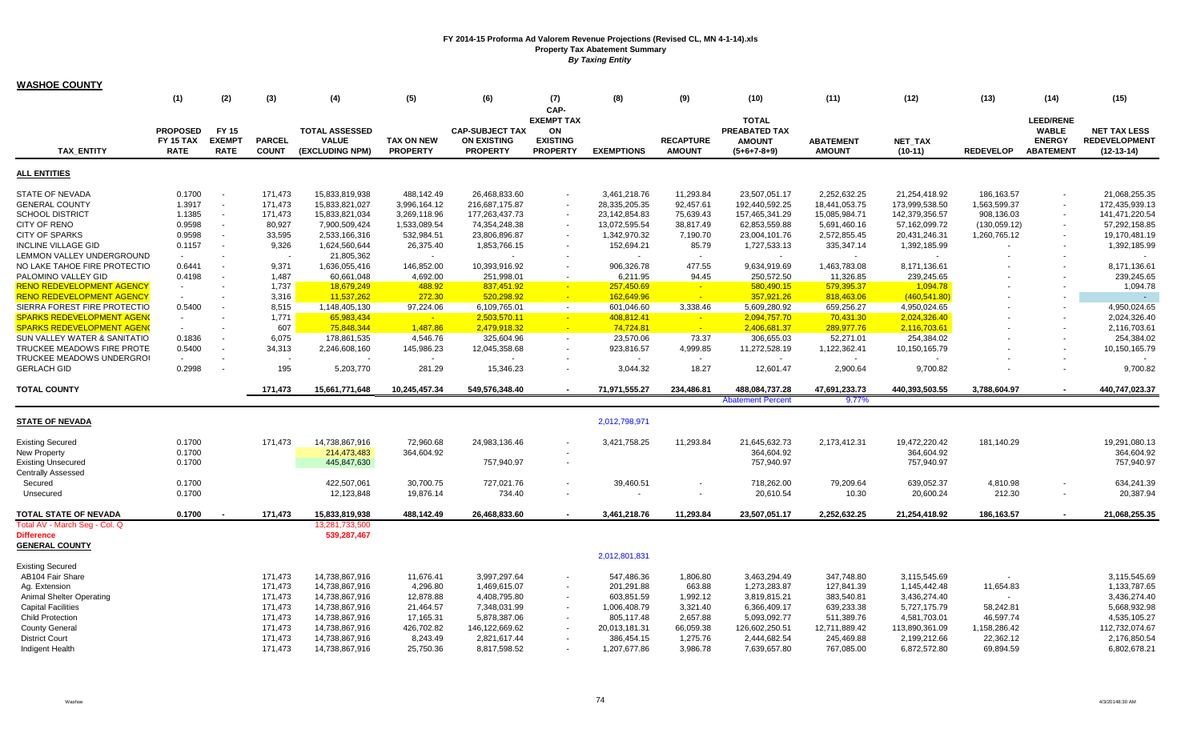**FY 2014-15 Proforma Ad Valorem Revenue Projections (Revised CL, MN 4-1-14).xls**
**Property Tax Abatement Summary**
*By Taxing Entity*

## WASHOE COUNTY

| TAX_ENTITY | (1) PROPOSED FY 15 TAX RATE | (2) FY 15 EXEMPT RATE | (3) PARCEL COUNT | (4) TOTAL ASSESSED VALUE (EXCLUDING NPM) | (5) TAX ON NEW PROPERTY | (6) CAP-SUBJECT TAX ON EXISTING PROPERTY | (7) CAP-EXEMPT TAX ON EXISTING PROPERTY | (8) EXEMPTIONS | (9) RECAPTURE AMOUNT | (10) TOTAL PREABATED TAX AMOUNT (5+6+7-8+9) | (11) ABATEMENT AMOUNT | (12) NET_TAX (10-11) | (13) REDEVELOP | (14) LEED/RENEWABLE ENERGY ABATEMENT | (15) NET TAX LESS REDEVELOPMENT (12-13-14) |
|---|---|---|---|---|---|---|---|---|---|---|---|---|---|---|---|
| **ALL ENTITIES** | | | | | | | | | | | | | | | |
| STATE OF NEVADA | 0.1700 | - | 171,473 | 15,833,819,938 | 488,142.49 | 26,468,833.60 | - | 3,461,218.76 | 11,293.84 | 23,507,051.17 | 2,252,632.25 | 21,254,418.92 | 186,163.57 | - | 21,068,255.35 |
| GENERAL COUNTY | 1.3917 | - | 171,473 | 15,833,821,027 | 3,996,164.12 | 216,687,175.87 | - | 28,335,205.35 | 92,457.61 | 192,440,592.25 | 18,441,053.75 | 173,999,538.50 | 1,563,599.37 | - | 172,435,939.13 |
| SCHOOL DISTRICT | 1.1385 | - | 171,473 | 15,833,821,034 | 3,269,118.96 | 177,263,437.73 | - | 23,142,854.83 | 75,639.43 | 157,465,341.29 | 15,085,984.71 | 142,379,356.57 | 908,136.03 | - | 141,471,220.54 |
| CITY OF RENO | 0.9598 | - | 80,927 | 7,900,509,424 | 1,533,089.54 | 74,354,248.38 | - | 13,072,595.54 | 38,817.49 | 62,853,559.88 | 5,691,460.16 | 57,162,099.72 | (130,059.12) | - | 57,292,158.85 |
| CITY OF SPARKS | 0.9598 | - | 33,595 | 2,533,166,316 | 532,984.51 | 23,806,896.87 | - | 1,342,970.32 | 7,190.70 | 23,004,101.76 | 2,572,855.45 | 20,431,246.31 | 1,260,765.12 | - | 19,170,481.19 |
| INCLINE VILLAGE GID | 0.1157 | - | 9,326 | 1,624,560,644 | 26,375.40 | 1,853,766.15 | - | 152,694.21 | 85.79 | 1,727,533.13 | 335,347.14 | 1,392,185.99 | - | - | 1,392,185.99 |
| LEMMON VALLEY UNDERGROUND | - | - | - | 21,805,362 | - | - | - | - | - | - | - | - | - | - | - |
| NO LAKE TAHOE FIRE PROTECTIO | 0.6441 | - | 9,371 | 1,636,055,416 | 146,852.00 | 10,393,916.92 | - | 906,326.78 | 477.55 | 9,634,919.69 | 1,463,783.08 | 8,171,136.61 | - | - | 8,171,136.61 |
| PALOMINO VALLEY GID | 0.4198 | - | 1,487 | 60,661,048 | 4,692.00 | 251,998.01 | - | 6,211.95 | 94.45 | 250,572.50 | 11,326.85 | 239,245.65 | - | - | 239,245.65 |
| RENO REDEVELOPMENT AGENCY | - | - | 1,737 | 18,679,249 | 488.92 | 837,451.92 | - | 257,450.69 | - | 580,490.15 | 579,395.37 | 1,094.78 | - | - | 1,094.78 |
| RENO REDEVELOPMENT AGENCY | - | - | 3,316 | 11,537,262 | 272.30 | 520,298.92 | - | 162,649.96 | - | 357,921.26 | 818,463.06 | (460,541.80) | - | - | - |
| SIERRA FOREST FIRE PROTECTIO | 0.5400 | - | 8,515 | 1,148,405,130 | 97,224.06 | 6,109,765.01 | - | 601,046.60 | 3,338.46 | 5,609,280.92 | 659,256.27 | 4,950,024.65 | - | - | 4,950,024.65 |
| SPARKS REDEVELOPMENT AGENC | - | - | 1,771 | 65,983,434 | - | 2,503,570.11 | - | 408,812.41 | - | 2,094,757.70 | 70,431.30 | 2,024,326.40 | - | - | 2,024,326.40 |
| SPARKS REDEVELOPMENT AGENC | - | - | 607 | 75,848,344 | 1,487.86 | 2,479,918.32 | - | 74,724.81 | - | 2,406,681.37 | 289,977.76 | 2,116,703.61 | - | - | 2,116,703.61 |
| SUN VALLEY WATER & SANITATIO | 0.1836 | - | 6,075 | 178,861,535 | 4,546.76 | 325,604.96 | - | 23,570.06 | 73.37 | 306,655.03 | 52,271.01 | 254,384.02 | - | - | 254,384.02 |
| TRUCKEE MEADOWS FIRE PROTE | 0.5400 | - | 34,313 | 2,246,608,160 | 145,986.23 | 12,045,358.68 | - | 923,816.57 | 4,999.85 | 11,272,528.19 | 1,122,362.41 | 10,150,165.79 | - | - | 10,150,165.79 |
| TRUCKEE MEADOWS UNDERGROI | - | - | - | - | - | - | - | - | - | - | - | - | - | - | - |
| GERLACH GID | 0.2998 | - | 195 | 5,203,770 | 281.29 | 15,346.23 | - | 3,044.32 | 18.27 | 12,601.47 | 2,900.64 | 9,700.82 | - | - | 9,700.82 |
| **TOTAL COUNTY** | | | 171,473 | 15,661,771,648 | 10,245,457.34 | 549,576,348.40 | - | 71,971,555.27 | 234,486.81 | 488,084,737.28 | 47,691,233.73 | 440,393,503.55 | 3,788,604.97 | - | 440,747,023.37 |
| | | | | | | | | | | Abatement Percent | 9.77% | | | | |
| **STATE OF NEVADA** | | | | | | | | 2,012,798,971 | | | | | | | |
| Existing Secured | 0.1700 | | 171,473 | 14,738,867,916 | 72,960.68 | 24,983,136.46 | - | 3,421,758.25 | 11,293.84 | 21,645,632.73 | 2,173,412.31 | 19,472,220.42 | 181,140.29 | | 19,291,080.13 |
| New Property | 0.1700 | | | 214,473,483 | 364,604.92 | | - | | | 364,604.92 | | 364,604.92 | | | 364,604.92 |
| Existing Unsecured | 0.1700 | | | 445,847,630 | | 757,940.97 | - | | | 757,940.97 | | 757,940.97 | | | 757,940.97 |
| Centrally Assessed | | | | | | | | | | | | | | | |
| Secured | 0.1700 | | | 422,507,061 | 30,700.75 | 727,021.76 | - | 39,460.51 | - | 718,262.00 | 79,209.64 | 639,052.37 | 4,810.98 | - | 634,241.39 |
| Unsecured | 0.1700 | | | 12,123,848 | 19,876.14 | 734.40 | - | - | - | 20,610.54 | 10.30 | 20,600.24 | 212.30 | - | 20,387.94 |
| **TOTAL STATE OF NEVADA** | 0.1700 | - | 171,473 | 15,833,819,938 | 488,142.49 | 26,468,833.60 | - | 3,461,218.76 | 11,293.84 | 23,507,051.17 | 2,252,632.25 | 21,254,418.92 | 186,163.57 | - | 21,068,255.35 |
| Total AV - March Seg - Col. Q | | | | 13,281,733,500 | | | | | | | | | | | |
| **Difference** | | | | 539,287,467 | | | | | | | | | | | |
| **GENERAL COUNTY** | | | | | | | | 2,012,801,831 | | | | | | | |
| Existing Secured | | | | | | | | | | | | | | | |
| AB104 Fair Share | | | 171,473 | 14,738,867,916 | 11,676.41 | 3,997,297.64 | - | 547,486.36 | 1,806.80 | 3,463,294.49 | 347,748.80 | 3,115,545.69 | - | | 3,115,545.69 |
| Ag. Extension | | | 171,473 | 14,738,867,916 | 4,296.80 | 1,469,615.07 | - | 201,291.88 | 663.88 | 1,273,283.87 | 127,841.39 | 1,145,442.48 | 11,654.83 | | 1,133,787.65 |
| Animal Shelter Operating | | | 171,473 | 14,738,867,916 | 12,878.88 | 4,408,795.80 | - | 603,851.59 | 1,992.12 | 3,819,815.21 | 383,540.81 | 3,436,274.40 | - | | 3,436,274.40 |
| Capital Facilities | | | 171,473 | 14,738,867,916 | 21,464.57 | 7,348,031.99 | - | 1,006,408.79 | 3,321.40 | 6,366,409.17 | 639,233.38 | 5,727,175.79 | 58,242.81 | | 5,668,932.98 |
| Child Protection | | | 171,473 | 14,738,867,916 | 17,165.31 | 5,878,387.06 | - | 805,117.48 | 2,657.88 | 5,093,092.77 | 511,389.76 | 4,581,703.01 | 46,597.74 | | 4,535,105.27 |
| County General | | | 171,473 | 14,738,867,916 | 426,702.82 | 146,122,669.62 | - | 20,013,181.31 | 66,059.38 | 126,602,250.51 | 12,711,889.42 | 113,890,361.09 | 1,158,286.42 | | 112,732,074.67 |
| District Court | | | 171,473 | 14,738,867,916 | 8,243.49 | 2,821,617.44 | - | 386,454.15 | 1,275.76 | 2,444,682.54 | 245,469.88 | 2,199,212.66 | 22,362.12 | | 2,176,850.54 |
| Indigent Health | | | 171,473 | 14,738,867,916 | 25,750.36 | 8,817,598.52 | - | 1,207,677.86 | 3,986.78 | 7,639,657.80 | 767,085.00 | 6,872,572.80 | 69,894.59 | | 6,802,678.21 |

Washoe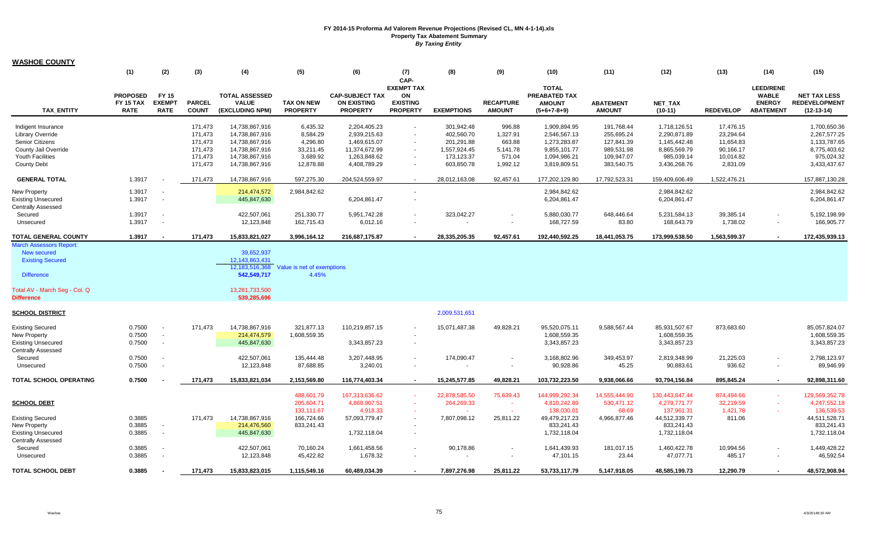**FY 2014-15 Proforma Ad Valorem Revenue Projections (Revised CL, MN 4-1-14).xls**
**Property Tax Abatement Summary**
***By Taxing Entity***

**WASHOE COUNTY**

| TAX_ENTITY | (1) PROPOSED FY 15 TAX RATE | (2) FY 15 EXEMPT RATE | (3) PARCEL COUNT | (4) TOTAL ASSESSED VALUE (EXCLUDING NPM) | (5) TAX ON NEW PROPERTY | (6) CAP-SUBJECT TAX ON EXISTING PROPERTY | (7) CAP-EXEMPT TAX ON EXISTING PROPERTY | (8) EXEMPTIONS | (9) RECAPTURE AMOUNT | (10) TOTAL PREABATED TAX AMOUNT (5+6+7-8+9) | (11) ABATEMENT AMOUNT | (12) NET_TAX (10-11) | (13) REDEVELOP | (14) LEED/RENEWABLE ENERGY ABATEMENT | (15) NET TAX LESS REDEVELOPMENT (12-13-14) |
|---|---|---|---|---|---|---|---|---|---|---|---|---|---|---|---|
| Indigent Insurance | | | 171,473 | 14,738,867,916 | 6,435.32 | 2,204,405.23 | - | 301,942.48 | 996.88 | 1,909,894.95 | 191,768.44 | 1,718,126.51 | 17,476.15 | | 1,700,650.36 |
| Library Override | | | 171,473 | 14,738,867,916 | 8,584.29 | 2,939,215.63 | - | 402,560.70 | 1,327.91 | 2,546,567.13 | 255,695.24 | 2,290,871.89 | 23,294.64 | | 2,267,577.25 |
| Senior Citizens | | | 171,473 | 14,738,867,916 | 4,296.80 | 1,469,615.07 | - | 201,291.88 | 663.88 | 1,273,283.87 | 127,841.39 | 1,145,442.48 | 11,654.83 | | 1,133,787.65 |
| County Jail Override | | | 171,473 | 14,738,867,916 | 33,211.45 | 11,374,672.99 | - | 1,557,924.45 | 5,141.78 | 9,855,101.77 | 989,531.98 | 8,865,569.79 | 90,166.17 | | 8,775,403.62 |
| Youth Facilities | | | 171,473 | 14,738,867,916 | 3,689.92 | 1,263,848.62 | - | 173,123.37 | 571.04 | 1,094,986.21 | 109,947.07 | 985,039.14 | 10,014.82 | | 975,024.32 |
| County Debt | | | 171,473 | 14,738,867,916 | 12,878.88 | 4,408,789.29 | - | 603,850.78 | 1,992.12 | 3,819,809.51 | 383,540.75 | 3,436,268.76 | 2,831.09 | | 3,433,437.67 |
| **GENERAL TOTAL** | 1.3917 | - | 171,473 | 14,738,867,916 | 597,275.30 | 204,524,559.97 | - | 28,012,163.08 | 92,457.61 | 177,202,129.80 | 17,792,523.31 | 159,409,606.49 | 1,522,476.21 | | 157,887,130.28 |
| New Property | 1.3917 | - | | 214,474,572 | 2,984,842.62 | | - | | | 2,984,842.62 | | 2,984,842.62 | | | 2,984,842.62 |
| Existing Unsecured | 1.3917 | - | | 445,847,630 | | 6,204,861.47 | - | | | 6,204,861.47 | | 6,204,861.47 | | | 6,204,861.47 |
| Centrally Assessed | | | | | | | | | | | | | | | |
| Secured | 1.3917 | - | | 422,507,061 | 251,330.77 | 5,951,742.28 | - | 323,042.27 | - | 5,880,030.77 | 648,446.64 | 5,231,584.13 | 39,385.14 | - | 5,192,198.99 |
| Unsecured | 1.3917 | - | | 12,123,848 | 162,715.43 | 6,012.16 | - | - | - | 168,727.59 | 83.80 | 168,643.79 | 1,738.02 | - | 166,905.77 |
| **TOTAL GENERAL COUNTY** | **1.3917** | **-** | **171,473** | **15,833,821,027** | **3,996,164.12** | **216,687,175.87** | **-** | **28,335,205.35** | **92,457.61** | **192,440,592.25** | **18,441,053.75** | **173,999,538.50** | **1,563,599.37** | **-** | **172,435,939.13** |
| March Assessors Report: | | | | | | | | | | | | | | | |
| New secured | | | | 39,652,937 | | | | | | | | | | | |
| Existing Secured | | | | 12,143,863,431 | | | | | | | | | | | |
| | | | | 12,183,516,368 | Value is net of exemptions | | | | | | | | | | |
| Difference | | | | 542,549,717 | 4.45% | | | | | | | | | | |
| Total AV - March Seg - Col. Q | | | | 13,281,733,500 | | | | | | | | | | | |
| Difference | | | | 539,285,696 | | | | | | | | | | | |
| **SCHOOL DISTRICT** | | | | | | | | 2,009,531,651 | | | | | | | |
| Existing Secured | 0.7500 | - | 171,473 | 14,738,867,916 | 321,877.13 | 110,219,857.15 | - | 15,071,487.38 | 49,828.21 | 95,520,075.11 | 9,588,567.44 | 85,931,507.67 | 873,683.60 | | 85,057,824.07 |
| New Property | 0.7500 | - | | 214,474,579 | 1,608,559.35 | | - | | | 1,608,559.35 | | 1,608,559.35 | | | 1,608,559.35 |
| Existing Unsecured | 0.7500 | - | | 445,847,630 | | 3,343,857.23 | - | | | 3,343,857.23 | | 3,343,857.23 | | | 3,343,857.23 |
| Centrally Assessed | | | | | | | | | | | | | | | |
| Secured | 0.7500 | - | | 422,507,061 | 135,444.48 | 3,207,448.95 | - | 174,090.47 | - | 3,168,802.96 | 349,453.97 | 2,819,348.99 | 21,225.03 | - | 2,798,123.97 |
| Unsecured | 0.7500 | - | | 12,123,848 | 87,688.85 | 3,240.01 | - | - | - | 90,928.86 | 45.25 | 90,883.61 | 936.62 | - | 89,946.99 |
| **TOTAL SCHOOL OPERATING** | **0.7500** | **-** | **171,473** | **15,833,821,034** | **2,153,569.80** | **116,774,403.34** | **-** | **15,245,577.85** | **49,828.21** | **103,732,223.50** | **9,938,066.66** | **93,794,156.84** | **895,845.24** | **-** | **92,898,311.60** |
| | | | | | 488,601.79 | 167,313,636.62 | - | 22,878,585.50 | 75,639.43 | 144,999,292.34 | 14,555,444.90 | 130,443,847.44 | 874,494.66 | - | 129,569,352.78 |
| **SCHOOL DEBT** | | | | | 205,604.71 | 4,868,907.51 | - | 264,269.33 | - | 4,810,242.89 | 530,471.12 | 4,279,771.77 | 32,219.59 | - | 4,247,552.18 |
| | | | | | 133,111.67 | 4,918.33 | - | - | - | 138,030.01 | 68.69 | 137,961.31 | 1,421.78 | - | 136,539.53 |
| Existing Secured | 0.3885 | | 171,473 | 14,738,867,916 | 166,724.66 | 57,093,779.47 | - | 7,807,098.12 | 25,811.22 | 49,479,217.23 | 4,966,877.46 | 44,512,339.77 | 811.06 | | 44,511,528.71 |
| New Property | 0.3885 | - | | 214,476,560 | 833,241.43 | | - | | | 833,241.43 | | 833,241.43 | | | 833,241.43 |
| Existing Unsecured | 0.3885 | - | | 445,847,630 | | 1,732,118.04 | - | | | 1,732,118.04 | | 1,732,118.04 | | | 1,732,118.04 |
| Centrally Assessed | | | | | | | | | | | | | | | |
| Secured | 0.3885 | - | | 422,507,061 | 70,160.24 | 1,661,458.56 | - | 90,178.86 | - | 1,641,439.93 | 181,017.15 | 1,460,422.78 | 10,994.56 | - | 1,449,428.22 |
| Unsecured | 0.3885 | - | | 12,123,848 | 45,422.82 | 1,678.32 | - | - | - | 47,101.15 | 23.44 | 47,077.71 | 485.17 | - | 46,592.54 |
| **TOTAL SCHOOL DEBT** | **0.3885** | **-** | **171,473** | **15,833,823,015** | **1,115,549.16** | **60,489,034.39** | **-** | **7,897,276.98** | **25,811.22** | **53,733,117.79** | **5,147,918.05** | **48,585,199.73** | **12,290.79** | **-** | **48,572,908.94** |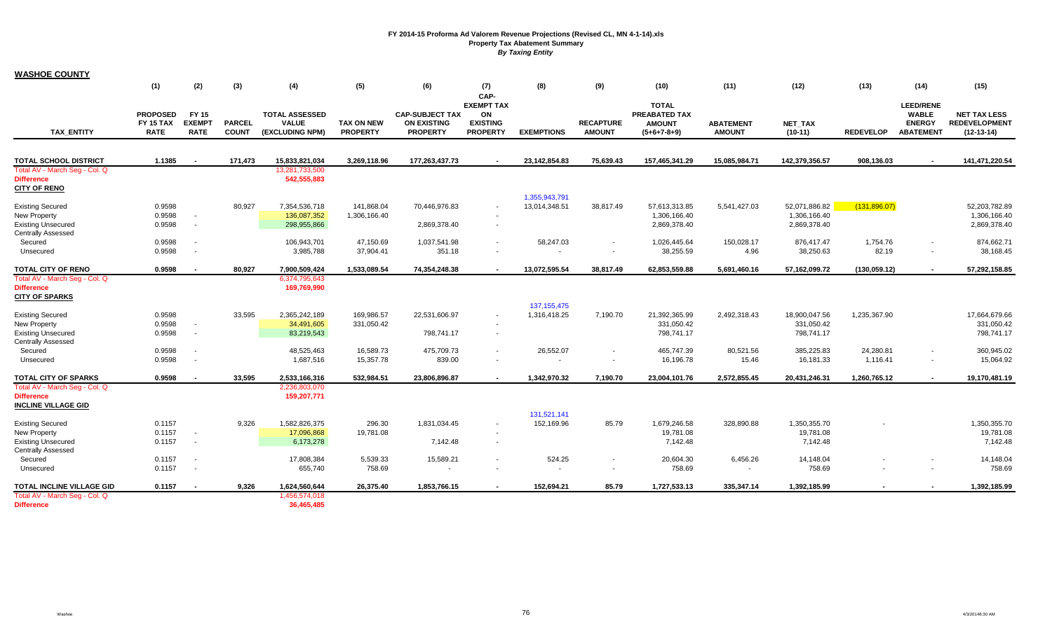**FY 2014-15 Proforma Ad Valorem Revenue Projections (Revised CL, MN 4-1-14).xls**
**Property Tax Abatement Summary**
***By Taxing Entity***

**WASHOE COUNTY**

| TAX_ENTITY | (1) PROPOSED FY 15 TAX RATE | (2) FY 15 EXEMPT RATE | (3) PARCEL COUNT | (4) TOTAL ASSESSED VALUE (EXCLUDING NPM) | (5) TAX ON NEW PROPERTY | (6) CAP-SUBJECT TAX ON EXISTING PROPERTY | (7) CAP-EXEMPT TAX ON EXISTING PROPERTY | (8) EXEMPTIONS | (9) RECAPTURE AMOUNT | (10) TOTAL PREABATED TAX AMOUNT (5+6+7-8+9) | (11) ABATEMENT AMOUNT | (12) NET_TAX (10-11) | (13) REDEVELOP | (14) LEED/RENEWABLE ENERGY ABATEMENT | (15) NET TAX LESS REDEVELOPMENT (12-13-14) |
|---|---|---|---|---|---|---|---|---|---|---|---|---|---|---|---|
| **TOTAL SCHOOL DISTRICT** | **1.1385** | **-** | **171,473** | **15,833,821,034** | **3,269,118.96** | **177,263,437.73** | **-** | **23,142,854.83** | **75,639.43** | **157,465,341.29** | **15,085,984.71** | **142,379,356.57** | **908,136.03** | **-** | **141,471,220.54** |
| Total AV - March Seg - Col. Q | | | | 13,281,733,500 | | | | | | | | | | | |
| **Difference** | | | | **542,555,883** | | | | | | | | | | | |
| **CITY OF RENO** | | | | | | | | | | | | | | | |
| | | | | | | | | 1,355,943,791 | | | | | | | |
| Existing Secured | 0.9598 | | 80,927 | 7,354,536,718 | 141,868.04 | 70,446,976.83 | - | 13,014,348.51 | 38,817.49 | 57,613,313.85 | 5,541,427.03 | 52,071,886.82 | (131,896.07) | | 52,203,782.89 |
| New Property | 0.9598 | - | | 136,087,352 | 1,306,166.40 | | - | | | 1,306,166.40 | | 1,306,166.40 | | | 1,306,166.40 |
| Existing Unsecured | 0.9598 | - | | 298,955,866 | | 2,869,378.40 | - | | | 2,869,378.40 | | 2,869,378.40 | | | 2,869,378.40 |
| Centrally Assessed | | | | | | | | | | | | | | | |
| Secured | 0.9598 | - | | 106,943,701 | 47,150.69 | 1,037,541.98 | - | 58,247.03 | - | 1,026,445.64 | 150,028.17 | 876,417.47 | 1,754.76 | - | 874,662.71 |
| Unsecured | 0.9598 | - | | 3,985,788 | 37,904.41 | 351.18 | - | - | - | 38,255.59 | 4.96 | 38,250.63 | 82.19 | - | 38,168.45 |
| **TOTAL CITY OF RENO** | **0.9598** | **-** | **80,927** | **7,900,509,424** | **1,533,089.54** | **74,354,248.38** | **-** | **13,072,595.54** | **38,817.49** | **62,853,559.88** | **5,691,460.16** | **57,162,099.72** | **(130,059.12)** | **-** | **57,292,158.85** |
| Total AV - March Seg - Col. Q | | | | 6,374,795,643 | | | | | | | | | | | |
| **Difference** | | | | **169,769,990** | | | | | | | | | | | |
| **CITY OF SPARKS** | | | | | | | | | | | | | | | |
| | | | | | | | | 137,155,475 | | | | | | | |
| Existing Secured | 0.9598 | | 33,595 | 2,365,242,189 | 169,986.57 | 22,531,606.97 | - | 1,316,418.25 | 7,190.70 | 21,392,365.99 | 2,492,318.43 | 18,900,047.56 | 1,235,367.90 | | 17,664,679.66 |
| New Property | 0.9598 | - | | 34,491,605 | 331,050.42 | | - | | | 331,050.42 | | 331,050.42 | | | 331,050.42 |
| Existing Unsecured | 0.9598 | - | | 83,219,543 | | 798,741.17 | - | | | 798,741.17 | | 798,741.17 | | | 798,741.17 |
| Centrally Assessed | | | | | | | | | | | | | | | |
| Secured | 0.9598 | - | | 48,525,463 | 16,589.73 | 475,709.73 | - | 26,552.07 | - | 465,747.39 | 80,521.56 | 385,225.83 | 24,280.81 | - | 360,945.02 |
| Unsecured | 0.9598 | - | | 1,687,516 | 15,357.78 | 839.00 | - | - | - | 16,196.78 | 15.46 | 16,181.33 | 1,116.41 | - | 15,064.92 |
| **TOTAL CITY OF SPARKS** | **0.9598** | **-** | **33,595** | **2,533,166,316** | **532,984.51** | **23,806,896.87** | **-** | **1,342,970.32** | **7,190.70** | **23,004,101.76** | **2,572,855.45** | **20,431,246.31** | **1,260,765.12** | **-** | **19,170,481.19** |
| Total AV - March Seg - Col. Q | | | | 2,236,803,070 | | | | | | | | | | | |
| **Difference** | | | | **159,207,771** | | | | | | | | | | | |
| **INCLINE VILLAGE GID** | | | | | | | | | | | | | | | |
| | | | | | | | | 131,521,141 | | | | | | | |
| Existing Secured | 0.1157 | | 9,326 | 1,582,826,375 | 296.30 | 1,831,034.45 | - | 152,169.96 | 85.79 | 1,679,246.58 | 328,890.88 | 1,350,355.70 | - | | 1,350,355.70 |
| New Property | 0.1157 | - | | 17,096,868 | 19,781.08 | | - | | | 19,781.08 | | 19,781.08 | | | 19,781.08 |
| Existing Unsecured | 0.1157 | - | | 6,173,278 | | 7,142.48 | - | | | 7,142.48 | | 7,142.48 | | | 7,142.48 |
| Centrally Assessed | | | | | | | | | | | | | | | |
| Secured | 0.1157 | - | | 17,808,384 | 5,539.33 | 15,589.21 | - | 524.25 | - | 20,604.30 | 6,456.26 | 14,148.04 | - | - | 14,148.04 |
| Unsecured | 0.1157 | - | | 655,740 | 758.69 | - | - | - | - | 758.69 | - | 758.69 | - | - | 758.69 |
| **TOTAL INCLINE VILLAGE GID** | **0.1157** | **-** | **9,326** | **1,624,560,644** | **26,375.40** | **1,853,766.15** | **-** | **152,694.21** | **85.79** | **1,727,533.13** | **335,347.14** | **1,392,185.99** | **-** | **-** | **1,392,185.99** |
| Total AV - March Seg - Col. Q | | | | 1,456,574,018 | | | | | | | | | | | |
| **Difference** | | | | **36,465,485** | | | | | | | | | | | |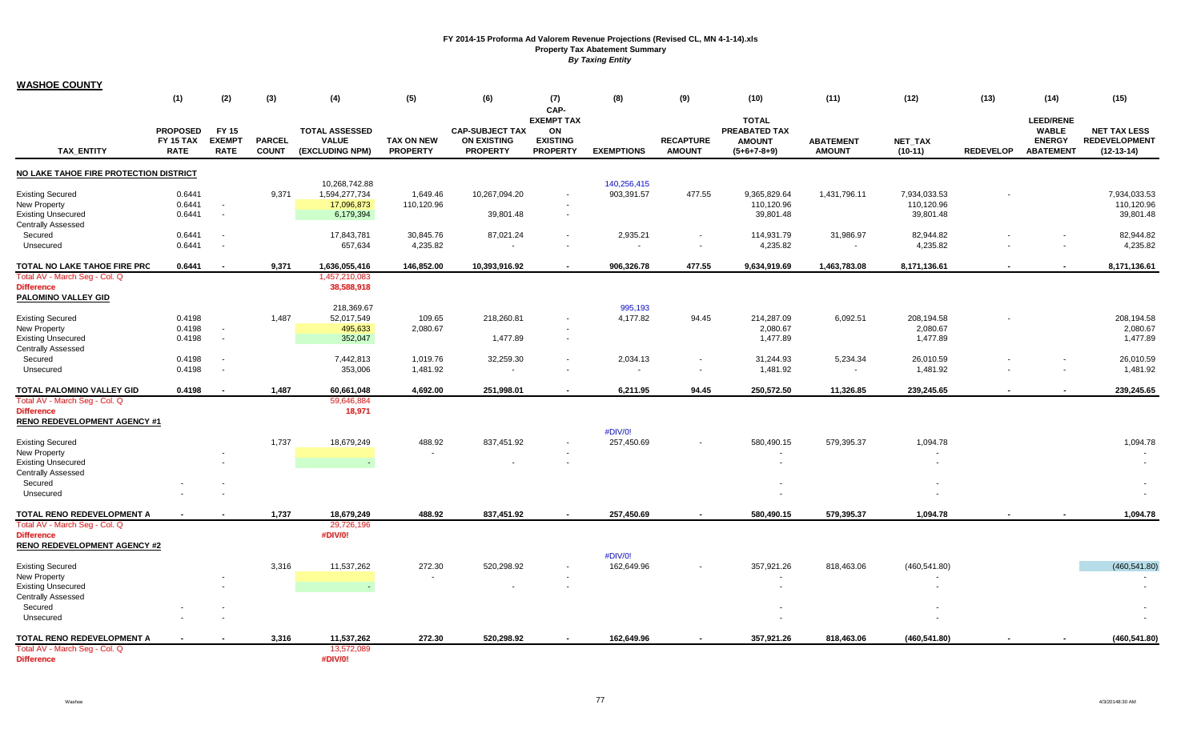**FY 2014-15 Proforma Ad Valorem Revenue Projections (Revised CL, MN 4-1-14).xls**
**Property Tax Abatement Summary**
***By Taxing Entity***

## WASHOE COUNTY

| TAX_ENTITY | (1) PROPOSED FY 15 TAX RATE | (2) FY 15 EXEMPT RATE | (3) PARCEL COUNT | (4) TOTAL ASSESSED VALUE (EXCLUDING NPM) | (5) TAX ON NEW PROPERTY | (6) CAP-SUBJECT TAX ON EXISTING PROPERTY | (7) CAP-EXEMPT TAX ON EXISTING PROPERTY | (8) EXEMPTIONS | (9) RECAPTURE AMOUNT | (10) TOTAL PREABATED TAX AMOUNT (5+6+7-8+9) | (11) ABATEMENT AMOUNT | (12) NET_TAX (10-11) | (13) REDEVELOP | (14) LEED/RENEWABLE ENERGY ABATEMENT | (15) NET TAX LESS REDEVELOPMENT (12-13-14) |
|---|---|---|---|---|---|---|---|---|---|---|---|---|---|---|---|
| **NO LAKE TAHOE FIRE PROTECTION DISTRICT** | | | | | | | | | | | | | | | |
| | | | | 10,268,742.88 | | | | 140,256,415 | | | | | | | |
| Existing Secured | 0.6441 | | 9,371 | 1,594,277,734 | 1,649.46 | 10,267,094.20 | - | 903,391.57 | 477.55 | 9,365,829.64 | 1,431,796.11 | 7,934,033.53 | - | | 7,934,033.53 |
| New Property | 0.6441 | - | | 17,096,873 | 110,120.96 | | - | | | 110,120.96 | | 110,120.96 | | | 110,120.96 |
| Existing Unsecured | 0.6441 | - | | 6,179,394 | | 39,801.48 | - | | | 39,801.48 | | 39,801.48 | | | 39,801.48 |
| Centrally Assessed | | | | | | | | | | | | | | | |
| Secured | 0.6441 | - | | 17,843,781 | 30,845.76 | 87,021.24 | - | 2,935.21 | - | 114,931.79 | 31,986.97 | 82,944.82 | - | - | 82,944.82 |
| Unsecured | 0.6441 | - | | 657,634 | 4,235.82 | - | - | - | - | 4,235.82 | - | 4,235.82 | - | - | 4,235.82 |
| **TOTAL NO LAKE TAHOE FIRE PRC** | **0.6441** | **-** | **9,371** | **1,636,055,416** | **146,852.00** | **10,393,916.92** | **-** | **906,326.78** | **477.55** | **9,634,919.69** | **1,463,783.08** | **8,171,136.61** | **-** | **-** | **8,171,136.61** |
| Total AV - March Seg - Col. Q | | | | 1,457,210,083 | | | | | | | | | | | |
| **Difference** | | | | **38,588,918** | | | | | | | | | | | |
| **PALOMINO VALLEY GID** | | | | | | | | | | | | | | | |
| | | | | 218,369.67 | | | | 995,193 | | | | | | | |
| Existing Secured | 0.4198 | | 1,487 | 52,017,549 | 109.65 | 218,260.81 | - | 4,177.82 | 94.45 | 214,287.09 | 6,092.51 | 208,194.58 | - | | 208,194.58 |
| New Property | 0.4198 | - | | 495,633 | 2,080.67 | | - | | | 2,080.67 | | 2,080.67 | | | 2,080.67 |
| Existing Unsecured | 0.4198 | - | | 352,047 | | 1,477.89 | - | | | 1,477.89 | | 1,477.89 | | | 1,477.89 |
| Centrally Assessed | | | | | | | | | | | | | | | |
| Secured | 0.4198 | - | | 7,442,813 | 1,019.76 | 32,259.30 | - | 2,034.13 | - | 31,244.93 | 5,234.34 | 26,010.59 | - | - | 26,010.59 |
| Unsecured | 0.4198 | - | | 353,006 | 1,481.92 | - | - | - | - | 1,481.92 | - | 1,481.92 | - | - | 1,481.92 |
| **TOTAL PALOMINO VALLEY GID** | **0.4198** | **-** | **1,487** | **60,661,048** | **4,692.00** | **251,998.01** | **-** | **6,211.95** | **94.45** | **250,572.50** | **11,326.85** | **239,245.65** | **-** | **-** | **239,245.65** |
| Total AV - March Seg - Col. Q | | | | 59,646,884 | | | | | | | | | | | |
| **Difference** | | | | **18,971** | | | | | | | | | | | |
| **RENO REDEVELOPMENT AGENCY #1** | | | | | | | | | | | | | | | |
| | | | | | | | | #DIV/0! | | | | | | | |
| Existing Secured | | | 1,737 | 18,679,249 | 488.92 | 837,451.92 | - | 257,450.69 | - | 580,490.15 | 579,395.37 | 1,094.78 | | | 1,094.78 |
| New Property | | - | | | - | | - | | | - | | - | | | - |
| Existing Unsecured | | - | | - | | - | - | | | - | | - | | | - |
| Centrally Assessed | | | | | | | | | | | | | | | |
| Secured | - | - | | | | | | | | - | | - | | | - |
| Unsecured | - | - | | | | | | | | - | | - | | | - |
| **TOTAL RENO REDEVELOPMENT A** | **-** | **-** | **1,737** | **18,679,249** | **488.92** | **837,451.92** | **-** | **257,450.69** | **-** | **580,490.15** | **579,395.37** | **1,094.78** | **-** | **-** | **1,094.78** |
| Total AV - March Seg - Col. Q | | | | 29,726,196 | | | | | | | | | | | |
| **Difference** | | | | **#DIV/0!** | | | | | | | | | | | |
| **RENO REDEVELOPMENT AGENCY #2** | | | | | | | | | | | | | | | |
| | | | | | | | | #DIV/0! | | | | | | | |
| Existing Secured | | | 3,316 | 11,537,262 | 272.30 | 520,298.92 | - | 162,649.96 | - | 357,921.26 | 818,463.06 | (460,541.80) | | | (460,541.80) |
| New Property | | - | | | - | | - | | | - | | - | | | - |
| Existing Unsecured | | - | | - | | - | - | | | - | | - | | | - |
| Centrally Assessed | | | | | | | | | | | | | | | |
| Secured | - | - | | | | | | | | - | | - | | | - |
| Unsecured | - | - | | | | | | | | - | | - | | | - |
| **TOTAL RENO REDEVELOPMENT A** | **-** | **-** | **3,316** | **11,537,262** | **272.30** | **520,298.92** | **-** | **162,649.96** | **-** | **357,921.26** | **818,463.06** | **(460,541.80)** | **-** | **-** | **(460,541.80)** |
| Total AV - March Seg - Col. Q | | | | 13,572,089 | | | | | | | | | | | |
| **Difference** | | | | **#DIV/0!** | | | | | | | | | | | |

Washoe

4/3/2014 8:30 AM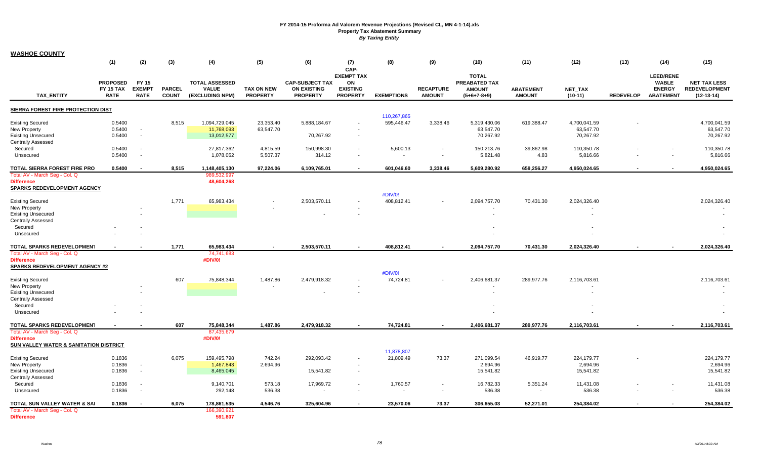**FY 2014-15 Proforma Ad Valorem Revenue Projections (Revised CL, MN 4-1-14).xls**
**Property Tax Abatement Summary**
***By Taxing Entity***

**WASHOE COUNTY**

| TAX_ENTITY | (1) PROPOSED FY 15 TAX RATE | (2) FY 15 EXEMPT RATE | (3) PARCEL COUNT | (4) TOTAL ASSESSED VALUE (EXCLUDING NPM) | (5) TAX ON NEW PROPERTY | (6) CAP-SUBJECT TAX ON EXISTING PROPERTY | (7) CAP-EXEMPT TAX ON EXISTING PROPERTY | (8) EXEMPTIONS | (9) RECAPTURE AMOUNT | (10) TOTAL PREABATED TAX AMOUNT (5+6+7-8+9) | (11) ABATEMENT AMOUNT | (12) NET_TAX (10-11) | (13) REDEVELOP | (14) LEED/RENEWABLE ENERGY ABATEMENT | (15) NET TAX LESS REDEVELOPMENT (12-13-14) |
|---|---|---|---|---|---|---|---|---|---|---|---|---|---|---|---|
| **SIERRA FOREST FIRE PROTECTION DIST** | | | | | | | | | | | | | | | |
| | | | | | | | | 110,267,865 | | | | | | | |
| Existing Secured | 0.5400 | | 8,515 | 1,094,729,045 | 23,353.40 | 5,888,184.67 | - | 595,446.47 | 3,338.46 | 5,319,430.06 | 619,388.47 | 4,700,041.59 | - | | 4,700,041.59 |
| New Property | 0.5400 | - | | 11,768,093 | 63,547.70 | | - | | | 63,547.70 | | 63,547.70 | | | 63,547.70 |
| Existing Unsecured | 0.5400 | - | | 13,012,577 | | 70,267.92 | - | | | 70,267.92 | | 70,267.92 | | | 70,267.92 |
| Centrally Assessed | | | | | | | | | | | | | | | |
| Secured | 0.5400 | - | | 27,817,362 | 4,815.59 | 150,998.30 | - | 5,600.13 | - | 150,213.76 | 39,862.98 | 110,350.78 | - | - | 110,350.78 |
| Unsecured | 0.5400 | - | | 1,078,052 | 5,507.37 | 314.12 | - | - | - | 5,821.48 | 4.83 | 5,816.66 | - | - | 5,816.66 |
| **TOTAL SIERRA FOREST FIRE PRO** | **0.5400** | **-** | **8,515** | **1,148,405,130** | **97,224.06** | **6,109,765.01** | **-** | **601,046.60** | **3,338.46** | **5,609,280.92** | **659,256.27** | **4,950,024.65** | **-** | **-** | **4,950,024.65** |
| Total AV - March Seg - Col. Q | | | | 989,532,997 | | | | | | | | | | | |
| **Difference** | | | | **48,604,268** | | | | | | | | | | | |
| **SPARKS REDEVELOPMENT AGENCY** | | | | | | | | | | | | | | | |
| | | | | | | | | #DIV/0! | | | | | | | |
| Existing Secured | | | 1,771 | 65,983,434 | - | 2,503,570.11 | - | 408,812.41 | - | 2,094,757.70 | 70,431.30 | 2,024,326.40 | | | 2,024,326.40 |
| New Property | | - | | | - | | - | | | - | | - | | | - |
| Existing Unsecured | | - | | | | - | - | | | - | | - | | | - |
| Centrally Assessed | | | | | | | | | | | | | | | |
| Secured | - | - | | | | | | | | - | | - | | | - |
| Unsecured | - | - | | | | | | | | - | | - | | | - |
| **TOTAL SPARKS REDEVELOPMENT** | **-** | **-** | **1,771** | **65,983,434** | **-** | **2,503,570.11** | **-** | **408,812.41** | **-** | **2,094,757.70** | **70,431.30** | **2,024,326.40** | **-** | **-** | **2,024,326.40** |
| Total AV - March Seg - Col. Q | | | | 74,741,683 | | | | | | | | | | | |
| **Difference** | | | | **#DIV/0!** | | | | | | | | | | | |
| **SPARKS REDEVELOPMENT AGENCY #2** | | | | | | | | | | | | | | | |
| | | | | | | | | #DIV/0! | | | | | | | |
| Existing Secured | | | 607 | 75,848,344 | 1,487.86 | 2,479,918.32 | - | 74,724.81 | - | 2,406,681.37 | 289,977.76 | 2,116,703.61 | | | 2,116,703.61 |
| New Property | | - | | | - | | - | | | - | | - | | | - |
| Existing Unsecured | | - | | | | - | - | | | - | | - | | | - |
| Centrally Assessed | | | | | | | | | | | | | | | |
| Secured | - | - | | | | | | | | - | | - | | | - |
| Unsecured | - | - | | | | | | | | - | | - | | | - |
| **TOTAL SPARKS REDEVELOPMENT** | **-** | **-** | **607** | **75,848,344** | **1,487.86** | **2,479,918.32** | **-** | **74,724.81** | **-** | **2,406,681.37** | **289,977.76** | **2,116,703.61** | **-** | **-** | **2,116,703.61** |
| Total AV - March Seg - Col. Q | | | | 87,435,679 | | | | | | | | | | | |
| **Difference** | | | | **#DIV/0!** | | | | | | | | | | | |
| **SUN VALLEY WATER & SANITATION DISTRICT** | | | | | | | | | | | | | | | |
| | | | | | | | | 11,878,807 | | | | | | | |
| Existing Secured | 0.1836 | | 6,075 | 159,495,798 | 742.24 | 292,093.42 | - | 21,809.49 | 73.37 | 271,099.54 | 46,919.77 | 224,179.77 | - | | 224,179.77 |
| New Property | 0.1836 | - | | 1,467,843 | 2,694.96 | | - | | | 2,694.96 | | 2,694.96 | | | 2,694.96 |
| Existing Unsecured | 0.1836 | - | | 8,465,045 | | 15,541.82 | - | | | 15,541.82 | | 15,541.82 | | | 15,541.82 |
| Centrally Assessed | | | | | | | | | | | | | | | |
| Secured | 0.1836 | - | | 9,140,701 | 573.18 | 17,969.72 | - | 1,760.57 | - | 16,782.33 | 5,351.24 | 11,431.08 | - | - | 11,431.08 |
| Unsecured | 0.1836 | - | | 292,148 | 536.38 | - | - | - | - | 536.38 | - | 536.38 | - | - | 536.38 |
| **TOTAL SUN VALLEY WATER & SAI** | **0.1836** | **-** | **6,075** | **178,861,535** | **4,546.76** | **325,604.96** | **-** | **23,570.06** | **73.37** | **306,655.03** | **52,271.01** | **254,384.02** | **-** | **-** | **254,384.02** |
| Total AV - March Seg - Col. Q | | | | 166,390,921 | | | | | | | | | | | |
| **Difference** | | | | **591,807** | | | | | | | | | | | |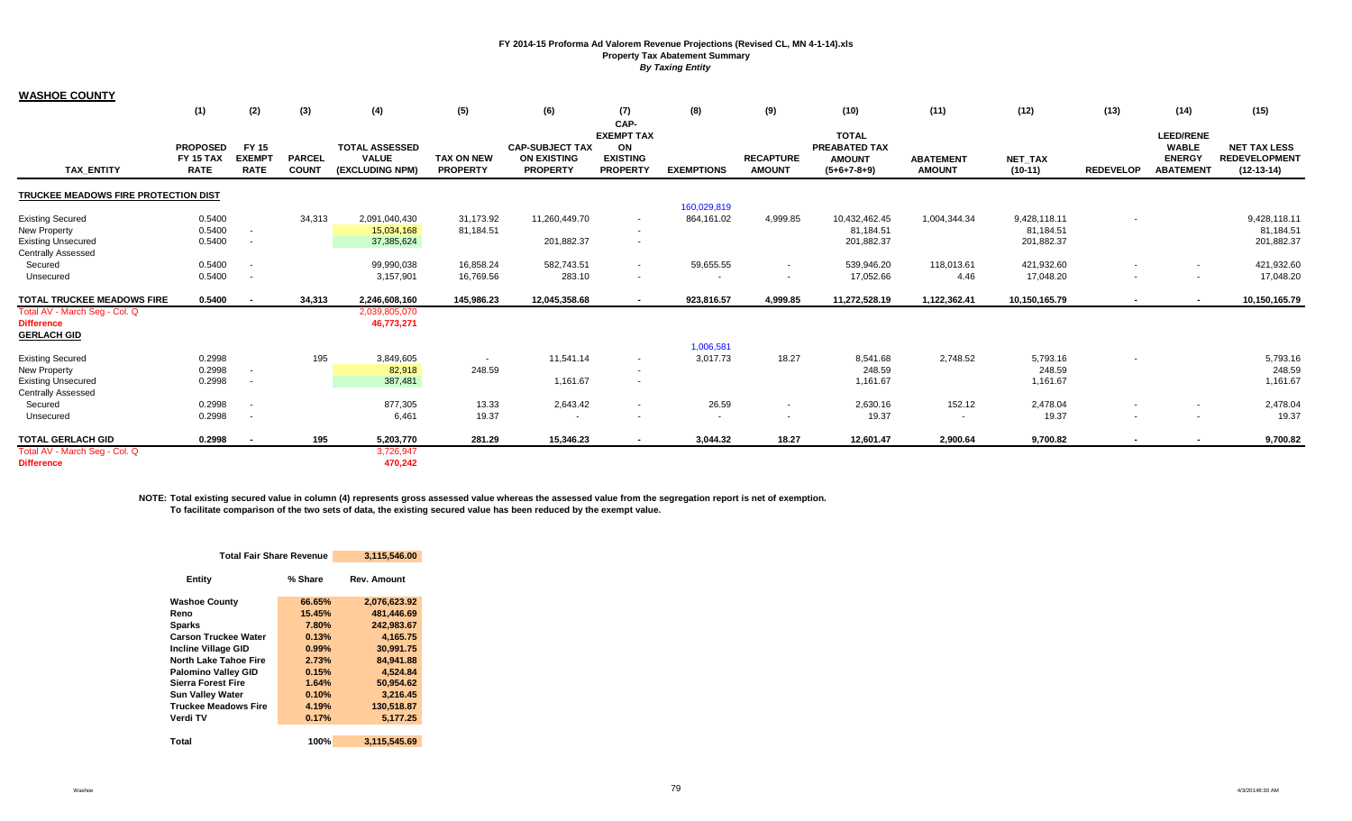**FY 2014-15 Proforma Ad Valorem Revenue Projections (Revised CL, MN 4-1-14).xls**
**Property Tax Abatement Summary**
***By Taxing Entity***

## WASHOE COUNTY

| TAX_ENTITY | (1) PROPOSED FY 15 TAX RATE | (2) FY 15 EXEMPT RATE | (3) PARCEL COUNT | (4) TOTAL ASSESSED VALUE (EXCLUDING NPM) | (5) TAX ON NEW PROPERTY | (6) CAP-SUBJECT TAX ON EXISTING PROPERTY | (7) CAP-EXEMPT TAX ON EXISTING PROPERTY | (8) EXEMPTIONS | (9) RECAPTURE AMOUNT | (10) TOTAL PREABATED TAX AMOUNT (5+6+7-8+9) | (11) ABATEMENT AMOUNT | (12) NET_TAX (10-11) | (13) REDEVELOP | (14) LEED/RENEWABLE ENERGY ABATEMENT | (15) NET TAX LESS REDEVELOPMENT (12-13-14) |
|---|---|---|---|---|---|---|---|---|---|---|---|---|---|---|---|
| **TRUCKEE MEADOWS FIRE PROTECTION DIST** | | | | | | | | 160,029,819 | | | | | | | |
| Existing Secured | 0.5400 | | 34,313 | 2,091,040,430 | 31,173.92 | 11,260,449.70 | - | 864,161.02 | 4,999.85 | 10,432,462.45 | 1,004,344.34 | 9,428,118.11 | - | | 9,428,118.11 |
| New Property | 0.5400 | - | | 15,034,168 | 81,184.51 | | - | | | 81,184.51 | | 81,184.51 | | | 81,184.51 |
| Existing Unsecured | 0.5400 | - | | 37,385,624 | | 201,882.37 | - | | | 201,882.37 | | 201,882.37 | | | 201,882.37 |
| Centrally Assessed | | | | | | | | | | | | | | | |
| Secured | 0.5400 | - | | 99,990,038 | 16,858.24 | 582,743.51 | - | 59,655.55 | - | 539,946.20 | 118,013.61 | 421,932.60 | - | - | 421,932.60 |
| Unsecured | 0.5400 | - | | 3,157,901 | 16,769.56 | 283.10 | - | - | - | 17,052.66 | 4.46 | 17,048.20 | - | - | 17,048.20 |
| **TOTAL TRUCKEE MEADOWS FIRE** | **0.5400** | **-** | **34,313** | **2,246,608,160** | **145,986.23** | **12,045,358.68** | **-** | **923,816.57** | **4,999.85** | **11,272,528.19** | **1,122,362.41** | **10,150,165.79** | **-** | **-** | **10,150,165.79** |
| Total AV - March Seg - Col. Q | | | | 2,039,805,070 | | | | | | | | | | | |
| **Difference** | | | | **46,773,271** | | | | | | | | | | | |
| **GERLACH GID** | | | | | | | | 1,006,581 | | | | | | | |
| Existing Secured | 0.2998 | | 195 | 3,849,605 | - | 11,541.14 | - | 3,017.73 | 18.27 | 8,541.68 | 2,748.52 | 5,793.16 | - | | 5,793.16 |
| New Property | 0.2998 | - | | 82,918 | 248.59 | | - | | | 248.59 | | 248.59 | | | 248.59 |
| Existing Unsecured | 0.2998 | - | | 387,481 | | 1,161.67 | - | | | 1,161.67 | | 1,161.67 | | | 1,161.67 |
| Centrally Assessed | | | | | | | | | | | | | | | |
| Secured | 0.2998 | - | | 877,305 | 13.33 | 2,643.42 | - | 26.59 | - | 2,630.16 | 152.12 | 2,478.04 | - | - | 2,478.04 |
| Unsecured | 0.2998 | - | | 6,461 | 19.37 | - | - | - | - | 19.37 | - | 19.37 | - | - | 19.37 |
| **TOTAL GERLACH GID** | **0.2998** | **-** | **195** | **5,203,770** | **281.29** | **15,346.23** | **-** | **3,044.32** | **18.27** | **12,601.47** | **2,900.64** | **9,700.82** | **-** | **-** | **9,700.82** |
| Total AV - March Seg - Col. Q | | | | 3,726,947 | | | | | | | | | | | |
| **Difference** | | | | **470,242** | | | | | | | | | | | |

**NOTE: Total existing secured value in column (4) represents gross assessed value whereas the assessed value from the segregation report is net of exemption.**
**To facilitate comparison of the two sets of data, the existing secured value has been reduced by the exempt value.**

| Total Fair Share Revenue | | 3,115,546.00 |
|---|---|---|
| **Entity** | **% Share** | **Rev. Amount** |
| **Washoe County** | **66.65%** | **2,076,623.92** |
| **Reno** | **15.45%** | **481,446.69** |
| **Sparks** | **7.80%** | **242,983.67** |
| **Carson Truckee Water** | **0.13%** | **4,165.75** |
| **Incline Village GID** | **0.99%** | **30,991.75** |
| **North Lake Tahoe Fire** | **2.73%** | **84,941.88** |
| **Palomino Valley GID** | **0.15%** | **4,524.84** |
| **Sierra Forest Fire** | **1.64%** | **50,954.62** |
| **Sun Valley Water** | **0.10%** | **3,216.45** |
| **Truckee Meadows Fire** | **4.19%** | **130,518.87** |
| **Verdi TV** | **0.17%** | **5,177.25** |
| **Total** | **100%** | **3,115,545.69** |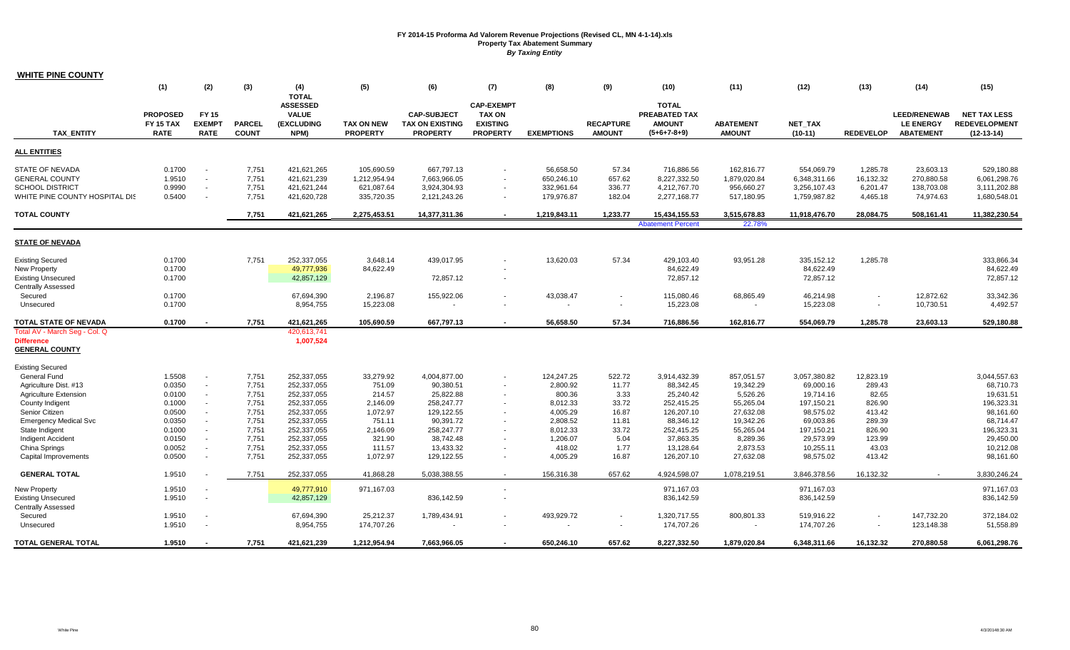# FY 2014-15 Proforma Ad Valorem Revenue Projections (Revised CL, MN 4-1-14).xls
## Property Tax Abatement Summary
*By Taxing Entity*

**WHITE PINE COUNTY**

| TAX_ENTITY | (1) PROPOSED FY 15 TAX RATE | (2) FY 15 EXEMPT RATE | (3) PARCEL COUNT | (4) TOTAL ASSESSED VALUE (EXCLUDING NPM) | (5) TAX ON NEW PROPERTY | (6) CAP-SUBJECT TAX ON EXISTING PROPERTY | (7) CAP-EXEMPT TAX ON EXISTING PROPERTY | (8) EXEMPTIONS | (9) RECAPTURE AMOUNT | (10) TOTAL PREABATED TAX AMOUNT (5+6+7-8+9) | (11) ABATEMENT AMOUNT | (12) NET_TAX (10-11) | (13) REDEVELOP | (14) LEED/RENEWAB LE ENERGY ABATEMENT | (15) NET TAX LESS REDEVELOPMENT (12-13-14) |
|---|---|---|---|---|---|---|---|---|---|---|---|---|---|---|---|
| **ALL ENTITIES** | | | | | | | | | | | | | | | |
| STATE OF NEVADA | 0.1700 | - | 7,751 | 421,621,265 | 105,690.59 | 667,797.13 | - | 56,658.50 | 57.34 | 716,886.56 | 162,816.77 | 554,069.79 | 1,285.78 | 23,603.13 | 529,180.88 |
| GENERAL COUNTY | 1.9510 | - | 7,751 | 421,621,239 | 1,212,954.94 | 7,663,966.05 | - | 650,246.10 | 657.62 | 8,227,332.50 | 1,879,020.84 | 6,348,311.66 | 16,132.32 | 270,880.58 | 6,061,298.76 |
| SCHOOL DISTRICT | 0.9990 | - | 7,751 | 421,621,244 | 621,087.64 | 3,924,304.93 | - | 332,961.64 | 336.77 | 4,212,767.70 | 956,660.27 | 3,256,107.43 | 6,201.47 | 138,703.08 | 3,111,202.88 |
| WHITE PINE COUNTY HOSPITAL DIS | 0.5400 | - | 7,751 | 421,620,728 | 335,720.35 | 2,121,243.26 | - | 179,976.87 | 182.04 | 2,277,168.77 | 517,180.95 | 1,759,987.82 | 4,465.18 | 74,974.63 | 1,680,548.01 |
| **TOTAL COUNTY** | | | 7,751 | 421,621,265 | 2,275,453.51 | 14,377,311.36 | - | 1,219,843.11 | 1,233.77 | 15,434,155.53 | 3,515,678.83 | 11,918,476.70 | 28,084.75 | 508,161.41 | 11,382,230.54 |
| | | | | | | | | | | Abatement Percent | 22.78% | | | | |
| **STATE OF NEVADA** | | | | | | | | | | | | | | | |
| Existing Secured | 0.1700 | | 7,751 | 252,337,055 | 3,648.14 | 439,017.95 | - | 13,620.03 | 57.34 | 429,103.40 | 93,951.28 | 335,152.12 | 1,285.78 | | 333,866.34 |
| New Property | 0.1700 | | | 49,777,936 | 84,622.49 | | - | | | 84,622.49 | | 84,622.49 | | | 84,622.49 |
| Existing Unsecured | 0.1700 | | | 42,857,129 | | 72,857.12 | - | | | 72,857.12 | | 72,857.12 | | | 72,857.12 |
| Centrally Assessed | | | | | | | | | | | | | | | |
| Secured | 0.1700 | | | 67,694,390 | 2,196.87 | 155,922.06 | - | 43,038.47 | - | 115,080.46 | 68,865.49 | 46,214.98 | - | 12,872.62 | 33,342.36 |
| Unsecured | 0.1700 | | | 8,954,755 | 15,223.08 | - | - | - | - | 15,223.08 | - | 15,223.08 | - | 10,730.51 | 4,492.57 |
| **TOTAL STATE OF NEVADA** | 0.1700 | - | 7,751 | 421,621,265 | 105,690.59 | 667,797.13 | - | 56,658.50 | 57.34 | 716,886.56 | 162,816.77 | 554,069.79 | 1,285.78 | 23,603.13 | 529,180.88 |
| Total AV - March Seg - Col. Q | | | | 420,613,741 | | | | | | | | | | | |
| Difference | | | | 1,007,524 | | | | | | | | | | | |
| **GENERAL COUNTY** | | | | | | | | | | | | | | | |
| Existing Secured | | | | | | | | | | | | | | | |
| General Fund | 1.5508 | - | 7,751 | 252,337,055 | 33,279.92 | 4,004,877.00 | - | 124,247.25 | 522.72 | 3,914,432.39 | 857,051.57 | 3,057,380.82 | 12,823.19 | | 3,044,557.63 |
| Agriculture Dist. #13 | 0.0350 | - | 7,751 | 252,337,055 | 751.09 | 90,380.51 | - | 2,800.92 | 11.77 | 88,342.45 | 19,342.29 | 69,000.16 | 289.43 | | 68,710.73 |
| Agriculture Extension | 0.0100 | - | 7,751 | 252,337,055 | 214.57 | 25,822.88 | - | 800.36 | 3.33 | 25,240.42 | 5,526.26 | 19,714.16 | 82.65 | | 19,631.51 |
| County Indigent | 0.1000 | - | 7,751 | 252,337,055 | 2,146.09 | 258,247.77 | - | 8,012.33 | 33.72 | 252,415.25 | 55,265.04 | 197,150.21 | 826.90 | | 196,323.31 |
| Senior Citizen | 0.0500 | - | 7,751 | 252,337,055 | 1,072.97 | 129,122.55 | - | 4,005.29 | 16.87 | 126,207.10 | 27,632.08 | 98,575.02 | 413.42 | | 98,161.60 |
| Emergency Medical Svc | 0.0350 | - | 7,751 | 252,337,055 | 751.11 | 90,391.72 | - | 2,808.52 | 11.81 | 88,346.12 | 19,342.26 | 69,003.86 | 289.39 | | 68,714.47 |
| State Indigent | 0.1000 | - | 7,751 | 252,337,055 | 2,146.09 | 258,247.77 | - | 8,012.33 | 33.72 | 252,415.25 | 55,265.04 | 197,150.21 | 826.90 | | 196,323.31 |
| Indigent Accident | 0.0150 | - | 7,751 | 252,337,055 | 321.90 | 38,742.48 | - | 1,206.07 | 5.04 | 37,863.35 | 8,289.36 | 29,573.99 | 123.99 | | 29,450.00 |
| China Springs | 0.0052 | - | 7,751 | 252,337,055 | 111.57 | 13,433.32 | - | 418.02 | 1.77 | 13,128.64 | 2,873.53 | 10,255.11 | 43.03 | | 10,212.08 |
| Capital Improvements | 0.0500 | - | 7,751 | 252,337,055 | 1,072.97 | 129,122.55 | - | 4,005.29 | 16.87 | 126,207.10 | 27,632.08 | 98,575.02 | 413.42 | | 98,161.60 |
| **GENERAL TOTAL** | 1.9510 | - | 7,751 | 252,337,055 | 41,868.28 | 5,038,388.55 | - | 156,316.38 | 657.62 | 4,924,598.07 | 1,078,219.51 | 3,846,378.56 | 16,132.32 | - | 3,830,246.24 |
| New Property | 1.9510 | - | | 49,777,910 | 971,167.03 | | - | | | 971,167.03 | | 971,167.03 | | | 971,167.03 |
| Existing Unsecured | 1.9510 | - | | 42,857,129 | | 836,142.59 | - | | | 836,142.59 | | 836,142.59 | | | 836,142.59 |
| Centrally Assessed | | | | | | | | | | | | | | | |
| Secured | 1.9510 | - | | 67,694,390 | 25,212.37 | 1,789,434.91 | - | 493,929.72 | - | 1,320,717.55 | 800,801.33 | 519,916.22 | - | 147,732.20 | 372,184.02 |
| Unsecured | 1.9510 | - | | 8,954,755 | 174,707.26 | - | - | - | - | 174,707.26 | - | 174,707.26 | - | 123,148.38 | 51,558.89 |
| **TOTAL GENERAL TOTAL** | 1.9510 | - | 7,751 | 421,621,239 | 1,212,954.94 | 7,663,966.05 | - | 650,246.10 | 657.62 | 8,227,332.50 | 1,879,020.84 | 6,348,311.66 | 16,132.32 | 270,880.58 | 6,061,298.76 |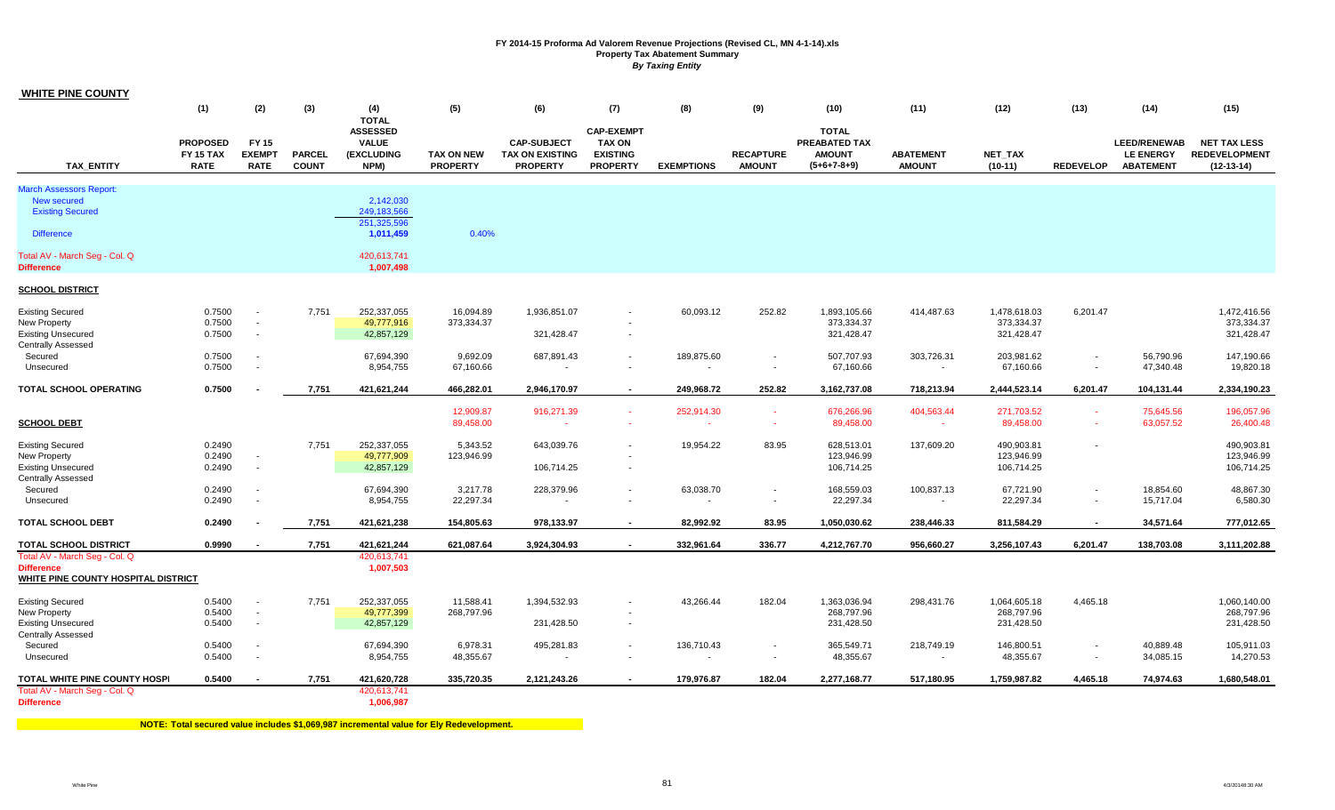**FY 2014-15 Proforma Ad Valorem Revenue Projections (Revised CL, MN 4-1-14).xls**
**Property Tax Abatement Summary**
***By Taxing Entity***

## WHITE PINE COUNTY

| TAX_ENTITY | (1) PROPOSED FY 15 TAX RATE | (2) FY 15 EXEMPT RATE | (3) PARCEL COUNT | (4) TOTAL ASSESSED VALUE (EXCLUDING NPM) | (5) TAX ON NEW PROPERTY | (6) CAP-SUBJECT TAX ON EXISTING PROPERTY | (7) CAP-EXEMPT TAX ON EXISTING PROPERTY | (8) EXEMPTIONS | (9) RECAPTURE AMOUNT | (10) TOTAL PREABATED TAX AMOUNT (5+6+7-8+9) | (11) ABATEMENT AMOUNT | (12) NET_TAX (10-11) | (13) REDEVELOP | (14) LEED/RENEWAB LE ENERGY ABATEMENT | (15) NET TAX LESS REDEVELOPMENT (12-13-14) |
|---|---|---|---|---|---|---|---|---|---|---|---|---|---|---|---|
| March Assessors Report: | | | | | | | | | | | | | | | |
| New secured | | | | 2,142,030 | | | | | | | | | | | |
| Existing Secured | | | | 249,183,566 | | | | | | | | | | | |
| | | | | 251,325,596 | | | | | | | | | | | |
| Difference | | | | 1,011,459 | 0.40% | | | | | | | | | | |
| Total AV - March Seg - Col. Q | | | | 420,613,741 | | | | | | | | | | | |
| **Difference** | | | | 1,007,498 | | | | | | | | | | | |
| **SCHOOL DISTRICT** | | | | | | | | | | | | | | | |
| Existing Secured | 0.7500 | - | 7,751 | 252,337,055 | 16,094.89 | 1,936,851.07 | - | 60,093.12 | 252.82 | 1,893,105.66 | 414,487.63 | 1,478,618.03 | 6,201.47 | | 1,472,416.56 |
| New Property | 0.7500 | - | | 49,777,916 | 373,334.37 | | - | | | 373,334.37 | | 373,334.37 | | | 373,334.37 |
| Existing Unsecured | 0.7500 | - | | 42,857,129 | | 321,428.47 | - | | | 321,428.47 | | 321,428.47 | | | 321,428.47 |
| Centrally Assessed | | | | | | | | | | | | | | | |
| Secured | 0.7500 | - | | 67,694,390 | 9,692.09 | 687,891.43 | - | 189,875.60 | - | 507,707.93 | 303,726.31 | 203,981.62 | - | 56,790.96 | 147,190.66 |
| Unsecured | 0.7500 | - | | 8,954,755 | 67,160.66 | - | - | - | - | 67,160.66 | - | 67,160.66 | - | 47,340.48 | 19,820.18 |
| **TOTAL SCHOOL OPERATING** | **0.7500** | **-** | **7,751** | **421,621,244** | **466,282.01** | **2,946,170.97** | **-** | **249,968.72** | **252.82** | **3,162,737.08** | **718,213.94** | **2,444,523.14** | **6,201.47** | **104,131.44** | **2,334,190.23** |
| | | | | | 12,909.87 | 916,271.39 | - | 252,914.30 | - | 676,266.96 | 404,563.44 | 271,703.52 | - | 75,645.56 | 196,057.96 |
| **SCHOOL DEBT** | | | | | 89,458.00 | - | - | - | - | 89,458.00 | - | 89,458.00 | - | 63,057.52 | 26,400.48 |
| Existing Secured | 0.2490 | | 7,751 | 252,337,055 | 5,343.52 | 643,039.76 | - | 19,954.22 | 83.95 | 628,513.01 | 137,609.20 | 490,903.81 | - | | 490,903.81 |
| New Property | 0.2490 | - | | 49,777,909 | 123,946.99 | | - | | | 123,946.99 | | 123,946.99 | | | 123,946.99 |
| Existing Unsecured | 0.2490 | - | | 42,857,129 | | 106,714.25 | - | | | 106,714.25 | | 106,714.25 | | | 106,714.25 |
| Centrally Assessed | | | | | | | | | | | | | | | |
| Secured | 0.2490 | - | | 67,694,390 | 3,217.78 | 228,379.96 | - | 63,038.70 | - | 168,559.03 | 100,837.13 | 67,721.90 | - | 18,854.60 | 48,867.30 |
| Unsecured | 0.2490 | - | | 8,954,755 | 22,297.34 | - | - | - | - | 22,297.34 | - | 22,297.34 | - | 15,717.04 | 6,580.30 |
| **TOTAL SCHOOL DEBT** | **0.2490** | **-** | **7,751** | **421,621,238** | **154,805.63** | **978,133.97** | **-** | **82,992.92** | **83.95** | **1,050,030.62** | **238,446.33** | **811,584.29** | **-** | **34,571.64** | **777,012.65** |
| **TOTAL SCHOOL DISTRICT** | **0.9990** | **-** | **7,751** | **421,621,244** | **621,087.64** | **3,924,304.93** | **-** | **332,961.64** | **336.77** | **4,212,767.70** | **956,660.27** | **3,256,107.43** | **6,201.47** | **138,703.08** | **3,111,202.88** |
| Total AV - March Seg - Col. Q | | | | 420,613,741 | | | | | | | | | | | |
| **Difference** | | | | 1,007,503 | | | | | | | | | | | |
| **WHITE PINE COUNTY HOSPITAL DISTRICT** | | | | | | | | | | | | | | | |
| Existing Secured | 0.5400 | - | 7,751 | 252,337,055 | 11,588.41 | 1,394,532.93 | - | 43,266.44 | 182.04 | 1,363,036.94 | 298,431.76 | 1,064,605.18 | 4,465.18 | | 1,060,140.00 |
| New Property | 0.5400 | - | | 49,777,399 | 268,797.96 | | - | | | 268,797.96 | | 268,797.96 | | | 268,797.96 |
| Existing Unsecured | 0.5400 | - | | 42,857,129 | | 231,428.50 | - | | | 231,428.50 | | 231,428.50 | | | 231,428.50 |
| Centrally Assessed | | | | | | | | | | | | | | | |
| Secured | 0.5400 | - | | 67,694,390 | 6,978.31 | 495,281.83 | - | 136,710.43 | - | 365,549.71 | 218,749.19 | 146,800.51 | - | 40,889.48 | 105,911.03 |
| Unsecured | 0.5400 | - | | 8,954,755 | 48,355.67 | - | - | - | - | 48,355.67 | - | 48,355.67 | - | 34,085.15 | 14,270.53 |
| **TOTAL WHITE PINE COUNTY HOSPI** | **0.5400** | **-** | **7,751** | **421,620,728** | **335,720.35** | **2,121,243.26** | **-** | **179,976.87** | **182.04** | **2,277,168.77** | **517,180.95** | **1,759,987.82** | **4,465.18** | **74,974.63** | **1,680,548.01** |
| Total AV - March Seg - Col. Q | | | | 420,613,741 | | | | | | | | | | | |
| **Difference** | | | | 1,006,987 | | | | | | | | | | | |

**NOTE: Total secured value includes $1,069,987 incremental value for Ely Redevelopment.**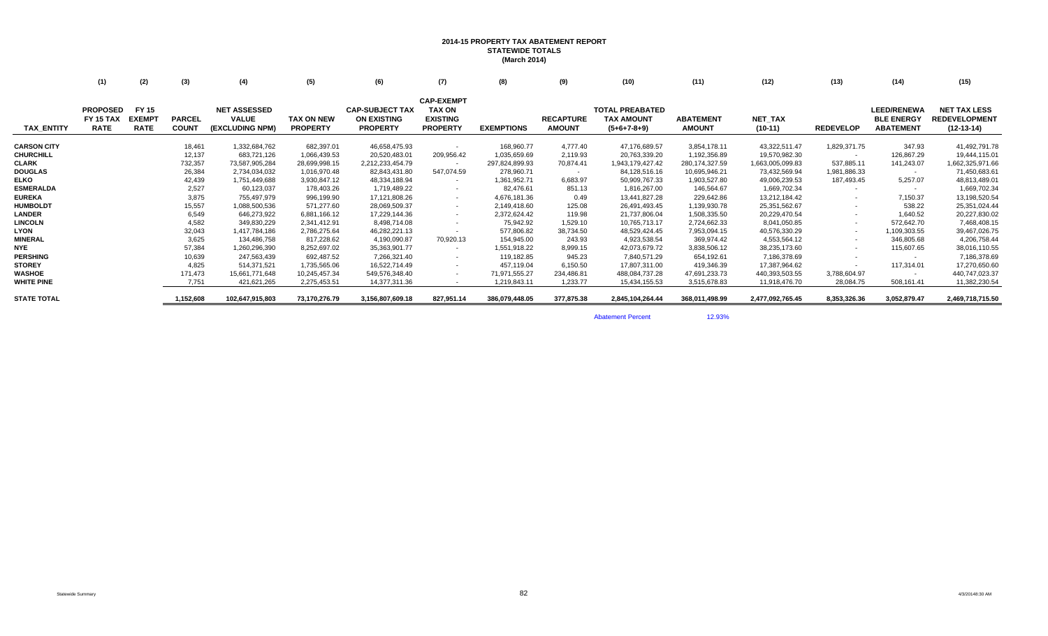# 2014-15 PROPERTY TAX ABATEMENT REPORT
## STATEWIDE TOTALS
### (March 2014)

| | (1) | (2) | (3) | (4) | (5) | (6) | (7) | (8) | (9) | (10) | (11) | (12) | (13) | (14) | (15) |
|---|---|---|---|---|---|---|---|---|---|---|---|---|---|---|---|
| TAX_ENTITY | PROPOSED FY 15 TAX RATE | FY 15 EXEMPT RATE | PARCEL COUNT | NET ASSESSED VALUE (EXCLUDING NPM) | TAX ON NEW PROPERTY | CAP-SUBJECT TAX ON EXISTING PROPERTY | CAP-EXEMPT TAX ON EXISTING PROPERTY | EXEMPTIONS | RECAPTURE AMOUNT | TOTAL PREABATED TAX AMOUNT (5+6+7-8+9) | ABATEMENT AMOUNT | NET_TAX (10-11) | REDEVELOP | LEED/RENEWABLE ENERGY ABATEMENT | NET TAX LESS REDEVELOPMENT (12-13-14) |
| CARSON CITY | | | 18,461 | 1,332,684,762 | 682,397.01 | 46,658,475.93 | - | 168,960.77 | 4,777.40 | 47,176,689.57 | 3,854,178.11 | 43,322,511.47 | 1,829,371.75 | 347.93 | 41,492,791.78 |
| CHURCHILL | | | 12,137 | 683,721,126 | 1,066,439.53 | 20,520,483.01 | 209,956.42 | 1,035,659.69 | 2,119.93 | 20,763,339.20 | 1,192,356.89 | 19,570,982.30 | - | 126,867.29 | 19,444,115.01 |
| CLARK | | | 732,357 | 73,587,905,284 | 28,699,998.15 | 2,212,233,454.79 | - | 297,824,899.93 | 70,874.41 | 1,943,179,427.42 | 280,174,327.59 | 1,663,005,099.83 | 537,885.11 | 141,243.07 | 1,662,325,971.66 |
| DOUGLAS | | | 26,384 | 2,734,034,032 | 1,016,970.48 | 82,843,431.80 | 547,074.59 | 278,960.71 | - | 84,128,516.16 | 10,695,946.21 | 73,432,569.94 | 1,981,886.33 | - | 71,450,683.61 |
| ELKO | | | 42,439 | 1,751,449,688 | 3,930,847.12 | 48,334,188.94 | - | 1,361,952.71 | 6,683.97 | 50,909,767.33 | 1,903,527.80 | 49,006,239.53 | 187,493.45 | 5,257.07 | 48,813,489.01 |
| ESMERALDA | | | 2,527 | 60,123,037 | 178,403.26 | 1,719,489.22 | - | 82,476.61 | 851.13 | 1,816,267.00 | 146,564.67 | 1,669,702.34 | - | - | 1,669,702.34 |
| EUREKA | | | 3,875 | 755,497,979 | 996,199.90 | 17,121,808.26 | - | 4,676,181.36 | 0.49 | 13,441,827.28 | 229,642.86 | 13,212,184.42 | - | 7,150.37 | 13,198,520.54 |
| HUMBOLDT | | | 15,557 | 1,088,500,536 | 571,277.60 | 28,069,509.37 | - | 2,149,418.60 | 125.08 | 26,491,493.45 | 1,139,930.78 | 25,351,562.67 | - | 538.22 | 25,351,024.44 |
| LANDER | | | 6,549 | 646,273,922 | 6,881,166.12 | 17,229,144.36 | - | 2,372,624.42 | 119.98 | 21,737,806.04 | 1,508,335.50 | 20,229,470.54 | - | 1,640.52 | 20,227,830.02 |
| LINCOLN | | | 4,582 | 349,830,229 | 2,341,412.91 | 8,498,714.08 | - | 75,942.92 | 1,529.10 | 10,765,713.17 | 2,724,662.33 | 8,041,050.85 | - | 572,642.70 | 7,468,408.15 |
| LYON | | | 32,043 | 1,417,784,186 | 2,786,275.64 | 46,282,221.13 | - | 577,806.82 | 38,734.50 | 48,529,424.45 | 7,953,094.15 | 40,576,330.29 | - | 1,109,303.55 | 39,467,026.75 |
| MINERAL | | | 3,625 | 134,486,758 | 817,228.62 | 4,190,090.87 | 70,920.13 | 154,945.00 | 243.93 | 4,923,538.54 | 369,974.42 | 4,553,564.12 | - | 346,805.68 | 4,206,758.44 |
| NYE | | | 57,384 | 1,260,296,390 | 8,252,697.02 | 35,363,901.77 | - | 1,551,918.22 | 8,999.15 | 42,073,679.72 | 3,838,506.12 | 38,235,173.60 | - | 115,607.65 | 38,016,110.55 |
| PERSHING | | | 10,639 | 247,563,439 | 692,487.52 | 7,266,321.40 | - | 119,182.85 | 945.23 | 7,840,571.29 | 654,192.61 | 7,186,378.69 | - | - | 7,186,378.69 |
| STOREY | | | 4,825 | 514,371,521 | 1,735,565.06 | 16,522,714.49 | - | 457,119.04 | 6,150.50 | 17,807,311.00 | 419,346.39 | 17,387,964.62 | - | 117,314.01 | 17,270,650.60 |
| WASHOE | | | 171,473 | 15,661,771,648 | 10,245,457.34 | 549,576,348.40 | - | 71,971,555.27 | 234,486.81 | 488,084,737.28 | 47,691,233.73 | 440,393,503.55 | 3,788,604.97 | - | 440,747,023.37 |
| WHITE PINE | | | 7,751 | 421,621,265 | 2,275,453.51 | 14,377,311.36 | - | 1,219,843.11 | 1,233.77 | 15,434,155.53 | 3,515,678.83 | 11,918,476.70 | 28,084.75 | 508,161.41 | 11,382,230.54 |
| STATE TOTAL | | | 1,152,608 | 102,647,915,803 | 73,170,276.79 | 3,156,807,609.18 | 827,951.14 | 386,079,448.05 | 377,875.38 | 2,845,104,264.44 | 368,011,498.99 | 2,477,092,765.45 | 8,353,326.36 | 3,052,879.47 | 2,469,718,715.50 |

Abatement Percent 12.93%

Statewide Summary

4/3/2014 8:30 AM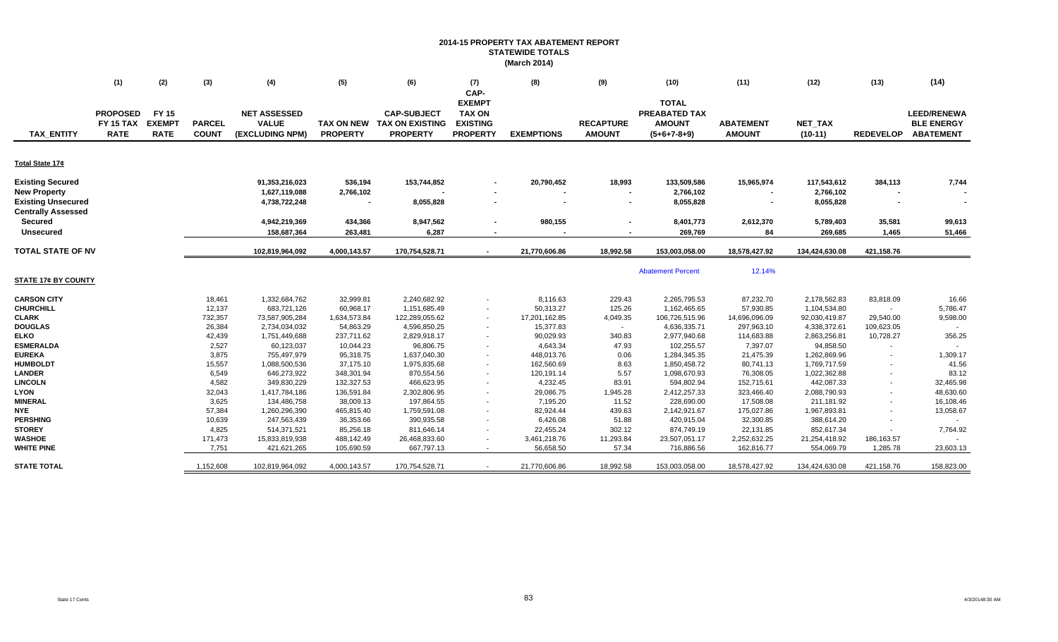# 2014-15 PROPERTY TAX ABATEMENT REPORT
## STATEWIDE TOTALS
### (March 2014)

| TAX_ENTITY | (1) PROPOSED FY 15 TAX RATE | (2) FY 15 EXEMPT RATE | (3) PARCEL COUNT | (4) NET ASSESSED VALUE (EXCLUDING NPM) | (5) TAX ON NEW PROPERTY | (6) CAP-SUBJECT TAX ON EXISTING PROPERTY | (7) CAP-EXEMPT TAX ON EXISTING PROPERTY | (8) EXEMPTIONS | (9) RECAPTURE AMOUNT | (10) TOTAL PREABATED TAX AMOUNT (5+6+7-8+9) | (11) ABATEMENT AMOUNT | (12) NET_TAX (10-11) | (13) REDEVELOP | (14) LEED/RENEWA BLE ENERGY ABATEMENT |
|---|---|---|---|---|---|---|---|---|---|---|---|---|---|---|
| **Total State 17¢** | | | | | | | | | | | | | | |
| **Existing Secured** | | | | 91,353,216,023 | 536,194 | 153,744,852 | - | 20,790,452 | 18,993 | 133,509,586 | 15,965,974 | 117,543,612 | 384,113 | 7,744 |
| **New Property** | | | | 1,627,119,088 | 2,766,102 | - | - | - | - | 2,766,102 | - | 2,766,102 | - | - |
| **Existing Unsecured** | | | | 4,738,722,248 | - | 8,055,828 | - | - | - | 8,055,828 | - | 8,055,828 | - | - |
| **Centrally Assessed** | | | | | | | | | | | | | | |
| **Secured** | | | | 4,942,219,369 | 434,366 | 8,947,562 | - | 980,155 | - | 8,401,773 | 2,612,370 | 5,789,403 | 35,581 | 99,613 |
| **Unsecured** | | | | 158,687,364 | 263,481 | 6,287 | - | - | - | 269,769 | 84 | 269,685 | 1,465 | 51,466 |
| **TOTAL STATE OF NV** | | | | 102,819,964,092 | 4,000,143.57 | 170,754,528.71 | - | 21,770,606.86 | 18,992.58 | 153,003,058.00 | 18,578,427.92 | 134,424,630.08 | 421,158.76 | |
| | | | | | | | | | | Abatement Percent | 12.14% | | | |
| **STATE 17¢ BY COUNTY** | | | | | | | | | | | | | | |
| **CARSON CITY** | | | 18,461 | 1,332,684,762 | 32,999.81 | 2,240,682.92 | - | 8,116.63 | 229.43 | 2,265,795.53 | 87,232.70 | 2,178,562.83 | 83,818.09 | 16.66 |
| **CHURCHILL** | | | 12,137 | 683,721,126 | 60,968.17 | 1,151,685.49 | - | 50,313.27 | 125.26 | 1,162,465.65 | 57,930.85 | 1,104,534.80 | - | 5,786.47 |
| **CLARK** | | | 732,357 | 73,587,905,284 | 1,634,573.84 | 122,289,055.62 | - | 17,201,162.85 | 4,049.35 | 106,726,515.96 | 14,696,096.09 | 92,030,419.87 | 29,540.00 | 9,598.00 |
| **DOUGLAS** | | | 26,384 | 2,734,034,032 | 54,863.29 | 4,596,850.25 | - | 15,377.83 | - | 4,636,335.71 | 297,963.10 | 4,338,372.61 | 109,623.05 | - |
| **ELKO** | | | 42,439 | 1,751,449,688 | 237,711.62 | 2,829,918.17 | - | 90,029.93 | 340.83 | 2,977,940.68 | 114,683.88 | 2,863,256.81 | 10,728.27 | 356.25 |
| **ESMERALDA** | | | 2,527 | 60,123,037 | 10,044.23 | 96,806.75 | - | 4,643.34 | 47.93 | 102,255.57 | 7,397.07 | 94,858.50 | - | - |
| **EUREKA** | | | 3,875 | 755,497,979 | 95,318.75 | 1,637,040.30 | - | 448,013.76 | 0.06 | 1,284,345.35 | 21,475.39 | 1,262,869.96 | - | 1,309.17 |
| **HUMBOLDT** | | | 15,557 | 1,088,500,536 | 37,175.10 | 1,975,835.68 | - | 162,560.69 | 8.63 | 1,850,458.72 | 80,741.13 | 1,769,717.59 | - | 41.56 |
| **LANDER** | | | 6,549 | 646,273,922 | 348,301.94 | 870,554.56 | - | 120,191.14 | 5.57 | 1,098,670.93 | 76,308.05 | 1,022,362.88 | - | 83.12 |
| **LINCOLN** | | | 4,582 | 349,830,229 | 132,327.53 | 466,623.95 | - | 4,232.45 | 83.91 | 594,802.94 | 152,715.61 | 442,087.33 | - | 32,465.98 |
| **LYON** | | | 32,043 | 1,417,784,186 | 136,591.84 | 2,302,806.95 | - | 29,086.75 | 1,945.28 | 2,412,257.33 | 323,466.40 | 2,088,790.93 | - | 48,630.60 |
| **MINERAL** | | | 3,625 | 134,486,758 | 38,009.13 | 197,864.55 | - | 7,195.20 | 11.52 | 228,690.00 | 17,508.08 | 211,181.92 | - | 16,108.46 |
| **NYE** | | | 57,384 | 1,260,296,390 | 465,815.40 | 1,759,591.08 | - | 82,924.44 | 439.63 | 2,142,921.67 | 175,027.86 | 1,967,893.81 | - | 13,058.67 |
| **PERSHING** | | | 10,639 | 247,563,439 | 36,353.66 | 390,935.58 | - | 6,426.08 | 51.88 | 420,915.04 | 32,300.85 | 388,614.20 | - | - |
| **STOREY** | | | 4,825 | 514,371,521 | 85,256.18 | 811,646.14 | - | 22,455.24 | 302.12 | 874,749.19 | 22,131.85 | 852,617.34 | - | 7,764.92 |
| **WASHOE** | | | 171,473 | 15,833,819,938 | 488,142.49 | 26,468,833.60 | - | 3,461,218.76 | 11,293.84 | 23,507,051.17 | 2,252,632.25 | 21,254,418.92 | 186,163.57 | - |
| **WHITE PINE** | | | 7,751 | 421,621,265 | 105,690.59 | 667,797.13 | - | 56,658.50 | 57.34 | 716,886.56 | 162,816.77 | 554,069.79 | 1,285.78 | 23,603.13 |
| **STATE TOTAL** | | | 1,152,608 | 102,819,964,092 | 4,000,143.57 | 170,754,528.71 | - | 21,770,606.86 | 18,992.58 | 153,003,058.00 | 18,578,427.92 | 134,424,630.08 | 421,158.76 | 158,823.00 |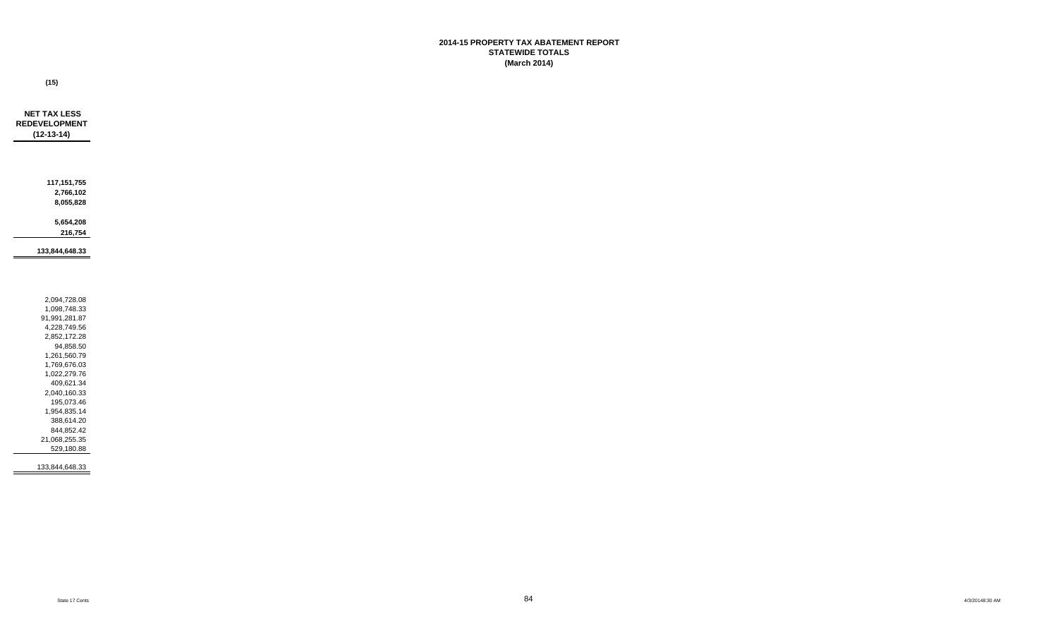# 2014-15 PROPERTY TAX ABATEMENT REPORT
## STATEWIDE TOTALS
### (March 2014)

| (15) |
|---|
| **NET TAX LESS REDEVELOPMENT (12-13-14)** |
| |
| **117,151,755** |
| **2,766,102** |
| **8,055,828** |
| |
| **5,654,208** |
| **216,754** |
| |
| **133,844,648.33** |
| |
| 2,094,728.08 |
| 1,098,748.33 |
| 91,991,281.87 |
| 4,228,749.56 |
| 2,852,172.28 |
| 94,858.50 |
| 1,261,560.79 |
| 1,769,676.03 |
| 1,022,279.76 |
| 409,621.34 |
| 2,040,160.33 |
| 195,073.46 |
| 1,954,835.14 |
| 388,614.20 |
| 844,852.42 |
| 21,068,255.35 |
| 529,180.88 |
| |
| 133,844,648.33 |

State 17 Cents

4/3/2014 8:30 AM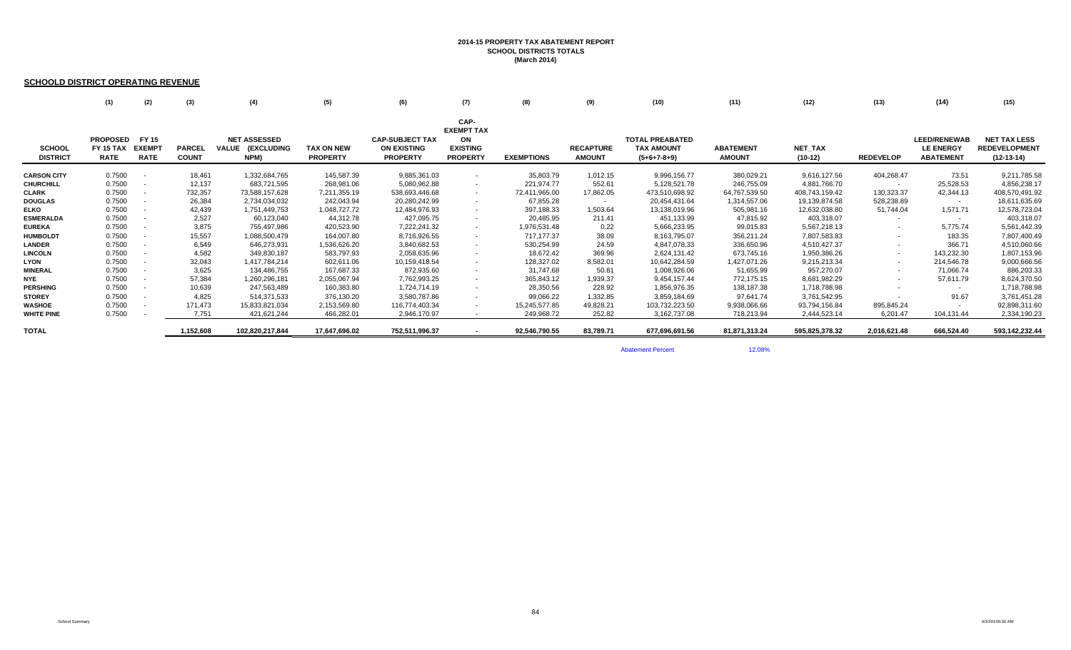**2014-15 PROPERTY TAX ABATEMENT REPORT**
**SCHOOL DISTRICTS TOTALS**
**(March 2014)**

## SCHOOLD DISTRICT OPERATING REVENUE

| | (1) | (2) | (3) | (4) | (5) | (6) | (7) | (8) | (9) | (10) | (11) | (12) | (13) | (14) | (15) |
|---|---|---|---|---|---|---|---|---|---|---|---|---|---|---|---|
| SCHOOL DISTRICT | PROPOSED FY 15 TAX RATE | FY 15 EXEMPT RATE | PARCEL COUNT | NET ASSESSED VALUE (EXCLUDING NPM) | TAX ON NEW PROPERTY | CAP-SUBJECT TAX ON EXISTING PROPERTY | CAP-EXEMPT TAX ON EXISTING PROPERTY | EXEMPTIONS | RECAPTURE AMOUNT | TOTAL PREABATED TAX AMOUNT (5+6+7-8+9) | ABATEMENT AMOUNT | NET_TAX (10-12) | REDEVELOP | LEED/RENEWABLE LE ENERGY ABATEMENT | NET TAX LESS REDEVELOPMENT (12-13-14) |
| CARSON CITY | 0.7500 | - | 18,461 | 1,332,684,765 | 145,587.39 | 9,885,361.03 | - | 35,803.79 | 1,012.15 | 9,996,156.77 | 380,029.21 | 9,616,127.56 | 404,268.47 | 73.51 | 9,211,785.58 |
| CHURCHILL | 0.7500 | - | 12,137 | 683,721,595 | 268,981.06 | 5,080,962.88 | - | 221,974.77 | 552.61 | 5,128,521.78 | 246,755.09 | 4,881,766.70 | - | 25,528.53 | 4,856,238.17 |
| CLARK | 0.7500 | - | 732,357 | 73,588,157,628 | 7,211,355.19 | 538,693,446.68 | - | 72,411,965.00 | 17,862.05 | 473,510,698.92 | 64,767,539.50 | 408,743,159.42 | 130,323.37 | 42,344.13 | 408,570,491.92 |
| DOUGLAS | 0.7500 | - | 26,384 | 2,734,034,032 | 242,043.94 | 20,280,242.99 | - | 67,855.28 | - | 20,454,431.64 | 1,314,557.06 | 19,139,874.58 | 528,238.89 | - | 18,611,635.69 |
| ELKO | 0.7500 | - | 42,439 | 1,751,449,753 | 1,048,727.72 | 12,484,976.93 | - | 397,188.33 | 1,503.64 | 13,138,019.96 | 505,981.16 | 12,632,038.80 | 51,744.04 | 1,571.71 | 12,578,723.04 |
| ESMERALDA | 0.7500 | - | 2,527 | 60,123,040 | 44,312.78 | 427,095.75 | - | 20,485.95 | 211.41 | 451,133.99 | 47,815.92 | 403,318.07 | - | - | 403,318.07 |
| EUREKA | 0.7500 | - | 3,875 | 755,497,986 | 420,523.90 | 7,222,241.32 | - | 1,976,531.48 | 0.22 | 5,666,233.95 | 99,015.83 | 5,567,218.13 | - | 5,775.74 | 5,561,442.39 |
| HUMBOLDT | 0.7500 | - | 15,557 | 1,088,500,479 | 164,007.80 | 8,716,926.55 | - | 717,177.37 | 38.09 | 8,163,795.07 | 356,211.24 | 7,807,583.83 | - | 183.35 | 7,807,400.49 |
| LANDER | 0.7500 | - | 6,549 | 646,273,931 | 1,536,626.20 | 3,840,682.53 | - | 530,254.99 | 24.59 | 4,847,078.33 | 336,650.96 | 4,510,427.37 | - | 366.71 | 4,510,060.66 |
| LINCOLN | 0.7500 | - | 4,582 | 349,830,187 | 583,797.93 | 2,058,635.96 | - | 18,672.42 | 369.96 | 2,624,131.42 | 673,745.16 | 1,950,386.26 | - | 143,232.30 | 1,807,153.96 |
| LYON | 0.7500 | - | 32,043 | 1,417,784,214 | 602,611.06 | 10,159,418.54 | - | 128,327.02 | 8,582.01 | 10,642,284.59 | 1,427,071.26 | 9,215,213.34 | - | 214,546.78 | 9,000,666.56 |
| MINERAL | 0.7500 | - | 3,625 | 134,486,755 | 167,687.33 | 872,935.60 | - | 31,747.68 | 50.81 | 1,008,926.06 | 51,655.99 | 957,270.07 | - | 71,066.74 | 886,203.33 |
| NYE | 0.7500 | - | 57,384 | 1,260,296,181 | 2,055,067.94 | 7,762,993.25 | - | 365,843.12 | 1,939.37 | 9,454,157.44 | 772,175.15 | 8,681,982.29 | - | 57,611.79 | 8,624,370.50 |
| PERSHING | 0.7500 | - | 10,639 | 247,563,489 | 160,383.80 | 1,724,714.19 | - | 28,350.56 | 228.92 | 1,856,976.35 | 138,187.38 | 1,718,788.98 | - | - | 1,718,788.98 |
| STOREY | 0.7500 | - | 4,825 | 514,371,533 | 376,130.20 | 3,580,787.86 | - | 99,066.22 | 1,332.85 | 3,859,184.69 | 97,641.74 | 3,761,542.95 | - | 91.67 | 3,761,451.28 |
| WASHOE | 0.7500 | - | 171,473 | 15,833,821,034 | 2,153,569.80 | 116,774,403.34 | - | 15,245,577.85 | 49,828.21 | 103,732,223.50 | 9,938,066.66 | 93,794,156.84 | 895,845.24 | - | 92,898,311.60 |
| WHITE PINE | 0.7500 | - | 7,751 | 421,621,244 | 466,282.01 | 2,946,170.97 | - | 249,968.72 | 252.82 | 3,162,737.08 | 718,213.94 | 2,444,523.14 | 6,201.47 | 104,131.44 | 2,334,190.23 |
| TOTAL | | | 1,152,608 | 102,820,217,844 | 17,647,696.02 | 752,511,996.37 | - | 92,546,790.55 | 83,789.71 | 677,696,691.56 | 81,871,313.24 | 595,825,378.32 | 2,016,621.48 | 666,524.40 | 593,142,232.44 |

Abatement Percent 12.08%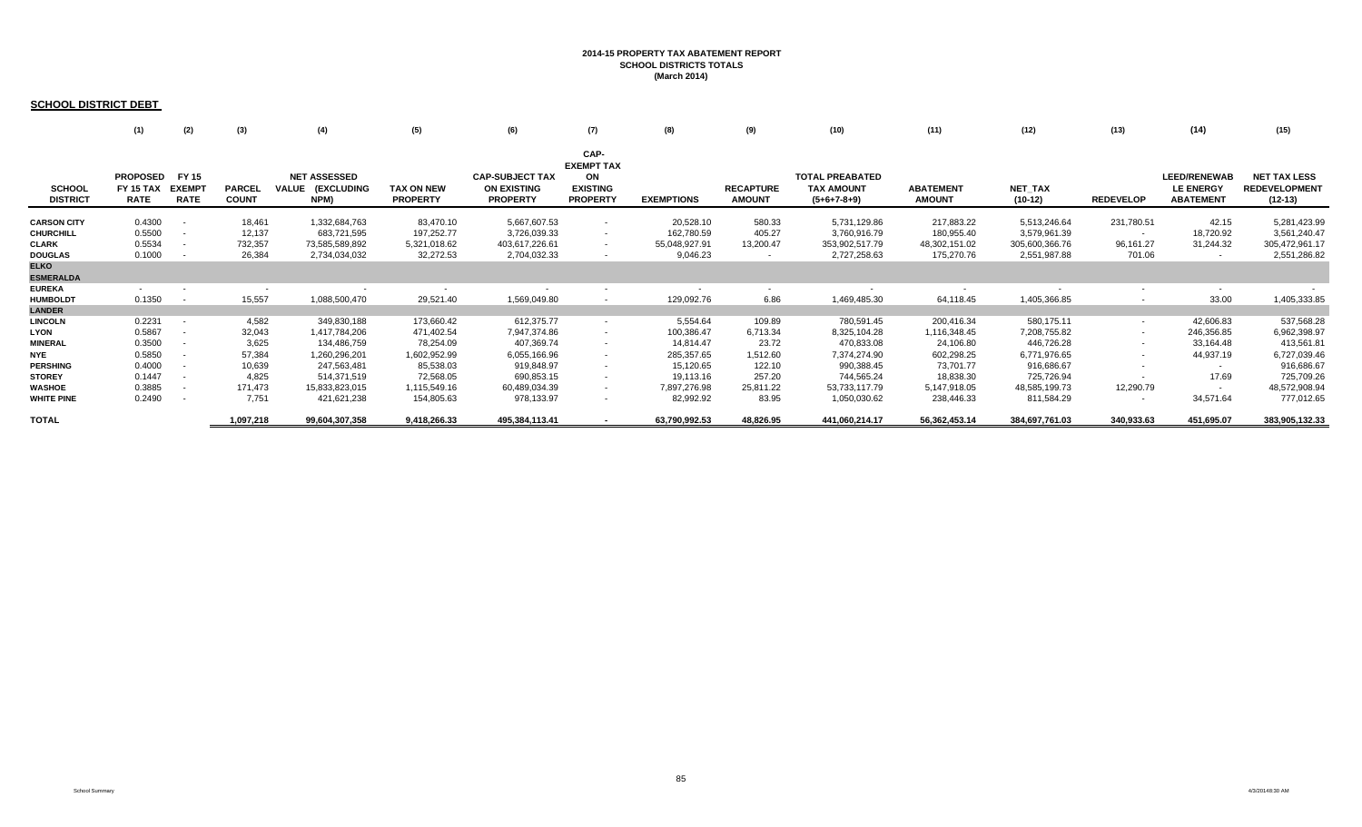**2014-15 PROPERTY TAX ABATEMENT REPORT**
**SCHOOL DISTRICTS TOTALS**
**(March 2014)**

**SCHOOL DISTRICT DEBT**

| | (1) | (2) | (3) | (4) | (5) | (6) | (7) | (8) | (9) | (10) | (11) | (12) | (13) | (14) | (15) |
|---|---|---|---|---|---|---|---|---|---|---|---|---|---|---|---|
| **SCHOOL DISTRICT** | **PROPOSED FY 15 TAX RATE** | **FY 15 EXEMPT RATE** | **PARCEL COUNT** | **NET ASSESSED VALUE (EXCLUDING NPM)** | **TAX ON NEW PROPERTY** | **CAP-SUBJECT TAX ON EXISTING PROPERTY** | **CAP-EXEMPT TAX ON EXISTING PROPERTY** | **EXEMPTIONS** | **RECAPTURE AMOUNT** | **TOTAL PREABATED TAX AMOUNT (5+6+7-8+9)** | **ABATEMENT AMOUNT** | **NET_TAX (10-12)** | **REDEVELOP** | **LEED/RENEWABLE ENERGY ABATEMENT** | **NET TAX LESS REDEVELOPMENT (12-13)** |
| **CARSON CITY** | 0.4300 | - | 18,461 | 1,332,684,763 | 83,470.10 | 5,667,607.53 | - | 20,528.10 | 580.33 | 5,731,129.86 | 217,883.22 | 5,513,246.64 | 231,780.51 | 42.15 | 5,281,423.99 |
| **CHURCHILL** | 0.5500 | - | 12,137 | 683,721,595 | 197,252.77 | 3,726,039.33 | - | 162,780.59 | 405.27 | 3,760,916.79 | 180,955.40 | 3,579,961.39 | - | 18,720.92 | 3,561,240.47 |
| **CLARK** | 0.5534 | - | 732,357 | 73,585,589,892 | 5,321,018.62 | 403,617,226.61 | - | 55,048,927.91 | 13,200.47 | 353,902,517.79 | 48,302,151.02 | 305,600,366.76 | 96,161.27 | 31,244.32 | 305,472,961.17 |
| **DOUGLAS** | 0.1000 | - | 26,384 | 2,734,034,032 | 32,272.53 | 2,704,032.33 | - | 9,046.23 | - | 2,727,258.63 | 175,270.76 | 2,551,987.88 | 701.06 | - | 2,551,286.82 |
| **ELKO** | | | | | | | | | | | | | | | |
| **ESMERALDA** | | | | | | | | | | | | | | | |
| **EUREKA** | - | - | - | - | - | - | - | - | - | - | - | - | - | - | - |
| **HUMBOLDT** | 0.1350 | - | 15,557 | 1,088,500,470 | 29,521.40 | 1,569,049.80 | - | 129,092.76 | 6.86 | 1,469,485.30 | 64,118.45 | 1,405,366.85 | - | 33.00 | 1,405,333.85 |
| **LANDER** | | | | | | | | | | | | | | | |
| **LINCOLN** | 0.2231 | - | 4,582 | 349,830,188 | 173,660.42 | 612,375.77 | - | 5,554.64 | 109.89 | 780,591.45 | 200,416.34 | 580,175.11 | - | 42,606.83 | 537,568.28 |
| **LYON** | 0.5867 | - | 32,043 | 1,417,784,206 | 471,402.54 | 7,947,374.86 | - | 100,386.47 | 6,713.34 | 8,325,104.28 | 1,116,348.45 | 7,208,755.82 | - | 246,356.85 | 6,962,398.97 |
| **MINERAL** | 0.3500 | - | 3,625 | 134,486,759 | 78,254.09 | 407,369.74 | - | 14,814.47 | 23.72 | 470,833.08 | 24,106.80 | 446,726.28 | - | 33,164.48 | 413,561.81 |
| **NYE** | 0.5850 | - | 57,384 | 1,260,296,201 | 1,602,952.99 | 6,055,166.96 | - | 285,357.65 | 1,512.60 | 7,374,274.90 | 602,298.25 | 6,771,976.65 | - | 44,937.19 | 6,727,039.46 |
| **PERSHING** | 0.4000 | - | 10,639 | 247,563,481 | 85,538.03 | 919,848.97 | - | 15,120.65 | 122.10 | 990,388.45 | 73,701.77 | 916,686.67 | - | - | 916,686.67 |
| **STOREY** | 0.1447 | - | 4,825 | 514,371,519 | 72,568.05 | 690,853.15 | - | 19,113.16 | 257.20 | 744,565.24 | 18,838.30 | 725,726.94 | - | 17.69 | 725,709.26 |
| **WASHOE** | 0.3885 | - | 171,473 | 15,833,823,015 | 1,115,549.16 | 60,489,034.39 | - | 7,897,276.98 | 25,811.22 | 53,733,117.79 | 5,147,918.05 | 48,585,199.73 | 12,290.79 | - | 48,572,908.94 |
| **WHITE PINE** | 0.2490 | - | 7,751 | 421,621,238 | 154,805.63 | 978,133.97 | - | 82,992.92 | 83.95 | 1,050,030.62 | 238,446.33 | 811,584.29 | - | 34,571.64 | 777,012.65 |
| **TOTAL** | | | **1,097,218** | **99,604,307,358** | **9,418,266.33** | **495,384,113.41** | **-** | **63,790,992.53** | **48,826.95** | **441,060,214.17** | **56,362,453.14** | **384,697,761.03** | **340,933.63** | **451,695.07** | **383,905,132.33** |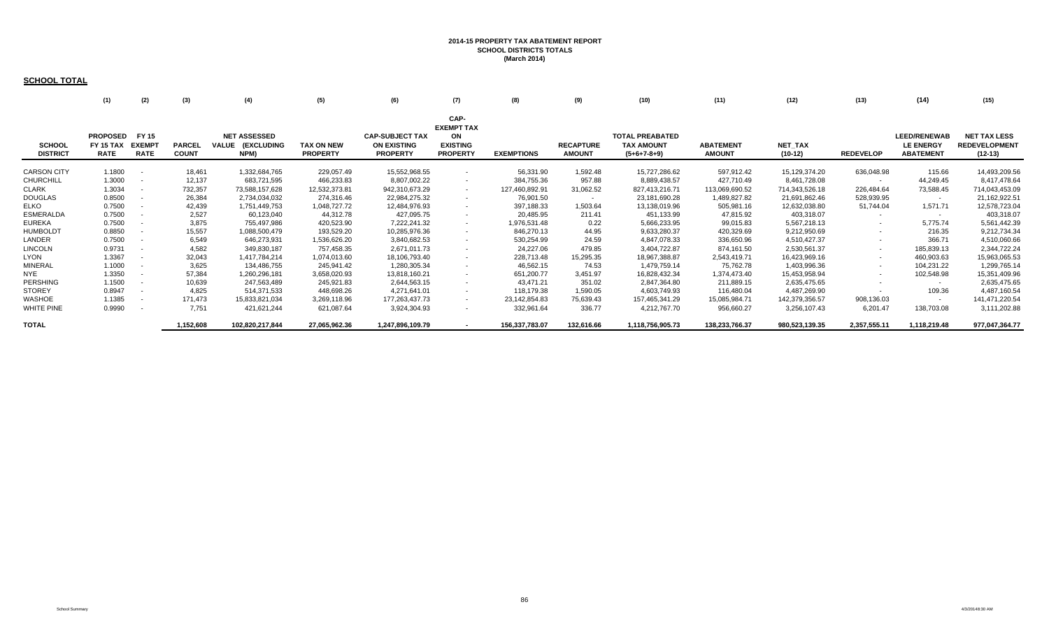**2014-15 PROPERTY TAX ABATEMENT REPORT**
**SCHOOL DISTRICTS TOTALS**
**(March 2014)**

**SCHOOL TOTAL**

| | (1) | (2) | (3) | (4) | (5) | (6) | (7) | (8) | (9) | (10) | (11) | (12) | (13) | (14) | (15) |
|---|---|---|---|---|---|---|---|---|---|---|---|---|---|---|---|
| **SCHOOL DISTRICT** | **PROPOSED FY 15 TAX RATE** | **FY 15 EXEMPT RATE** | **PARCEL COUNT** | **NET ASSESSED VALUE (EXCLUDING NPM)** | **TAX ON NEW PROPERTY** | **CAP-SUBJECT TAX ON EXISTING PROPERTY** | **CAP-EXEMPT TAX ON EXISTING PROPERTY** | **EXEMPTIONS** | **RECAPTURE AMOUNT** | **TOTAL PREABATED TAX AMOUNT (5+6+7-8+9)** | **ABATEMENT AMOUNT** | **NET_TAX (10-12)** | **REDEVELOP** | **LEED/RENEWABLE ENERGY ABATEMENT** | **NET TAX LESS REDEVELOPMENT (12-13)** |
| CARSON CITY | 1.1800 | - | 18,461 | 1,332,684,765 | 229,057.49 | 15,552,968.55 | - | 56,331.90 | 1,592.48 | 15,727,286.62 | 597,912.42 | 15,129,374.20 | 636,048.98 | 115.66 | 14,493,209.56 |
| CHURCHILL | 1.3000 | - | 12,137 | 683,721,595 | 466,233.83 | 8,807,002.22 | - | 384,755.36 | 957.88 | 8,889,438.57 | 427,710.49 | 8,461,728.08 | - | 44,249.45 | 8,417,478.64 |
| CLARK | 1.3034 | - | 732,357 | 73,588,157,628 | 12,532,373.81 | 942,310,673.29 | - | 127,460,892.91 | 31,062.52 | 827,413,216.71 | 113,069,690.52 | 714,343,526.18 | 226,484.64 | 73,588.45 | 714,043,453.09 |
| DOUGLAS | 0.8500 | - | 26,384 | 2,734,034,032 | 274,316.46 | 22,984,275.32 | - | 76,901.50 | - | 23,181,690.28 | 1,489,827.82 | 21,691,862.46 | 528,939.95 | - | 21,162,922.51 |
| ELKO | 0.7500 | - | 42,439 | 1,751,449,753 | 1,048,727.72 | 12,484,976.93 | - | 397,188.33 | 1,503.64 | 13,138,019.96 | 505,981.16 | 12,632,038.80 | 51,744.04 | 1,571.71 | 12,578,723.04 |
| ESMERALDA | 0.7500 | - | 2,527 | 60,123,040 | 44,312.78 | 427,095.75 | - | 20,485.95 | 211.41 | 451,133.99 | 47,815.92 | 403,318.07 | - | - | 403,318.07 |
| EUREKA | 0.7500 | - | 3,875 | 755,497,986 | 420,523.90 | 7,222,241.32 | - | 1,976,531.48 | 0.22 | 5,666,233.95 | 99,015.83 | 5,567,218.13 | - | 5,775.74 | 5,561,442.39 |
| HUMBOLDT | 0.8850 | - | 15,557 | 1,088,500,479 | 193,529.20 | 10,285,976.36 | - | 846,270.13 | 44.95 | 9,633,280.37 | 420,329.69 | 9,212,950.69 | - | 216.35 | 9,212,734.34 |
| LANDER | 0.7500 | - | 6,549 | 646,273,931 | 1,536,626.20 | 3,840,682.53 | - | 530,254.99 | 24.59 | 4,847,078.33 | 336,650.96 | 4,510,427.37 | - | 366.71 | 4,510,060.66 |
| LINCOLN | 0.9731 | - | 4,582 | 349,830,187 | 757,458.35 | 2,671,011.73 | - | 24,227.06 | 479.85 | 3,404,722.87 | 874,161.50 | 2,530,561.37 | - | 185,839.13 | 2,344,722.24 |
| LYON | 1.3367 | - | 32,043 | 1,417,784,214 | 1,074,013.60 | 18,106,793.40 | - | 228,713.48 | 15,295.35 | 18,967,388.87 | 2,543,419.71 | 16,423,969.16 | - | 460,903.63 | 15,963,065.53 |
| MINERAL | 1.1000 | - | 3,625 | 134,486,755 | 245,941.42 | 1,280,305.34 | - | 46,562.15 | 74.53 | 1,479,759.14 | 75,762.78 | 1,403,996.36 | - | 104,231.22 | 1,299,765.14 |
| NYE | 1.3350 | - | 57,384 | 1,260,296,181 | 3,658,020.93 | 13,818,160.21 | - | 651,200.77 | 3,451.97 | 16,828,432.34 | 1,374,473.40 | 15,453,958.94 | - | 102,548.98 | 15,351,409.96 |
| PERSHING | 1.1500 | - | 10,639 | 247,563,489 | 245,921.83 | 2,644,563.15 | - | 43,471.21 | 351.02 | 2,847,364.80 | 211,889.15 | 2,635,475.65 | - | - | 2,635,475.65 |
| STOREY | 0.8947 | - | 4,825 | 514,371,533 | 448,698.26 | 4,271,641.01 | - | 118,179.38 | 1,590.05 | 4,603,749.93 | 116,480.04 | 4,487,269.90 | - | 109.36 | 4,487,160.54 |
| WASHOE | 1.1385 | - | 171,473 | 15,833,821,034 | 3,269,118.96 | 177,263,437.73 | - | 23,142,854.83 | 75,639.43 | 157,465,341.29 | 15,085,984.71 | 142,379,356.57 | 908,136.03 | - | 141,471,220.54 |
| WHITE PINE | 0.9990 | - | 7,751 | 421,621,244 | 621,087.64 | 3,924,304.93 | - | 332,961.64 | 336.77 | 4,212,767.70 | 956,660.27 | 3,256,107.43 | 6,201.47 | 138,703.08 | 3,111,202.88 |
| **TOTAL** | | | **1,152,608** | **102,820,217,844** | **27,065,962.36** | **1,247,896,109.79** | **-** | **156,337,783.07** | **132,616.66** | **1,118,756,905.73** | **138,233,766.37** | **980,523,139.35** | **2,357,555.11** | **1,118,219.48** | **977,047,364.77** |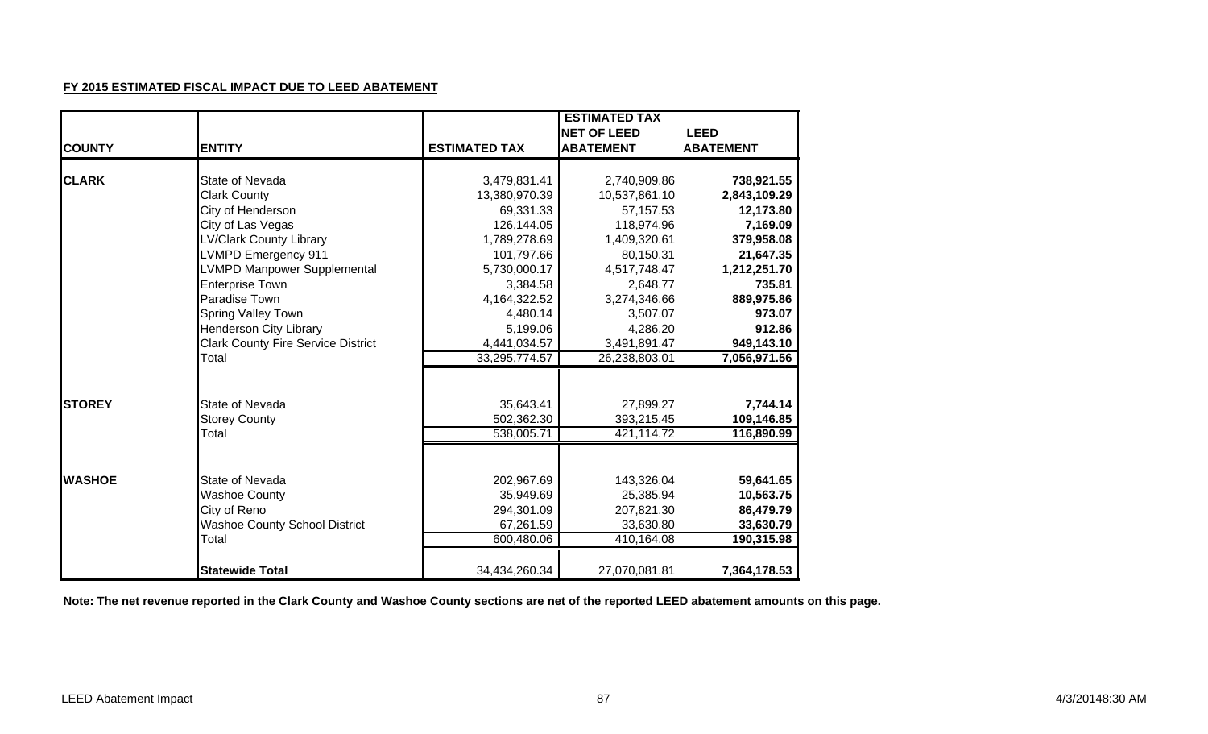**FY 2015 ESTIMATED FISCAL IMPACT DUE TO LEED ABATEMENT**

| COUNTY | ENTITY | ESTIMATED TAX | ESTIMATED TAX NET OF LEED ABATEMENT | LEED ABATEMENT |
|---|---|---|---|---|
| **CLARK** | State of Nevada | 3,479,831.41 | 2,740,909.86 | **738,921.55** |
| | Clark County | 13,380,970.39 | 10,537,861.10 | **2,843,109.29** |
| | City of Henderson | 69,331.33 | 57,157.53 | **12,173.80** |
| | City of Las Vegas | 126,144.05 | 118,974.96 | **7,169.09** |
| | LV/Clark County Library | 1,789,278.69 | 1,409,320.61 | **379,958.08** |
| | LVMPD Emergency 911 | 101,797.66 | 80,150.31 | **21,647.35** |
| | LVMPD Manpower Supplemental | 5,730,000.17 | 4,517,748.47 | **1,212,251.70** |
| | Enterprise Town | 3,384.58 | 2,648.77 | **735.81** |
| | Paradise Town | 4,164,322.52 | 3,274,346.66 | **889,975.86** |
| | Spring Valley Town | 4,480.14 | 3,507.07 | **973.07** |
| | Henderson City Library | 5,199.06 | 4,286.20 | **912.86** |
| | Clark County Fire Service District | 4,441,034.57 | 3,491,891.47 | **949,143.10** |
| | Total | 33,295,774.57 | 26,238,803.01 | **7,056,971.56** |
| **STOREY** | State of Nevada | 35,643.41 | 27,899.27 | **7,744.14** |
| | Storey County | 502,362.30 | 393,215.45 | **109,146.85** |
| | Total | 538,005.71 | 421,114.72 | **116,890.99** |
| **WASHOE** | State of Nevada | 202,967.69 | 143,326.04 | **59,641.65** |
| | Washoe County | 35,949.69 | 25,385.94 | **10,563.75** |
| | City of Reno | 294,301.09 | 207,821.30 | **86,479.79** |
| | Washoe County School District | 67,261.59 | 33,630.80 | **33,630.79** |
| | Total | 600,480.06 | 410,164.08 | **190,315.98** |
| | **Statewide Total** | 34,434,260.34 | 27,070,081.81 | **7,364,178.53** |

**Note: The net revenue reported in the Clark County and Washoe County sections are net of the reported LEED abatement amounts on this page.**